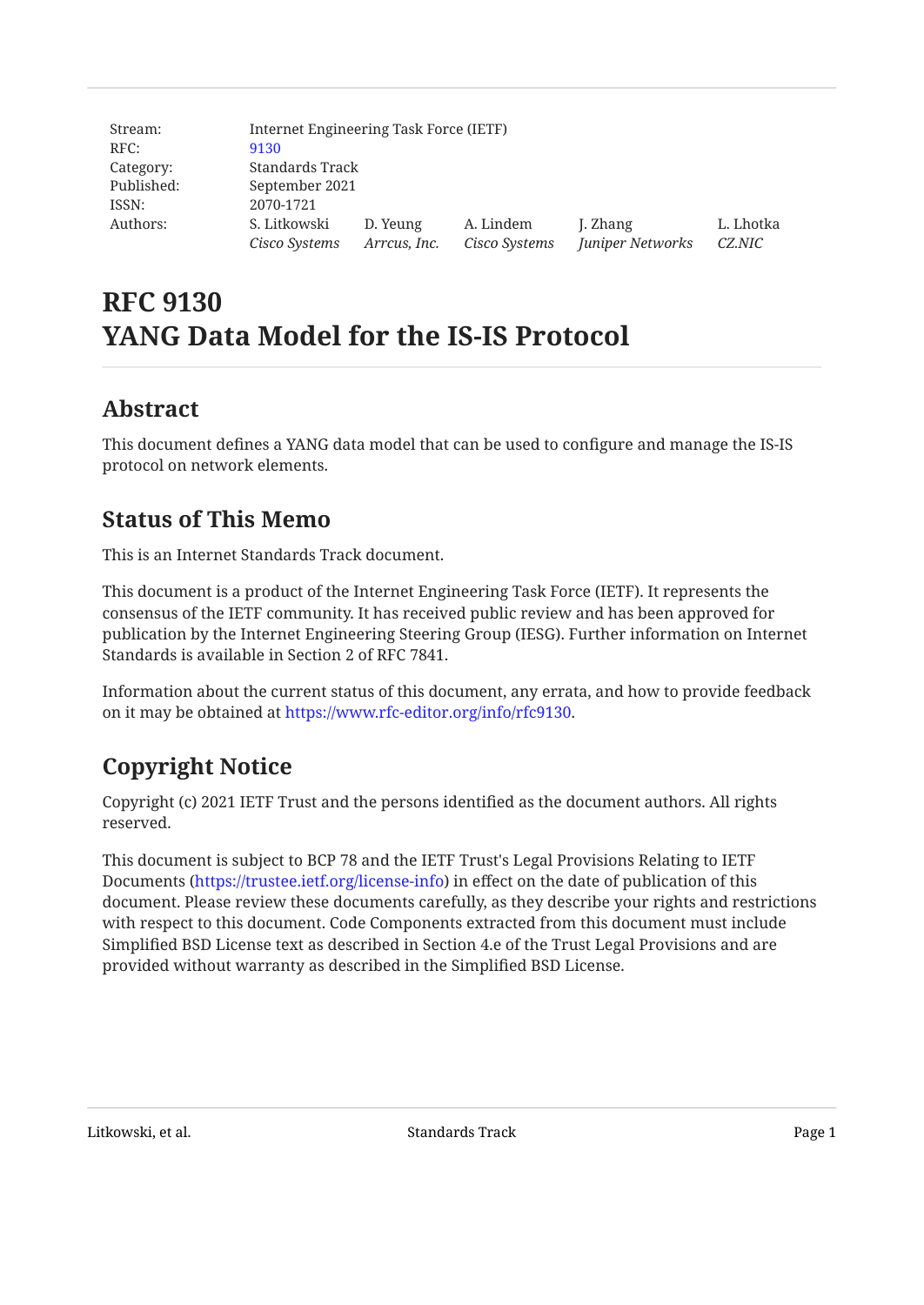| | | | | | |
|---|---|---|---|---|---|
| Stream: | Internet Engineering Task Force (IETF) | | | | |
| RFC: | 9130 | | | | |
| Category: | Standards Track | | | | |
| Published: | September 2021 | | | | |
| ISSN: | 2070-1721 | | | | |
| Authors: | S. Litkowski<br>*Cisco Systems* | D. Yeung<br>*Arrcus, Inc.* | A. Lindem<br>*Cisco Systems* | J. Zhang<br>*Juniper Networks* | L. Lhotka<br>*CZ.NIC* |

# RFC 9130
# YANG Data Model for the IS-IS Protocol

## Abstract

This document defines a YANG data model that can be used to configure and manage the IS-IS protocol on network elements.

## Status of This Memo

This is an Internet Standards Track document.

This document is a product of the Internet Engineering Task Force (IETF). It represents the consensus of the IETF community. It has received public review and has been approved for publication by the Internet Engineering Steering Group (IESG). Further information on Internet Standards is available in Section 2 of RFC 7841.

Information about the current status of this document, any errata, and how to provide feedback on it may be obtained at https://www.rfc-editor.org/info/rfc9130.

## Copyright Notice

Copyright (c) 2021 IETF Trust and the persons identified as the document authors. All rights reserved.

This document is subject to BCP 78 and the IETF Trust's Legal Provisions Relating to IETF Documents (https://trustee.ietf.org/license-info) in effect on the date of publication of this document. Please review these documents carefully, as they describe your rights and restrictions with respect to this document. Code Components extracted from this document must include Simplified BSD License text as described in Section 4.e of the Trust Legal Provisions and are provided without warranty as described in the Simplified BSD License.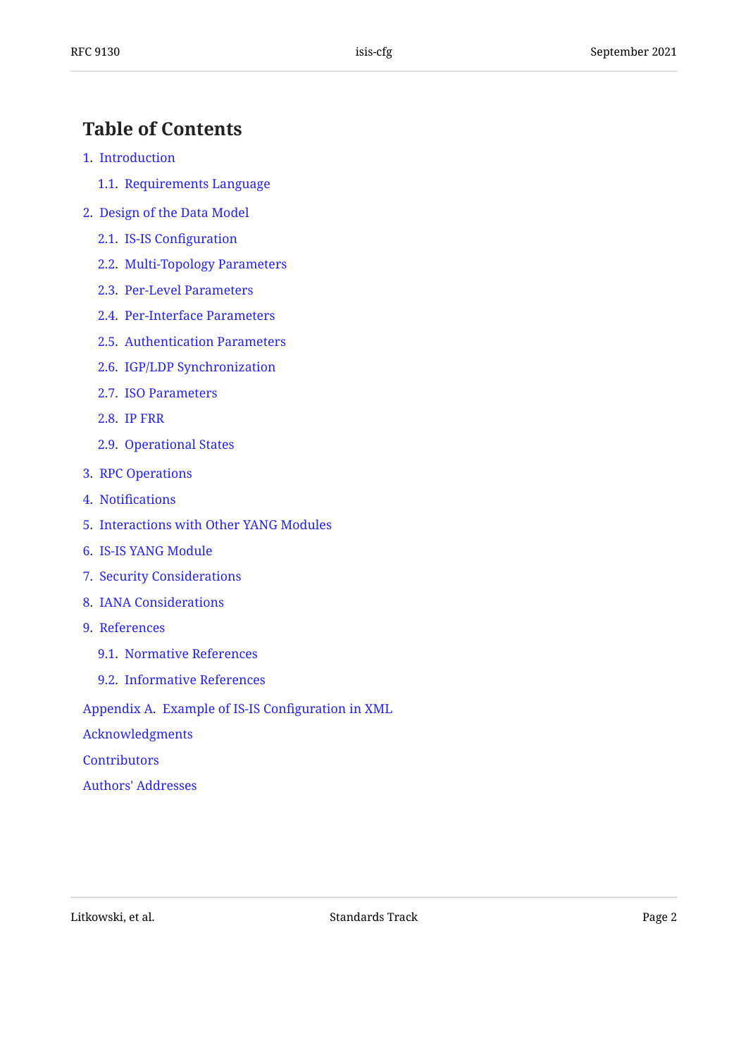# Table of Contents

1. Introduction
   - 1.1. Requirements Language
2. Design of the Data Model
   - 2.1. IS-IS Configuration
   - 2.2. Multi-Topology Parameters
   - 2.3. Per-Level Parameters
   - 2.4. Per-Interface Parameters
   - 2.5. Authentication Parameters
   - 2.6. IGP/LDP Synchronization
   - 2.7. ISO Parameters
   - 2.8. IP FRR
   - 2.9. Operational States
3. RPC Operations
4. Notifications
5. Interactions with Other YANG Modules
6. IS-IS YANG Module
7. Security Considerations
8. IANA Considerations
9. References
   - 9.1. Normative References
   - 9.2. Informative References

Appendix A. Example of IS-IS Configuration in XML

Acknowledgments

Contributors

Authors' Addresses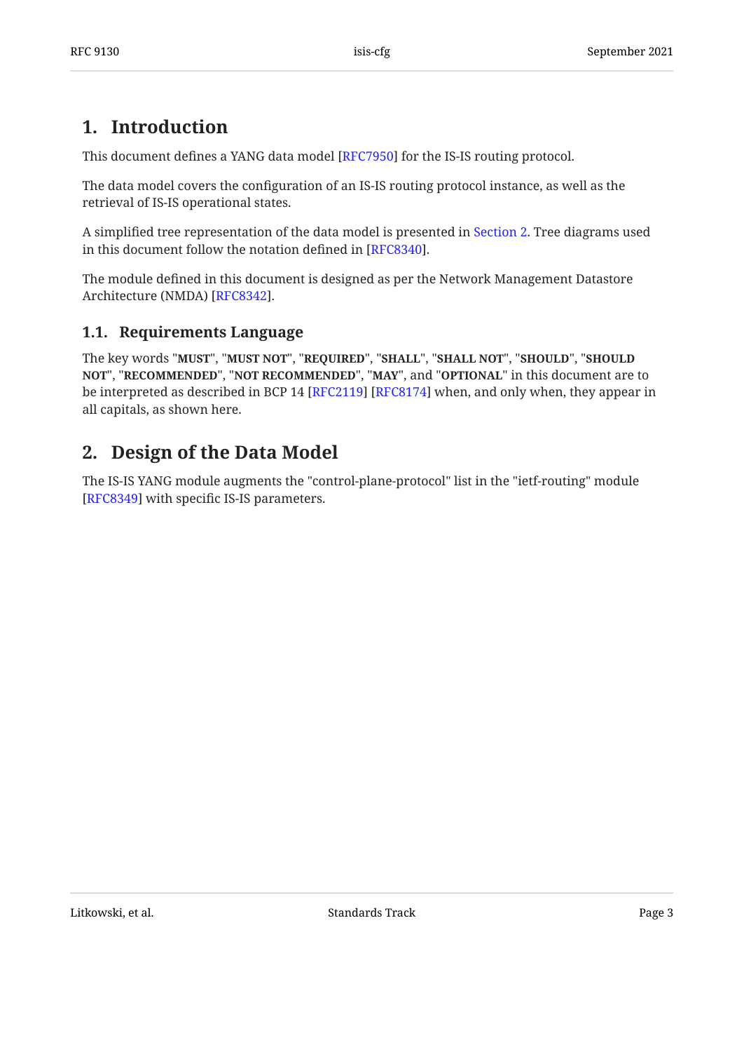# 1. Introduction

This document defines a YANG data model [RFC7950] for the IS-IS routing protocol.

The data model covers the configuration of an IS-IS routing protocol instance, as well as the retrieval of IS-IS operational states.

A simplified tree representation of the data model is presented in Section 2. Tree diagrams used in this document follow the notation defined in [RFC8340].

The module defined in this document is designed as per the Network Management Datastore Architecture (NMDA) [RFC8342].

## 1.1. Requirements Language

The key words "**MUST**", "**MUST NOT**", "**REQUIRED**", "**SHALL**", "**SHALL NOT**", "**SHOULD**", "**SHOULD NOT**", "**RECOMMENDED**", "**NOT RECOMMENDED**", "**MAY**", and "**OPTIONAL**" in this document are to be interpreted as described in BCP 14 [RFC2119] [RFC8174] when, and only when, they appear in all capitals, as shown here.

# 2. Design of the Data Model

The IS-IS YANG module augments the "control-plane-protocol" list in the "ietf-routing" module [RFC8349] with specific IS-IS parameters.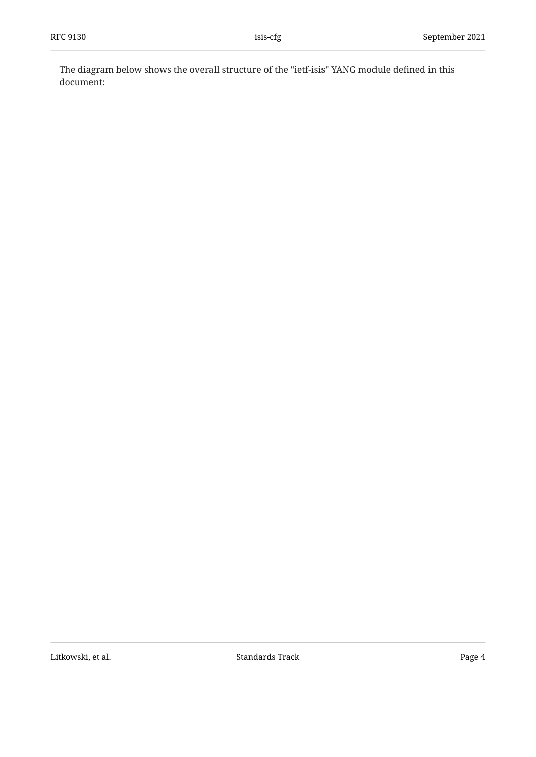The diagram below shows the overall structure of the "ietf-isis" YANG module defined in this document: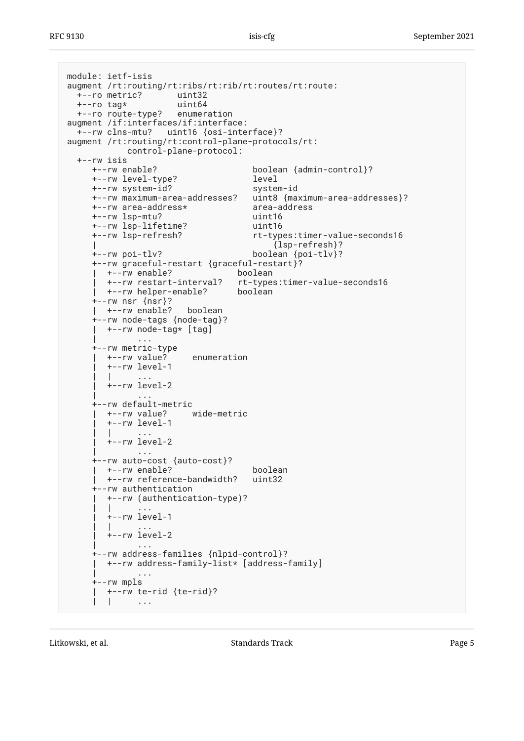```
module: ietf-isis
augment /rt:routing/rt:ribs/rt:rib/rt:routes/rt:route:
  +--ro metric?       uint32
  +--ro tag*          uint64
  +--ro route-type?   enumeration
augment /if:interfaces/if:interface:
  +--rw clns-mtu?   uint16 {osi-interface}?
augment /rt:routing/rt:control-plane-protocols/rt:
            control-plane-protocol:
  +--rw isis
     +--rw enable?                   boolean {admin-control}?
     +--rw level-type?               level
     +--rw system-id?                system-id
     +--rw maximum-area-addresses?   uint8 {maximum-area-addresses}?
     +--rw area-address*             area-address
     +--rw lsp-mtu?                  uint16
     +--rw lsp-lifetime?             uint16
     +--rw lsp-refresh?              rt-types:timer-value-seconds16
     |                                   {lsp-refresh}?
     +--rw poi-tlv?                  boolean {poi-tlv}?
     +--rw graceful-restart {graceful-restart}?
     |  +--rw enable?             boolean
     |  +--rw restart-interval?   rt-types:timer-value-seconds16
     |  +--rw helper-enable?      boolean
     +--rw nsr {nsr}?
     |  +--rw enable?   boolean
     +--rw node-tags {node-tag}?
     |  +--rw node-tag* [tag]
     |        ...
     +--rw metric-type
     |  +--rw value?     enumeration
     |  +--rw level-1
     |  |     ...
     |  +--rw level-2
     |        ...
     +--rw default-metric
     |  +--rw value?     wide-metric
     |  +--rw level-1
     |  |     ...
     |  +--rw level-2
     |        ...
     +--rw auto-cost {auto-cost}?
     |  +--rw enable?                boolean
     |  +--rw reference-bandwidth?   uint32
     +--rw authentication
     |  +--rw (authentication-type)?
     |  |     ...
     |  +--rw level-1
     |  |     ...
     |  +--rw level-2
     |        ...
     +--rw address-families {nlpid-control}?
     |  +--rw address-family-list* [address-family]
     |        ...
     +--rw mpls
     |  +--rw te-rid {te-rid}?
     |  |     ...
```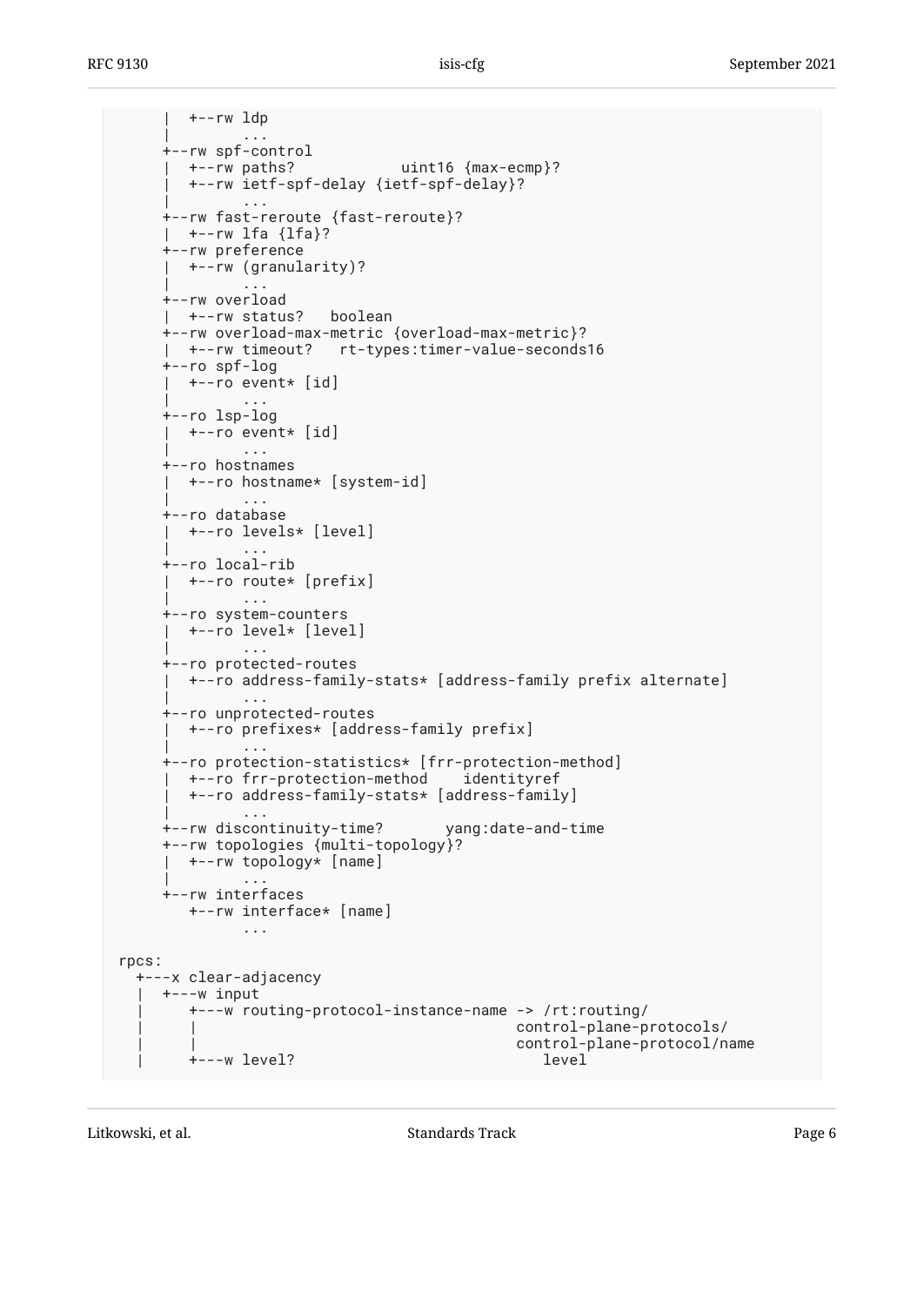```
      |  +--rw ldp
      |        ...
      +--rw spf-control
      |  +--rw paths?            uint16 {max-ecmp}?
      |  +--rw ietf-spf-delay {ietf-spf-delay}?
      |        ...
      +--rw fast-reroute {fast-reroute}?
      |  +--rw lfa {lfa}?
      +--rw preference
      |  +--rw (granularity)?
      |        ...
      +--rw overload
      |  +--rw status?   boolean
      +--rw overload-max-metric {overload-max-metric}?
      |  +--rw timeout?   rt-types:timer-value-seconds16
      +--ro spf-log
      |  +--ro event* [id]
      |        ...
      +--ro lsp-log
      |  +--ro event* [id]
      |        ...
      +--ro hostnames
      |  +--ro hostname* [system-id]
      |        ...
      +--ro database
      |  +--ro levels* [level]
      |        ...
      +--ro local-rib
      |  +--ro route* [prefix]
      |        ...
      +--ro system-counters
      |  +--ro level* [level]
      |        ...
      +--ro protected-routes
      |  +--ro address-family-stats* [address-family prefix alternate]
      |        ...
      +--ro unprotected-routes
      |  +--ro prefixes* [address-family prefix]
      |        ...
      +--ro protection-statistics* [frr-protection-method]
      |  +--ro frr-protection-method    identityref
      |  +--ro address-family-stats* [address-family]
      |        ...
      +--rw discontinuity-time?       yang:date-and-time
      +--rw topologies {multi-topology}?
      |  +--rw topology* [name]
      |        ...
      +--rw interfaces
         +--rw interface* [name]
               ...

rpcs:
  +---x clear-adjacency
  |  +---w input
  |     +---w routing-protocol-instance-name -> /rt:routing/
  |     |                                     control-plane-protocols/
  |     |                                     control-plane-protocol/name
  |     +---w level?                             level
```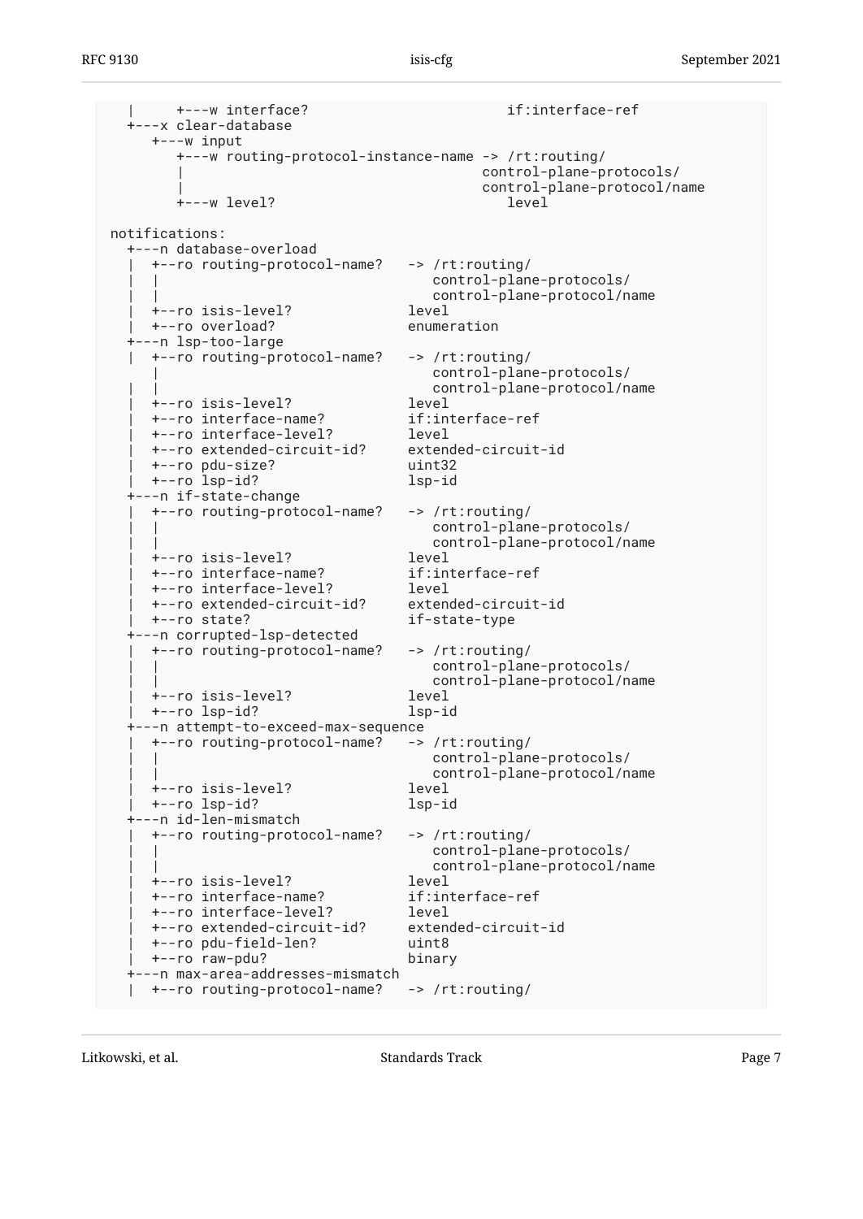```
  |     +---w interface?                       if:interface-ref
  +---x clear-database
     +---w input
        +---w routing-protocol-instance-name -> /rt:routing/
        |                                    control-plane-protocols/
        |                                    control-plane-protocol/name
        +---w level?                            level

notifications:
  +---n database-overload
  |  +--ro routing-protocol-name?   -> /rt:routing/
  |  |                                 control-plane-protocols/
  |  |                                 control-plane-protocol/name
  |  +--ro isis-level?              level
  |  +--ro overload?                enumeration
  +---n lsp-too-large
  |  +--ro routing-protocol-name?   -> /rt:routing/
  |  |                                 control-plane-protocols/
  |  |                                 control-plane-protocol/name
  |  +--ro isis-level?              level
  |  +--ro interface-name?          if:interface-ref
  |  +--ro interface-level?         level
  |  +--ro extended-circuit-id?     extended-circuit-id
  |  +--ro pdu-size?                uint32
  |  +--ro lsp-id?                  lsp-id
  +---n if-state-change
  |  +--ro routing-protocol-name?   -> /rt:routing/
  |  |                                 control-plane-protocols/
  |  |                                 control-plane-protocol/name
  |  +--ro isis-level?              level
  |  +--ro interface-name?          if:interface-ref
  |  +--ro interface-level?         level
  |  +--ro extended-circuit-id?     extended-circuit-id
  |  +--ro state?                   if-state-type
  +---n corrupted-lsp-detected
  |  +--ro routing-protocol-name?   -> /rt:routing/
  |  |                                 control-plane-protocols/
  |  |                                 control-plane-protocol/name
  |  +--ro isis-level?              level
  |  +--ro lsp-id?                  lsp-id
  +---n attempt-to-exceed-max-sequence
  |  +--ro routing-protocol-name?   -> /rt:routing/
  |  |                                 control-plane-protocols/
  |  |                                 control-plane-protocol/name
  |  +--ro isis-level?              level
  |  +--ro lsp-id?                  lsp-id
  +---n id-len-mismatch
  |  +--ro routing-protocol-name?   -> /rt:routing/
  |  |                                 control-plane-protocols/
  |  |                                 control-plane-protocol/name
  |  +--ro isis-level?              level
  |  +--ro interface-name?          if:interface-ref
  |  +--ro interface-level?         level
  |  +--ro extended-circuit-id?     extended-circuit-id
  |  +--ro pdu-field-len?           uint8
  |  +--ro raw-pdu?                 binary
  +---n max-area-addresses-mismatch
  |  +--ro routing-protocol-name?   -> /rt:routing/
```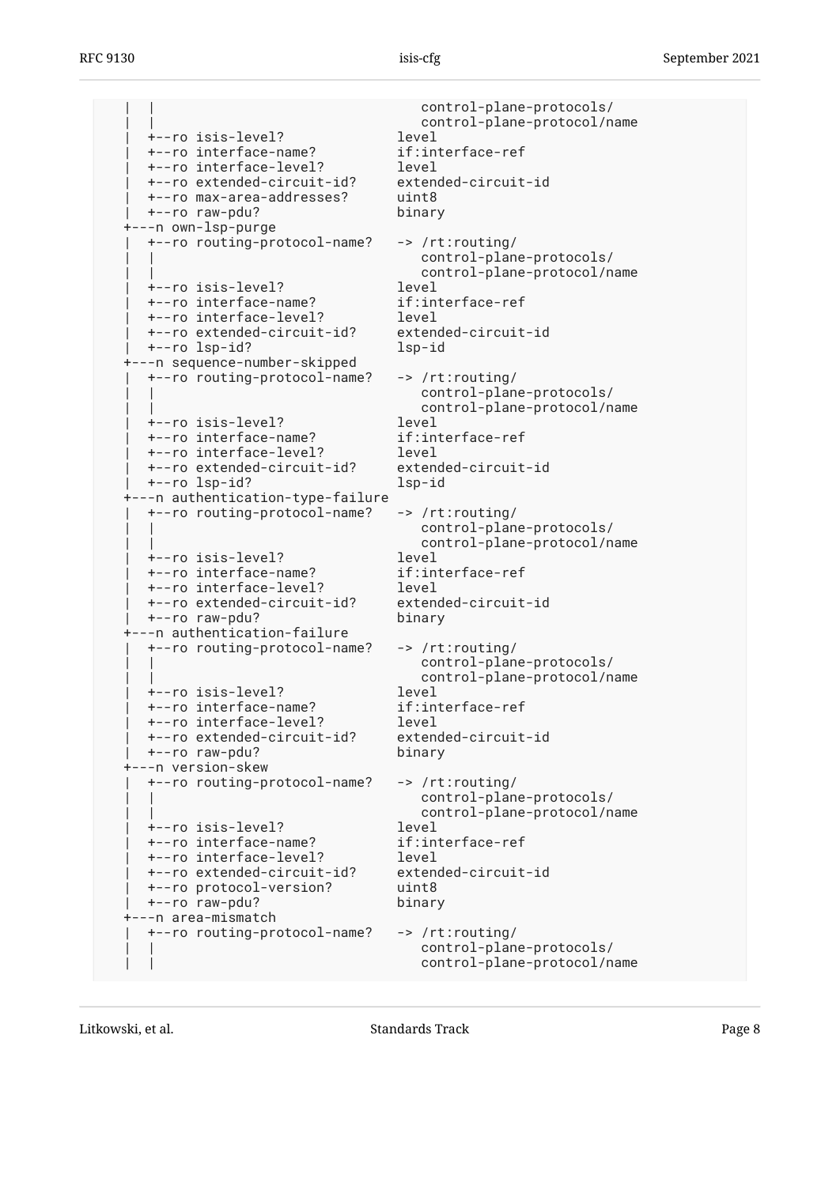```
     |  |                             control-plane-protocols/
     |  |                             control-plane-protocol/name
     |  +--ro isis-level?            level
     |  +--ro interface-name?        if:interface-ref
     |  +--ro interface-level?       level
     |  +--ro extended-circuit-id?   extended-circuit-id
     |  +--ro max-area-addresses?    uint8
     |  +--ro raw-pdu?               binary
     +---n own-lsp-purge
     |  +--ro routing-protocol-name?   -> /rt:routing/
     |  |                             control-plane-protocols/
     |  |                             control-plane-protocol/name
     |  +--ro isis-level?            level
     |  +--ro interface-name?        if:interface-ref
     |  +--ro interface-level?       level
     |  +--ro extended-circuit-id?   extended-circuit-id
     |  +--ro lsp-id?                lsp-id
     +---n sequence-number-skipped
     |  +--ro routing-protocol-name?   -> /rt:routing/
     |  |                             control-plane-protocols/
     |  |                             control-plane-protocol/name
     |  +--ro isis-level?            level
     |  +--ro interface-name?        if:interface-ref
     |  +--ro interface-level?       level
     |  +--ro extended-circuit-id?   extended-circuit-id
     |  +--ro lsp-id?                lsp-id
     +---n authentication-type-failure
     |  +--ro routing-protocol-name?   -> /rt:routing/
     |  |                             control-plane-protocols/
     |  |                             control-plane-protocol/name
     |  +--ro isis-level?            level
     |  +--ro interface-name?        if:interface-ref
     |  +--ro interface-level?       level
     |  +--ro extended-circuit-id?   extended-circuit-id
     |  +--ro raw-pdu?               binary
     +---n authentication-failure
     |  +--ro routing-protocol-name?   -> /rt:routing/
     |  |                             control-plane-protocols/
     |  |                             control-plane-protocol/name
     |  +--ro isis-level?            level
     |  +--ro interface-name?        if:interface-ref
     |  +--ro interface-level?       level
     |  +--ro extended-circuit-id?   extended-circuit-id
     |  +--ro raw-pdu?               binary
     +---n version-skew
     |  +--ro routing-protocol-name?   -> /rt:routing/
     |  |                             control-plane-protocols/
     |  |                             control-plane-protocol/name
     |  +--ro isis-level?            level
     |  +--ro interface-name?        if:interface-ref
     |  +--ro interface-level?       level
     |  +--ro extended-circuit-id?   extended-circuit-id
     |  +--ro protocol-version?      uint8
     |  +--ro raw-pdu?               binary
     +---n area-mismatch
     |  +--ro routing-protocol-name?   -> /rt:routing/
     |  |                             control-plane-protocols/
     |  |                             control-plane-protocol/name
```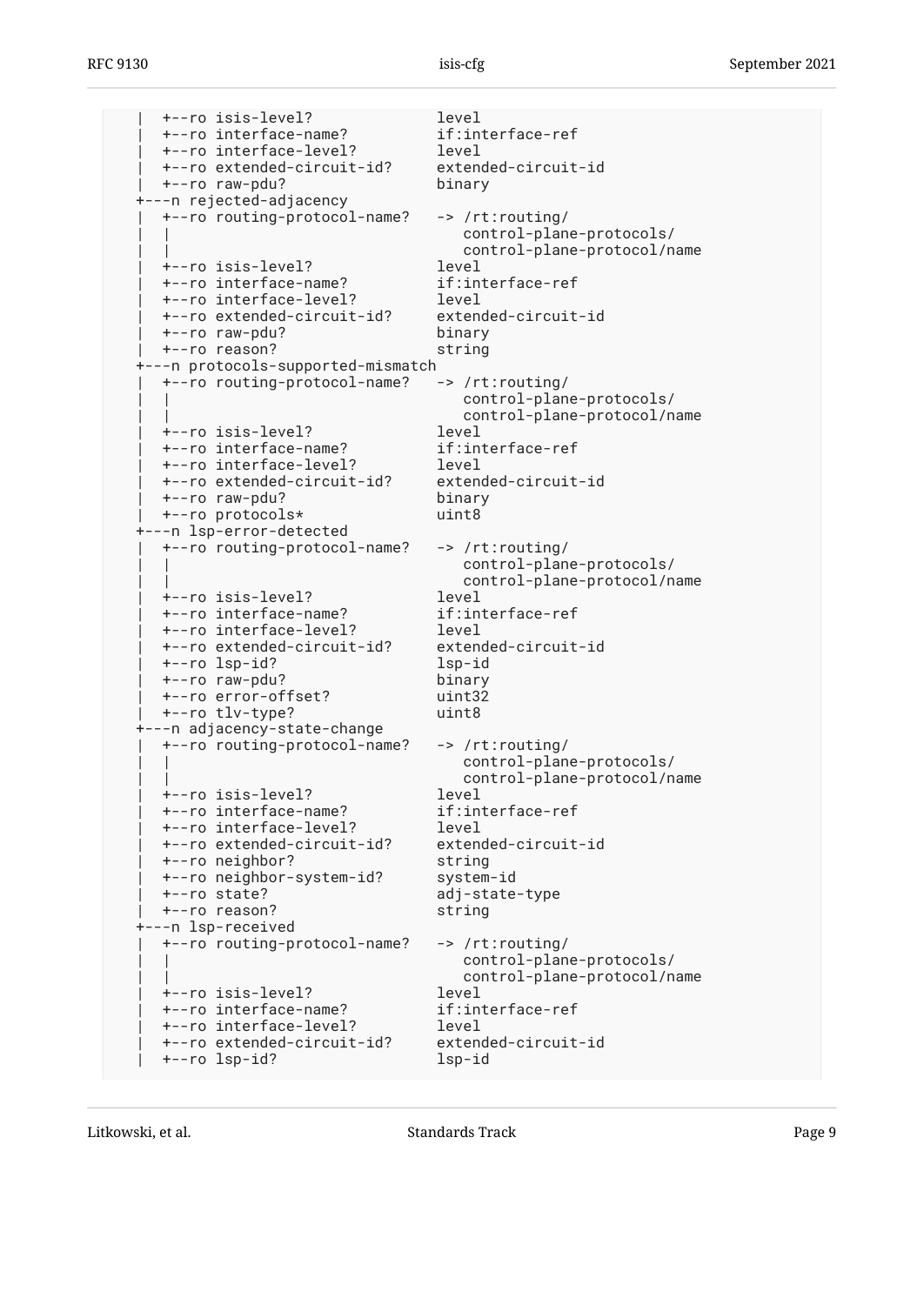```
     |  +--ro isis-level?               level
     |  +--ro interface-name?           if:interface-ref
     |  +--ro interface-level?          level
     |  +--ro extended-circuit-id?      extended-circuit-id
     |  +--ro raw-pdu?                  binary
     +---n rejected-adjacency
     |  +--ro routing-protocol-name?   -> /rt:routing/
     |  |                                 control-plane-protocols/
     |  |                                 control-plane-protocol/name
     |  +--ro isis-level?               level
     |  +--ro interface-name?           if:interface-ref
     |  +--ro interface-level?          level
     |  +--ro extended-circuit-id?      extended-circuit-id
     |  +--ro raw-pdu?                  binary
     |  +--ro reason?                   string
     +---n protocols-supported-mismatch
     |  +--ro routing-protocol-name?   -> /rt:routing/
     |  |                                 control-plane-protocols/
     |  |                                 control-plane-protocol/name
     |  +--ro isis-level?               level
     |  +--ro interface-name?           if:interface-ref
     |  +--ro interface-level?          level
     |  +--ro extended-circuit-id?      extended-circuit-id
     |  +--ro raw-pdu?                  binary
     |  +--ro protocols*                uint8
     +---n lsp-error-detected
     |  +--ro routing-protocol-name?   -> /rt:routing/
     |  |                                 control-plane-protocols/
     |  |                                 control-plane-protocol/name
     |  +--ro isis-level?               level
     |  +--ro interface-name?           if:interface-ref
     |  +--ro interface-level?          level
     |  +--ro extended-circuit-id?      extended-circuit-id
     |  +--ro lsp-id?                   lsp-id
     |  +--ro raw-pdu?                  binary
     |  +--ro error-offset?             uint32
     |  +--ro tlv-type?                 uint8
     +---n adjacency-state-change
     |  +--ro routing-protocol-name?   -> /rt:routing/
     |  |                                 control-plane-protocols/
     |  |                                 control-plane-protocol/name
     |  +--ro isis-level?               level
     |  +--ro interface-name?           if:interface-ref
     |  +--ro interface-level?          level
     |  +--ro extended-circuit-id?      extended-circuit-id
     |  +--ro neighbor?                 string
     |  +--ro neighbor-system-id?       system-id
     |  +--ro state?                    adj-state-type
     |  +--ro reason?                   string
     +---n lsp-received
     |  +--ro routing-protocol-name?   -> /rt:routing/
     |  |                                 control-plane-protocols/
     |  |                                 control-plane-protocol/name
     |  +--ro isis-level?               level
     |  +--ro interface-name?           if:interface-ref
     |  +--ro interface-level?          level
     |  +--ro extended-circuit-id?      extended-circuit-id
     |  +--ro lsp-id?                   lsp-id
```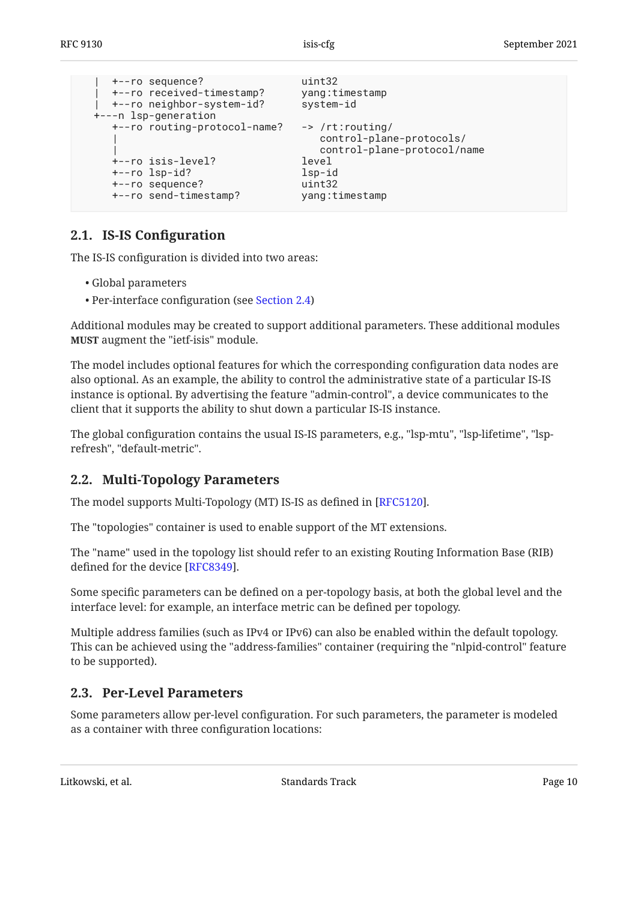```
  |  +--ro sequence?                uint32
  |  +--ro received-timestamp?      yang:timestamp
  |  +--ro neighbor-system-id?      system-id
  +---n lsp-generation
     +--ro routing-protocol-name?   -> /rt:routing/
     |                                 control-plane-protocols/
     |                                 control-plane-protocol/name
     +--ro isis-level?              level
     +--ro lsp-id?                  lsp-id
     +--ro sequence?                uint32
     +--ro send-timestamp?          yang:timestamp
```

## 2.1. IS-IS Configuration

The IS-IS configuration is divided into two areas:

- Global parameters
- Per-interface configuration (see Section 2.4)

Additional modules may be created to support additional parameters. These additional modules **MUST** augment the "ietf-isis" module.

The model includes optional features for which the corresponding configuration data nodes are also optional. As an example, the ability to control the administrative state of a particular IS-IS instance is optional. By advertising the feature "admin-control", a device communicates to the client that it supports the ability to shut down a particular IS-IS instance.

The global configuration contains the usual IS-IS parameters, e.g., "lsp-mtu", "lsp-lifetime", "lsp-refresh", "default-metric".

## 2.2. Multi-Topology Parameters

The model supports Multi-Topology (MT) IS-IS as defined in [RFC5120].

The "topologies" container is used to enable support of the MT extensions.

The "name" used in the topology list should refer to an existing Routing Information Base (RIB) defined for the device [RFC8349].

Some specific parameters can be defined on a per-topology basis, at both the global level and the interface level: for example, an interface metric can be defined per topology.

Multiple address families (such as IPv4 or IPv6) can also be enabled within the default topology. This can be achieved using the "address-families" container (requiring the "nlpid-control" feature to be supported).

## 2.3. Per-Level Parameters

Some parameters allow per-level configuration. For such parameters, the parameter is modeled as a container with three configuration locations: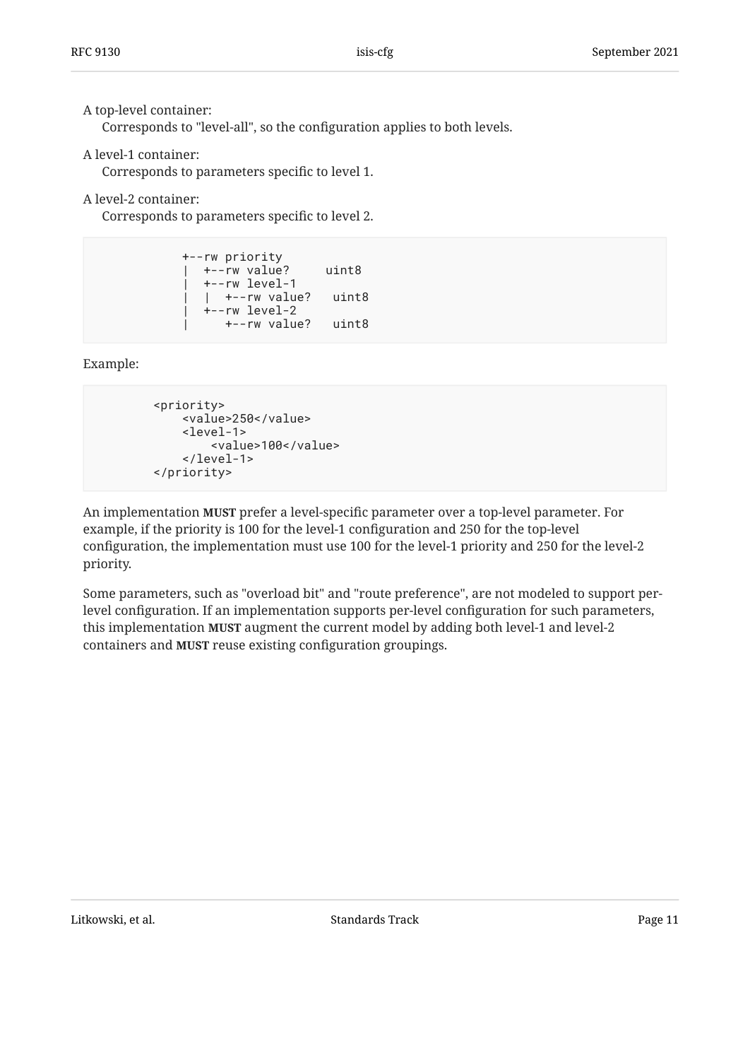A top-level container:
: Corresponds to "level-all", so the configuration applies to both levels.

A level-1 container:
: Corresponds to parameters specific to level 1.

A level-2 container:
: Corresponds to parameters specific to level 2.

```
           +--rw priority
           |  +--rw value?     uint8
           |  +--rw level-1
           |  |  +--rw value?   uint8
           |  +--rw level-2
           |     +--rw value?   uint8
```

Example:

```
       <priority>
           <value>250</value>
           <level-1>
               <value>100</value>
           </level-1>
       </priority>
```

An implementation **MUST** prefer a level-specific parameter over a top-level parameter. For example, if the priority is 100 for the level-1 configuration and 250 for the top-level configuration, the implementation must use 100 for the level-1 priority and 250 for the level-2 priority.

Some parameters, such as "overload bit" and "route preference", are not modeled to support per-level configuration. If an implementation supports per-level configuration for such parameters, this implementation **MUST** augment the current model by adding both level-1 and level-2 containers and **MUST** reuse existing configuration groupings.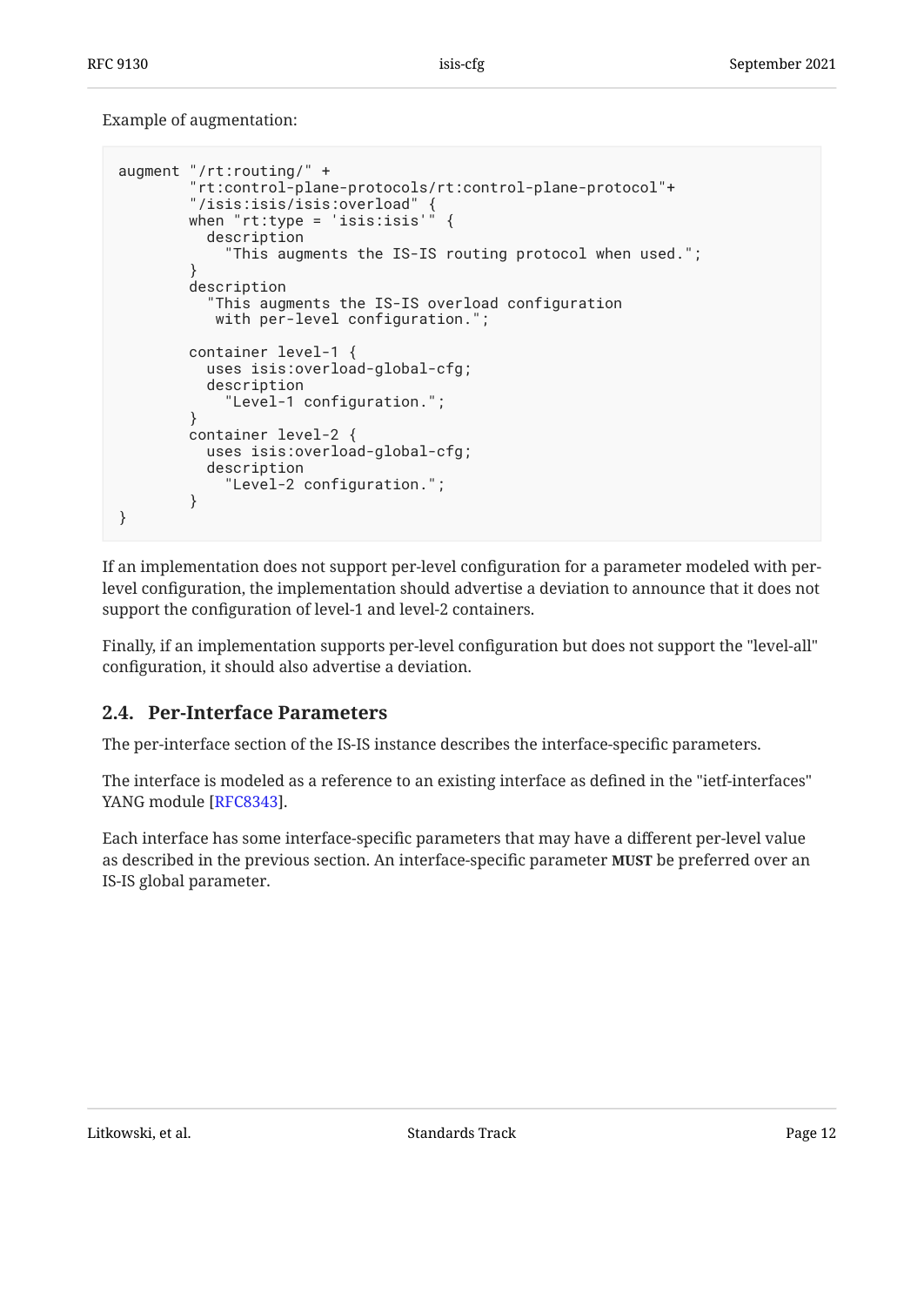Example of augmentation:

```
augment "/rt:routing/" +
        "rt:control-plane-protocols/rt:control-plane-protocol"+
        "/isis:isis/isis:overload" {
        when "rt:type = 'isis:isis'" {
          description
            "This augments the IS-IS routing protocol when used.";
        }
        description
          "This augments the IS-IS overload configuration
           with per-level configuration.";

        container level-1 {
          uses isis:overload-global-cfg;
          description
            "Level-1 configuration.";
        }
        container level-2 {
          uses isis:overload-global-cfg;
          description
            "Level-2 configuration.";
        }
}
```

If an implementation does not support per-level configuration for a parameter modeled with per-level configuration, the implementation should advertise a deviation to announce that it does not support the configuration of level-1 and level-2 containers.

Finally, if an implementation supports per-level configuration but does not support the "level-all" configuration, it should also advertise a deviation.

## 2.4. Per-Interface Parameters

The per-interface section of the IS-IS instance describes the interface-specific parameters.

The interface is modeled as a reference to an existing interface as defined in the "ietf-interfaces" YANG module [RFC8343].

Each interface has some interface-specific parameters that may have a different per-level value as described in the previous section. An interface-specific parameter **MUST** be preferred over an IS-IS global parameter.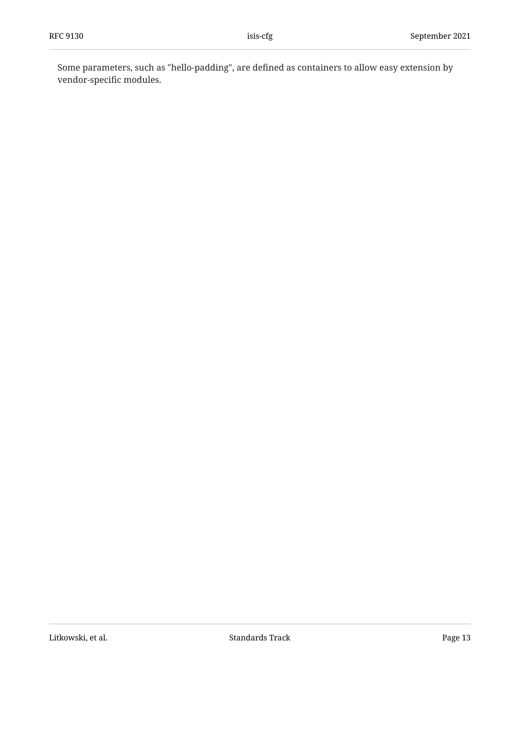Some parameters, such as "hello-padding", are defined as containers to allow easy extension by vendor-specific modules.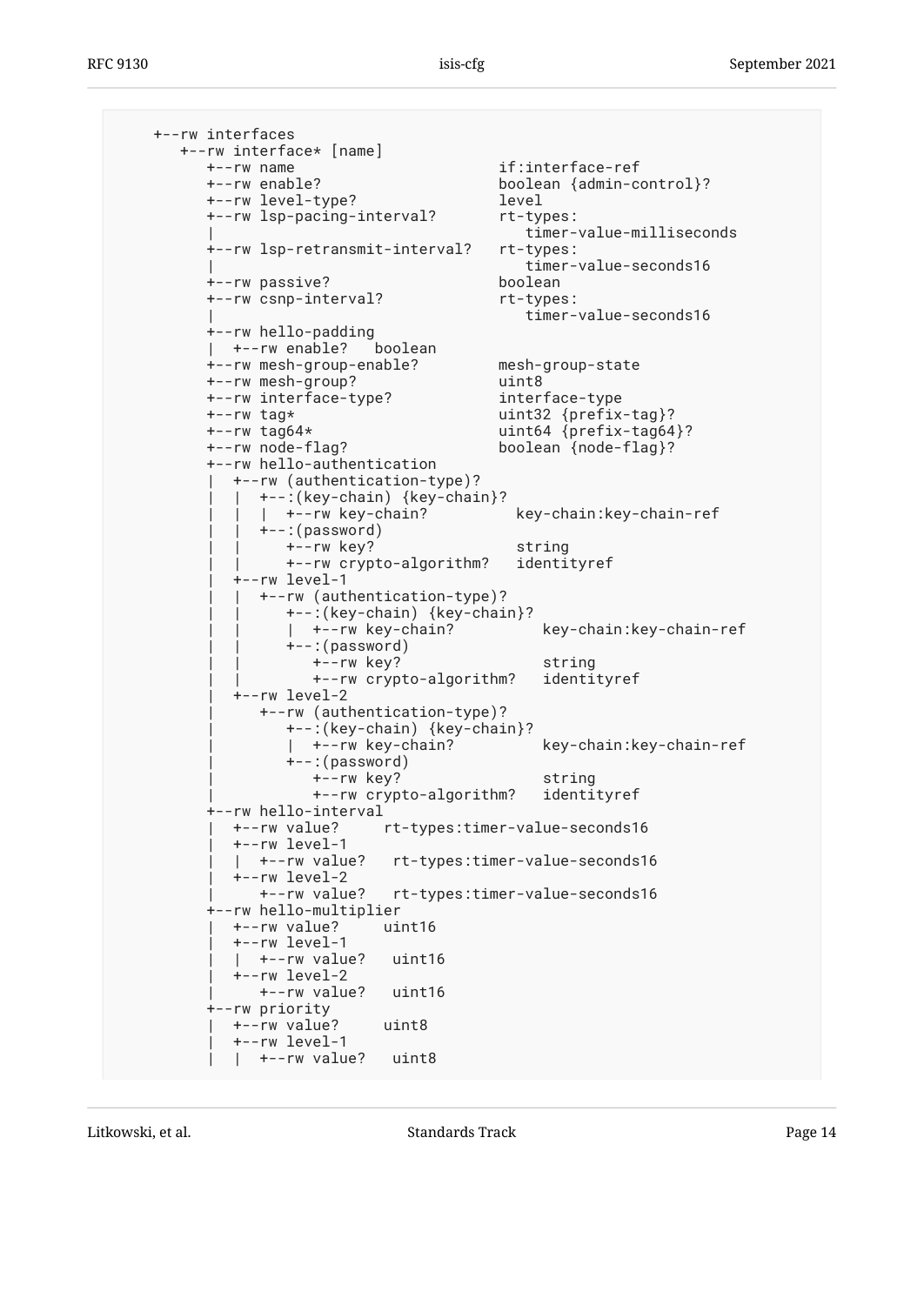```
     +--rw interfaces
        +--rw interface* [name]
           +--rw name                     if:interface-ref
           +--rw enable?                  boolean {admin-control}?
           +--rw level-type?              level
           +--rw lsp-pacing-interval?     rt-types:
           |                                 timer-value-milliseconds
           +--rw lsp-retransmit-interval?   rt-types:
           |                                 timer-value-seconds16
           +--rw passive?                 boolean
           +--rw csnp-interval?           rt-types:
           |                                 timer-value-seconds16
           +--rw hello-padding
           |  +--rw enable?   boolean
           +--rw mesh-group-enable?       mesh-group-state
           +--rw mesh-group?              uint8
           +--rw interface-type?          interface-type
           +--rw tag*                     uint32 {prefix-tag}?
           +--rw tag64*                   uint64 {prefix-tag64}?
           +--rw node-flag?               boolean {node-flag}?
           +--rw hello-authentication
           |  +--rw (authentication-type)?
           |  |  +--:(key-chain) {key-chain}?
           |  |  |  +--rw key-chain?          key-chain:key-chain-ref
           |  |  +--:(password)
           |  |     +--rw key?                string
           |  |     +--rw crypto-algorithm?   identityref
           |  +--rw level-1
           |  |  +--rw (authentication-type)?
           |  |     +--:(key-chain) {key-chain}?
           |  |     |  +--rw key-chain?          key-chain:key-chain-ref
           |  |     +--:(password)
           |  |        +--rw key?                string
           |  |        +--rw crypto-algorithm?   identityref
           |  +--rw level-2
           |     +--rw (authentication-type)?
           |        +--:(key-chain) {key-chain}?
           |        |  +--rw key-chain?          key-chain:key-chain-ref
           |        +--:(password)
           |           +--rw key?                string
           |           +--rw crypto-algorithm?   identityref
           +--rw hello-interval
           |  +--rw value?     rt-types:timer-value-seconds16
           |  +--rw level-1
           |  |  +--rw value?   rt-types:timer-value-seconds16
           |  +--rw level-2
           |     +--rw value?   rt-types:timer-value-seconds16
           +--rw hello-multiplier
           |  +--rw value?     uint16
           |  +--rw level-1
           |  |  +--rw value?   uint16
           |  +--rw level-2
           |     +--rw value?   uint16
           +--rw priority
           |  +--rw value?     uint8
           |  +--rw level-1
           |  |  +--rw value?   uint8
```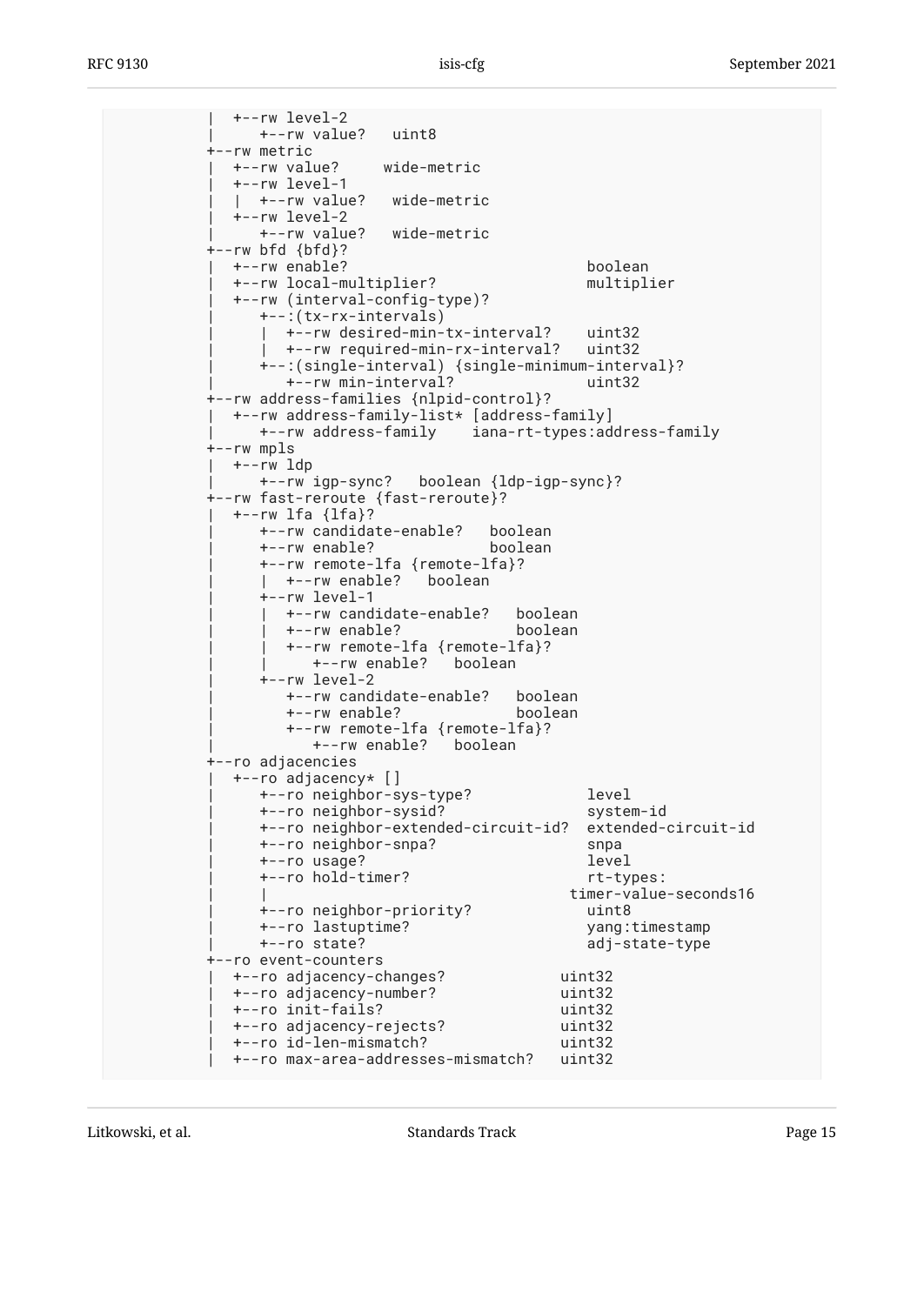```
          |  +--rw level-2
          |     +--rw value?   uint8
          +--rw metric
          |  +--rw value?     wide-metric
          |  +--rw level-1
          |  |  +--rw value?   wide-metric
          |  +--rw level-2
          |     +--rw value?   wide-metric
          +--rw bfd {bfd}?
          |  +--rw enable?                          boolean
          |  +--rw local-multiplier?                multiplier
          |  +--rw (interval-config-type)?
          |     +--:(tx-rx-intervals)
          |     |  +--rw desired-min-tx-interval?    uint32
          |     |  +--rw required-min-rx-interval?   uint32
          |     +--:(single-interval) {single-minimum-interval}?
          |        +--rw min-interval?              uint32
          +--rw address-families {nlpid-control}?
          |  +--rw address-family-list* [address-family]
          |     +--rw address-family    iana-rt-types:address-family
          +--rw mpls
          |  +--rw ldp
          |     +--rw igp-sync?   boolean {ldp-igp-sync}?
          +--rw fast-reroute {fast-reroute}?
          |  +--rw lfa {lfa}?
          |     +--rw candidate-enable?   boolean
          |     +--rw enable?             boolean
          |     +--rw remote-lfa {remote-lfa}?
          |     |  +--rw enable?   boolean
          |     +--rw level-1
          |     |  +--rw candidate-enable?   boolean
          |     |  +--rw enable?             boolean
          |     |  +--rw remote-lfa {remote-lfa}?
          |     |     +--rw enable?   boolean
          |     +--rw level-2
          |        +--rw candidate-enable?   boolean
          |        +--rw enable?             boolean
          |        +--rw remote-lfa {remote-lfa}?
          |           +--rw enable?   boolean
          +--ro adjacencies
          |  +--ro adjacency* []
          |     +--ro neighbor-sys-type?             level
          |     +--ro neighbor-sysid?                system-id
          |     +--ro neighbor-extended-circuit-id?  extended-circuit-id
          |     +--ro neighbor-snpa?                 snpa
          |     +--ro usage?                         level
          |     +--ro hold-timer?                    rt-types:
          |     |                                  timer-value-seconds16
          |     +--ro neighbor-priority?             uint8
          |     +--ro lastuptime?                    yang:timestamp
          |     +--ro state?                         adj-state-type
          +--ro event-counters
          |  +--ro adjacency-changes?             uint32
          |  +--ro adjacency-number?              uint32
          |  +--ro init-fails?                    uint32
          |  +--ro adjacency-rejects?             uint32
          |  +--ro id-len-mismatch?               uint32
          |  +--ro max-area-addresses-mismatch?   uint32
```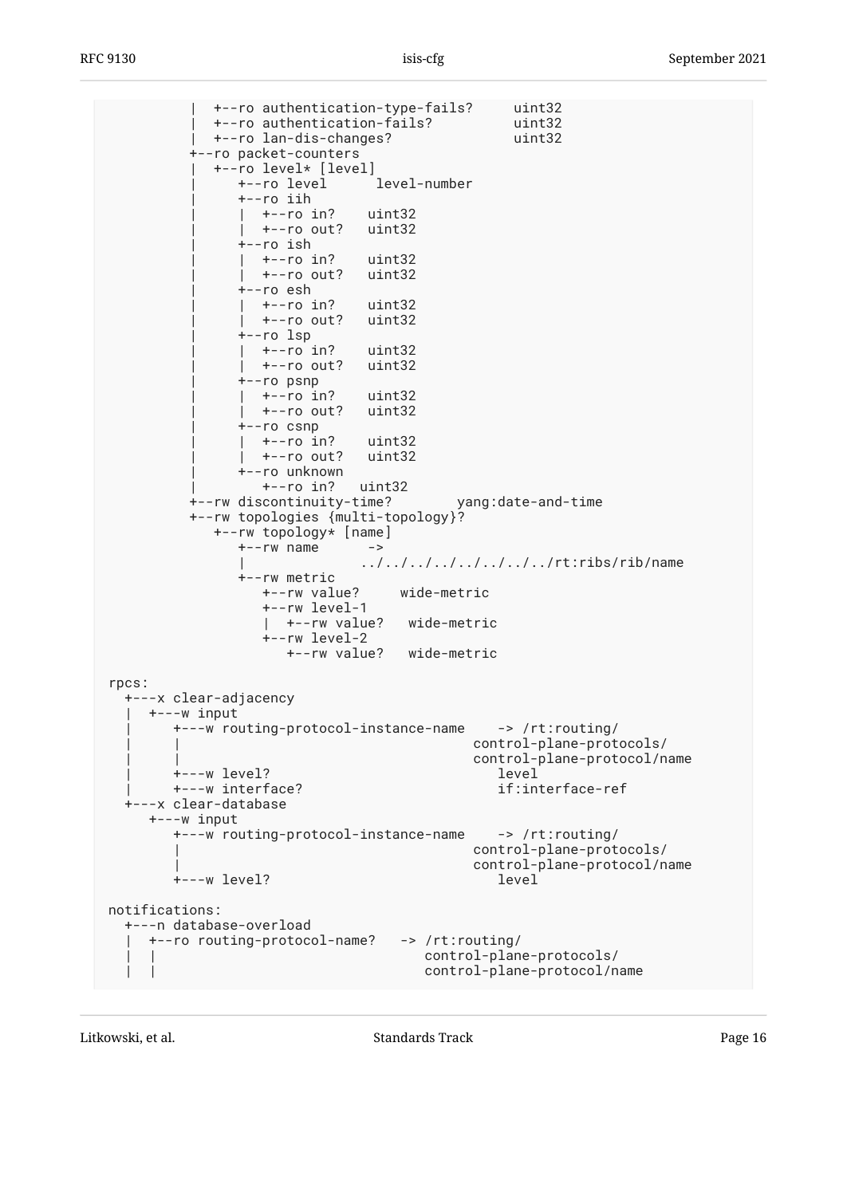```
           |  +--ro authentication-type-fails?     uint32
           |  +--ro authentication-fails?          uint32
           |  +--ro lan-dis-changes?               uint32
           +--ro packet-counters
           |  +--ro level* [level]
           |     +--ro level      level-number
           |     +--ro iih
           |     |  +--ro in?    uint32
           |     |  +--ro out?   uint32
           |     +--ro ish
           |     |  +--ro in?    uint32
           |     |  +--ro out?   uint32
           |     +--ro esh
           |     |  +--ro in?    uint32
           |     |  +--ro out?   uint32
           |     +--ro lsp
           |     |  +--ro in?    uint32
           |     |  +--ro out?   uint32
           |     +--ro psnp
           |     |  +--ro in?    uint32
           |     |  +--ro out?   uint32
           |     +--ro csnp
           |     |  +--ro in?    uint32
           |     |  +--ro out?   uint32
           |     +--ro unknown
           |        +--ro in?   uint32
           +--rw discontinuity-time?        yang:date-and-time
           +--rw topologies {multi-topology}?
              +--rw topology* [name]
                 +--rw name      ->
                 |             ../../../../../../../../rt:ribs/rib/name
                 +--rw metric
                    +--rw value?     wide-metric
                    +--rw level-1
                    |  +--rw value?   wide-metric
                    +--rw level-2
                       +--rw value?   wide-metric

  rpcs:
    +---x clear-adjacency
    |  +---w input
    |     +---w routing-protocol-instance-name    -> /rt:routing/
    |     |                                   control-plane-protocols/
    |     |                                   control-plane-protocol/name
    |     +---w level?                           level
    |     +---w interface?                       if:interface-ref
    +---x clear-database
       +---w input
          +---w routing-protocol-instance-name    -> /rt:routing/
          |                                   control-plane-protocols/
          |                                   control-plane-protocol/name
          +---w level?                           level

  notifications:
    +---n database-overload
    |  +--ro routing-protocol-name?   -> /rt:routing/
    |  |                             control-plane-protocols/
    |  |                             control-plane-protocol/name
```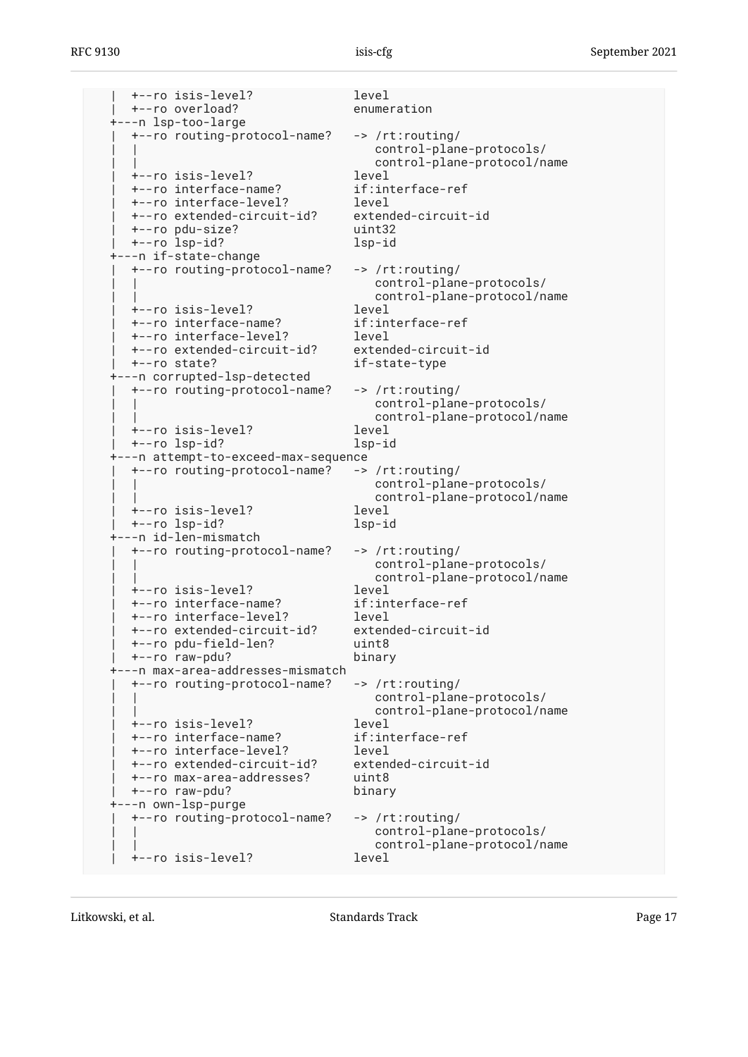```
     |  +--ro isis-level?              level
     |  +--ro overload?                enumeration
     +---n lsp-too-large
     |  +--ro routing-protocol-name?   -> /rt:routing/
     |  |                                 control-plane-protocols/
     |  |                                 control-plane-protocol/name
     |  +--ro isis-level?              level
     |  +--ro interface-name?          if:interface-ref
     |  +--ro interface-level?         level
     |  +--ro extended-circuit-id?     extended-circuit-id
     |  +--ro pdu-size?                uint32
     |  +--ro lsp-id?                  lsp-id
     +---n if-state-change
     |  +--ro routing-protocol-name?   -> /rt:routing/
     |  |                                 control-plane-protocols/
     |  |                                 control-plane-protocol/name
     |  +--ro isis-level?              level
     |  +--ro interface-name?          if:interface-ref
     |  +--ro interface-level?         level
     |  +--ro extended-circuit-id?     extended-circuit-id
     |  +--ro state?                   if-state-type
     +---n corrupted-lsp-detected
     |  +--ro routing-protocol-name?   -> /rt:routing/
     |  |                                 control-plane-protocols/
     |  |                                 control-plane-protocol/name
     |  +--ro isis-level?              level
     |  +--ro lsp-id?                  lsp-id
     +---n attempt-to-exceed-max-sequence
     |  +--ro routing-protocol-name?   -> /rt:routing/
     |  |                                 control-plane-protocols/
     |  |                                 control-plane-protocol/name
     |  +--ro isis-level?              level
     |  +--ro lsp-id?                  lsp-id
     +---n id-len-mismatch
     |  +--ro routing-protocol-name?   -> /rt:routing/
     |  |                                 control-plane-protocols/
     |  |                                 control-plane-protocol/name
     |  +--ro isis-level?              level
     |  +--ro interface-name?          if:interface-ref
     |  +--ro interface-level?         level
     |  +--ro extended-circuit-id?     extended-circuit-id
     |  +--ro pdu-field-len?           uint8
     |  +--ro raw-pdu?                 binary
     +---n max-area-addresses-mismatch
     |  +--ro routing-protocol-name?   -> /rt:routing/
     |  |                                 control-plane-protocols/
     |  |                                 control-plane-protocol/name
     |  +--ro isis-level?              level
     |  +--ro interface-name?          if:interface-ref
     |  +--ro interface-level?         level
     |  +--ro extended-circuit-id?     extended-circuit-id
     |  +--ro max-area-addresses?      uint8
     |  +--ro raw-pdu?                 binary
     +---n own-lsp-purge
     |  +--ro routing-protocol-name?   -> /rt:routing/
     |  |                                 control-plane-protocols/
     |  |                                 control-plane-protocol/name
     |  +--ro isis-level?              level
```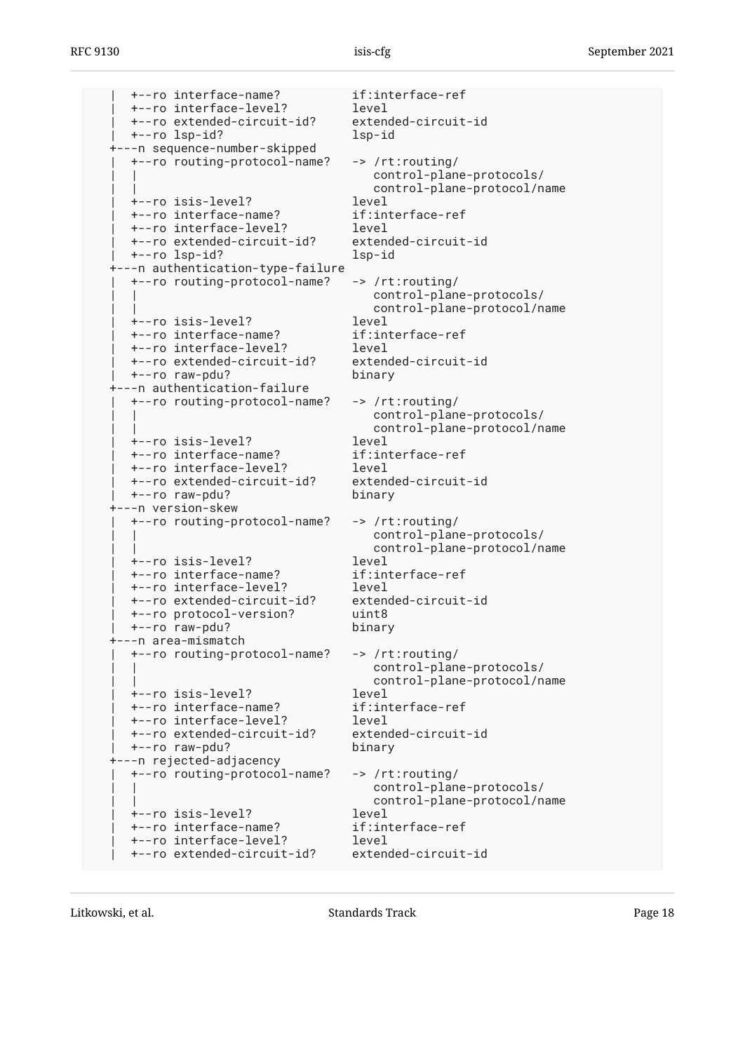```
     |  +--ro interface-name?          if:interface-ref
     |  +--ro interface-level?         level
     |  +--ro extended-circuit-id?     extended-circuit-id
     |  +--ro lsp-id?                  lsp-id
     +---n sequence-number-skipped
     |  +--ro routing-protocol-name?   -> /rt:routing/
     |  |                                 control-plane-protocols/
     |  |                                 control-plane-protocol/name
     |  +--ro isis-level?              level
     |  +--ro interface-name?          if:interface-ref
     |  +--ro interface-level?         level
     |  +--ro extended-circuit-id?     extended-circuit-id
     |  +--ro lsp-id?                  lsp-id
     +---n authentication-type-failure
     |  +--ro routing-protocol-name?   -> /rt:routing/
     |  |                                 control-plane-protocols/
     |  |                                 control-plane-protocol/name
     |  +--ro isis-level?              level
     |  +--ro interface-name?          if:interface-ref
     |  +--ro interface-level?         level
     |  +--ro extended-circuit-id?     extended-circuit-id
     |  +--ro raw-pdu?                 binary
     +---n authentication-failure
     |  +--ro routing-protocol-name?   -> /rt:routing/
     |  |                                 control-plane-protocols/
     |  |                                 control-plane-protocol/name
     |  +--ro isis-level?              level
     |  +--ro interface-name?          if:interface-ref
     |  +--ro interface-level?         level
     |  +--ro extended-circuit-id?     extended-circuit-id
     |  +--ro raw-pdu?                 binary
     +---n version-skew
     |  +--ro routing-protocol-name?   -> /rt:routing/
     |  |                                 control-plane-protocols/
     |  |                                 control-plane-protocol/name
     |  +--ro isis-level?              level
     |  +--ro interface-name?          if:interface-ref
     |  +--ro interface-level?         level
     |  +--ro extended-circuit-id?     extended-circuit-id
     |  +--ro protocol-version?        uint8
     |  +--ro raw-pdu?                 binary
     +---n area-mismatch
     |  +--ro routing-protocol-name?   -> /rt:routing/
     |  |                                 control-plane-protocols/
     |  |                                 control-plane-protocol/name
     |  +--ro isis-level?              level
     |  +--ro interface-name?          if:interface-ref
     |  +--ro interface-level?         level
     |  +--ro extended-circuit-id?     extended-circuit-id
     |  +--ro raw-pdu?                 binary
     +---n rejected-adjacency
     |  +--ro routing-protocol-name?   -> /rt:routing/
     |  |                                 control-plane-protocols/
     |  |                                 control-plane-protocol/name
     |  +--ro isis-level?              level
     |  +--ro interface-name?          if:interface-ref
     |  +--ro interface-level?         level
     |  +--ro extended-circuit-id?     extended-circuit-id
```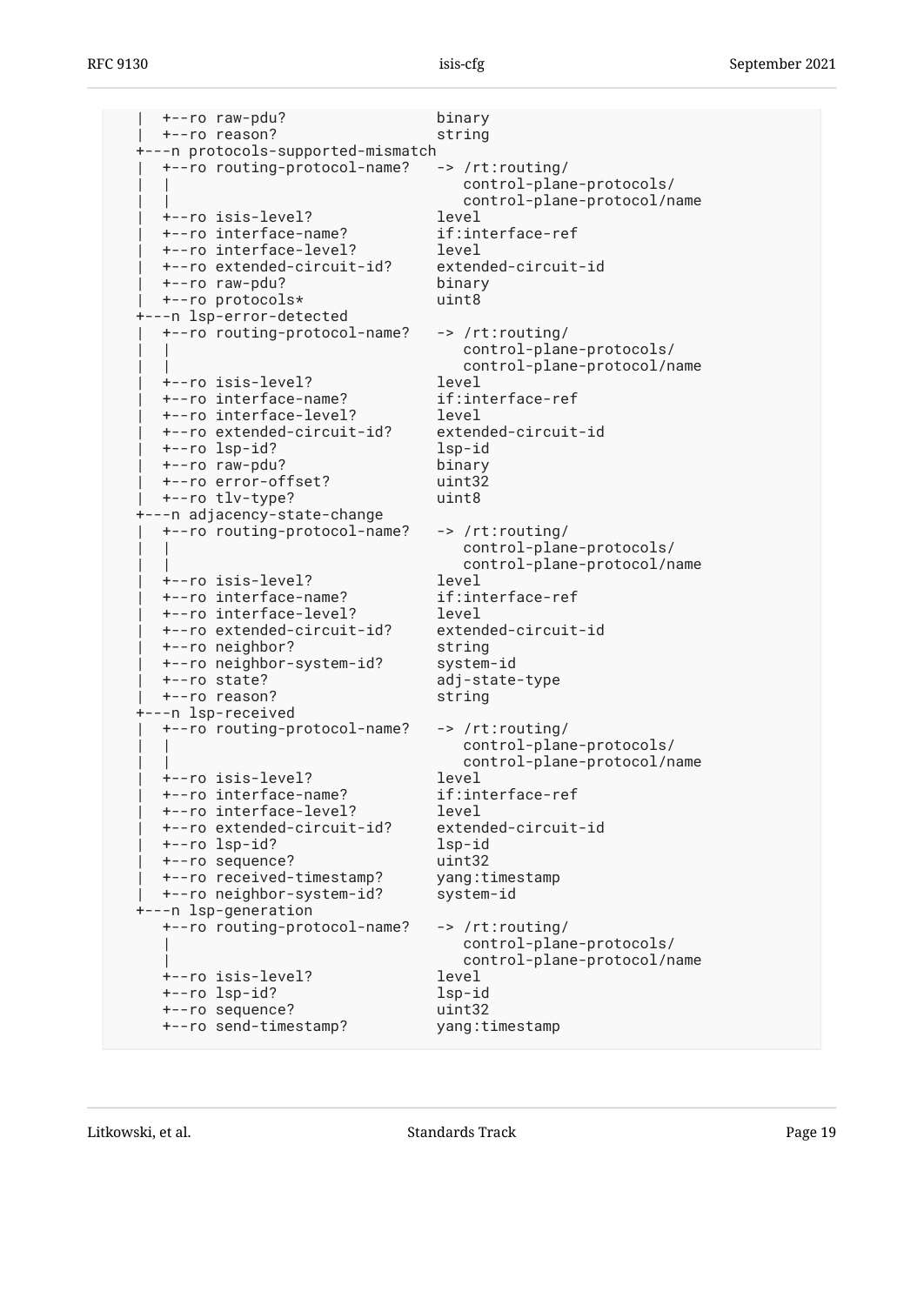```
|  +--ro raw-pdu?                 binary
|  +--ro reason?                  string
+---n protocols-supported-mismatch
|  +--ro routing-protocol-name?   -> /rt:routing/
|  |                                 control-plane-protocols/
|  |                                 control-plane-protocol/name
|  +--ro isis-level?              level
|  +--ro interface-name?          if:interface-ref
|  +--ro interface-level?         level
|  +--ro extended-circuit-id?     extended-circuit-id
|  +--ro raw-pdu?                 binary
|  +--ro protocols*               uint8
+---n lsp-error-detected
|  +--ro routing-protocol-name?   -> /rt:routing/
|  |                                 control-plane-protocols/
|  |                                 control-plane-protocol/name
|  +--ro isis-level?              level
|  +--ro interface-name?          if:interface-ref
|  +--ro interface-level?         level
|  +--ro extended-circuit-id?     extended-circuit-id
|  +--ro lsp-id?                  lsp-id
|  +--ro raw-pdu?                 binary
|  +--ro error-offset?            uint32
|  +--ro tlv-type?                uint8
+---n adjacency-state-change
|  +--ro routing-protocol-name?   -> /rt:routing/
|  |                                 control-plane-protocols/
|  |                                 control-plane-protocol/name
|  +--ro isis-level?              level
|  +--ro interface-name?          if:interface-ref
|  +--ro interface-level?         level
|  +--ro extended-circuit-id?     extended-circuit-id
|  +--ro neighbor?                string
|  +--ro neighbor-system-id?      system-id
|  +--ro state?                   adj-state-type
|  +--ro reason?                  string
+---n lsp-received
|  +--ro routing-protocol-name?   -> /rt:routing/
|  |                                 control-plane-protocols/
|  |                                 control-plane-protocol/name
|  +--ro isis-level?              level
|  +--ro interface-name?          if:interface-ref
|  +--ro interface-level?         level
|  +--ro extended-circuit-id?     extended-circuit-id
|  +--ro lsp-id?                  lsp-id
|  +--ro sequence?                uint32
|  +--ro received-timestamp?      yang:timestamp
|  +--ro neighbor-system-id?      system-id
+---n lsp-generation
   +--ro routing-protocol-name?   -> /rt:routing/
   |                                 control-plane-protocols/
   |                                 control-plane-protocol/name
   +--ro isis-level?              level
   +--ro lsp-id?                  lsp-id
   +--ro sequence?                uint32
   +--ro send-timestamp?          yang:timestamp
```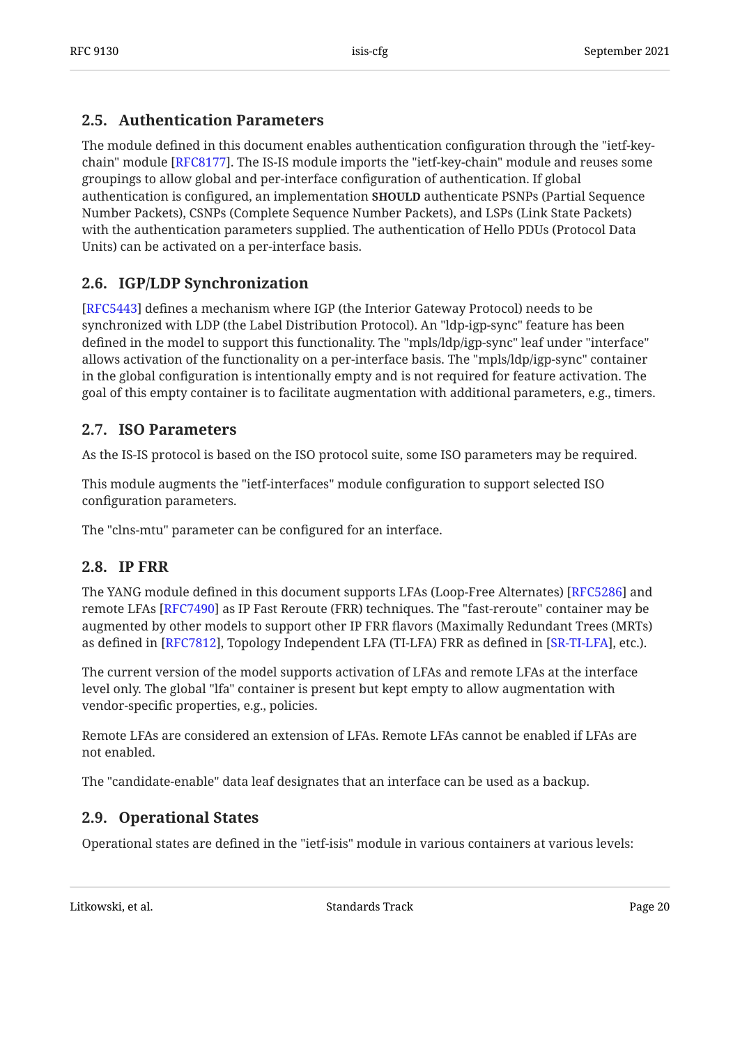### 2.5. Authentication Parameters

The module defined in this document enables authentication configuration through the "ietf-key-chain" module [RFC8177]. The IS-IS module imports the "ietf-key-chain" module and reuses some groupings to allow global and per-interface configuration of authentication. If global authentication is configured, an implementation **SHOULD** authenticate PSNPs (Partial Sequence Number Packets), CSNPs (Complete Sequence Number Packets), and LSPs (Link State Packets) with the authentication parameters supplied. The authentication of Hello PDUs (Protocol Data Units) can be activated on a per-interface basis.

### 2.6. IGP/LDP Synchronization

[RFC5443] defines a mechanism where IGP (the Interior Gateway Protocol) needs to be synchronized with LDP (the Label Distribution Protocol). An "ldp-igp-sync" feature has been defined in the model to support this functionality. The "mpls/ldp/igp-sync" leaf under "interface" allows activation of the functionality on a per-interface basis. The "mpls/ldp/igp-sync" container in the global configuration is intentionally empty and is not required for feature activation. The goal of this empty container is to facilitate augmentation with additional parameters, e.g., timers.

### 2.7. ISO Parameters

As the IS-IS protocol is based on the ISO protocol suite, some ISO parameters may be required.

This module augments the "ietf-interfaces" module configuration to support selected ISO configuration parameters.

The "clns-mtu" parameter can be configured for an interface.

### 2.8. IP FRR

The YANG module defined in this document supports LFAs (Loop-Free Alternates) [RFC5286] and remote LFAs [RFC7490] as IP Fast Reroute (FRR) techniques. The "fast-reroute" container may be augmented by other models to support other IP FRR flavors (Maximally Redundant Trees (MRTs) as defined in [RFC7812], Topology Independent LFA (TI-LFA) FRR as defined in [SR-TI-LFA], etc.).

The current version of the model supports activation of LFAs and remote LFAs at the interface level only. The global "lfa" container is present but kept empty to allow augmentation with vendor-specific properties, e.g., policies.

Remote LFAs are considered an extension of LFAs. Remote LFAs cannot be enabled if LFAs are not enabled.

The "candidate-enable" data leaf designates that an interface can be used as a backup.

### 2.9. Operational States

Operational states are defined in the "ietf-isis" module in various containers at various levels: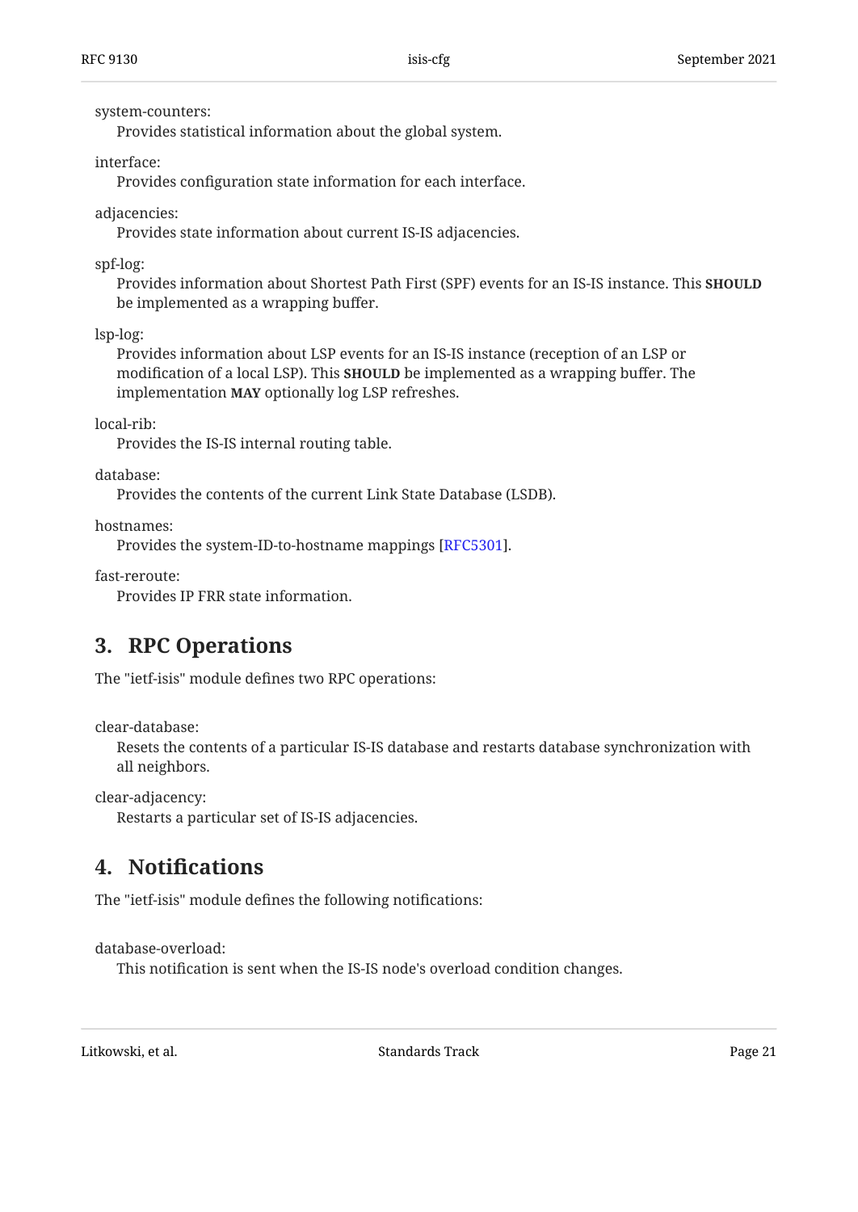system-counters:
: Provides statistical information about the global system.

interface:
: Provides configuration state information for each interface.

adjacencies:
: Provides state information about current IS-IS adjacencies.

spf-log:
: Provides information about Shortest Path First (SPF) events for an IS-IS instance. This **SHOULD** be implemented as a wrapping buffer.

lsp-log:
: Provides information about LSP events for an IS-IS instance (reception of an LSP or modification of a local LSP). This **SHOULD** be implemented as a wrapping buffer. The implementation **MAY** optionally log LSP refreshes.

local-rib:
: Provides the IS-IS internal routing table.

database:
: Provides the contents of the current Link State Database (LSDB).

hostnames:
: Provides the system-ID-to-hostname mappings [RFC5301].

fast-reroute:
: Provides IP FRR state information.

## 3. RPC Operations

The "ietf-isis" module defines two RPC operations:

clear-database:
: Resets the contents of a particular IS-IS database and restarts database synchronization with all neighbors.

clear-adjacency:
: Restarts a particular set of IS-IS adjacencies.

## 4. Notifications

The "ietf-isis" module defines the following notifications:

database-overload:
: This notification is sent when the IS-IS node's overload condition changes.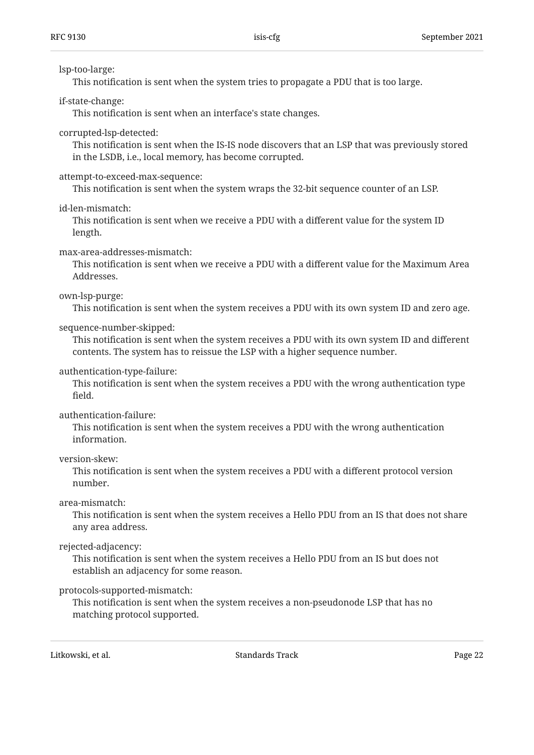lsp-too-large:
: This notification is sent when the system tries to propagate a PDU that is too large.

if-state-change:
: This notification is sent when an interface's state changes.

corrupted-lsp-detected:
: This notification is sent when the IS-IS node discovers that an LSP that was previously stored in the LSDB, i.e., local memory, has become corrupted.

attempt-to-exceed-max-sequence:
: This notification is sent when the system wraps the 32-bit sequence counter of an LSP.

id-len-mismatch:
: This notification is sent when we receive a PDU with a different value for the system ID length.

max-area-addresses-mismatch:
: This notification is sent when we receive a PDU with a different value for the Maximum Area Addresses.

own-lsp-purge:
: This notification is sent when the system receives a PDU with its own system ID and zero age.

sequence-number-skipped:
: This notification is sent when the system receives a PDU with its own system ID and different contents. The system has to reissue the LSP with a higher sequence number.

authentication-type-failure:
: This notification is sent when the system receives a PDU with the wrong authentication type field.

authentication-failure:
: This notification is sent when the system receives a PDU with the wrong authentication information.

version-skew:
: This notification is sent when the system receives a PDU with a different protocol version number.

area-mismatch:
: This notification is sent when the system receives a Hello PDU from an IS that does not share any area address.

rejected-adjacency:
: This notification is sent when the system receives a Hello PDU from an IS but does not establish an adjacency for some reason.

protocols-supported-mismatch:
: This notification is sent when the system receives a non-pseudonode LSP that has no matching protocol supported.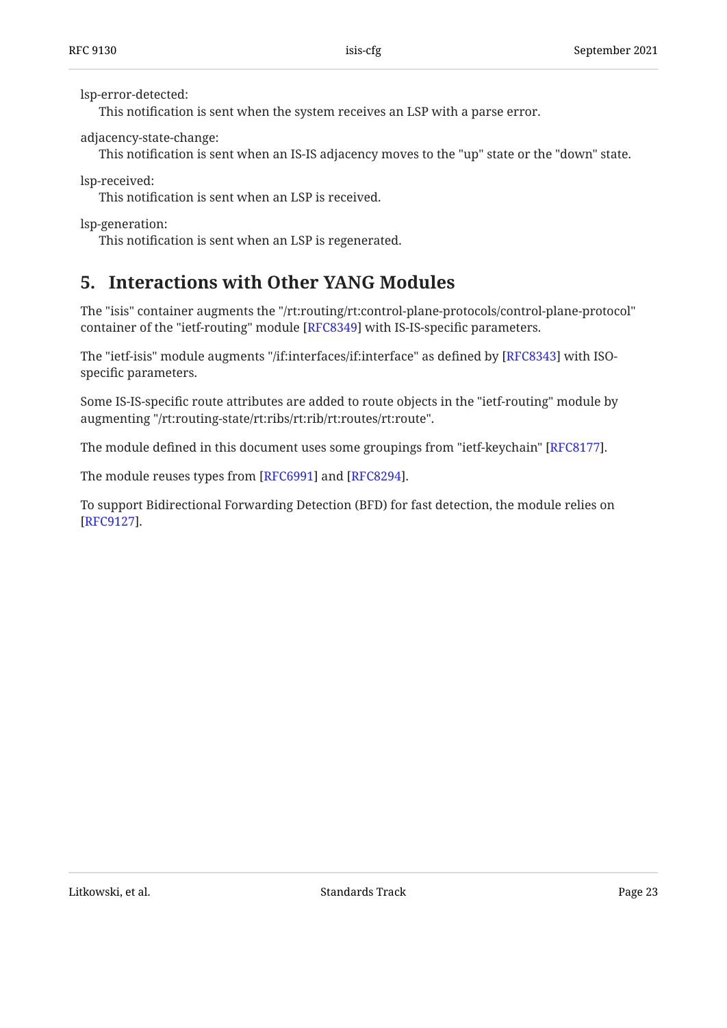lsp-error-detected:
: This notification is sent when the system receives an LSP with a parse error.

adjacency-state-change:
: This notification is sent when an IS-IS adjacency moves to the "up" state or the "down" state.

lsp-received:
: This notification is sent when an LSP is received.

lsp-generation:
: This notification is sent when an LSP is regenerated.

## 5. Interactions with Other YANG Modules

The "isis" container augments the "/rt:routing/rt:control-plane-protocols/control-plane-protocol" container of the "ietf-routing" module [RFC8349] with IS-IS-specific parameters.

The "ietf-isis" module augments "/if:interfaces/if:interface" as defined by [RFC8343] with ISO-specific parameters.

Some IS-IS-specific route attributes are added to route objects in the "ietf-routing" module by augmenting "/rt:routing-state/rt:ribs/rt:rib/rt:routes/rt:route".

The module defined in this document uses some groupings from "ietf-keychain" [RFC8177].

The module reuses types from [RFC6991] and [RFC8294].

To support Bidirectional Forwarding Detection (BFD) for fast detection, the module relies on [RFC9127].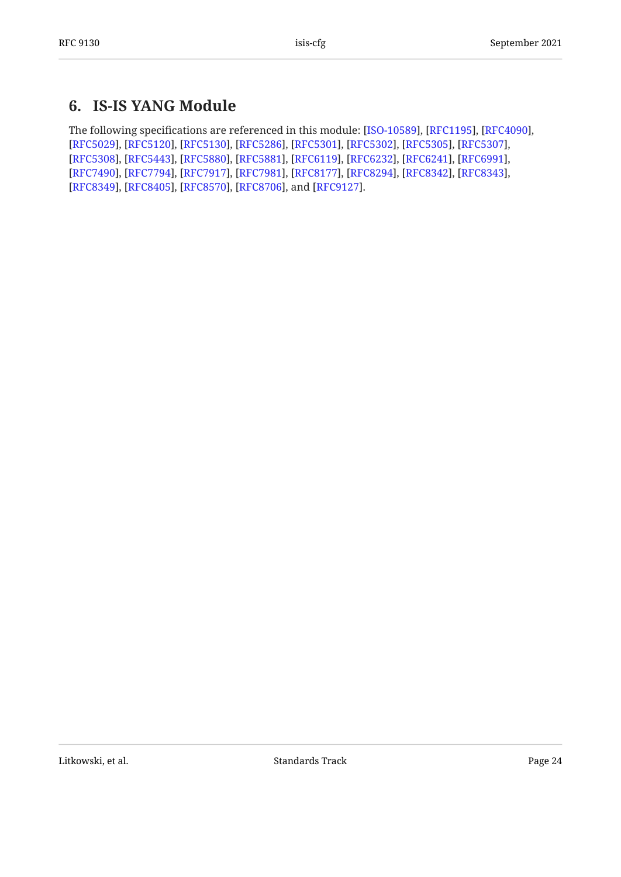# 6. IS-IS YANG Module

The following specifications are referenced in this module: [ISO-10589], [RFC1195], [RFC4090], [RFC5029], [RFC5120], [RFC5130], [RFC5286], [RFC5301], [RFC5302], [RFC5305], [RFC5307], [RFC5308], [RFC5443], [RFC5880], [RFC5881], [RFC6119], [RFC6232], [RFC6241], [RFC6991], [RFC7490], [RFC7794], [RFC7917], [RFC7981], [RFC8177], [RFC8294], [RFC8342], [RFC8343], [RFC8349], [RFC8405], [RFC8570], [RFC8706], and [RFC9127].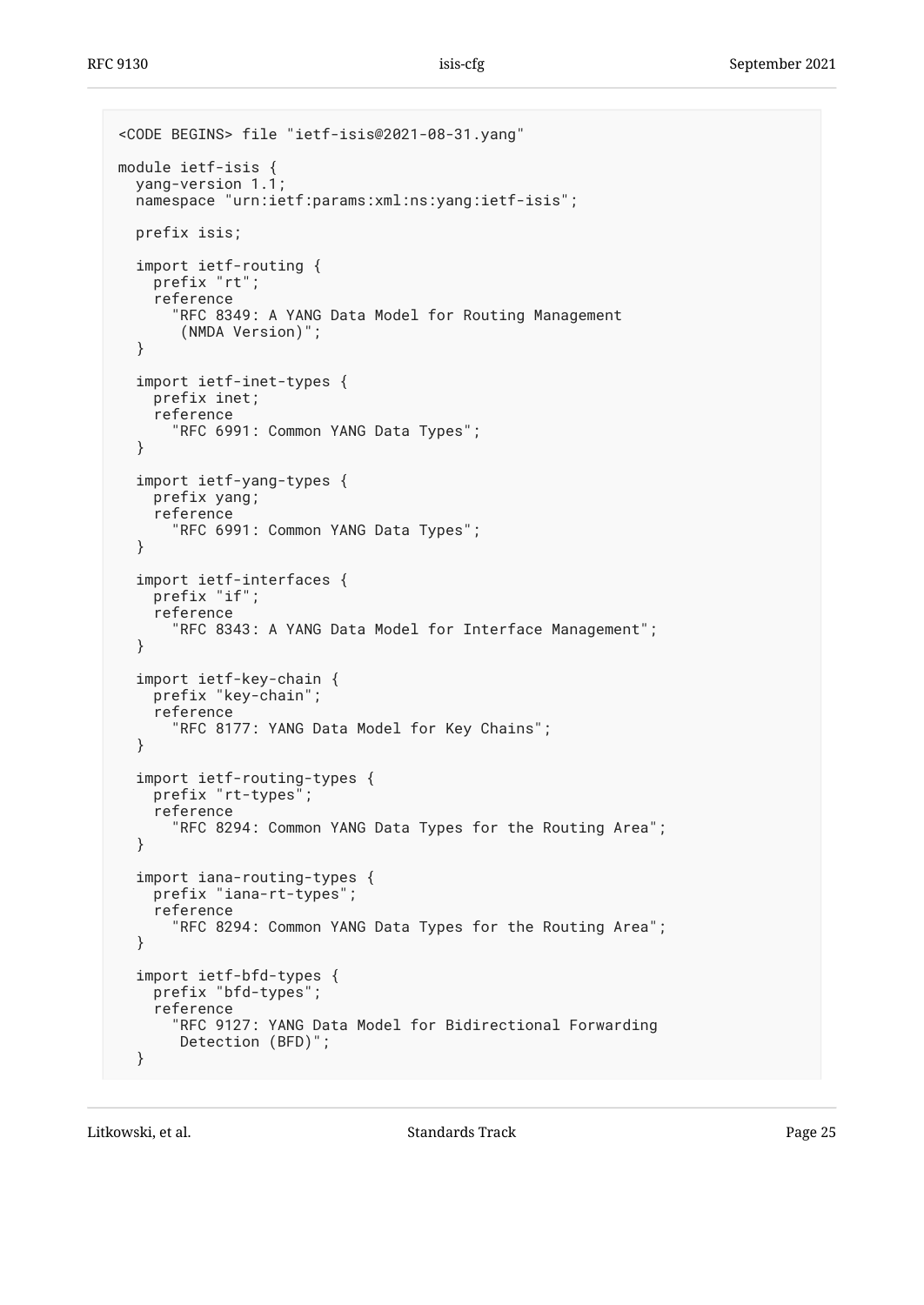```
<CODE BEGINS> file "ietf-isis@2021-08-31.yang"

module ietf-isis {
  yang-version 1.1;
  namespace "urn:ietf:params:xml:ns:yang:ietf-isis";

  prefix isis;

  import ietf-routing {
    prefix "rt";
    reference
      "RFC 8349: A YANG Data Model for Routing Management
       (NMDA Version)";
  }

  import ietf-inet-types {
    prefix inet;
    reference
      "RFC 6991: Common YANG Data Types";
  }

  import ietf-yang-types {
    prefix yang;
    reference
      "RFC 6991: Common YANG Data Types";
  }

  import ietf-interfaces {
    prefix "if";
    reference
      "RFC 8343: A YANG Data Model for Interface Management";
  }

  import ietf-key-chain {
    prefix "key-chain";
    reference
      "RFC 8177: YANG Data Model for Key Chains";
  }

  import ietf-routing-types {
    prefix "rt-types";
    reference
      "RFC 8294: Common YANG Data Types for the Routing Area";
  }

  import iana-routing-types {
    prefix "iana-rt-types";
    reference
      "RFC 8294: Common YANG Data Types for the Routing Area";
  }

  import ietf-bfd-types {
    prefix "bfd-types";
    reference
      "RFC 9127: YANG Data Model for Bidirectional Forwarding
       Detection (BFD)";
  }
```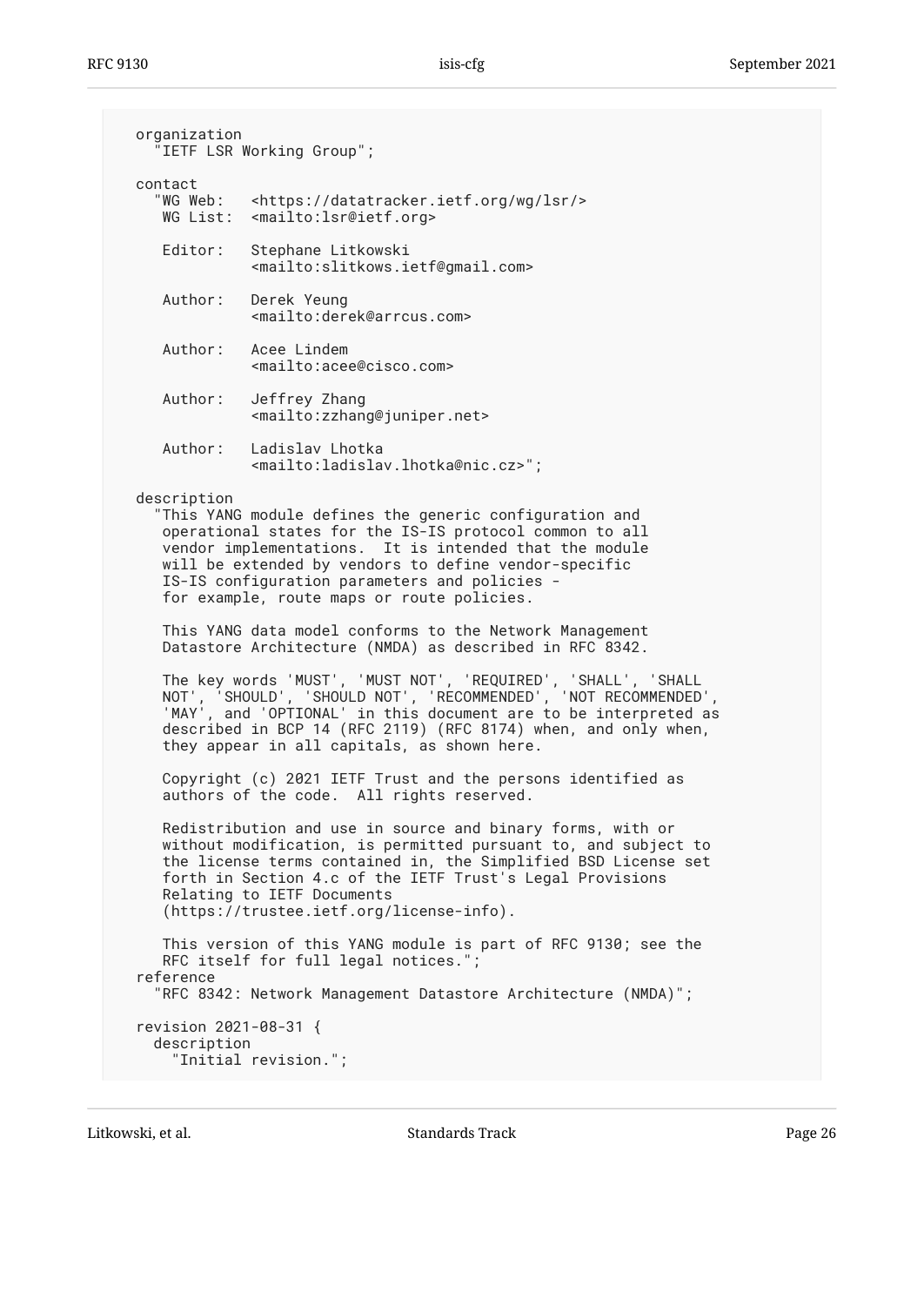```
  organization
    "IETF LSR Working Group";

  contact
    "WG Web:   <https://datatracker.ietf.org/wg/lsr/>
     WG List:  <mailto:lsr@ietf.org>

     Editor:   Stephane Litkowski
               <mailto:slitkows.ietf@gmail.com>

     Author:   Derek Yeung
               <mailto:derek@arrcus.com>

     Author:   Acee Lindem
               <mailto:acee@cisco.com>

     Author:   Jeffrey Zhang
               <mailto:zzhang@juniper.net>

     Author:   Ladislav Lhotka
               <mailto:ladislav.lhotka@nic.cz>";

  description
    "This YANG module defines the generic configuration and
     operational states for the IS-IS protocol common to all
     vendor implementations.  It is intended that the module
     will be extended by vendors to define vendor-specific
     IS-IS configuration parameters and policies -
     for example, route maps or route policies.

     This YANG data model conforms to the Network Management
     Datastore Architecture (NMDA) as described in RFC 8342.

     The key words 'MUST', 'MUST NOT', 'REQUIRED', 'SHALL', 'SHALL
     NOT', 'SHOULD', 'SHOULD NOT', 'RECOMMENDED', 'NOT RECOMMENDED',
     'MAY', and 'OPTIONAL' in this document are to be interpreted as
     described in BCP 14 (RFC 2119) (RFC 8174) when, and only when,
     they appear in all capitals, as shown here.

     Copyright (c) 2021 IETF Trust and the persons identified as
     authors of the code.  All rights reserved.

     Redistribution and use in source and binary forms, with or
     without modification, is permitted pursuant to, and subject to
     the license terms contained in, the Simplified BSD License set
     forth in Section 4.c of the IETF Trust's Legal Provisions
     Relating to IETF Documents
     (https://trustee.ietf.org/license-info).

     This version of this YANG module is part of RFC 9130; see the
     RFC itself for full legal notices.";
  reference
    "RFC 8342: Network Management Datastore Architecture (NMDA)";

  revision 2021-08-31 {
    description
      "Initial revision.";
```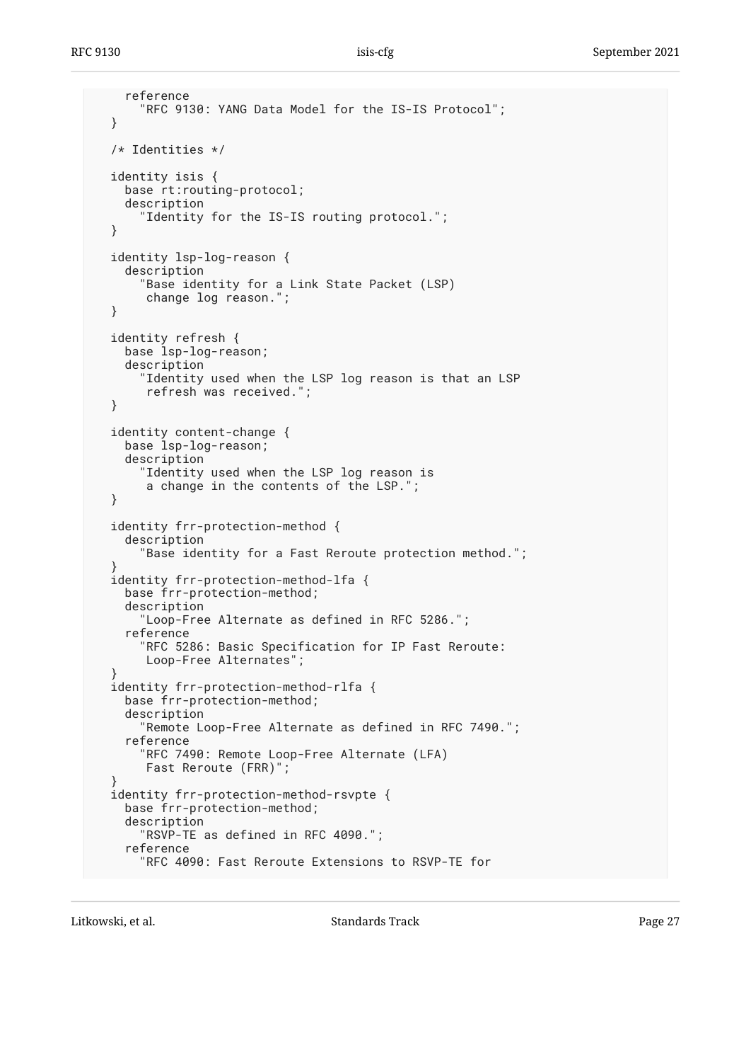```
    reference
      "RFC 9130: YANG Data Model for the IS-IS Protocol";
  }

  /* Identities */

  identity isis {
    base rt:routing-protocol;
    description
      "Identity for the IS-IS routing protocol.";
  }

  identity lsp-log-reason {
    description
      "Base identity for a Link State Packet (LSP)
       change log reason.";
  }

  identity refresh {
    base lsp-log-reason;
    description
      "Identity used when the LSP log reason is that an LSP
       refresh was received.";
  }

  identity content-change {
    base lsp-log-reason;
    description
      "Identity used when the LSP log reason is
       a change in the contents of the LSP.";
  }

  identity frr-protection-method {
    description
      "Base identity for a Fast Reroute protection method.";
  }
  identity frr-protection-method-lfa {
    base frr-protection-method;
    description
      "Loop-Free Alternate as defined in RFC 5286.";
    reference
      "RFC 5286: Basic Specification for IP Fast Reroute:
       Loop-Free Alternates";
  }
  identity frr-protection-method-rlfa {
    base frr-protection-method;
    description
      "Remote Loop-Free Alternate as defined in RFC 7490.";
    reference
      "RFC 7490: Remote Loop-Free Alternate (LFA)
       Fast Reroute (FRR)";
  }
  identity frr-protection-method-rsvpte {
    base frr-protection-method;
    description
      "RSVP-TE as defined in RFC 4090.";
    reference
      "RFC 4090: Fast Reroute Extensions to RSVP-TE for
```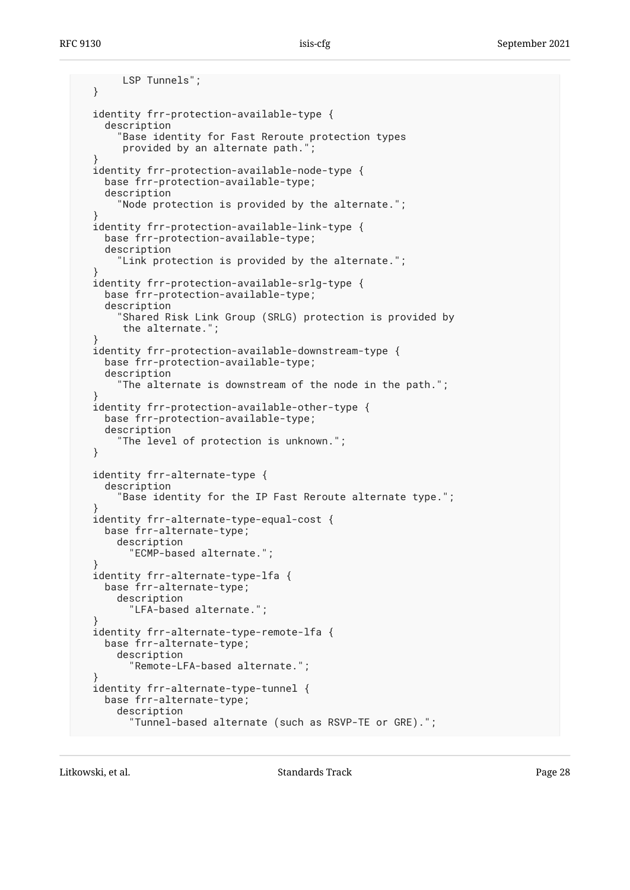```
         LSP Tunnels";
    }

    identity frr-protection-available-type {
      description
        "Base identity for Fast Reroute protection types
         provided by an alternate path.";
    }
    identity frr-protection-available-node-type {
      base frr-protection-available-type;
      description
        "Node protection is provided by the alternate.";
    }
    identity frr-protection-available-link-type {
      base frr-protection-available-type;
      description
        "Link protection is provided by the alternate.";
    }
    identity frr-protection-available-srlg-type {
      base frr-protection-available-type;
      description
        "Shared Risk Link Group (SRLG) protection is provided by
         the alternate.";
    }
    identity frr-protection-available-downstream-type {
      base frr-protection-available-type;
      description
        "The alternate is downstream of the node in the path.";
    }
    identity frr-protection-available-other-type {
      base frr-protection-available-type;
      description
        "The level of protection is unknown.";
    }

    identity frr-alternate-type {
      description
        "Base identity for the IP Fast Reroute alternate type.";
    }
    identity frr-alternate-type-equal-cost {
      base frr-alternate-type;
        description
          "ECMP-based alternate.";
    }
    identity frr-alternate-type-lfa {
      base frr-alternate-type;
        description
          "LFA-based alternate.";
    }
    identity frr-alternate-type-remote-lfa {
      base frr-alternate-type;
        description
          "Remote-LFA-based alternate.";
    }
    identity frr-alternate-type-tunnel {
      base frr-alternate-type;
        description
          "Tunnel-based alternate (such as RSVP-TE or GRE).";
```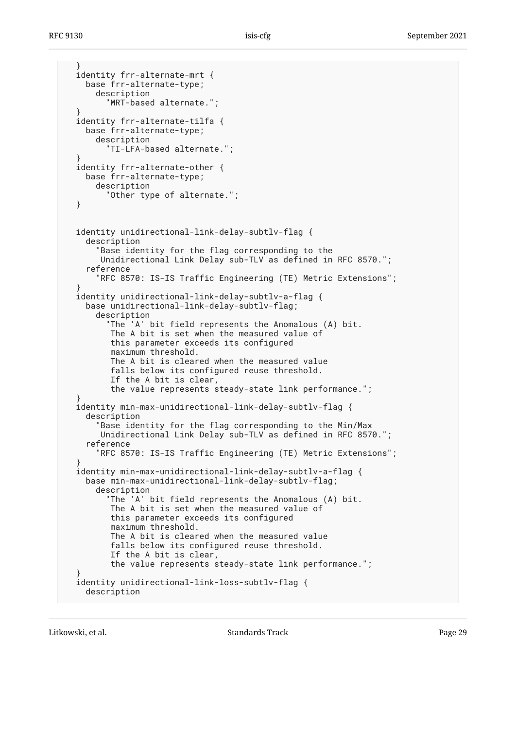```
    }
    identity frr-alternate-mrt {
      base frr-alternate-type;
        description
          "MRT-based alternate.";
    }
    identity frr-alternate-tilfa {
      base frr-alternate-type;
        description
          "TI-LFA-based alternate.";
    }
    identity frr-alternate-other {
      base frr-alternate-type;
        description
          "Other type of alternate.";
    }


    identity unidirectional-link-delay-subtlv-flag {
      description
        "Base identity for the flag corresponding to the
         Unidirectional Link Delay sub-TLV as defined in RFC 8570.";
      reference
        "RFC 8570: IS-IS Traffic Engineering (TE) Metric Extensions";
    }
    identity unidirectional-link-delay-subtlv-a-flag {
      base unidirectional-link-delay-subtlv-flag;
        description
          "The 'A' bit field represents the Anomalous (A) bit.
           The A bit is set when the measured value of
           this parameter exceeds its configured
           maximum threshold.
           The A bit is cleared when the measured value
           falls below its configured reuse threshold.
           If the A bit is clear,
           the value represents steady-state link performance.";
    }
    identity min-max-unidirectional-link-delay-subtlv-flag {
      description
        "Base identity for the flag corresponding to the Min/Max
         Unidirectional Link Delay sub-TLV as defined in RFC 8570.";
      reference
        "RFC 8570: IS-IS Traffic Engineering (TE) Metric Extensions";
    }
    identity min-max-unidirectional-link-delay-subtlv-a-flag {
      base min-max-unidirectional-link-delay-subtlv-flag;
        description
          "The 'A' bit field represents the Anomalous (A) bit.
           The A bit is set when the measured value of
           this parameter exceeds its configured
           maximum threshold.
           The A bit is cleared when the measured value
           falls below its configured reuse threshold.
           If the A bit is clear,
           the value represents steady-state link performance.";
    }
    identity unidirectional-link-loss-subtlv-flag {
      description
```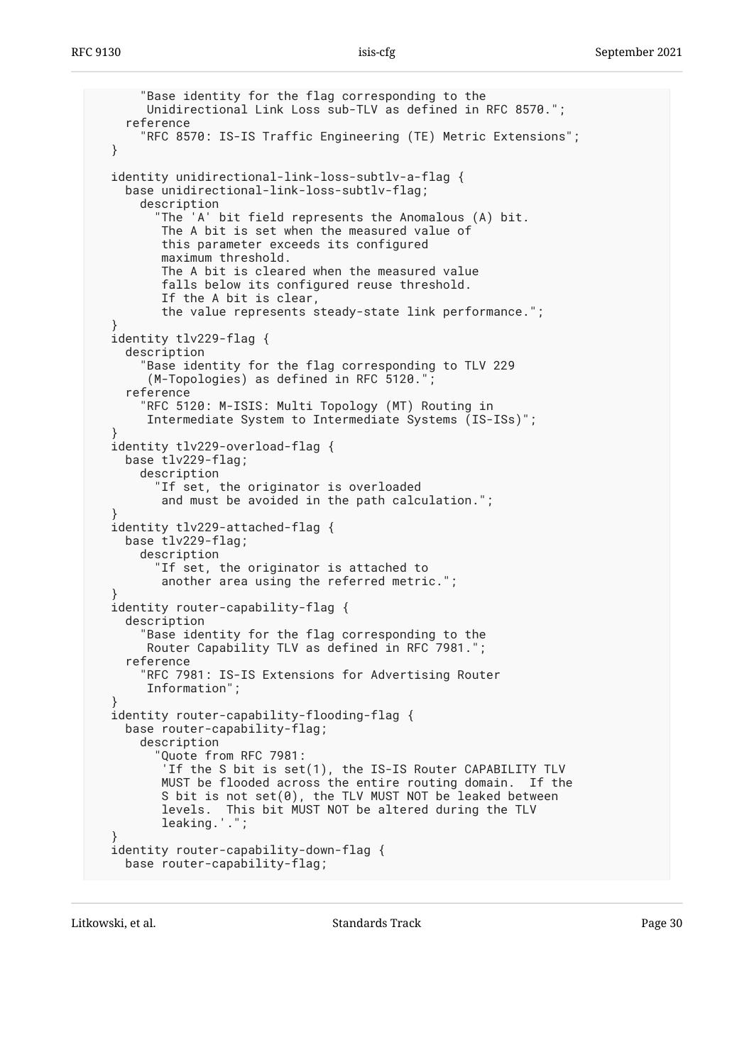```
       "Base identity for the flag corresponding to the
        Unidirectional Link Loss sub-TLV as defined in RFC 8570.";
     reference
       "RFC 8570: IS-IS Traffic Engineering (TE) Metric Extensions";
   }

   identity unidirectional-link-loss-subtlv-a-flag {
     base unidirectional-link-loss-subtlv-flag;
       description
         "The 'A' bit field represents the Anomalous (A) bit.
          The A bit is set when the measured value of
          this parameter exceeds its configured
          maximum threshold.
          The A bit is cleared when the measured value
          falls below its configured reuse threshold.
          If the A bit is clear,
          the value represents steady-state link performance.";
   }
   identity tlv229-flag {
     description
       "Base identity for the flag corresponding to TLV 229
        (M-Topologies) as defined in RFC 5120.";
     reference
       "RFC 5120: M-ISIS: Multi Topology (MT) Routing in
        Intermediate System to Intermediate Systems (IS-ISs)";
   }
   identity tlv229-overload-flag {
     base tlv229-flag;
       description
         "If set, the originator is overloaded
          and must be avoided in the path calculation.";
   }
   identity tlv229-attached-flag {
     base tlv229-flag;
       description
         "If set, the originator is attached to
          another area using the referred metric.";
   }
   identity router-capability-flag {
     description
       "Base identity for the flag corresponding to the
        Router Capability TLV as defined in RFC 7981.";
     reference
       "RFC 7981: IS-IS Extensions for Advertising Router
        Information";
   }
   identity router-capability-flooding-flag {
     base router-capability-flag;
       description
         "Quote from RFC 7981:
          'If the S bit is set(1), the IS-IS Router CAPABILITY TLV
          MUST be flooded across the entire routing domain.  If the
          S bit is not set(0), the TLV MUST NOT be leaked between
          levels.  This bit MUST NOT be altered during the TLV
          leaking.'.";
   }
   identity router-capability-down-flag {
     base router-capability-flag;
```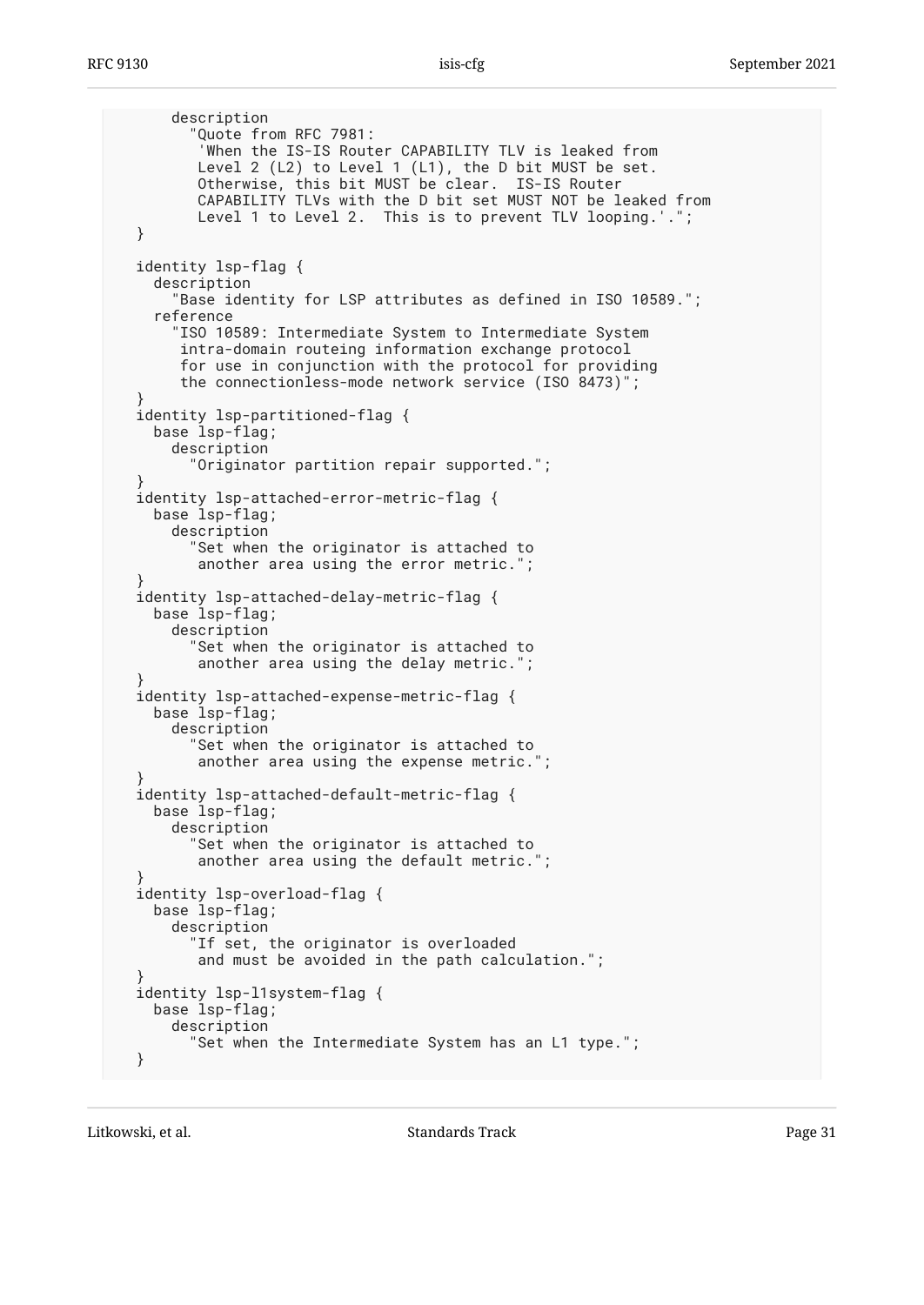```
      description
        "Quote from RFC 7981:
         'When the IS-IS Router CAPABILITY TLV is leaked from
         Level 2 (L2) to Level 1 (L1), the D bit MUST be set.
         Otherwise, this bit MUST be clear.  IS-IS Router
         CAPABILITY TLVs with the D bit set MUST NOT be leaked from
         Level 1 to Level 2.  This is to prevent TLV looping.'.";
  }

  identity lsp-flag {
    description
      "Base identity for LSP attributes as defined in ISO 10589.";
    reference
      "ISO 10589: Intermediate System to Intermediate System
       intra-domain routeing information exchange protocol
       for use in conjunction with the protocol for providing
       the connectionless-mode network service (ISO 8473)";
  }
  identity lsp-partitioned-flag {
    base lsp-flag;
      description
        "Originator partition repair supported.";
  }
  identity lsp-attached-error-metric-flag {
    base lsp-flag;
      description
        "Set when the originator is attached to
         another area using the error metric.";
  }
  identity lsp-attached-delay-metric-flag {
    base lsp-flag;
      description
        "Set when the originator is attached to
         another area using the delay metric.";
  }
  identity lsp-attached-expense-metric-flag {
    base lsp-flag;
      description
        "Set when the originator is attached to
         another area using the expense metric.";
  }
  identity lsp-attached-default-metric-flag {
    base lsp-flag;
      description
        "Set when the originator is attached to
         another area using the default metric.";
  }
  identity lsp-overload-flag {
    base lsp-flag;
      description
        "If set, the originator is overloaded
         and must be avoided in the path calculation.";
  }
  identity lsp-l1system-flag {
    base lsp-flag;
      description
        "Set when the Intermediate System has an L1 type.";
  }
```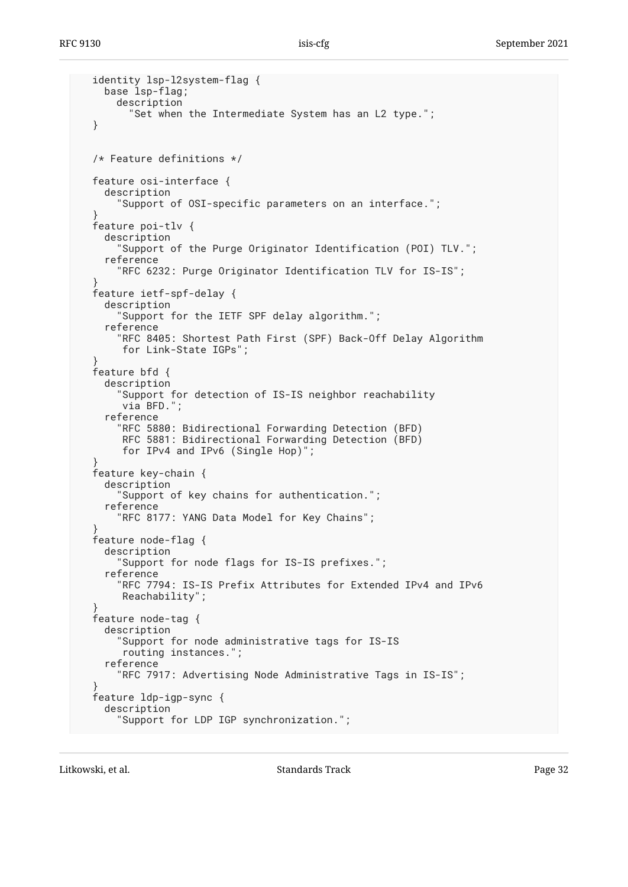```
  identity lsp-l2system-flag {
    base lsp-flag;
      description
        "Set when the Intermediate System has an L2 type.";
  }


  /* Feature definitions */

  feature osi-interface {
    description
      "Support of OSI-specific parameters on an interface.";
  }
  feature poi-tlv {
    description
      "Support of the Purge Originator Identification (POI) TLV.";
    reference
      "RFC 6232: Purge Originator Identification TLV for IS-IS";
  }
  feature ietf-spf-delay {
    description
      "Support for the IETF SPF delay algorithm.";
    reference
      "RFC 8405: Shortest Path First (SPF) Back-Off Delay Algorithm
       for Link-State IGPs";
  }
  feature bfd {
    description
      "Support for detection of IS-IS neighbor reachability
       via BFD.";
    reference
      "RFC 5880: Bidirectional Forwarding Detection (BFD)
       RFC 5881: Bidirectional Forwarding Detection (BFD)
       for IPv4 and IPv6 (Single Hop)";
  }
  feature key-chain {
    description
      "Support of key chains for authentication.";
    reference
      "RFC 8177: YANG Data Model for Key Chains";
  }
  feature node-flag {
    description
      "Support for node flags for IS-IS prefixes.";
    reference
      "RFC 7794: IS-IS Prefix Attributes for Extended IPv4 and IPv6
       Reachability";
  }
  feature node-tag {
    description
      "Support for node administrative tags for IS-IS
       routing instances.";
    reference
      "RFC 7917: Advertising Node Administrative Tags in IS-IS";
  }
  feature ldp-igp-sync {
    description
      "Support for LDP IGP synchronization.";
```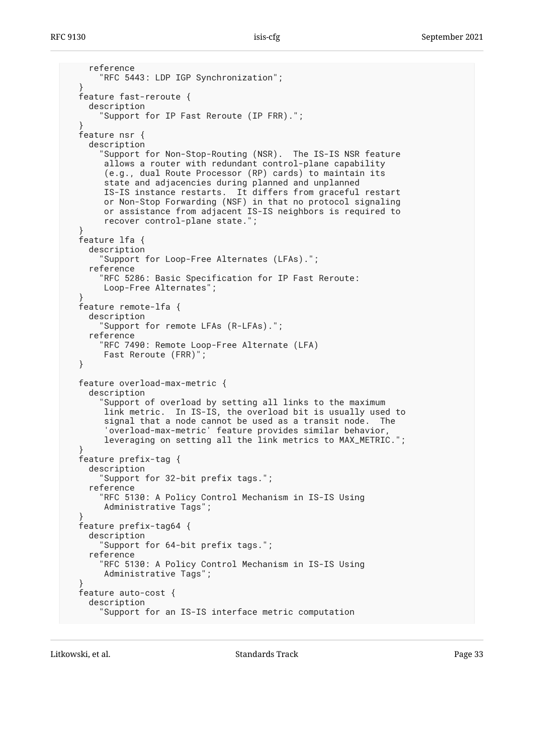```
     reference
       "RFC 5443: LDP IGP Synchronization";
   }
   feature fast-reroute {
     description
       "Support for IP Fast Reroute (IP FRR).";
   }
   feature nsr {
     description
       "Support for Non-Stop-Routing (NSR).  The IS-IS NSR feature
        allows a router with redundant control-plane capability
        (e.g., dual Route Processor (RP) cards) to maintain its
        state and adjacencies during planned and unplanned
        IS-IS instance restarts.  It differs from graceful restart
        or Non-Stop Forwarding (NSF) in that no protocol signaling
        or assistance from adjacent IS-IS neighbors is required to
        recover control-plane state.";
   }
   feature lfa {
     description
       "Support for Loop-Free Alternates (LFAs).";
     reference
       "RFC 5286: Basic Specification for IP Fast Reroute:
        Loop-Free Alternates";
   }
   feature remote-lfa {
     description
       "Support for remote LFAs (R-LFAs).";
     reference
       "RFC 7490: Remote Loop-Free Alternate (LFA)
        Fast Reroute (FRR)";
   }

   feature overload-max-metric {
     description
       "Support of overload by setting all links to the maximum
        link metric.  In IS-IS, the overload bit is usually used to
        signal that a node cannot be used as a transit node.  The
        'overload-max-metric' feature provides similar behavior,
        leveraging on setting all the link metrics to MAX_METRIC.";
   }
   feature prefix-tag {
     description
       "Support for 32-bit prefix tags.";
     reference
       "RFC 5130: A Policy Control Mechanism in IS-IS Using
        Administrative Tags";
   }
   feature prefix-tag64 {
     description
       "Support for 64-bit prefix tags.";
     reference
       "RFC 5130: A Policy Control Mechanism in IS-IS Using
        Administrative Tags";
   }
   feature auto-cost {
     description
       "Support for an IS-IS interface metric computation
```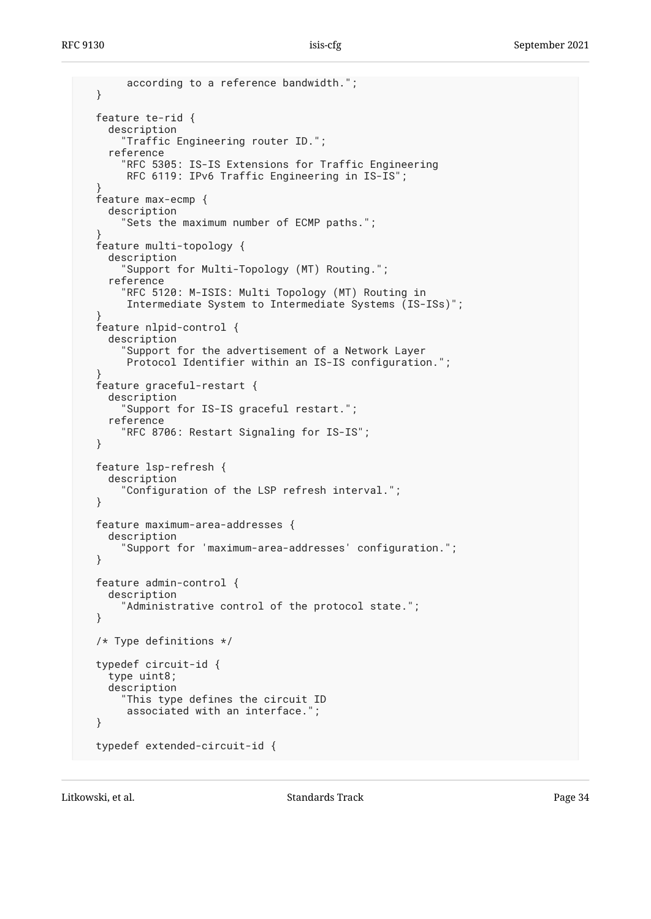```
        according to a reference bandwidth.";
  }

  feature te-rid {
    description
      "Traffic Engineering router ID.";
    reference
      "RFC 5305: IS-IS Extensions for Traffic Engineering
       RFC 6119: IPv6 Traffic Engineering in IS-IS";
  }
  feature max-ecmp {
    description
      "Sets the maximum number of ECMP paths.";
  }
  feature multi-topology {
    description
      "Support for Multi-Topology (MT) Routing.";
    reference
      "RFC 5120: M-ISIS: Multi Topology (MT) Routing in
       Intermediate System to Intermediate Systems (IS-ISs)";
  }
  feature nlpid-control {
    description
      "Support for the advertisement of a Network Layer
       Protocol Identifier within an IS-IS configuration.";
  }
  feature graceful-restart {
    description
      "Support for IS-IS graceful restart.";
    reference
      "RFC 8706: Restart Signaling for IS-IS";
  }

  feature lsp-refresh {
    description
      "Configuration of the LSP refresh interval.";
  }

  feature maximum-area-addresses {
    description
      "Support for 'maximum-area-addresses' configuration.";
  }

  feature admin-control {
    description
      "Administrative control of the protocol state.";
  }

  /* Type definitions */

  typedef circuit-id {
    type uint8;
    description
      "This type defines the circuit ID
       associated with an interface.";
  }

  typedef extended-circuit-id {
```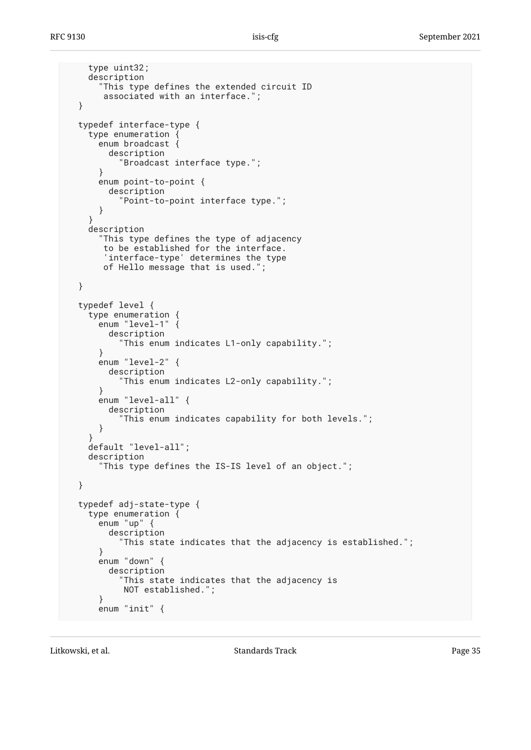```
    type uint32;
    description
      "This type defines the extended circuit ID
       associated with an interface.";
  }

  typedef interface-type {
    type enumeration {
      enum broadcast {
        description
          "Broadcast interface type.";
      }
      enum point-to-point {
        description
          "Point-to-point interface type.";
      }
    }
    description
      "This type defines the type of adjacency
       to be established for the interface.
       'interface-type' determines the type
       of Hello message that is used.";

  }

  typedef level {
    type enumeration {
      enum "level-1" {
        description
          "This enum indicates L1-only capability.";
      }
      enum "level-2" {
        description
          "This enum indicates L2-only capability.";
      }
      enum "level-all" {
        description
          "This enum indicates capability for both levels.";
      }
    }
    default "level-all";
    description
      "This type defines the IS-IS level of an object.";

  }

  typedef adj-state-type {
    type enumeration {
      enum "up" {
        description
          "This state indicates that the adjacency is established.";
      }
      enum "down" {
        description
          "This state indicates that the adjacency is
           NOT established.";
      }
      enum "init" {
```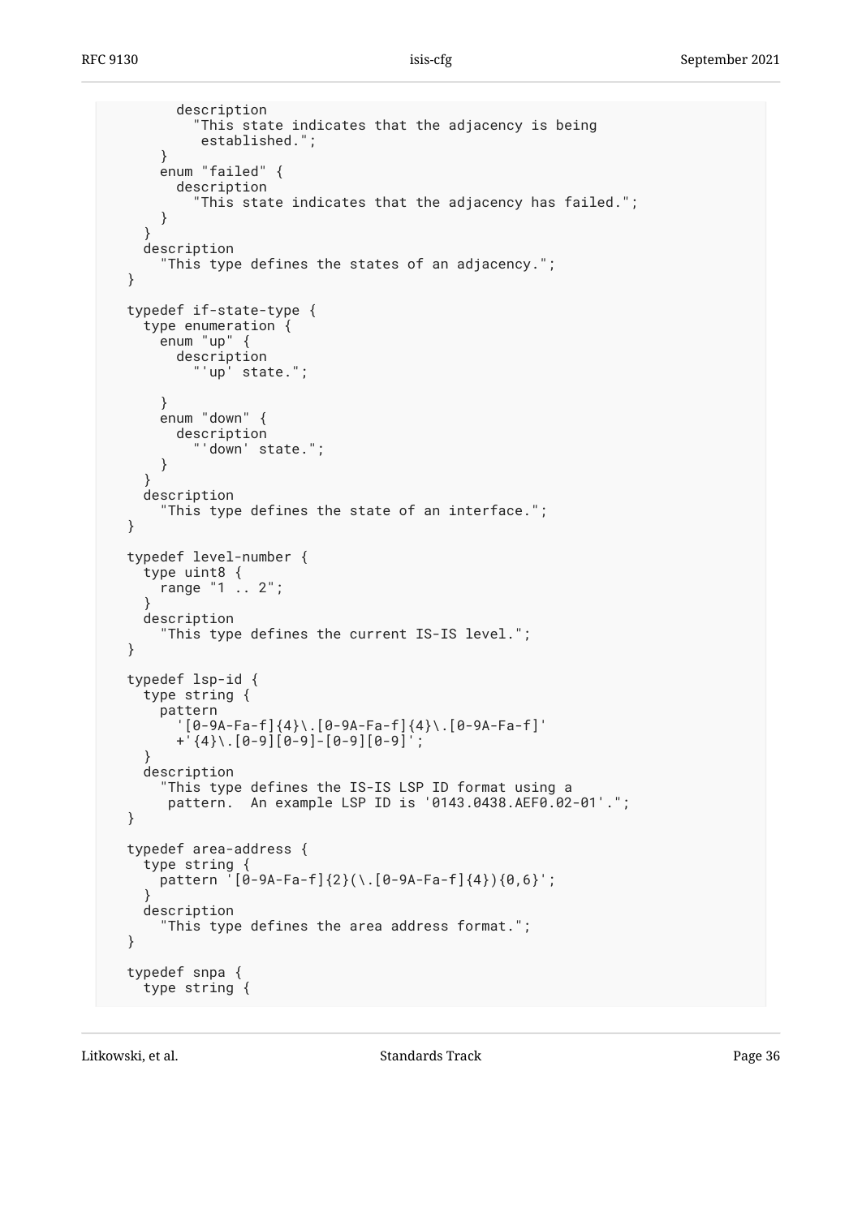```
        description
          "This state indicates that the adjacency is being
           established.";
      }
      enum "failed" {
        description
          "This state indicates that the adjacency has failed.";
      }
    }
    description
      "This type defines the states of an adjacency.";
  }

  typedef if-state-type {
    type enumeration {
      enum "up" {
        description
          "'up' state.";

      }
      enum "down" {
        description
          "'down' state.";
      }
    }
    description
      "This type defines the state of an interface.";
  }

  typedef level-number {
    type uint8 {
      range "1 .. 2";
    }
    description
      "This type defines the current IS-IS level.";
  }

  typedef lsp-id {
    type string {
      pattern
        '[0-9A-Fa-f]{4}\.[0-9A-Fa-f]{4}\.[0-9A-Fa-f]'
       +'{4}\.[0-9][0-9]-[0-9][0-9]';
    }
    description
      "This type defines the IS-IS LSP ID format using a
       pattern.  An example LSP ID is '0143.0438.AEF0.02-01'.";
  }

  typedef area-address {
    type string {
      pattern '[0-9A-Fa-f]{2}(\.[0-9A-Fa-f]{4}){0,6}';
    }
    description
      "This type defines the area address format.";
  }

  typedef snpa {
    type string {
```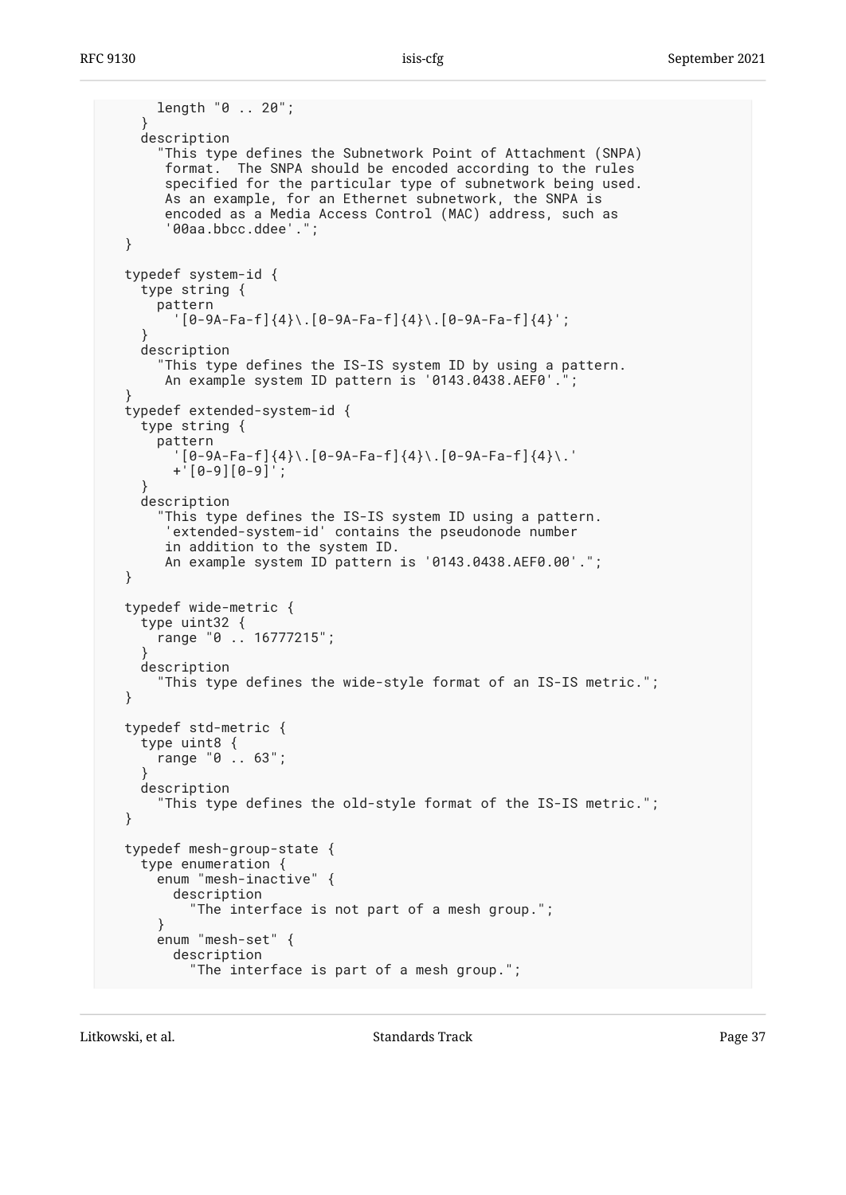```
      length "0 .. 20";
    }
    description
      "This type defines the Subnetwork Point of Attachment (SNPA)
       format.  The SNPA should be encoded according to the rules
       specified for the particular type of subnetwork being used.
       As an example, for an Ethernet subnetwork, the SNPA is
       encoded as a Media Access Control (MAC) address, such as
       '00aa.bbcc.ddee'.";
  }

  typedef system-id {
    type string {
      pattern
        '[0-9A-Fa-f]{4}\.[0-9A-Fa-f]{4}\.[0-9A-Fa-f]{4}';
    }
    description
      "This type defines the IS-IS system ID by using a pattern.
       An example system ID pattern is '0143.0438.AEF0'.";
  }
  typedef extended-system-id {
    type string {
      pattern
        '[0-9A-Fa-f]{4}\.[0-9A-Fa-f]{4}\.[0-9A-Fa-f]{4}\.'
       +'[0-9][0-9]';
    }
    description
      "This type defines the IS-IS system ID using a pattern.
      'extended-system-id' contains the pseudonode number
       in addition to the system ID.
       An example system ID pattern is '0143.0438.AEF0.00'.";
  }

  typedef wide-metric {
    type uint32 {
      range "0 .. 16777215";
    }
    description
      "This type defines the wide-style format of an IS-IS metric.";
  }

  typedef std-metric {
    type uint8 {
      range "0 .. 63";
    }
    description
      "This type defines the old-style format of the IS-IS metric.";
  }

  typedef mesh-group-state {
    type enumeration {
      enum "mesh-inactive" {
        description
          "The interface is not part of a mesh group.";
      }
      enum "mesh-set" {
        description
          "The interface is part of a mesh group.";
```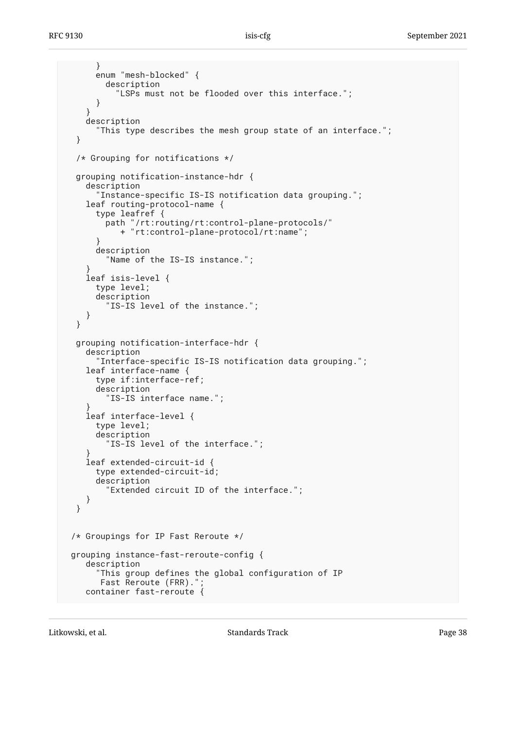```
      }
      enum "mesh-blocked" {
        description
          "LSPs must not be flooded over this interface.";
      }
    }
    description
      "This type describes the mesh group state of an interface.";
  }

  /* Grouping for notifications */

  grouping notification-instance-hdr {
    description
      "Instance-specific IS-IS notification data grouping.";
    leaf routing-protocol-name {
      type leafref {
        path "/rt:routing/rt:control-plane-protocols/"
           + "rt:control-plane-protocol/rt:name";
      }
      description
        "Name of the IS-IS instance.";
    }
    leaf isis-level {
      type level;
      description
        "IS-IS level of the instance.";
    }
  }

  grouping notification-interface-hdr {
    description
      "Interface-specific IS-IS notification data grouping.";
    leaf interface-name {
      type if:interface-ref;
      description
        "IS-IS interface name.";
    }
    leaf interface-level {
      type level;
      description
        "IS-IS level of the interface.";
    }
    leaf extended-circuit-id {
      type extended-circuit-id;
      description
        "Extended circuit ID of the interface.";
    }
  }


 /* Groupings for IP Fast Reroute */

 grouping instance-fast-reroute-config {
    description
      "This group defines the global configuration of IP
       Fast Reroute (FRR).";
    container fast-reroute {
```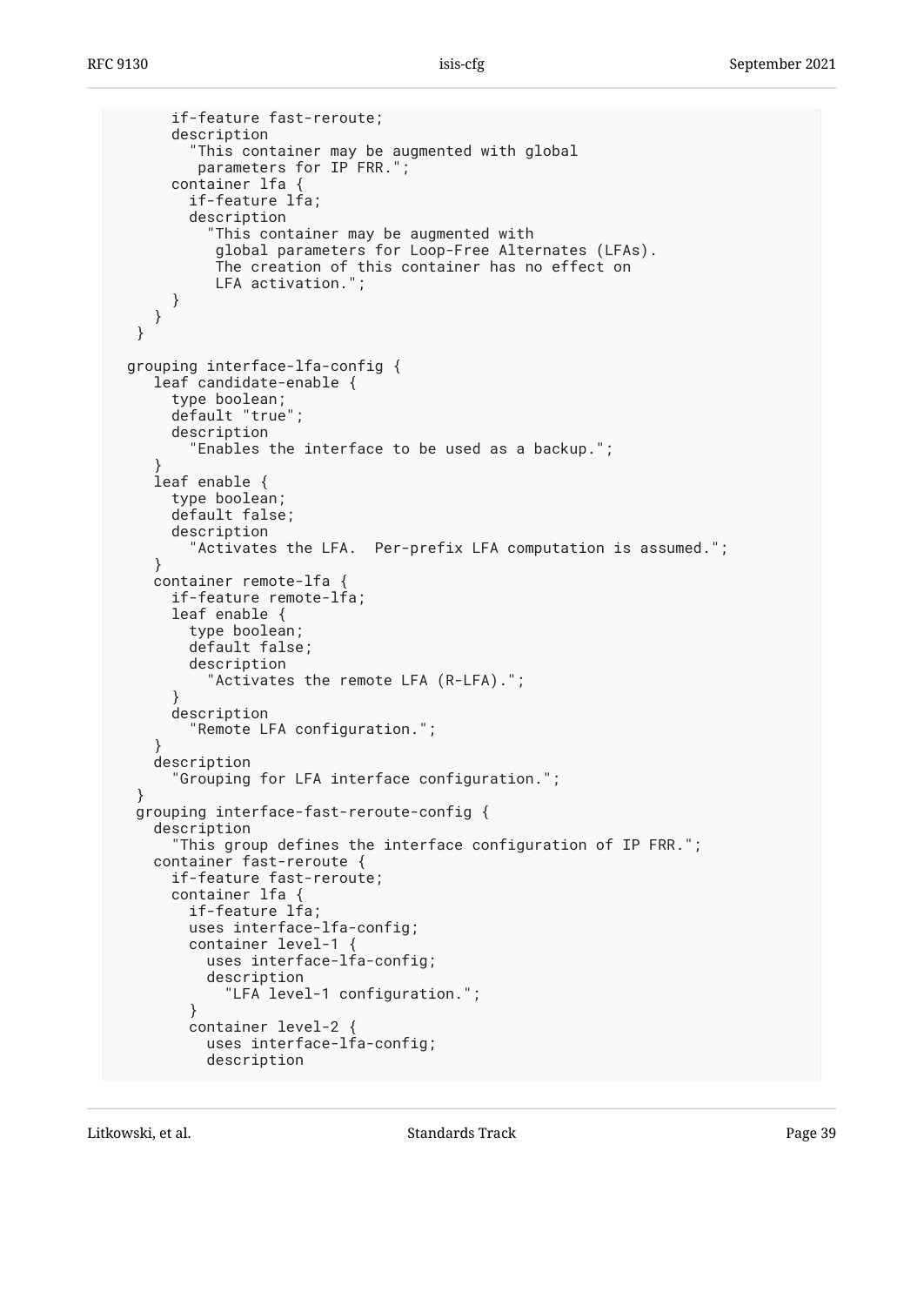```
      if-feature fast-reroute;
      description
        "This container may be augmented with global
         parameters for IP FRR.";
      container lfa {
        if-feature lfa;
        description
          "This container may be augmented with
           global parameters for Loop-Free Alternates (LFAs).
           The creation of this container has no effect on
           LFA activation.";
      }
    }
  }

  grouping interface-lfa-config {
    leaf candidate-enable {
      type boolean;
      default "true";
      description
        "Enables the interface to be used as a backup.";
    }
    leaf enable {
      type boolean;
      default false;
      description
        "Activates the LFA.  Per-prefix LFA computation is assumed.";
    }
    container remote-lfa {
      if-feature remote-lfa;
      leaf enable {
        type boolean;
        default false;
        description
          "Activates the remote LFA (R-LFA).";
      }
      description
        "Remote LFA configuration.";
    }
    description
      "Grouping for LFA interface configuration.";
  }
  grouping interface-fast-reroute-config {
    description
      "This group defines the interface configuration of IP FRR.";
    container fast-reroute {
      if-feature fast-reroute;
      container lfa {
        if-feature lfa;
        uses interface-lfa-config;
        container level-1 {
          uses interface-lfa-config;
          description
            "LFA level-1 configuration.";
        }
        container level-2 {
          uses interface-lfa-config;
          description
```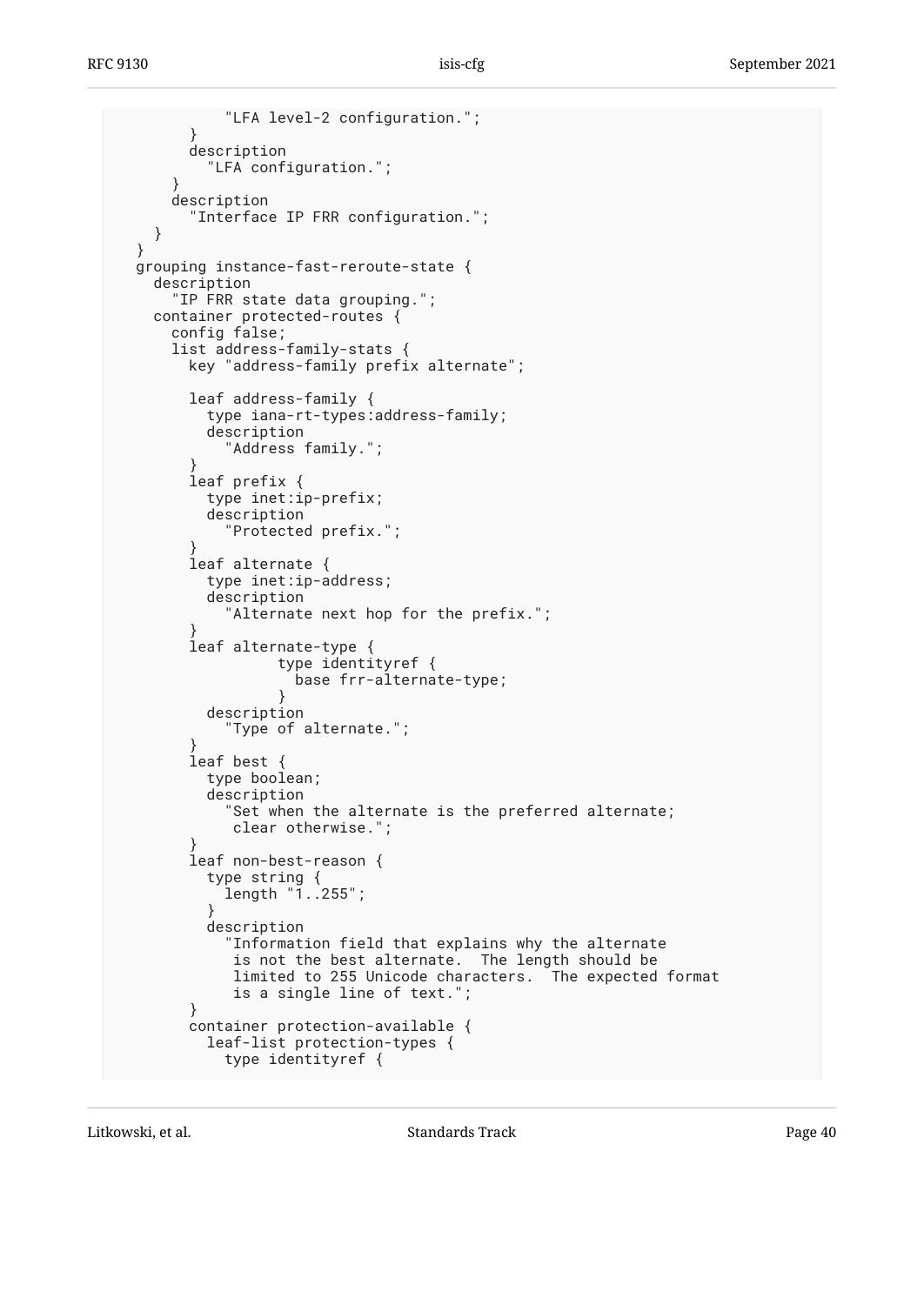```
            "LFA level-2 configuration.";
        }
        description
          "LFA configuration.";
      }
      description
        "Interface IP FRR configuration.";
    }
  }
  grouping instance-fast-reroute-state {
    description
      "IP FRR state data grouping.";
    container protected-routes {
      config false;
      list address-family-stats {
        key "address-family prefix alternate";

        leaf address-family {
          type iana-rt-types:address-family;
          description
            "Address family.";
        }
        leaf prefix {
          type inet:ip-prefix;
          description
            "Protected prefix.";
        }
        leaf alternate {
          type inet:ip-address;
          description
            "Alternate next hop for the prefix.";
        }
        leaf alternate-type {
                  type identityref {
                    base frr-alternate-type;
                  }
          description
            "Type of alternate.";
        }
        leaf best {
          type boolean;
          description
            "Set when the alternate is the preferred alternate;
             clear otherwise.";
        }
        leaf non-best-reason {
          type string {
            length "1..255";
          }
          description
            "Information field that explains why the alternate
             is not the best alternate.  The length should be
             limited to 255 Unicode characters.  The expected format
             is a single line of text.";
        }
        container protection-available {
          leaf-list protection-types {
            type identityref {
```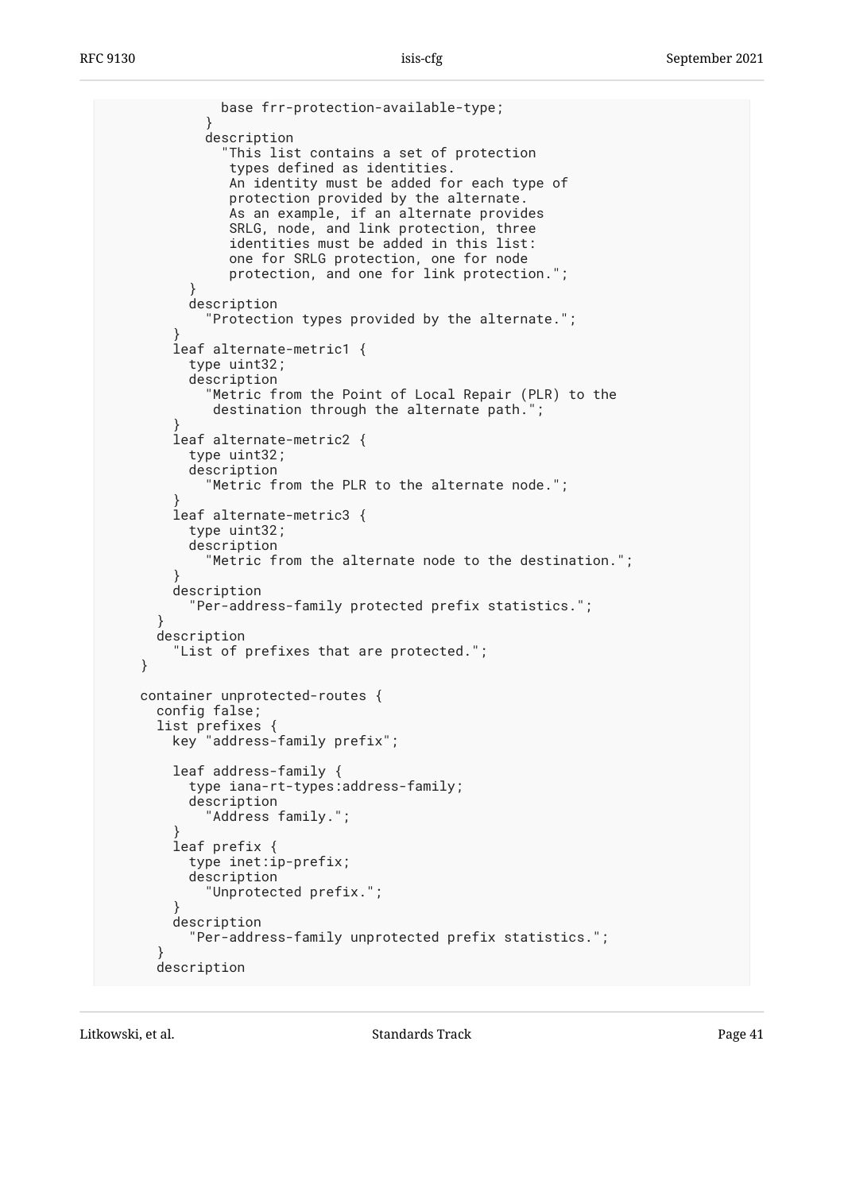```
              base frr-protection-available-type;
            }
            description
              "This list contains a set of protection
               types defined as identities.
               An identity must be added for each type of
               protection provided by the alternate.
               As an example, if an alternate provides
               SRLG, node, and link protection, three
               identities must be added in this list:
               one for SRLG protection, one for node
               protection, and one for link protection.";
          }
          description
            "Protection types provided by the alternate.";
        }
        leaf alternate-metric1 {
          type uint32;
          description
            "Metric from the Point of Local Repair (PLR) to the
             destination through the alternate path.";
        }
        leaf alternate-metric2 {
          type uint32;
          description
            "Metric from the PLR to the alternate node.";
        }
        leaf alternate-metric3 {
          type uint32;
          description
            "Metric from the alternate node to the destination.";
        }
        description
          "Per-address-family protected prefix statistics.";
      }
      description
        "List of prefixes that are protected.";
    }

    container unprotected-routes {
      config false;
      list prefixes {
        key "address-family prefix";

        leaf address-family {
          type iana-rt-types:address-family;
          description
            "Address family.";
        }
        leaf prefix {
          type inet:ip-prefix;
          description
            "Unprotected prefix.";
        }
        description
          "Per-address-family unprotected prefix statistics.";
      }
      description
```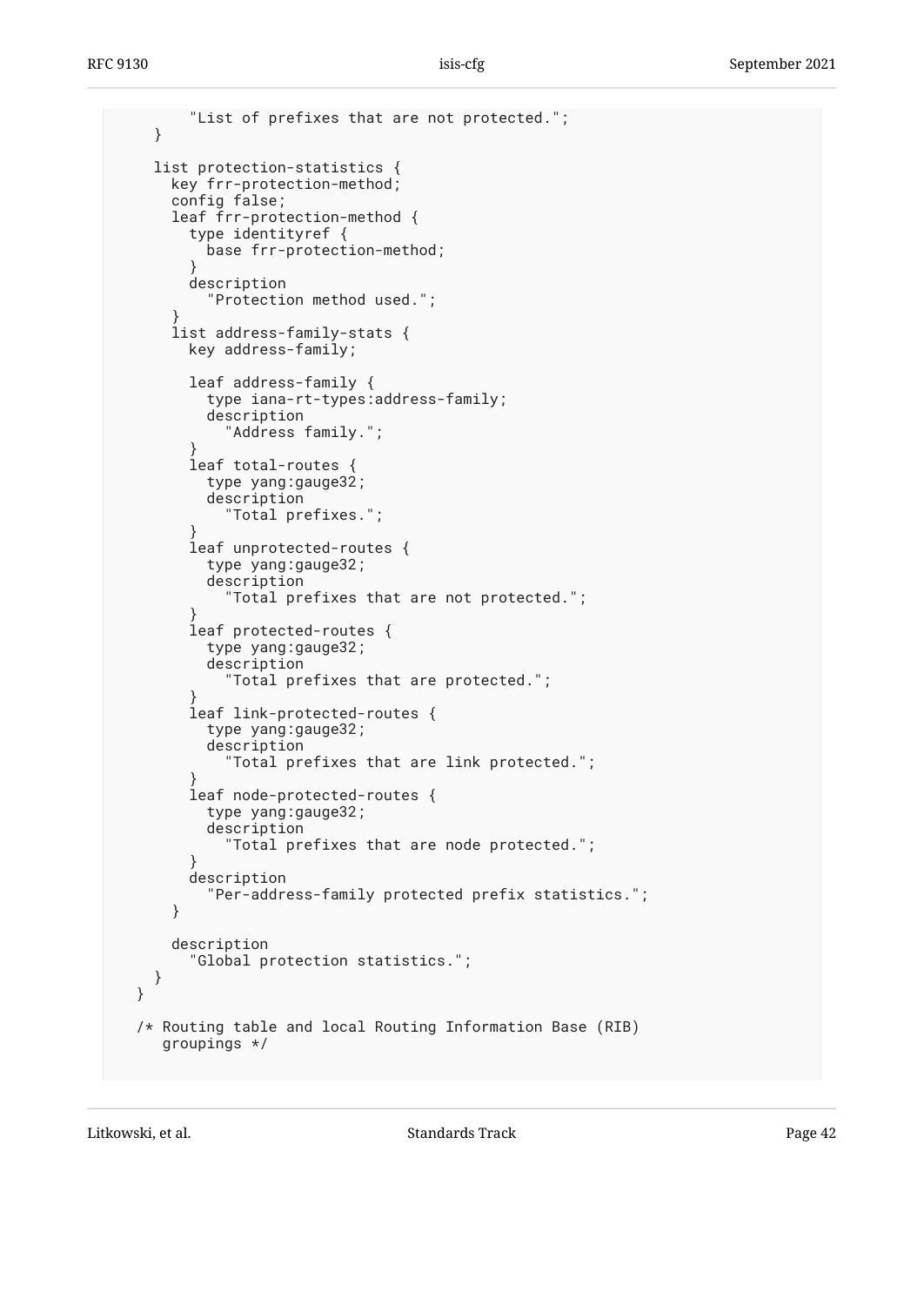```
        "List of prefixes that are not protected.";
    }

    list protection-statistics {
      key frr-protection-method;
      config false;
      leaf frr-protection-method {
        type identityref {
          base frr-protection-method;
        }
        description
          "Protection method used.";
      }
      list address-family-stats {
        key address-family;

        leaf address-family {
          type iana-rt-types:address-family;
          description
            "Address family.";
        }
        leaf total-routes {
          type yang:gauge32;
          description
            "Total prefixes.";
        }
        leaf unprotected-routes {
          type yang:gauge32;
          description
            "Total prefixes that are not protected.";
        }
        leaf protected-routes {
          type yang:gauge32;
          description
            "Total prefixes that are protected.";
        }
        leaf link-protected-routes {
          type yang:gauge32;
          description
            "Total prefixes that are link protected.";
        }
        leaf node-protected-routes {
          type yang:gauge32;
          description
            "Total prefixes that are node protected.";
        }
        description
          "Per-address-family protected prefix statistics.";
      }

      description
        "Global protection statistics.";
    }
  }

  /* Routing table and local Routing Information Base (RIB)
     groupings */
```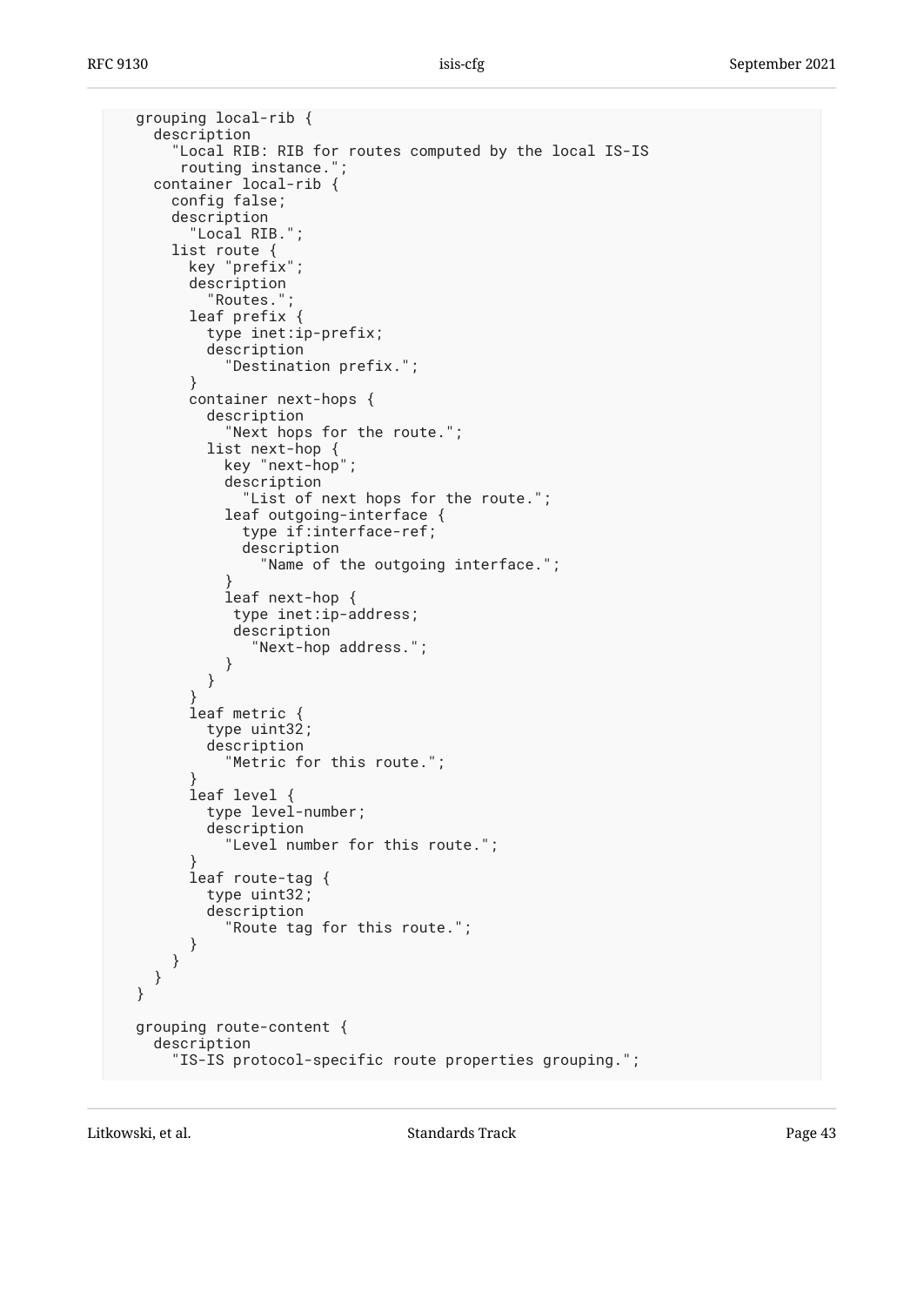```
   grouping local-rib {
     description
       "Local RIB: RIB for routes computed by the local IS-IS
        routing instance.";
     container local-rib {
       config false;
       description
         "Local RIB.";
       list route {
         key "prefix";
         description
           "Routes.";
         leaf prefix {
           type inet:ip-prefix;
           description
             "Destination prefix.";
         }
         container next-hops {
           description
             "Next hops for the route.";
           list next-hop {
             key "next-hop";
             description
               "List of next hops for the route.";
             leaf outgoing-interface {
               type if:interface-ref;
               description
                 "Name of the outgoing interface.";
             }
             leaf next-hop {
              type inet:ip-address;
              description
                "Next-hop address.";
             }
           }
         }
         leaf metric {
           type uint32;
           description
             "Metric for this route.";
         }
         leaf level {
           type level-number;
           description
             "Level number for this route.";
         }
         leaf route-tag {
           type uint32;
           description
             "Route tag for this route.";
         }
       }
     }
   }

   grouping route-content {
     description
       "IS-IS protocol-specific route properties grouping.";
```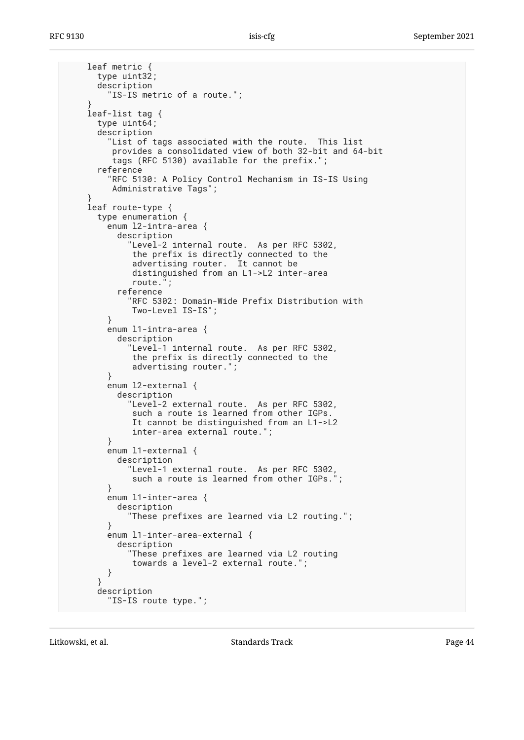```
      leaf metric {
        type uint32;
        description
          "IS-IS metric of a route.";
      }
      leaf-list tag {
        type uint64;
        description
          "List of tags associated with the route.  This list
           provides a consolidated view of both 32-bit and 64-bit
           tags (RFC 5130) available for the prefix.";
        reference
          "RFC 5130: A Policy Control Mechanism in IS-IS Using
           Administrative Tags";
      }
      leaf route-type {
        type enumeration {
          enum l2-intra-area {
            description
              "Level-2 internal route.  As per RFC 5302,
               the prefix is directly connected to the
               advertising router.  It cannot be
               distinguished from an L1->L2 inter-area
               route.";
            reference
              "RFC 5302: Domain-Wide Prefix Distribution with
               Two-Level IS-IS";
          }
          enum l1-intra-area {
            description
              "Level-1 internal route.  As per RFC 5302,
               the prefix is directly connected to the
               advertising router.";
          }
          enum l2-external {
            description
              "Level-2 external route.  As per RFC 5302,
               such a route is learned from other IGPs.
               It cannot be distinguished from an L1->L2
               inter-area external route.";
          }
          enum l1-external {
            description
              "Level-1 external route.  As per RFC 5302,
               such a route is learned from other IGPs.";
          }
          enum l1-inter-area {
            description
              "These prefixes are learned via L2 routing.";
          }
          enum l1-inter-area-external {
            description
              "These prefixes are learned via L2 routing
               towards a level-2 external route.";
          }
        }
        description
          "IS-IS route type.";
```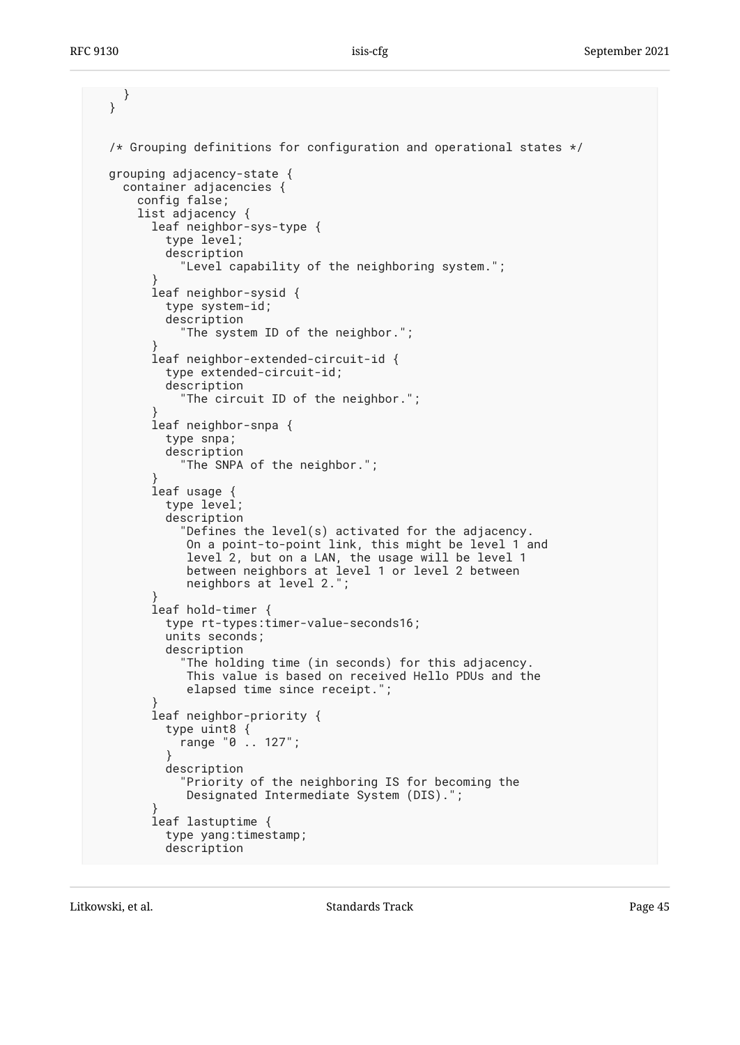```
    }
  }


  /* Grouping definitions for configuration and operational states */

  grouping adjacency-state {
    container adjacencies {
      config false;
      list adjacency {
        leaf neighbor-sys-type {
          type level;
          description
            "Level capability of the neighboring system.";
        }
        leaf neighbor-sysid {
          type system-id;
          description
            "The system ID of the neighbor.";
        }
        leaf neighbor-extended-circuit-id {
          type extended-circuit-id;
          description
            "The circuit ID of the neighbor.";
        }
        leaf neighbor-snpa {
          type snpa;
          description
            "The SNPA of the neighbor.";
        }
        leaf usage {
          type level;
          description
            "Defines the level(s) activated for the adjacency.
             On a point-to-point link, this might be level 1 and
             level 2, but on a LAN, the usage will be level 1
             between neighbors at level 1 or level 2 between
             neighbors at level 2.";
        }
        leaf hold-timer {
          type rt-types:timer-value-seconds16;
          units seconds;
          description
            "The holding time (in seconds) for this adjacency.
             This value is based on received Hello PDUs and the
             elapsed time since receipt.";
        }
        leaf neighbor-priority {
          type uint8 {
            range "0 .. 127";
          }
          description
            "Priority of the neighboring IS for becoming the
             Designated Intermediate System (DIS).";
        }
        leaf lastuptime {
          type yang:timestamp;
          description
```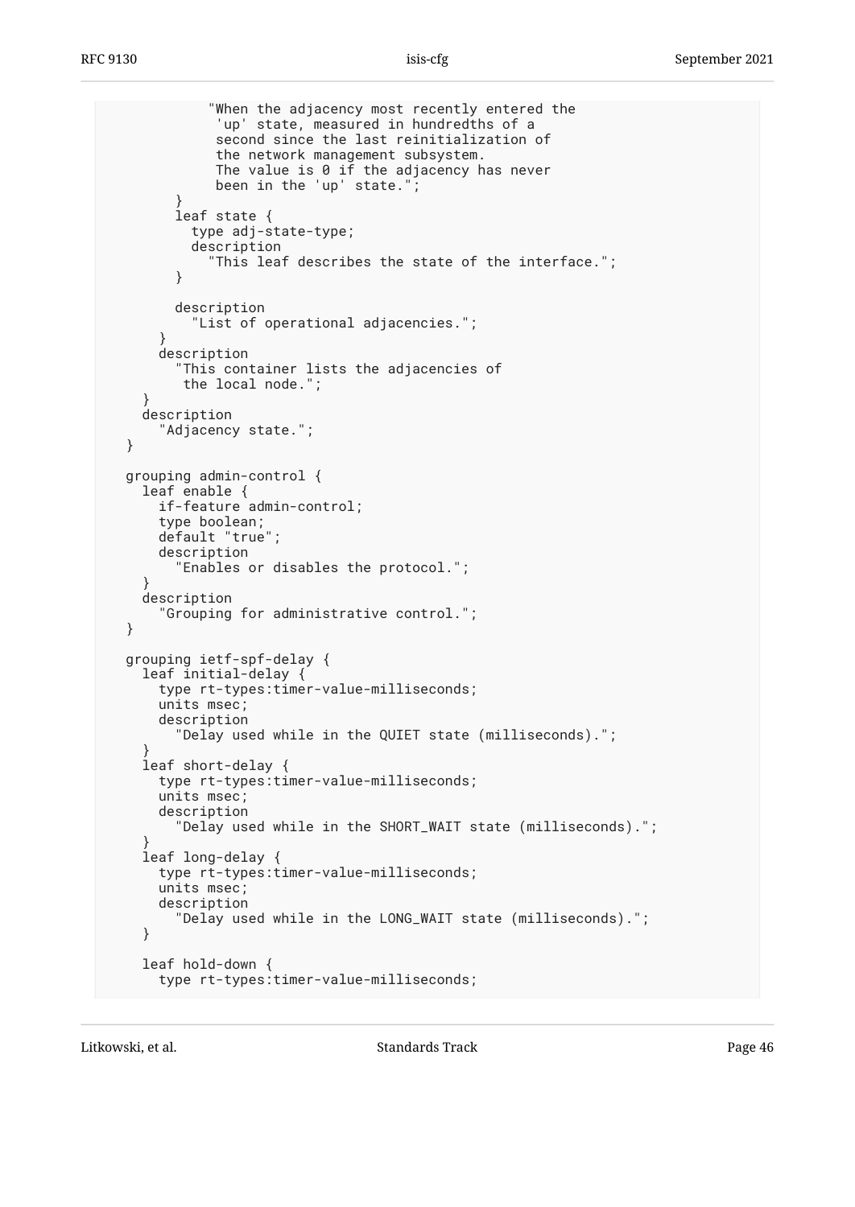```
            "When the adjacency most recently entered the
             'up' state, measured in hundredths of a
             second since the last reinitialization of
             the network management subsystem.
             The value is 0 if the adjacency has never
             been in the 'up' state.";
        }
        leaf state {
          type adj-state-type;
          description
            "This leaf describes the state of the interface.";
        }

        description
          "List of operational adjacencies.";
      }
      description
        "This container lists the adjacencies of
         the local node.";
    }
    description
      "Adjacency state.";
  }

  grouping admin-control {
    leaf enable {
      if-feature admin-control;
      type boolean;
      default "true";
      description
        "Enables or disables the protocol.";
    }
    description
      "Grouping for administrative control.";
  }

  grouping ietf-spf-delay {
    leaf initial-delay {
      type rt-types:timer-value-milliseconds;
      units msec;
      description
        "Delay used while in the QUIET state (milliseconds).";
    }
    leaf short-delay {
      type rt-types:timer-value-milliseconds;
      units msec;
      description
        "Delay used while in the SHORT_WAIT state (milliseconds).";
    }
    leaf long-delay {
      type rt-types:timer-value-milliseconds;
      units msec;
      description
        "Delay used while in the LONG_WAIT state (milliseconds).";
    }

    leaf hold-down {
      type rt-types:timer-value-milliseconds;
```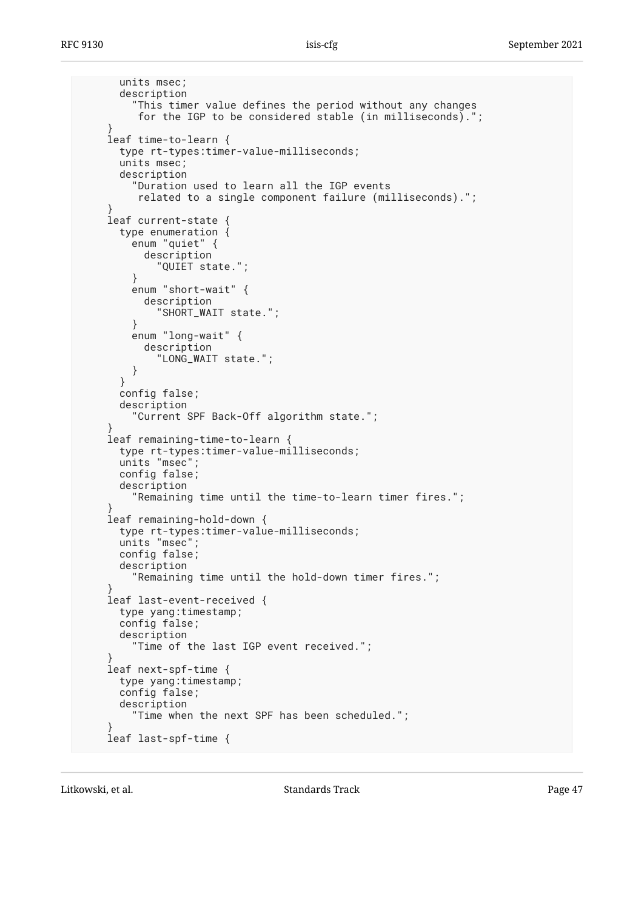```
        units msec;
        description
          "This timer value defines the period without any changes
           for the IGP to be considered stable (in milliseconds).";
      }
      leaf time-to-learn {
        type rt-types:timer-value-milliseconds;
        units msec;
        description
          "Duration used to learn all the IGP events
           related to a single component failure (milliseconds).";
      }
      leaf current-state {
        type enumeration {
          enum "quiet" {
            description
              "QUIET state.";
          }
          enum "short-wait" {
            description
              "SHORT_WAIT state.";
          }
          enum "long-wait" {
            description
              "LONG_WAIT state.";
          }
        }
        config false;
        description
          "Current SPF Back-Off algorithm state.";
      }
      leaf remaining-time-to-learn {
        type rt-types:timer-value-milliseconds;
        units "msec";
        config false;
        description
          "Remaining time until the time-to-learn timer fires.";
      }
      leaf remaining-hold-down {
        type rt-types:timer-value-milliseconds;
        units "msec";
        config false;
        description
          "Remaining time until the hold-down timer fires.";
      }
      leaf last-event-received {
        type yang:timestamp;
        config false;
        description
          "Time of the last IGP event received.";
      }
      leaf next-spf-time {
        type yang:timestamp;
        config false;
        description
          "Time when the next SPF has been scheduled.";
      }
      leaf last-spf-time {
```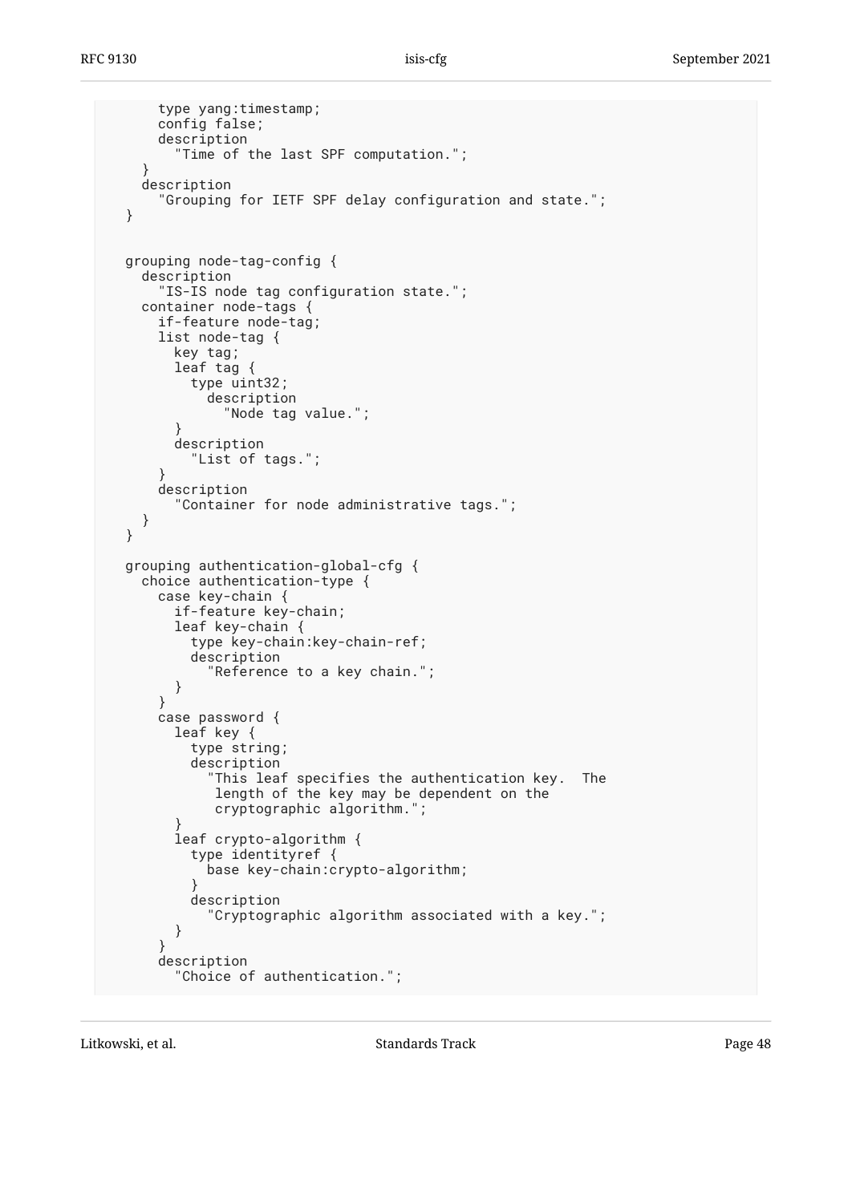```
      type yang:timestamp;
      config false;
      description
        "Time of the last SPF computation.";
    }
    description
      "Grouping for IETF SPF delay configuration and state.";
  }


  grouping node-tag-config {
    description
      "IS-IS node tag configuration state.";
    container node-tags {
      if-feature node-tag;
      list node-tag {
        key tag;
        leaf tag {
          type uint32;
            description
              "Node tag value.";
        }
        description
          "List of tags.";
      }
      description
        "Container for node administrative tags.";
    }
  }

  grouping authentication-global-cfg {
    choice authentication-type {
      case key-chain {
        if-feature key-chain;
        leaf key-chain {
          type key-chain:key-chain-ref;
          description
            "Reference to a key chain.";
        }
      }
      case password {
        leaf key {
          type string;
          description
            "This leaf specifies the authentication key.  The
             length of the key may be dependent on the
             cryptographic algorithm.";
        }
        leaf crypto-algorithm {
          type identityref {
            base key-chain:crypto-algorithm;
          }
          description
            "Cryptographic algorithm associated with a key.";
        }
      }
      description
        "Choice of authentication.";
```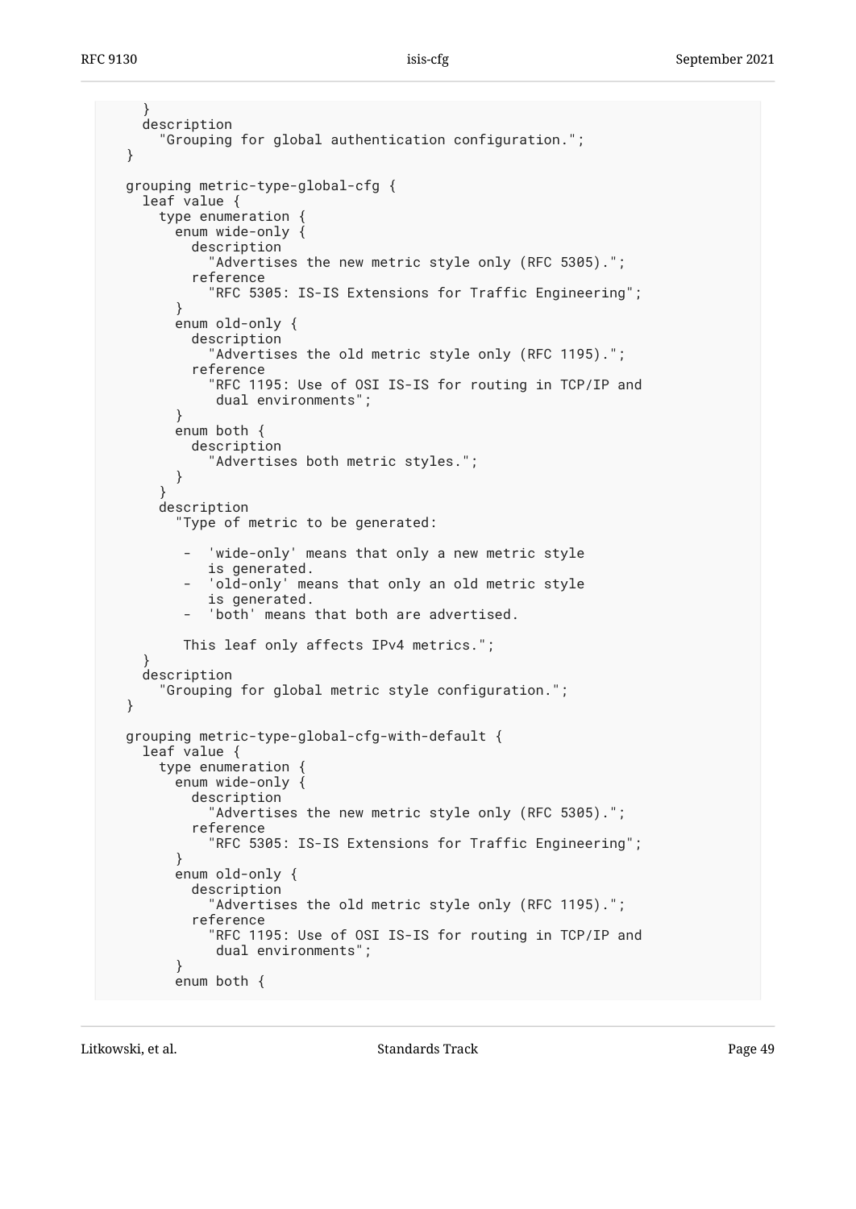```
      }
      description
        "Grouping for global authentication configuration.";
    }

    grouping metric-type-global-cfg {
      leaf value {
        type enumeration {
          enum wide-only {
            description
              "Advertises the new metric style only (RFC 5305).";
            reference
              "RFC 5305: IS-IS Extensions for Traffic Engineering";
          }
          enum old-only {
            description
              "Advertises the old metric style only (RFC 1195).";
            reference
              "RFC 1195: Use of OSI IS-IS for routing in TCP/IP and
               dual environments";
          }
          enum both {
            description
              "Advertises both metric styles.";
          }
        }
        description
          "Type of metric to be generated:

           -  'wide-only' means that only a new metric style
              is generated.
           -  'old-only' means that only an old metric style
              is generated.
           -  'both' means that both are advertised.

           This leaf only affects IPv4 metrics.";
      }
      description
        "Grouping for global metric style configuration.";
    }

    grouping metric-type-global-cfg-with-default {
      leaf value {
        type enumeration {
          enum wide-only {
            description
              "Advertises the new metric style only (RFC 5305).";
            reference
              "RFC 5305: IS-IS Extensions for Traffic Engineering";
          }
          enum old-only {
            description
              "Advertises the old metric style only (RFC 1195).";
            reference
              "RFC 1195: Use of OSI IS-IS for routing in TCP/IP and
               dual environments";
          }
          enum both {
```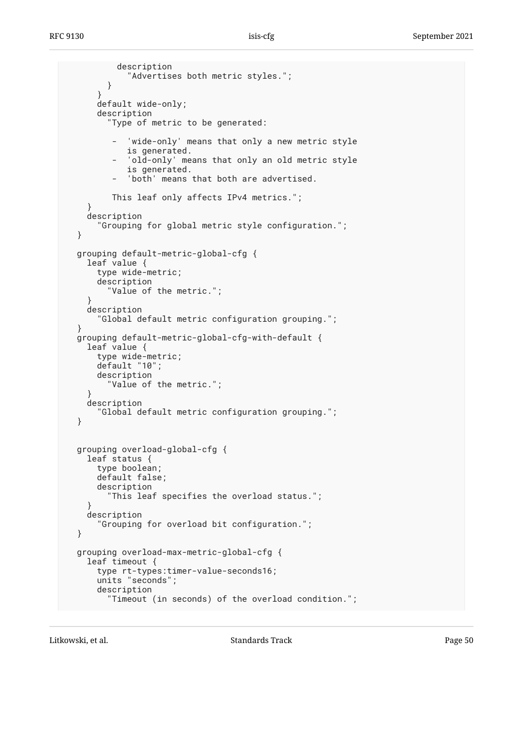```
          description
            "Advertises both metric styles.";
        }
      }
      default wide-only;
      description
        "Type of metric to be generated:

         -  'wide-only' means that only a new metric style
            is generated.
         -  'old-only' means that only an old metric style
            is generated.
         -  'both' means that both are advertised.

         This leaf only affects IPv4 metrics.";
    }
    description
      "Grouping for global metric style configuration.";
  }

  grouping default-metric-global-cfg {
    leaf value {
      type wide-metric;
      description
        "Value of the metric.";
    }
    description
      "Global default metric configuration grouping.";
  }
  grouping default-metric-global-cfg-with-default {
    leaf value {
      type wide-metric;
      default "10";
      description
        "Value of the metric.";
    }
    description
      "Global default metric configuration grouping.";
  }


  grouping overload-global-cfg {
    leaf status {
      type boolean;
      default false;
      description
        "This leaf specifies the overload status.";
    }
    description
      "Grouping for overload bit configuration.";
  }

  grouping overload-max-metric-global-cfg {
    leaf timeout {
      type rt-types:timer-value-seconds16;
      units "seconds";
      description
        "Timeout (in seconds) of the overload condition.";
```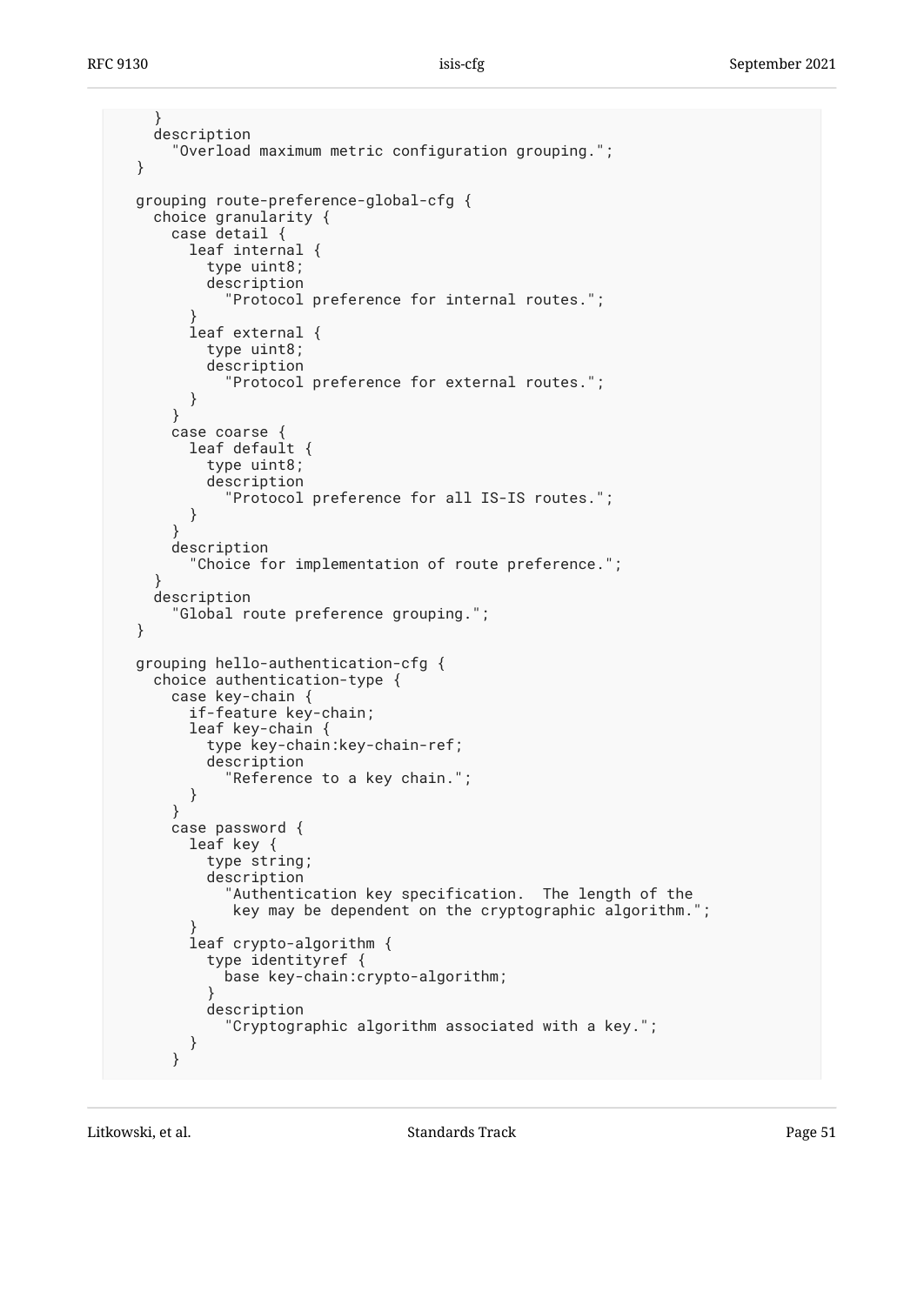```
    }
    description
      "Overload maximum metric configuration grouping.";
  }

  grouping route-preference-global-cfg {
    choice granularity {
      case detail {
        leaf internal {
          type uint8;
          description
            "Protocol preference for internal routes.";
        }
        leaf external {
          type uint8;
          description
            "Protocol preference for external routes.";
        }
      }
      case coarse {
        leaf default {
          type uint8;
          description
            "Protocol preference for all IS-IS routes.";
        }
      }
      description
        "Choice for implementation of route preference.";
    }
    description
      "Global route preference grouping.";
  }

  grouping hello-authentication-cfg {
    choice authentication-type {
      case key-chain {
        if-feature key-chain;
        leaf key-chain {
          type key-chain:key-chain-ref;
          description
            "Reference to a key chain.";
        }
      }
      case password {
        leaf key {
          type string;
          description
            "Authentication key specification.  The length of the
             key may be dependent on the cryptographic algorithm.";
        }
        leaf crypto-algorithm {
          type identityref {
            base key-chain:crypto-algorithm;
          }
          description
            "Cryptographic algorithm associated with a key.";
        }
      }
```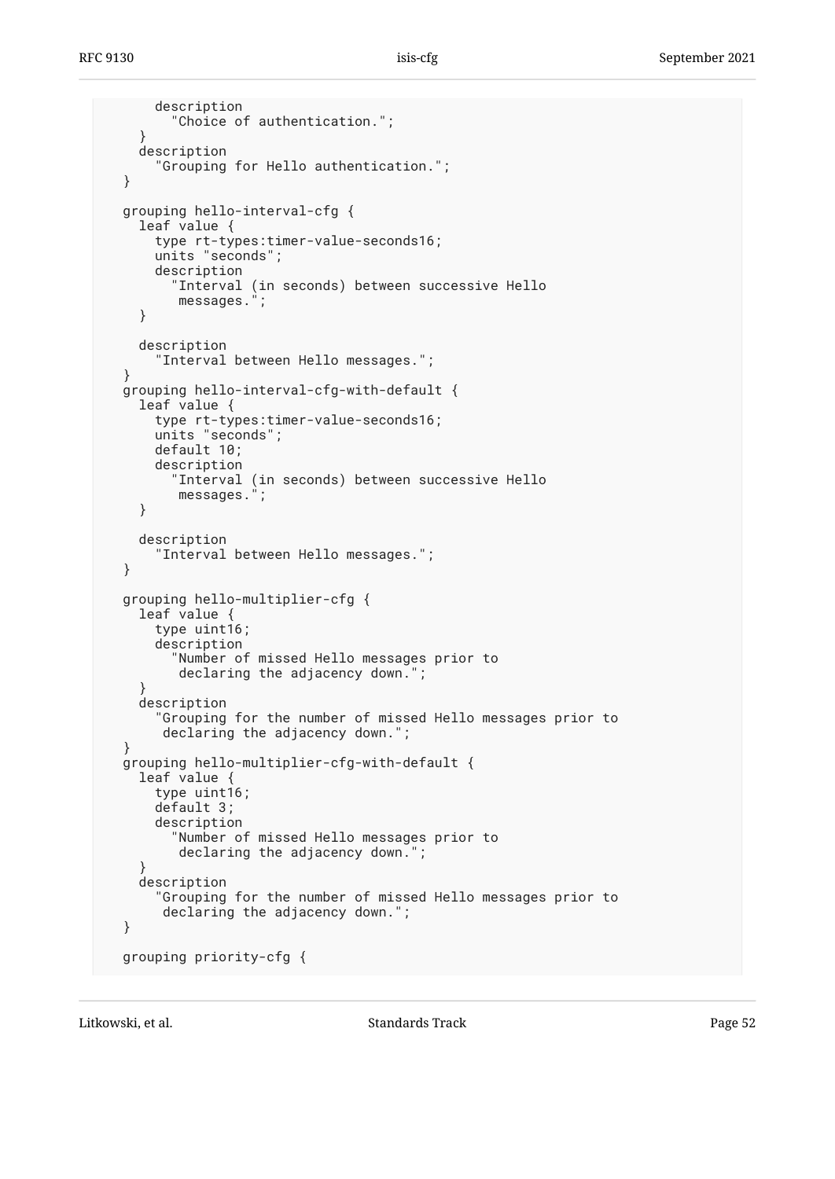```
      description
        "Choice of authentication.";
    }
    description
      "Grouping for Hello authentication.";
  }

  grouping hello-interval-cfg {
    leaf value {
      type rt-types:timer-value-seconds16;
      units "seconds";
      description
        "Interval (in seconds) between successive Hello
         messages.";
    }

    description
      "Interval between Hello messages.";
  }
  grouping hello-interval-cfg-with-default {
    leaf value {
      type rt-types:timer-value-seconds16;
      units "seconds";
      default 10;
      description
        "Interval (in seconds) between successive Hello
         messages.";
    }

    description
      "Interval between Hello messages.";
  }

  grouping hello-multiplier-cfg {
    leaf value {
      type uint16;
      description
        "Number of missed Hello messages prior to
         declaring the adjacency down.";
    }
    description
      "Grouping for the number of missed Hello messages prior to
       declaring the adjacency down.";
  }
  grouping hello-multiplier-cfg-with-default {
    leaf value {
      type uint16;
      default 3;
      description
        "Number of missed Hello messages prior to
         declaring the adjacency down.";
    }
    description
      "Grouping for the number of missed Hello messages prior to
       declaring the adjacency down.";
  }

  grouping priority-cfg {
```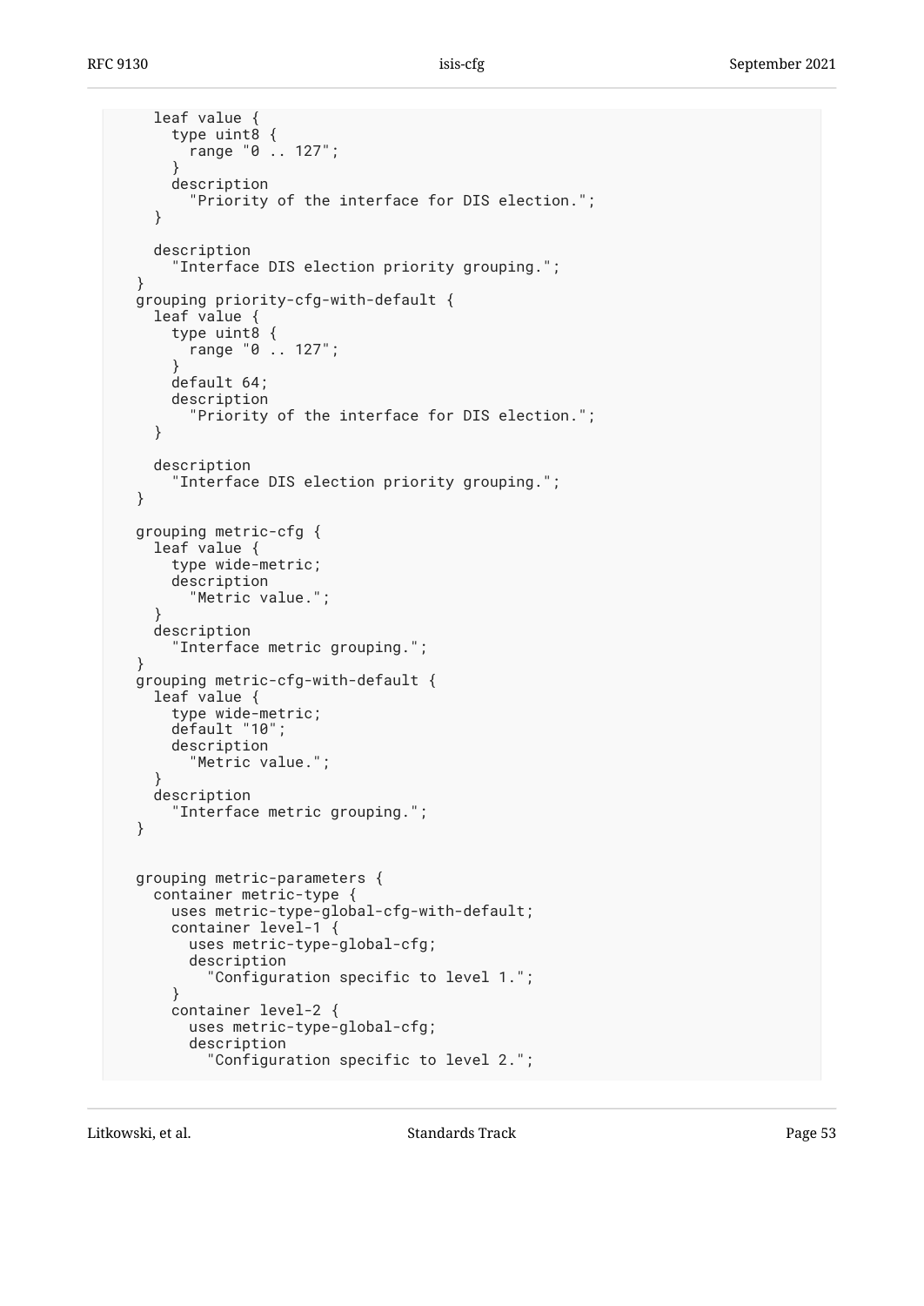```
    leaf value {
      type uint8 {
        range "0 .. 127";
      }
      description
        "Priority of the interface for DIS election.";
    }

    description
      "Interface DIS election priority grouping.";
  }
  grouping priority-cfg-with-default {
    leaf value {
      type uint8 {
        range "0 .. 127";
      }
      default 64;
      description
        "Priority of the interface for DIS election.";
    }

    description
      "Interface DIS election priority grouping.";
  }

  grouping metric-cfg {
    leaf value {
      type wide-metric;
      description
        "Metric value.";
    }
    description
      "Interface metric grouping.";
  }
  grouping metric-cfg-with-default {
    leaf value {
      type wide-metric;
      default "10";
      description
        "Metric value.";
    }
    description
      "Interface metric grouping.";
  }


  grouping metric-parameters {
    container metric-type {
      uses metric-type-global-cfg-with-default;
      container level-1 {
        uses metric-type-global-cfg;
        description
          "Configuration specific to level 1.";
      }
      container level-2 {
        uses metric-type-global-cfg;
        description
          "Configuration specific to level 2.";
```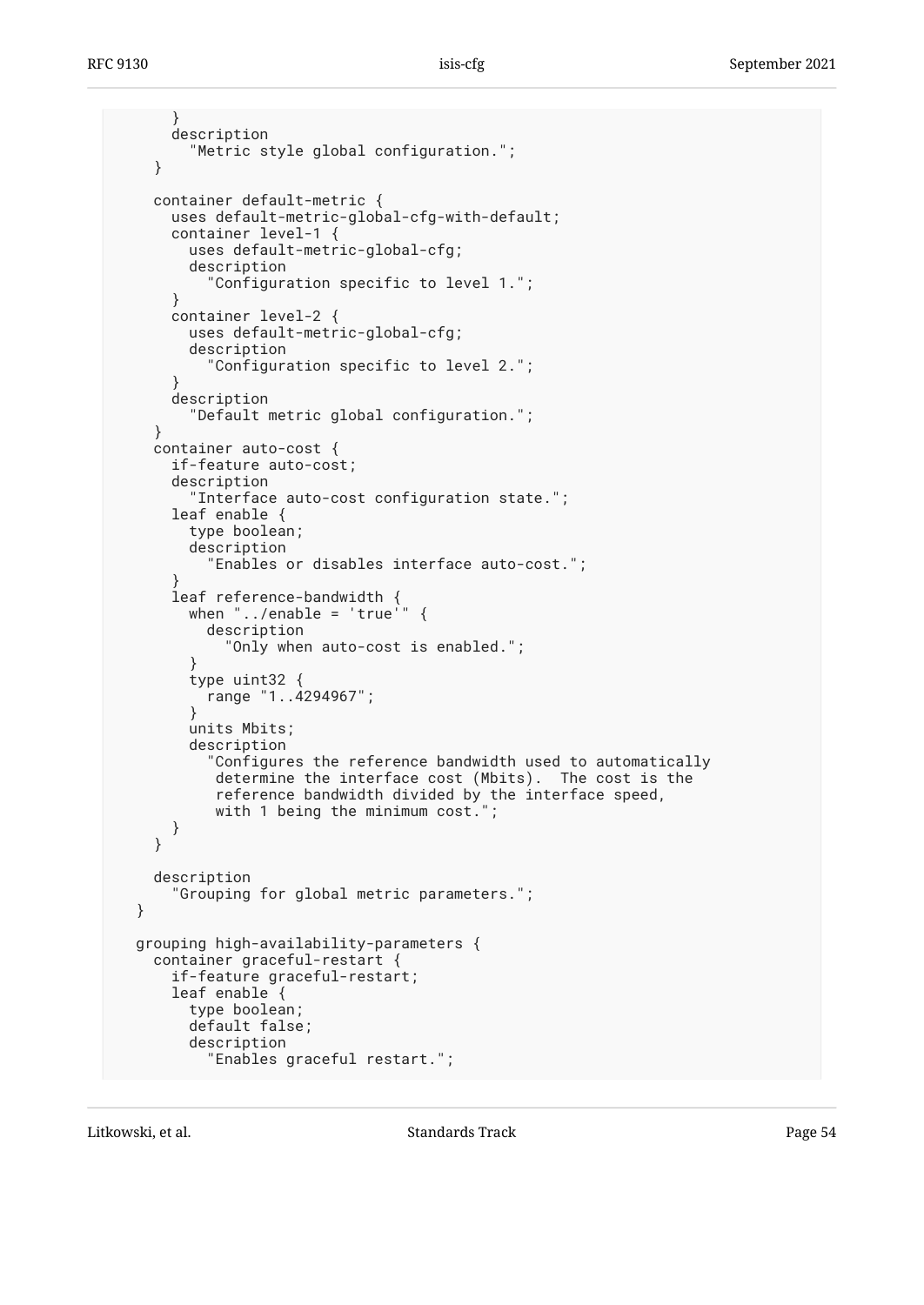```
      }
      description
        "Metric style global configuration.";
    }

    container default-metric {
      uses default-metric-global-cfg-with-default;
      container level-1 {
        uses default-metric-global-cfg;
        description
          "Configuration specific to level 1.";
      }
      container level-2 {
        uses default-metric-global-cfg;
        description
          "Configuration specific to level 2.";
      }
      description
        "Default metric global configuration.";
    }
    container auto-cost {
      if-feature auto-cost;
      description
        "Interface auto-cost configuration state.";
      leaf enable {
        type boolean;
        description
          "Enables or disables interface auto-cost.";
      }
      leaf reference-bandwidth {
        when "../enable = 'true'" {
          description
            "Only when auto-cost is enabled.";
        }
        type uint32 {
          range "1..4294967";
        }
        units Mbits;
        description
          "Configures the reference bandwidth used to automatically
           determine the interface cost (Mbits).  The cost is the
           reference bandwidth divided by the interface speed,
           with 1 being the minimum cost.";
      }
    }

    description
      "Grouping for global metric parameters.";
  }

  grouping high-availability-parameters {
    container graceful-restart {
      if-feature graceful-restart;
      leaf enable {
        type boolean;
        default false;
        description
          "Enables graceful restart.";
```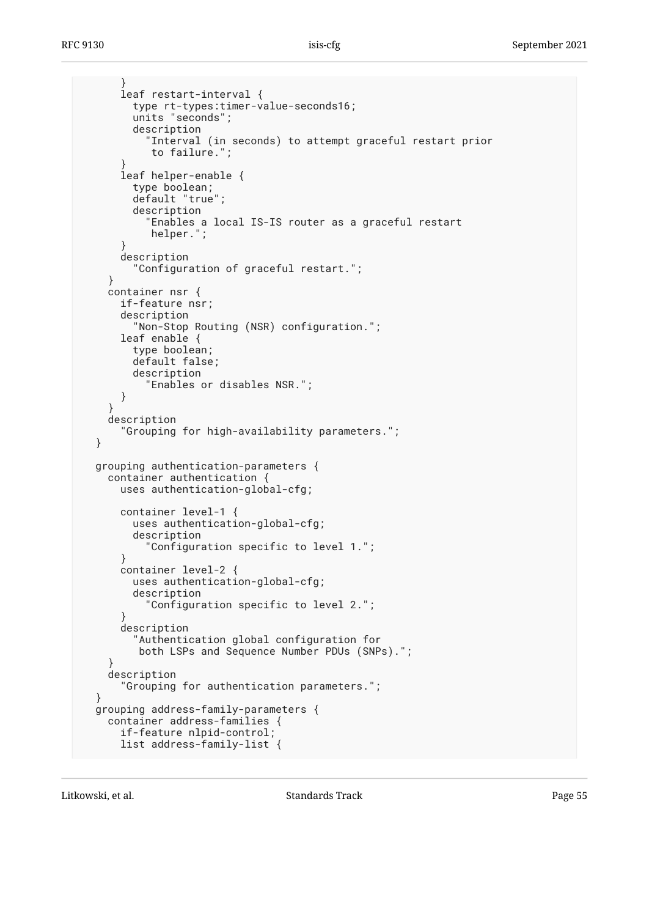```
      }
      leaf restart-interval {
        type rt-types:timer-value-seconds16;
        units "seconds";
        description
          "Interval (in seconds) to attempt graceful restart prior
           to failure.";
      }
      leaf helper-enable {
        type boolean;
        default "true";
        description
          "Enables a local IS-IS router as a graceful restart
           helper.";
      }
      description
        "Configuration of graceful restart.";
    }
    container nsr {
      if-feature nsr;
      description
        "Non-Stop Routing (NSR) configuration.";
      leaf enable {
        type boolean;
        default false;
        description
          "Enables or disables NSR.";
      }
    }
    description
      "Grouping for high-availability parameters.";
  }

  grouping authentication-parameters {
    container authentication {
      uses authentication-global-cfg;

      container level-1 {
        uses authentication-global-cfg;
        description
          "Configuration specific to level 1.";
      }
      container level-2 {
        uses authentication-global-cfg;
        description
          "Configuration specific to level 2.";
      }
      description
        "Authentication global configuration for
         both LSPs and Sequence Number PDUs (SNPs).";
    }
    description
      "Grouping for authentication parameters.";
  }
  grouping address-family-parameters {
    container address-families {
      if-feature nlpid-control;
      list address-family-list {
```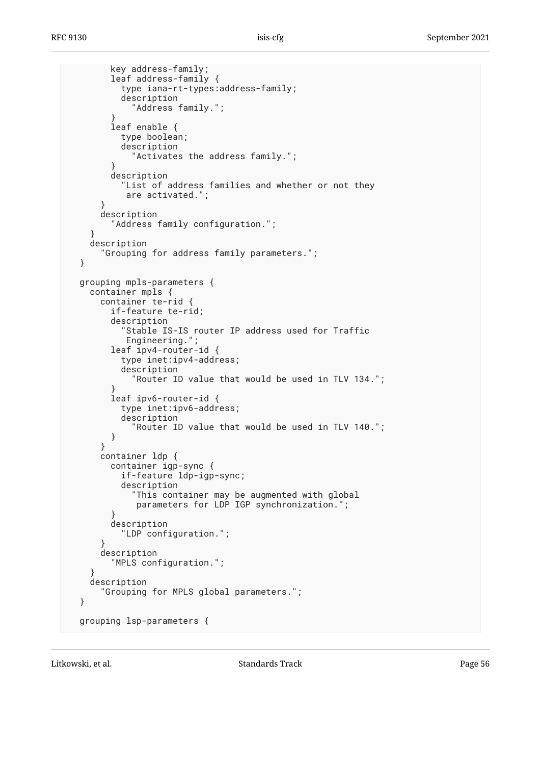```
        key address-family;
        leaf address-family {
          type iana-rt-types:address-family;
          description
            "Address family.";
        }
        leaf enable {
          type boolean;
          description
            "Activates the address family.";
        }
        description
          "List of address families and whether or not they
           are activated.";
      }
      description
        "Address family configuration.";
    }
    description
      "Grouping for address family parameters.";
  }

  grouping mpls-parameters {
    container mpls {
      container te-rid {
        if-feature te-rid;
        description
          "Stable IS-IS router IP address used for Traffic
           Engineering.";
        leaf ipv4-router-id {
          type inet:ipv4-address;
          description
            "Router ID value that would be used in TLV 134.";
        }
        leaf ipv6-router-id {
          type inet:ipv6-address;
          description
            "Router ID value that would be used in TLV 140.";
        }
      }
      container ldp {
        container igp-sync {
          if-feature ldp-igp-sync;
          description
            "This container may be augmented with global
             parameters for LDP IGP synchronization.";
        }
        description
          "LDP configuration.";
      }
      description
        "MPLS configuration.";
    }
    description
      "Grouping for MPLS global parameters.";
  }

  grouping lsp-parameters {
```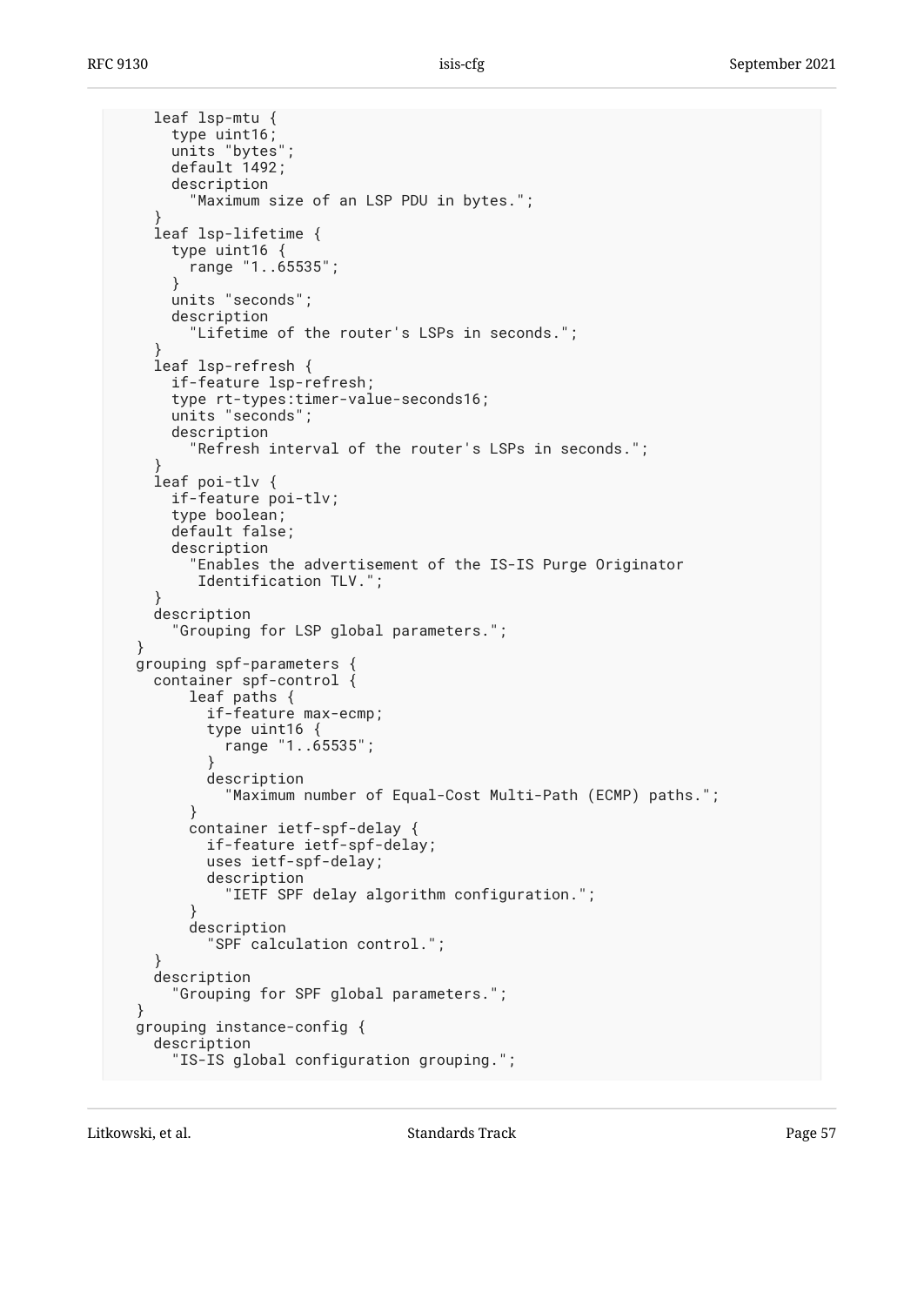```
    leaf lsp-mtu {
      type uint16;
      units "bytes";
      default 1492;
      description
        "Maximum size of an LSP PDU in bytes.";
    }
    leaf lsp-lifetime {
      type uint16 {
        range "1..65535";
      }
      units "seconds";
      description
        "Lifetime of the router's LSPs in seconds.";
    }
    leaf lsp-refresh {
      if-feature lsp-refresh;
      type rt-types:timer-value-seconds16;
      units "seconds";
      description
        "Refresh interval of the router's LSPs in seconds.";
    }
    leaf poi-tlv {
      if-feature poi-tlv;
      type boolean;
      default false;
      description
        "Enables the advertisement of the IS-IS Purge Originator
         Identification TLV.";
    }
    description
      "Grouping for LSP global parameters.";
  }
  grouping spf-parameters {
    container spf-control {
        leaf paths {
          if-feature max-ecmp;
          type uint16 {
            range "1..65535";
          }
          description
            "Maximum number of Equal-Cost Multi-Path (ECMP) paths.";
        }
        container ietf-spf-delay {
          if-feature ietf-spf-delay;
          uses ietf-spf-delay;
          description
            "IETF SPF delay algorithm configuration.";
        }
        description
          "SPF calculation control.";
    }
    description
      "Grouping for SPF global parameters.";
  }
  grouping instance-config {
    description
      "IS-IS global configuration grouping.";
```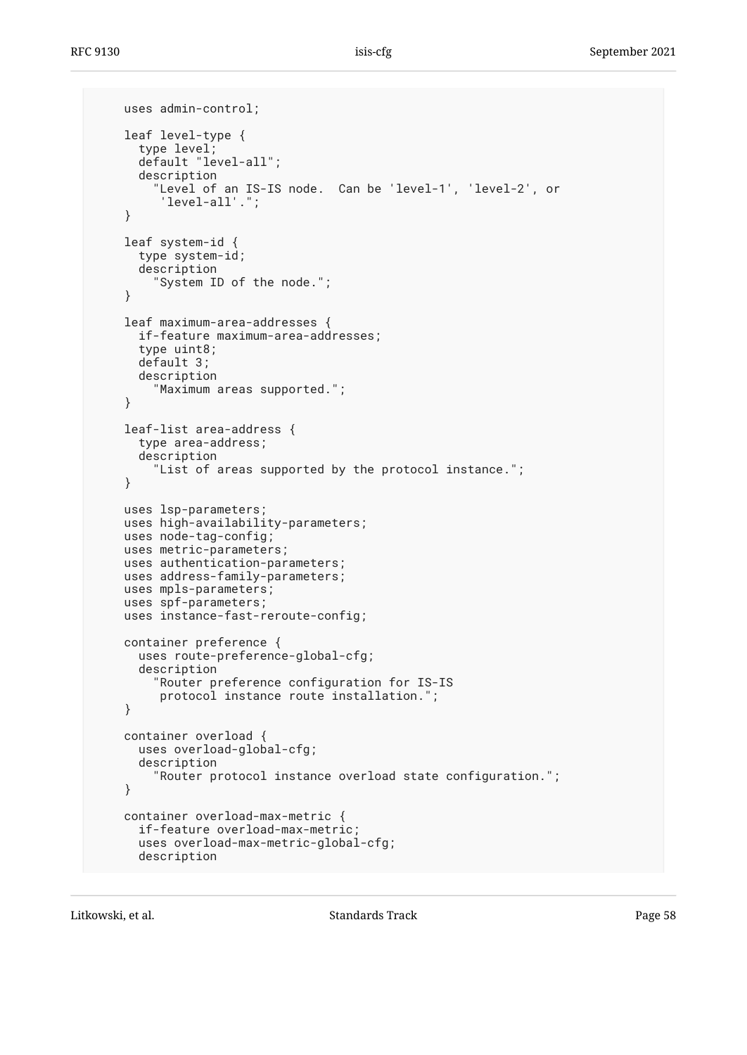```
     uses admin-control;

     leaf level-type {
       type level;
       default "level-all";
       description
         "Level of an IS-IS node.  Can be 'level-1', 'level-2', or
          'level-all'.";
     }

     leaf system-id {
       type system-id;
       description
         "System ID of the node.";
     }

     leaf maximum-area-addresses {
       if-feature maximum-area-addresses;
       type uint8;
       default 3;
       description
         "Maximum areas supported.";
     }

     leaf-list area-address {
       type area-address;
       description
         "List of areas supported by the protocol instance.";
     }

     uses lsp-parameters;
     uses high-availability-parameters;
     uses node-tag-config;
     uses metric-parameters;
     uses authentication-parameters;
     uses address-family-parameters;
     uses mpls-parameters;
     uses spf-parameters;
     uses instance-fast-reroute-config;

     container preference {
       uses route-preference-global-cfg;
       description
         "Router preference configuration for IS-IS
          protocol instance route installation.";
     }

     container overload {
       uses overload-global-cfg;
       description
         "Router protocol instance overload state configuration.";
     }

     container overload-max-metric {
       if-feature overload-max-metric;
       uses overload-max-metric-global-cfg;
       description
```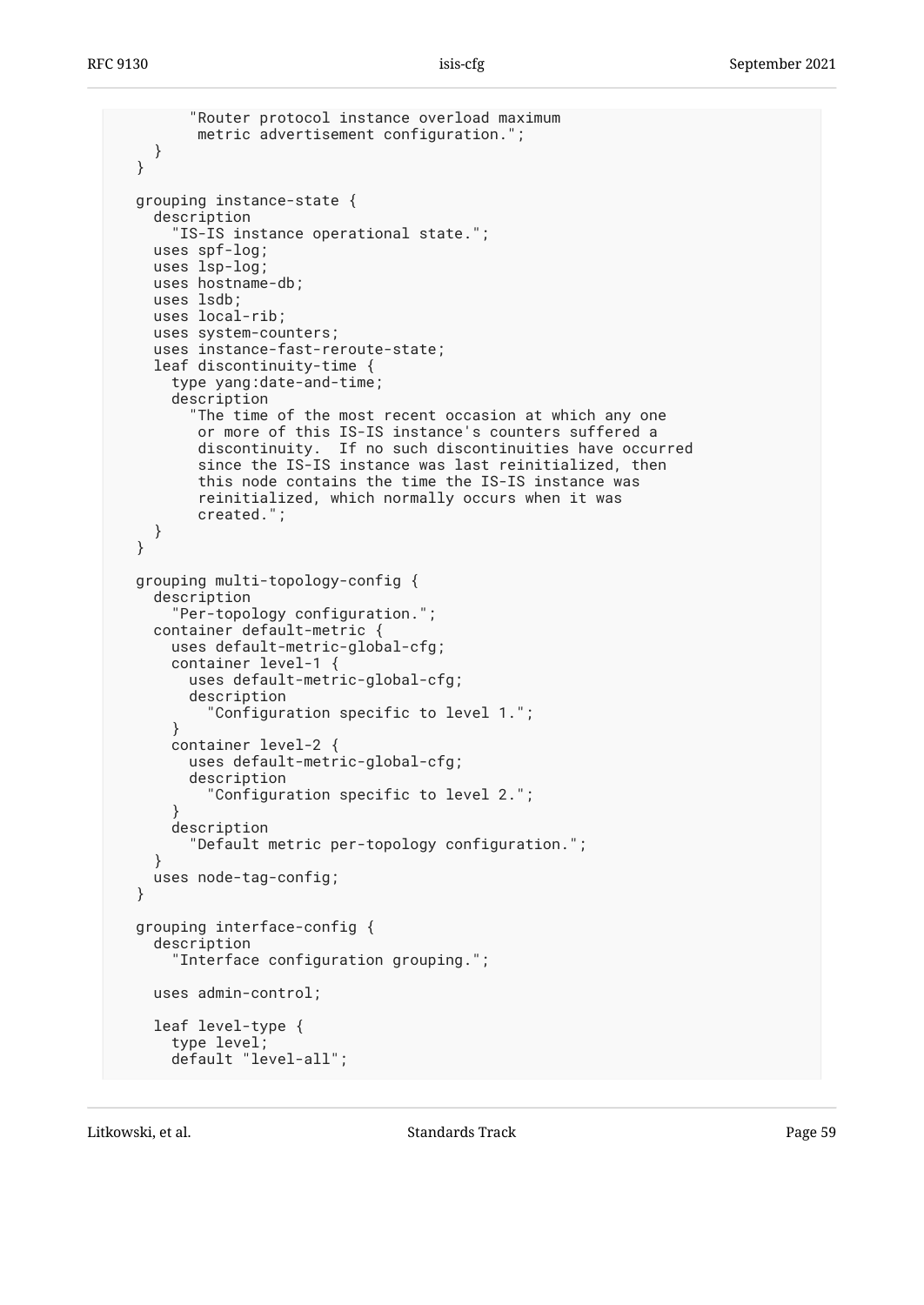```
        "Router protocol instance overload maximum
         metric advertisement configuration.";
    }
  }

  grouping instance-state {
    description
      "IS-IS instance operational state.";
    uses spf-log;
    uses lsp-log;
    uses hostname-db;
    uses lsdb;
    uses local-rib;
    uses system-counters;
    uses instance-fast-reroute-state;
    leaf discontinuity-time {
      type yang:date-and-time;
      description
        "The time of the most recent occasion at which any one
         or more of this IS-IS instance's counters suffered a
         discontinuity.  If no such discontinuities have occurred
         since the IS-IS instance was last reinitialized, then
         this node contains the time the IS-IS instance was
         reinitialized, which normally occurs when it was
         created.";
    }
  }

  grouping multi-topology-config {
    description
      "Per-topology configuration.";
    container default-metric {
      uses default-metric-global-cfg;
      container level-1 {
        uses default-metric-global-cfg;
        description
          "Configuration specific to level 1.";
      }
      container level-2 {
        uses default-metric-global-cfg;
        description
          "Configuration specific to level 2.";
      }
      description
        "Default metric per-topology configuration.";
    }
    uses node-tag-config;
  }

  grouping interface-config {
    description
      "Interface configuration grouping.";

    uses admin-control;

    leaf level-type {
      type level;
      default "level-all";
```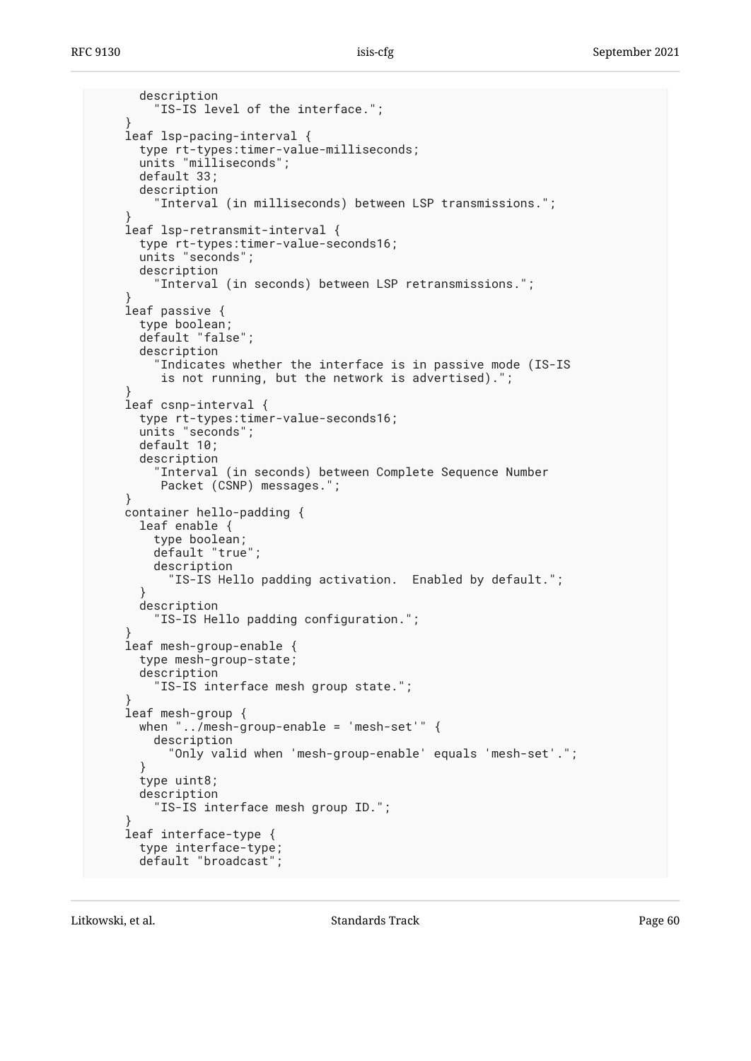```
        description
          "IS-IS level of the interface.";
      }
      leaf lsp-pacing-interval {
        type rt-types:timer-value-milliseconds;
        units "milliseconds";
        default 33;
        description
          "Interval (in milliseconds) between LSP transmissions.";
      }
      leaf lsp-retransmit-interval {
        type rt-types:timer-value-seconds16;
        units "seconds";
        description
          "Interval (in seconds) between LSP retransmissions.";
      }
      leaf passive {
        type boolean;
        default "false";
        description
          "Indicates whether the interface is in passive mode (IS-IS
           is not running, but the network is advertised).";
      }
      leaf csnp-interval {
        type rt-types:timer-value-seconds16;
        units "seconds";
        default 10;
        description
          "Interval (in seconds) between Complete Sequence Number
           Packet (CSNP) messages.";
      }
      container hello-padding {
        leaf enable {
          type boolean;
          default "true";
          description
            "IS-IS Hello padding activation.  Enabled by default.";
        }
        description
          "IS-IS Hello padding configuration.";
      }
      leaf mesh-group-enable {
        type mesh-group-state;
        description
          "IS-IS interface mesh group state.";
      }
      leaf mesh-group {
        when "../mesh-group-enable = 'mesh-set'" {
          description
            "Only valid when 'mesh-group-enable' equals 'mesh-set'.";
        }
        type uint8;
        description
          "IS-IS interface mesh group ID.";
      }
      leaf interface-type {
        type interface-type;
        default "broadcast";
```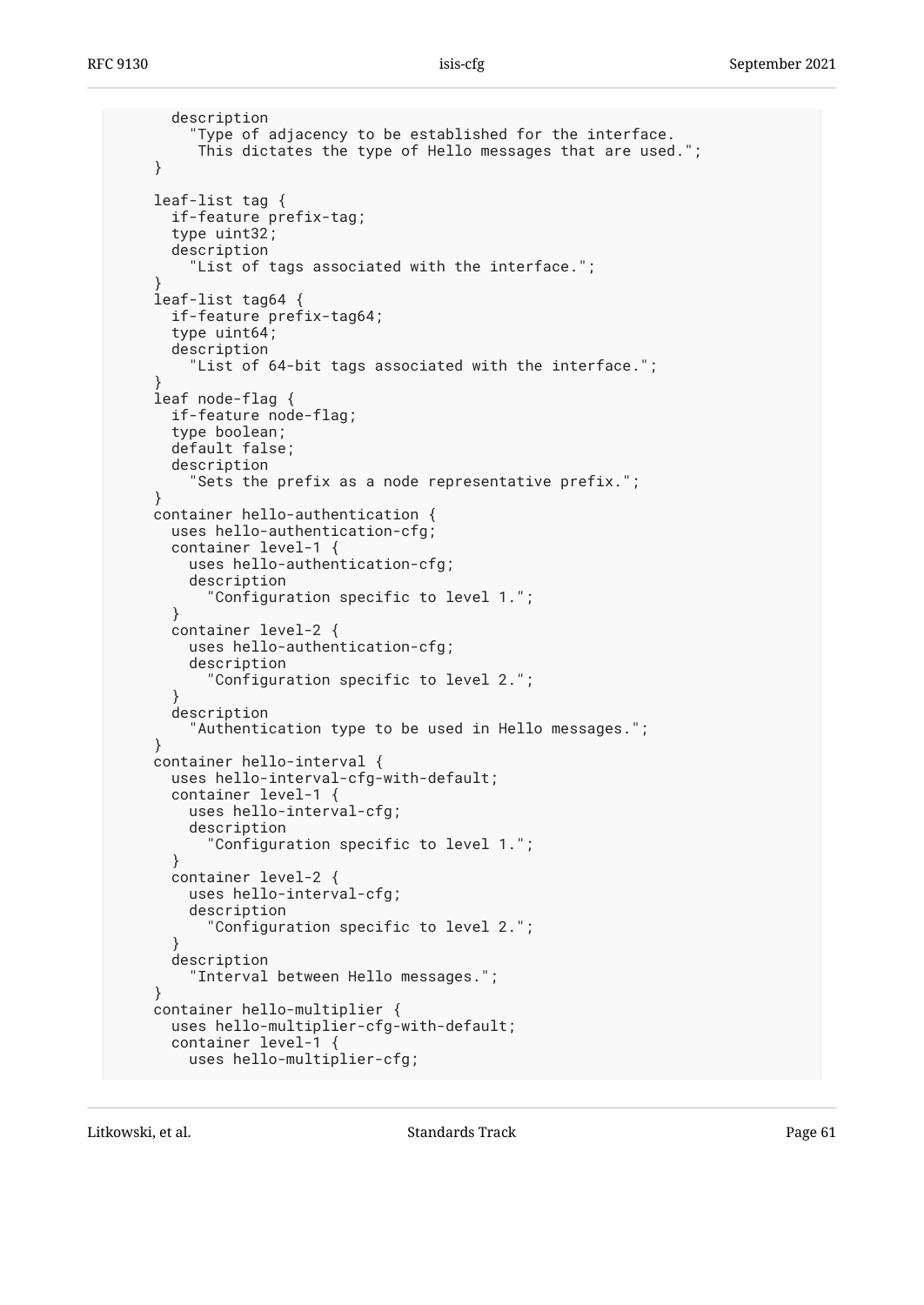```
        description
          "Type of adjacency to be established for the interface.
           This dictates the type of Hello messages that are used.";
      }

      leaf-list tag {
        if-feature prefix-tag;
        type uint32;
        description
          "List of tags associated with the interface.";
      }
      leaf-list tag64 {
        if-feature prefix-tag64;
        type uint64;
        description
          "List of 64-bit tags associated with the interface.";
      }
      leaf node-flag {
        if-feature node-flag;
        type boolean;
        default false;
        description
          "Sets the prefix as a node representative prefix.";
      }
      container hello-authentication {
        uses hello-authentication-cfg;
        container level-1 {
          uses hello-authentication-cfg;
          description
            "Configuration specific to level 1.";
        }
        container level-2 {
          uses hello-authentication-cfg;
          description
            "Configuration specific to level 2.";
        }
        description
          "Authentication type to be used in Hello messages.";
      }
      container hello-interval {
        uses hello-interval-cfg-with-default;
        container level-1 {
          uses hello-interval-cfg;
          description
            "Configuration specific to level 1.";
        }
        container level-2 {
          uses hello-interval-cfg;
          description
            "Configuration specific to level 2.";
        }
        description
          "Interval between Hello messages.";
      }
      container hello-multiplier {
        uses hello-multiplier-cfg-with-default;
        container level-1 {
          uses hello-multiplier-cfg;
```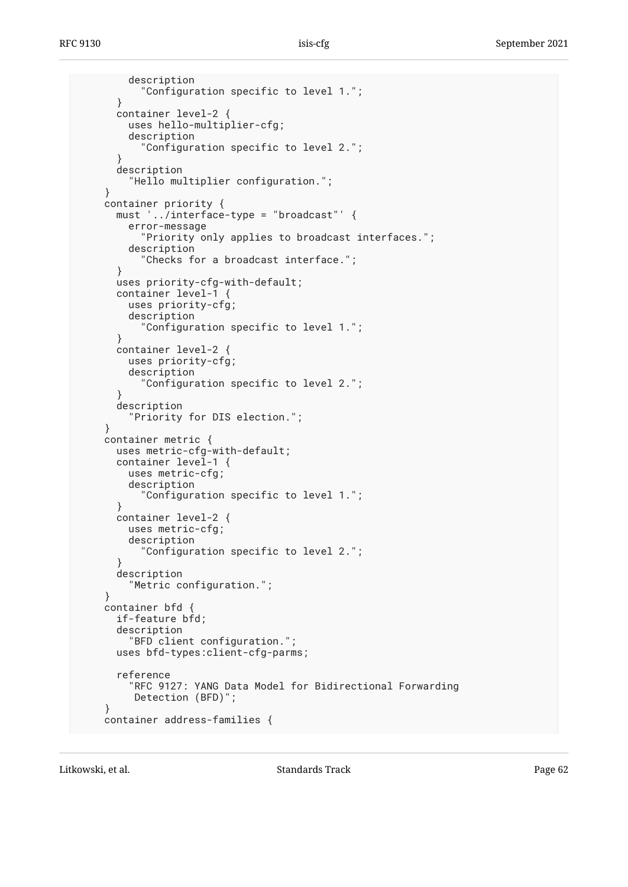```
        description
          "Configuration specific to level 1.";
      }
      container level-2 {
        uses hello-multiplier-cfg;
        description
          "Configuration specific to level 2.";
      }
      description
        "Hello multiplier configuration.";
    }
    container priority {
      must '../interface-type = "broadcast"' {
        error-message
          "Priority only applies to broadcast interfaces.";
        description
          "Checks for a broadcast interface.";
      }
      uses priority-cfg-with-default;
      container level-1 {
        uses priority-cfg;
        description
          "Configuration specific to level 1.";
      }
      container level-2 {
        uses priority-cfg;
        description
          "Configuration specific to level 2.";
      }
      description
        "Priority for DIS election.";
    }
    container metric {
      uses metric-cfg-with-default;
      container level-1 {
        uses metric-cfg;
        description
          "Configuration specific to level 1.";
      }
      container level-2 {
        uses metric-cfg;
        description
          "Configuration specific to level 2.";
      }
      description
        "Metric configuration.";
    }
    container bfd {
      if-feature bfd;
      description
        "BFD client configuration.";
      uses bfd-types:client-cfg-parms;

      reference
        "RFC 9127: YANG Data Model for Bidirectional Forwarding
         Detection (BFD)";
    }
    container address-families {
```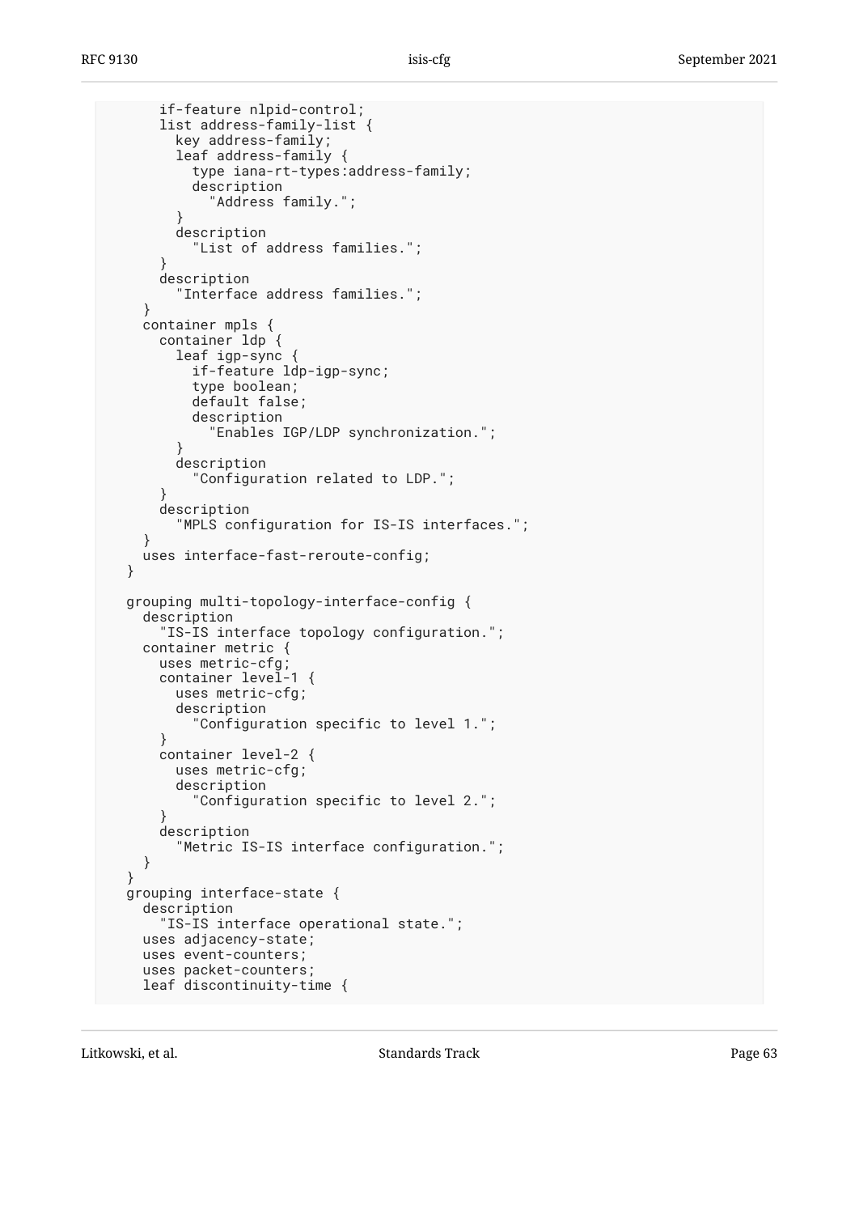```
      if-feature nlpid-control;
      list address-family-list {
        key address-family;
        leaf address-family {
          type iana-rt-types:address-family;
          description
            "Address family.";
        }
        description
          "List of address families.";
      }
      description
        "Interface address families.";
    }
    container mpls {
      container ldp {
        leaf igp-sync {
          if-feature ldp-igp-sync;
          type boolean;
          default false;
          description
            "Enables IGP/LDP synchronization.";
        }
        description
          "Configuration related to LDP.";
      }
      description
        "MPLS configuration for IS-IS interfaces.";
    }
    uses interface-fast-reroute-config;
  }

  grouping multi-topology-interface-config {
    description
      "IS-IS interface topology configuration.";
    container metric {
      uses metric-cfg;
      container level-1 {
        uses metric-cfg;
        description
          "Configuration specific to level 1.";
      }
      container level-2 {
        uses metric-cfg;
        description
          "Configuration specific to level 2.";
      }
      description
        "Metric IS-IS interface configuration.";
    }
  }
  grouping interface-state {
    description
      "IS-IS interface operational state.";
    uses adjacency-state;
    uses event-counters;
    uses packet-counters;
    leaf discontinuity-time {
```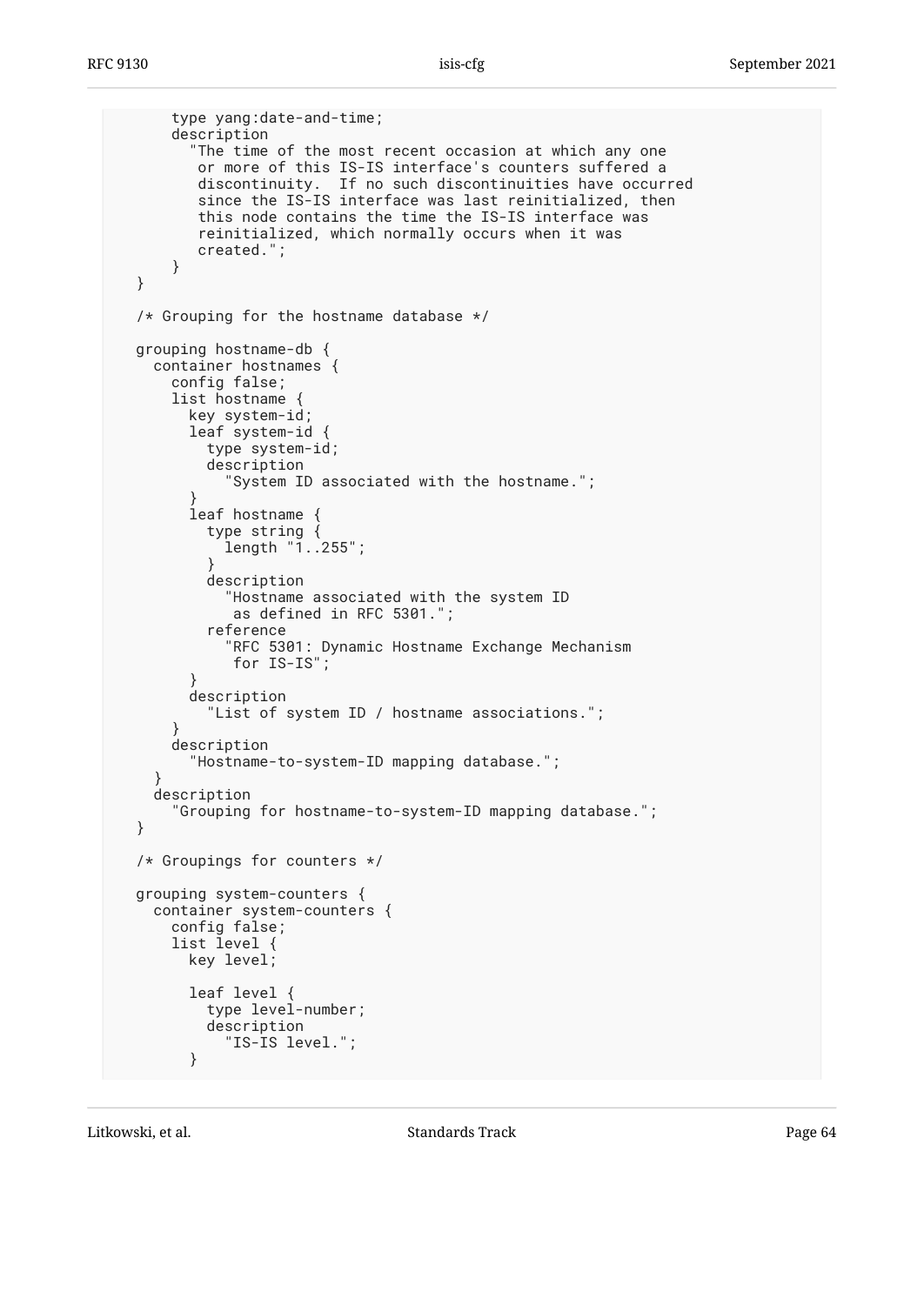```
      type yang:date-and-time;
      description
        "The time of the most recent occasion at which any one
         or more of this IS-IS interface's counters suffered a
         discontinuity.  If no such discontinuities have occurred
         since the IS-IS interface was last reinitialized, then
         this node contains the time the IS-IS interface was
         reinitialized, which normally occurs when it was
         created.";
    }
  }

  /* Grouping for the hostname database */

  grouping hostname-db {
    container hostnames {
      config false;
      list hostname {
        key system-id;
        leaf system-id {
          type system-id;
          description
            "System ID associated with the hostname.";
        }
        leaf hostname {
          type string {
            length "1..255";
          }
          description
            "Hostname associated with the system ID
             as defined in RFC 5301.";
          reference
            "RFC 5301: Dynamic Hostname Exchange Mechanism
             for IS-IS";
        }
        description
          "List of system ID / hostname associations.";
      }
      description
        "Hostname-to-system-ID mapping database.";
    }
    description
      "Grouping for hostname-to-system-ID mapping database.";
  }

  /* Groupings for counters */

  grouping system-counters {
    container system-counters {
      config false;
      list level {
        key level;

        leaf level {
          type level-number;
          description
            "IS-IS level.";
        }
```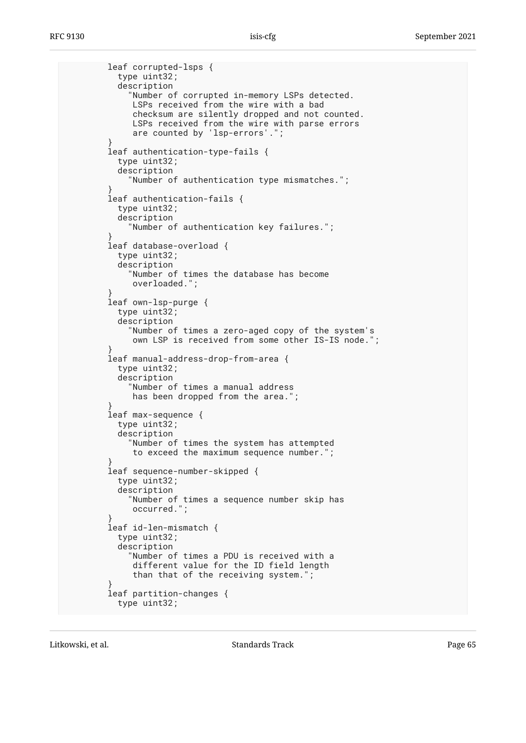```
         leaf corrupted-lsps {
           type uint32;
           description
             "Number of corrupted in-memory LSPs detected.
              LSPs received from the wire with a bad
              checksum are silently dropped and not counted.
              LSPs received from the wire with parse errors
              are counted by 'lsp-errors'.";
         }
         leaf authentication-type-fails {
           type uint32;
           description
             "Number of authentication type mismatches.";
         }
         leaf authentication-fails {
           type uint32;
           description
             "Number of authentication key failures.";
         }
         leaf database-overload {
           type uint32;
           description
             "Number of times the database has become
              overloaded.";
         }
         leaf own-lsp-purge {
           type uint32;
           description
             "Number of times a zero-aged copy of the system's
              own LSP is received from some other IS-IS node.";
         }
         leaf manual-address-drop-from-area {
           type uint32;
           description
             "Number of times a manual address
              has been dropped from the area.";
         }
         leaf max-sequence {
           type uint32;
           description
             "Number of times the system has attempted
              to exceed the maximum sequence number.";
         }
         leaf sequence-number-skipped {
           type uint32;
           description
             "Number of times a sequence number skip has
              occurred.";
         }
         leaf id-len-mismatch {
           type uint32;
           description
             "Number of times a PDU is received with a
              different value for the ID field length
              than that of the receiving system.";
         }
         leaf partition-changes {
           type uint32;
```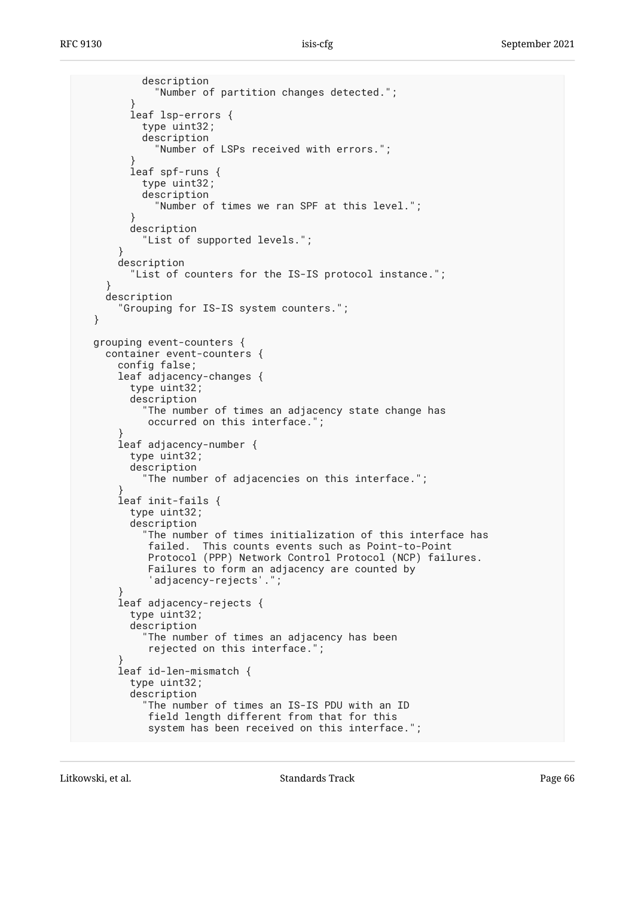```
          description
            "Number of partition changes detected.";
        }
        leaf lsp-errors {
          type uint32;
          description
            "Number of LSPs received with errors.";
        }
        leaf spf-runs {
          type uint32;
          description
            "Number of times we ran SPF at this level.";
        }
        description
          "List of supported levels.";
      }
      description
        "List of counters for the IS-IS protocol instance.";
    }
    description
      "Grouping for IS-IS system counters.";
  }

  grouping event-counters {
    container event-counters {
      config false;
      leaf adjacency-changes {
        type uint32;
        description
          "The number of times an adjacency state change has
           occurred on this interface.";
      }
      leaf adjacency-number {
        type uint32;
        description
          "The number of adjacencies on this interface.";
      }
      leaf init-fails {
        type uint32;
        description
          "The number of times initialization of this interface has
           failed.  This counts events such as Point-to-Point
           Protocol (PPP) Network Control Protocol (NCP) failures.
           Failures to form an adjacency are counted by
           'adjacency-rejects'.";
      }
      leaf adjacency-rejects {
        type uint32;
        description
          "The number of times an adjacency has been
           rejected on this interface.";
      }
      leaf id-len-mismatch {
        type uint32;
        description
          "The number of times an IS-IS PDU with an ID
           field length different from that for this
           system has been received on this interface.";
```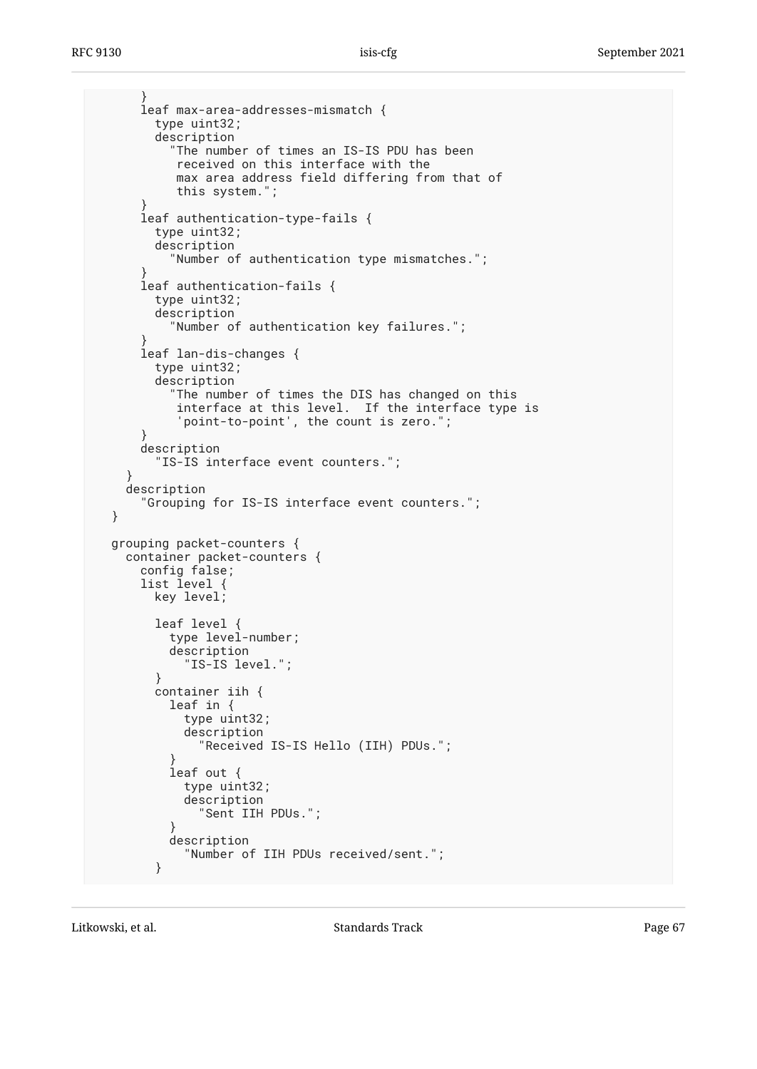```
      }
      leaf max-area-addresses-mismatch {
        type uint32;
        description
          "The number of times an IS-IS PDU has been
           received on this interface with the
           max area address field differing from that of
           this system.";
      }
      leaf authentication-type-fails {
        type uint32;
        description
          "Number of authentication type mismatches.";
      }
      leaf authentication-fails {
        type uint32;
        description
          "Number of authentication key failures.";
      }
      leaf lan-dis-changes {
        type uint32;
        description
          "The number of times the DIS has changed on this
           interface at this level.  If the interface type is
           'point-to-point', the count is zero.";
      }
      description
        "IS-IS interface event counters.";
    }
    description
      "Grouping for IS-IS interface event counters.";
  }

  grouping packet-counters {
    container packet-counters {
      config false;
      list level {
        key level;

        leaf level {
          type level-number;
          description
            "IS-IS level.";
        }
        container iih {
          leaf in {
            type uint32;
            description
              "Received IS-IS Hello (IIH) PDUs.";
          }
          leaf out {
            type uint32;
            description
              "Sent IIH PDUs.";
          }
          description
            "Number of IIH PDUs received/sent.";
        }
```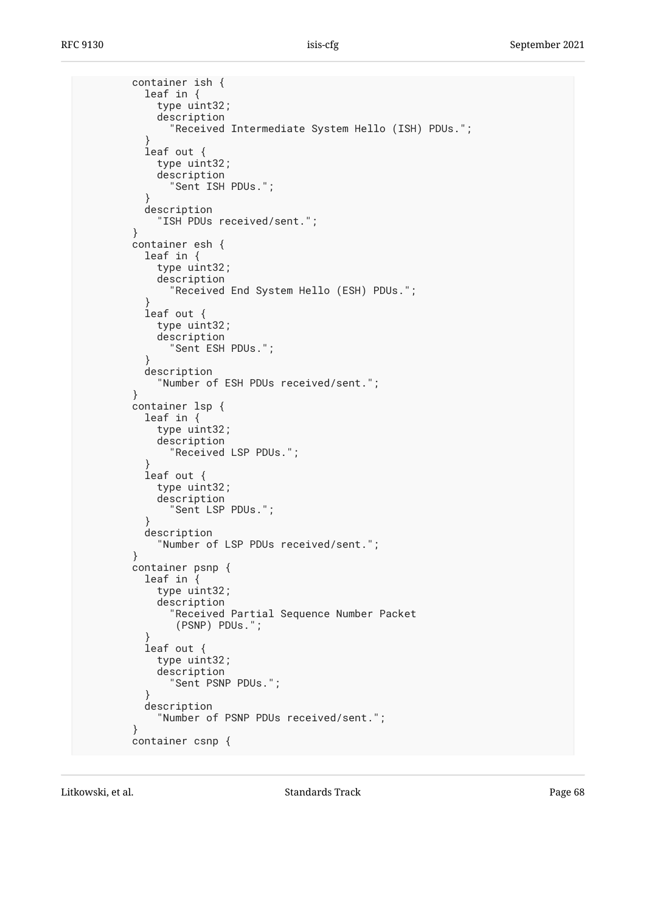```
        container ish {
          leaf in {
            type uint32;
            description
              "Received Intermediate System Hello (ISH) PDUs.";
          }
          leaf out {
            type uint32;
            description
              "Sent ISH PDUs.";
          }
          description
            "ISH PDUs received/sent.";
        }
        container esh {
          leaf in {
            type uint32;
            description
              "Received End System Hello (ESH) PDUs.";
          }
          leaf out {
            type uint32;
            description
              "Sent ESH PDUs.";
          }
          description
            "Number of ESH PDUs received/sent.";
        }
        container lsp {
          leaf in {
            type uint32;
            description
              "Received LSP PDUs.";
          }
          leaf out {
            type uint32;
            description
              "Sent LSP PDUs.";
          }
          description
            "Number of LSP PDUs received/sent.";
        }
        container psnp {
          leaf in {
            type uint32;
            description
              "Received Partial Sequence Number Packet
               (PSNP) PDUs.";
          }
          leaf out {
            type uint32;
            description
              "Sent PSNP PDUs.";
          }
          description
            "Number of PSNP PDUs received/sent.";
        }
        container csnp {
```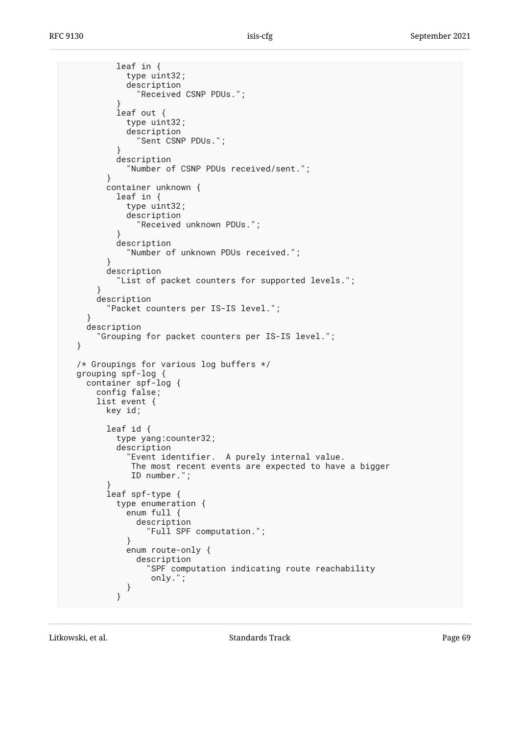```
          leaf in {
            type uint32;
            description
              "Received CSNP PDUs.";
          }
          leaf out {
            type uint32;
            description
              "Sent CSNP PDUs.";
          }
          description
            "Number of CSNP PDUs received/sent.";
        }
        container unknown {
          leaf in {
            type uint32;
            description
              "Received unknown PDUs.";
          }
          description
            "Number of unknown PDUs received.";
        }
        description
          "List of packet counters for supported levels.";
      }
      description
        "Packet counters per IS-IS level.";
    }
    description
      "Grouping for packet counters per IS-IS level.";
  }

  /* Groupings for various log buffers */
  grouping spf-log {
    container spf-log {
      config false;
      list event {
        key id;

        leaf id {
          type yang:counter32;
          description
            "Event identifier.  A purely internal value.
             The most recent events are expected to have a bigger
             ID number.";
        }
        leaf spf-type {
          type enumeration {
            enum full {
              description
                "Full SPF computation.";
            }
            enum route-only {
              description
                "SPF computation indicating route reachability
                 only.";
            }
          }
```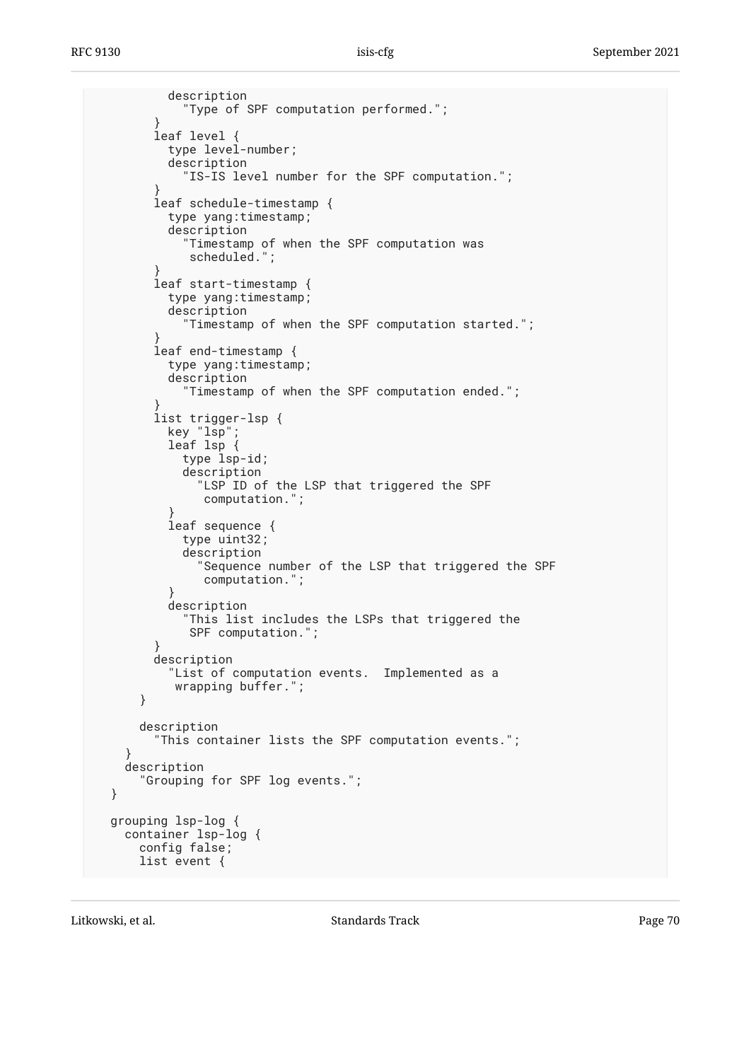```
          description
            "Type of SPF computation performed.";
        }
        leaf level {
          type level-number;
          description
            "IS-IS level number for the SPF computation.";
        }
        leaf schedule-timestamp {
          type yang:timestamp;
          description
            "Timestamp of when the SPF computation was
             scheduled.";
        }
        leaf start-timestamp {
          type yang:timestamp;
          description
            "Timestamp of when the SPF computation started.";
        }
        leaf end-timestamp {
          type yang:timestamp;
          description
            "Timestamp of when the SPF computation ended.";
        }
        list trigger-lsp {
          key "lsp";
          leaf lsp {
            type lsp-id;
            description
              "LSP ID of the LSP that triggered the SPF
               computation.";
          }
          leaf sequence {
            type uint32;
            description
              "Sequence number of the LSP that triggered the SPF
               computation.";
          }
          description
            "This list includes the LSPs that triggered the
             SPF computation.";
        }
        description
          "List of computation events.  Implemented as a
           wrapping buffer.";
      }

      description
        "This container lists the SPF computation events.";
    }
    description
      "Grouping for SPF log events.";
  }

  grouping lsp-log {
    container lsp-log {
      config false;
      list event {
```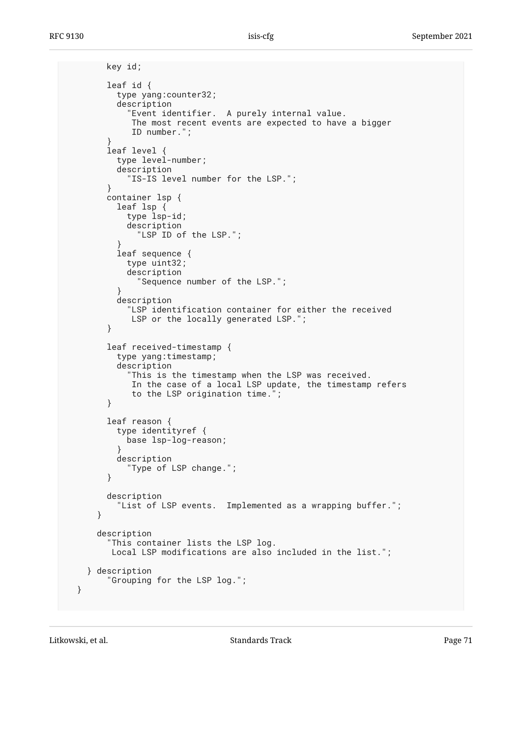```
        key id;

        leaf id {
          type yang:counter32;
          description
            "Event identifier.  A purely internal value.
             The most recent events are expected to have a bigger
             ID number.";
        }
        leaf level {
          type level-number;
          description
            "IS-IS level number for the LSP.";
        }
        container lsp {
          leaf lsp {
            type lsp-id;
            description
              "LSP ID of the LSP.";
          }
          leaf sequence {
            type uint32;
            description
              "Sequence number of the LSP.";
          }
          description
            "LSP identification container for either the received
             LSP or the locally generated LSP.";
        }

        leaf received-timestamp {
          type yang:timestamp;
          description
            "This is the timestamp when the LSP was received.
             In the case of a local LSP update, the timestamp refers
             to the LSP origination time.";
        }

        leaf reason {
          type identityref {
            base lsp-log-reason;
          }
          description
            "Type of LSP change.";
        }

        description
          "List of LSP events.  Implemented as a wrapping buffer.";
      }

      description
        "This container lists the LSP log.
         Local LSP modifications are also included in the list.";

    } description
        "Grouping for the LSP log.";
  }
```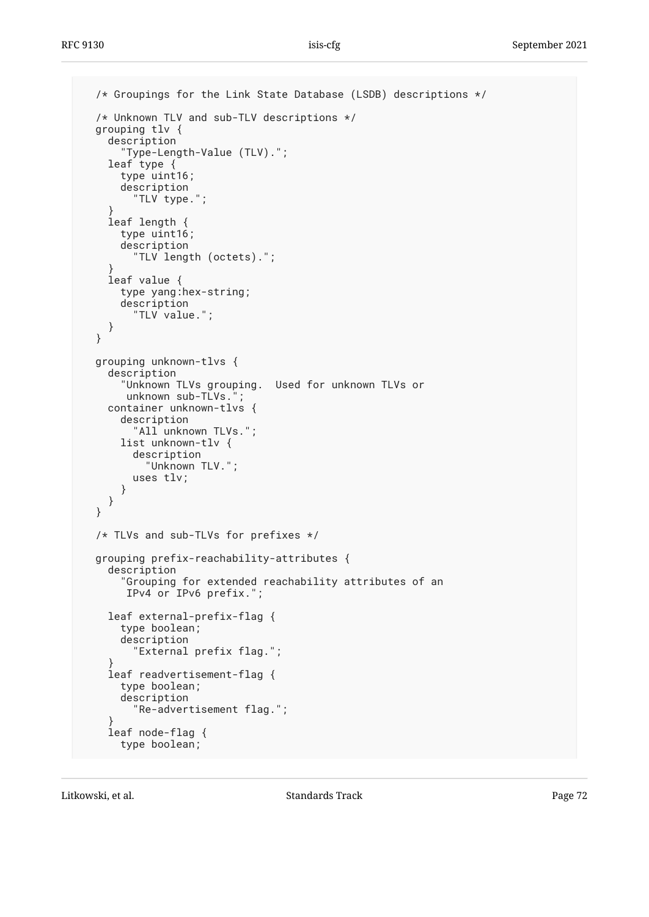```
   /* Groupings for the Link State Database (LSDB) descriptions */

   /* Unknown TLV and sub-TLV descriptions */
   grouping tlv {
     description
       "Type-Length-Value (TLV).";
     leaf type {
       type uint16;
       description
         "TLV type.";
     }
     leaf length {
       type uint16;
       description
         "TLV length (octets).";
     }
     leaf value {
       type yang:hex-string;
       description
         "TLV value.";
     }
   }

   grouping unknown-tlvs {
     description
       "Unknown TLVs grouping.  Used for unknown TLVs or
        unknown sub-TLVs.";
     container unknown-tlvs {
       description
         "All unknown TLVs.";
       list unknown-tlv {
         description
           "Unknown TLV.";
         uses tlv;
       }
     }
   }

   /* TLVs and sub-TLVs for prefixes */

   grouping prefix-reachability-attributes {
     description
       "Grouping for extended reachability attributes of an
        IPv4 or IPv6 prefix.";

     leaf external-prefix-flag {
       type boolean;
       description
         "External prefix flag.";
     }
     leaf readvertisement-flag {
       type boolean;
       description
         "Re-advertisement flag.";
     }
     leaf node-flag {
       type boolean;
```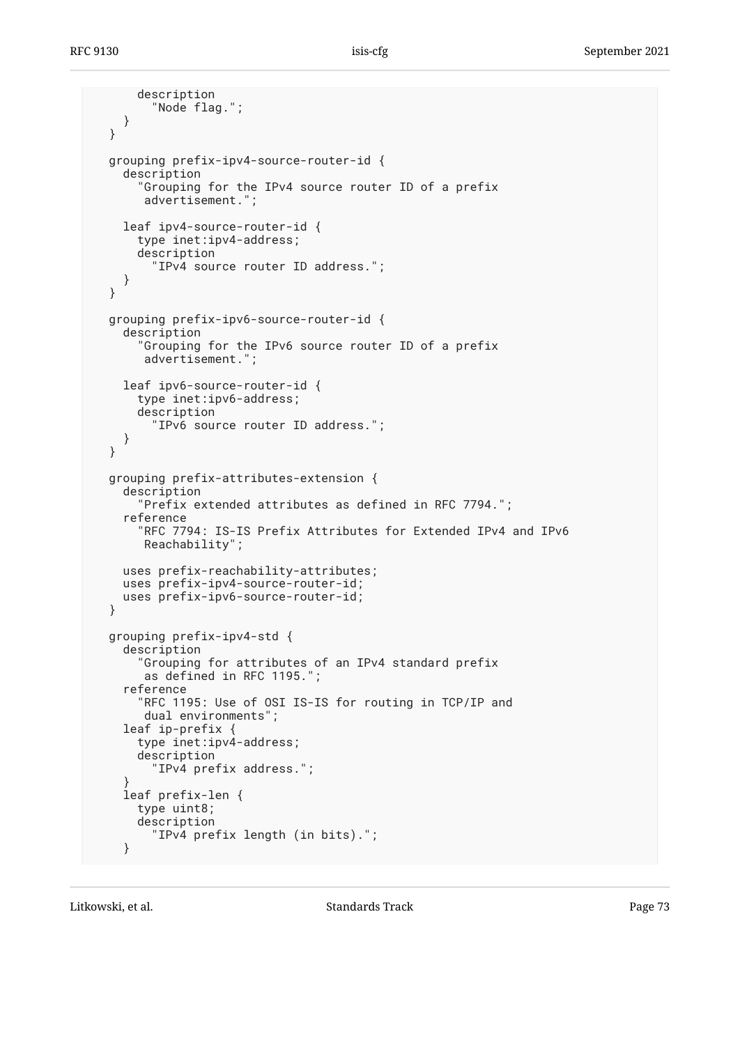```
      description
        "Node flag.";
    }
  }

  grouping prefix-ipv4-source-router-id {
    description
      "Grouping for the IPv4 source router ID of a prefix
       advertisement.";

    leaf ipv4-source-router-id {
      type inet:ipv4-address;
      description
        "IPv4 source router ID address.";
    }
  }

  grouping prefix-ipv6-source-router-id {
    description
      "Grouping for the IPv6 source router ID of a prefix
       advertisement.";

    leaf ipv6-source-router-id {
      type inet:ipv6-address;
      description
        "IPv6 source router ID address.";
    }
  }

  grouping prefix-attributes-extension {
    description
      "Prefix extended attributes as defined in RFC 7794.";
    reference
      "RFC 7794: IS-IS Prefix Attributes for Extended IPv4 and IPv6
       Reachability";

    uses prefix-reachability-attributes;
    uses prefix-ipv4-source-router-id;
    uses prefix-ipv6-source-router-id;
  }

  grouping prefix-ipv4-std {
    description
      "Grouping for attributes of an IPv4 standard prefix
       as defined in RFC 1195.";
    reference
      "RFC 1195: Use of OSI IS-IS for routing in TCP/IP and
       dual environments";
    leaf ip-prefix {
      type inet:ipv4-address;
      description
        "IPv4 prefix address.";
    }
    leaf prefix-len {
      type uint8;
      description
        "IPv4 prefix length (in bits).";
    }
```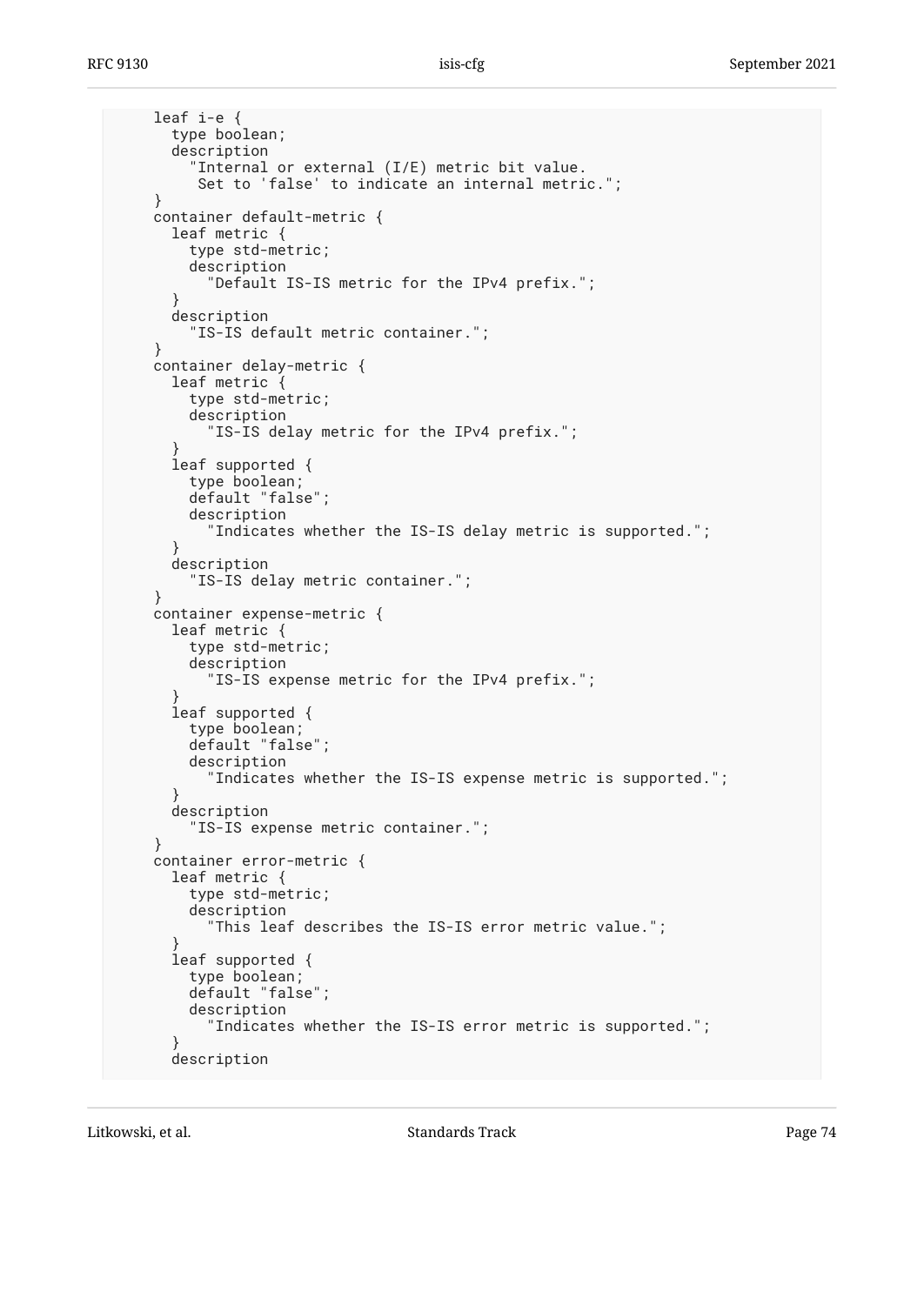```
      leaf i-e {
        type boolean;
        description
          "Internal or external (I/E) metric bit value.
           Set to 'false' to indicate an internal metric.";
      }
      container default-metric {
        leaf metric {
          type std-metric;
          description
            "Default IS-IS metric for the IPv4 prefix.";
        }
        description
          "IS-IS default metric container.";
      }
      container delay-metric {
        leaf metric {
          type std-metric;
          description
            "IS-IS delay metric for the IPv4 prefix.";
        }
        leaf supported {
          type boolean;
          default "false";
          description
            "Indicates whether the IS-IS delay metric is supported.";
        }
        description
          "IS-IS delay metric container.";
      }
      container expense-metric {
        leaf metric {
          type std-metric;
          description
            "IS-IS expense metric for the IPv4 prefix.";
        }
        leaf supported {
          type boolean;
          default "false";
          description
            "Indicates whether the IS-IS expense metric is supported.";
        }
        description
          "IS-IS expense metric container.";
      }
      container error-metric {
        leaf metric {
          type std-metric;
          description
            "This leaf describes the IS-IS error metric value.";
        }
        leaf supported {
          type boolean;
          default "false";
          description
            "Indicates whether the IS-IS error metric is supported.";
        }
        description
```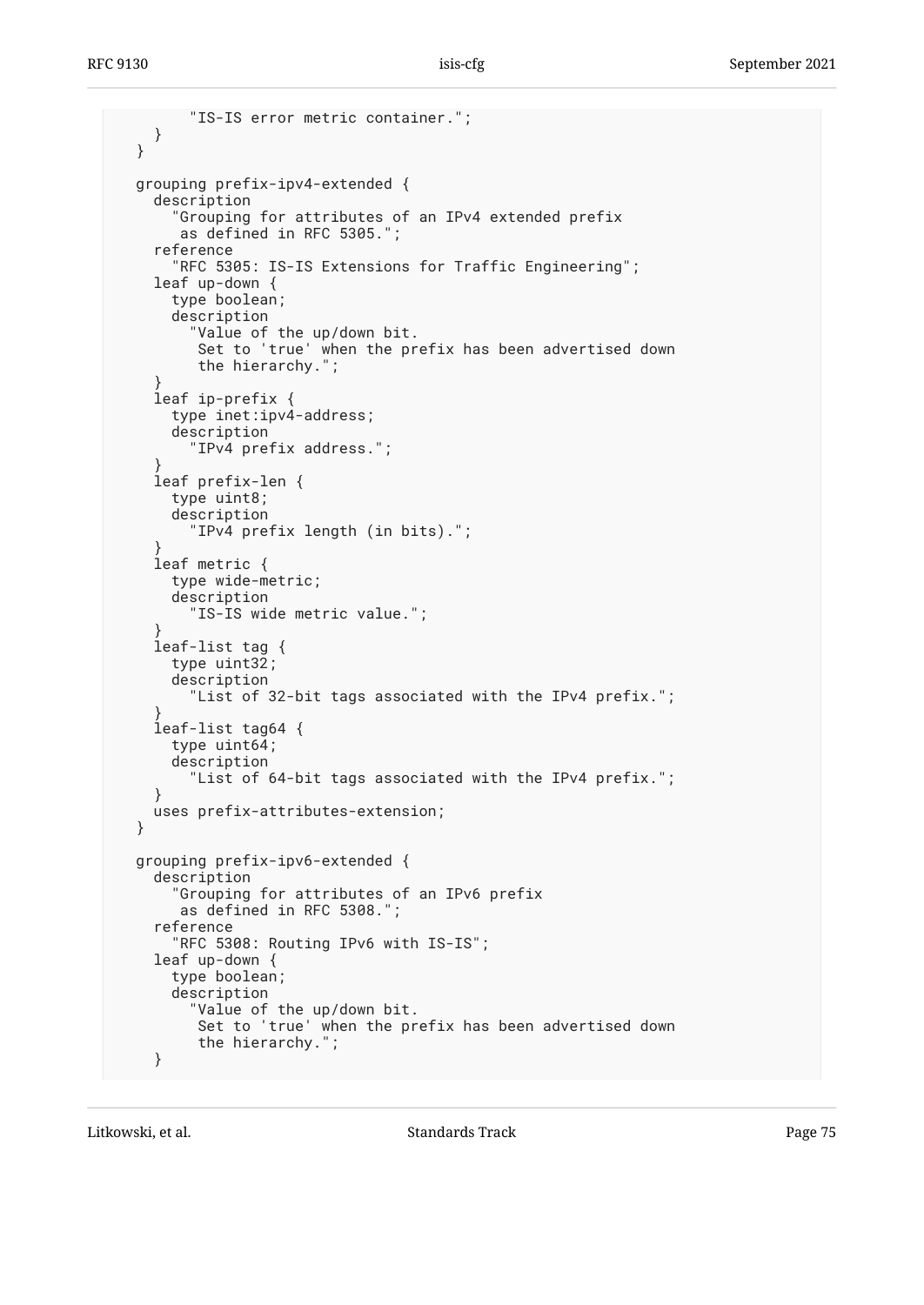```
          "IS-IS error metric container.";
      }
    }

    grouping prefix-ipv4-extended {
      description
        "Grouping for attributes of an IPv4 extended prefix
         as defined in RFC 5305.";
      reference
        "RFC 5305: IS-IS Extensions for Traffic Engineering";
      leaf up-down {
        type boolean;
        description
          "Value of the up/down bit.
           Set to 'true' when the prefix has been advertised down
           the hierarchy.";
      }
      leaf ip-prefix {
        type inet:ipv4-address;
        description
          "IPv4 prefix address.";
      }
      leaf prefix-len {
        type uint8;
        description
          "IPv4 prefix length (in bits).";
      }
      leaf metric {
        type wide-metric;
        description
          "IS-IS wide metric value.";
      }
      leaf-list tag {
        type uint32;
        description
          "List of 32-bit tags associated with the IPv4 prefix.";
      }
      leaf-list tag64 {
        type uint64;
        description
          "List of 64-bit tags associated with the IPv4 prefix.";
      }
      uses prefix-attributes-extension;
    }

    grouping prefix-ipv6-extended {
      description
        "Grouping for attributes of an IPv6 prefix
         as defined in RFC 5308.";
      reference
        "RFC 5308: Routing IPv6 with IS-IS";
      leaf up-down {
        type boolean;
        description
          "Value of the up/down bit.
           Set to 'true' when the prefix has been advertised down
           the hierarchy.";
      }
```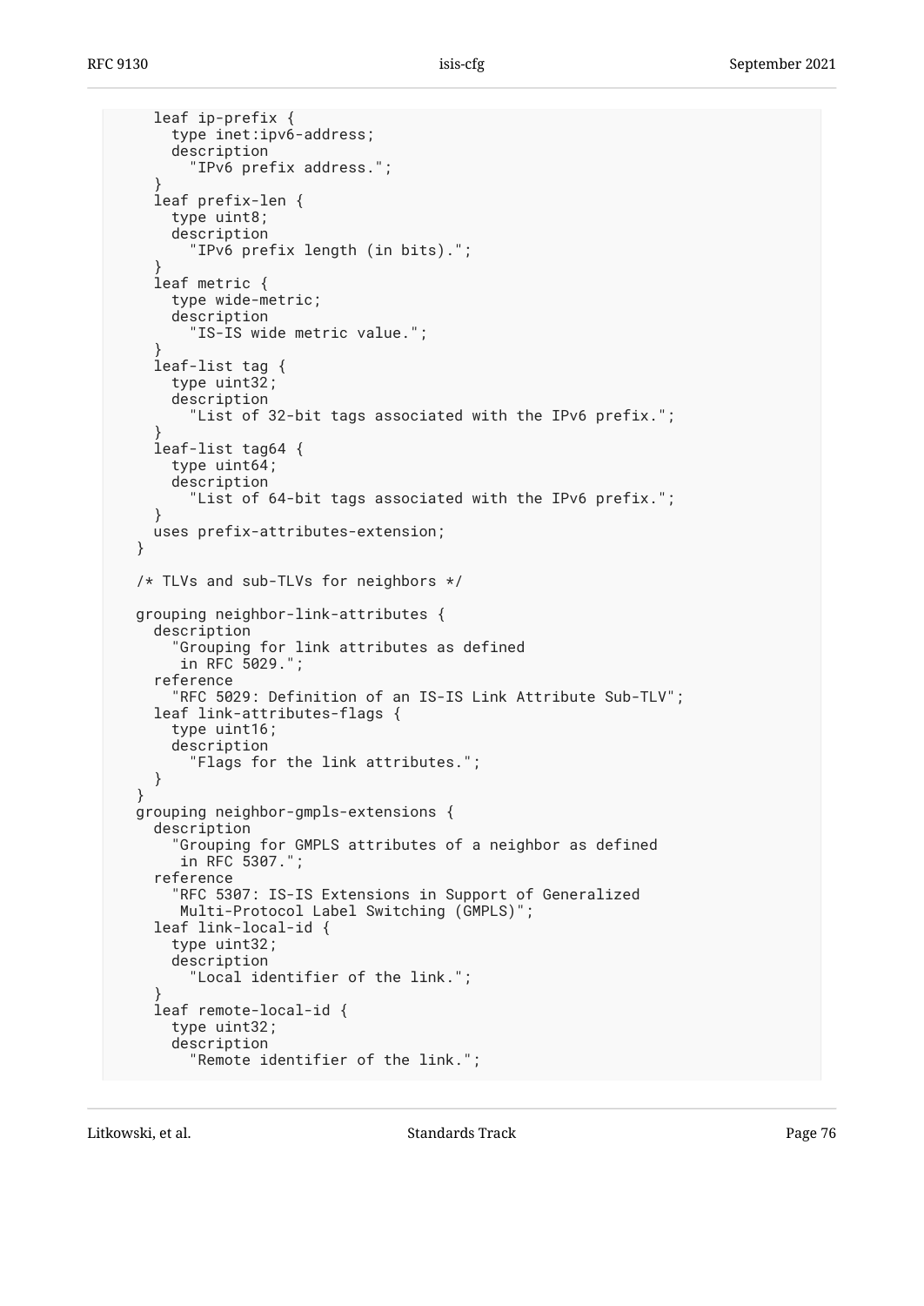```
      leaf ip-prefix {
        type inet:ipv6-address;
        description
          "IPv6 prefix address.";
      }
      leaf prefix-len {
        type uint8;
        description
          "IPv6 prefix length (in bits).";
      }
      leaf metric {
        type wide-metric;
        description
          "IS-IS wide metric value.";
      }
      leaf-list tag {
        type uint32;
        description
          "List of 32-bit tags associated with the IPv6 prefix.";
      }
      leaf-list tag64 {
        type uint64;
        description
          "List of 64-bit tags associated with the IPv6 prefix.";
      }
      uses prefix-attributes-extension;
    }

    /* TLVs and sub-TLVs for neighbors */

    grouping neighbor-link-attributes {
      description
        "Grouping for link attributes as defined
         in RFC 5029.";
      reference
        "RFC 5029: Definition of an IS-IS Link Attribute Sub-TLV";
      leaf link-attributes-flags {
        type uint16;
        description
          "Flags for the link attributes.";
      }
    }
    grouping neighbor-gmpls-extensions {
      description
        "Grouping for GMPLS attributes of a neighbor as defined
         in RFC 5307.";
      reference
        "RFC 5307: IS-IS Extensions in Support of Generalized
         Multi-Protocol Label Switching (GMPLS)";
      leaf link-local-id {
        type uint32;
        description
          "Local identifier of the link.";
      }
      leaf remote-local-id {
        type uint32;
        description
          "Remote identifier of the link.";
```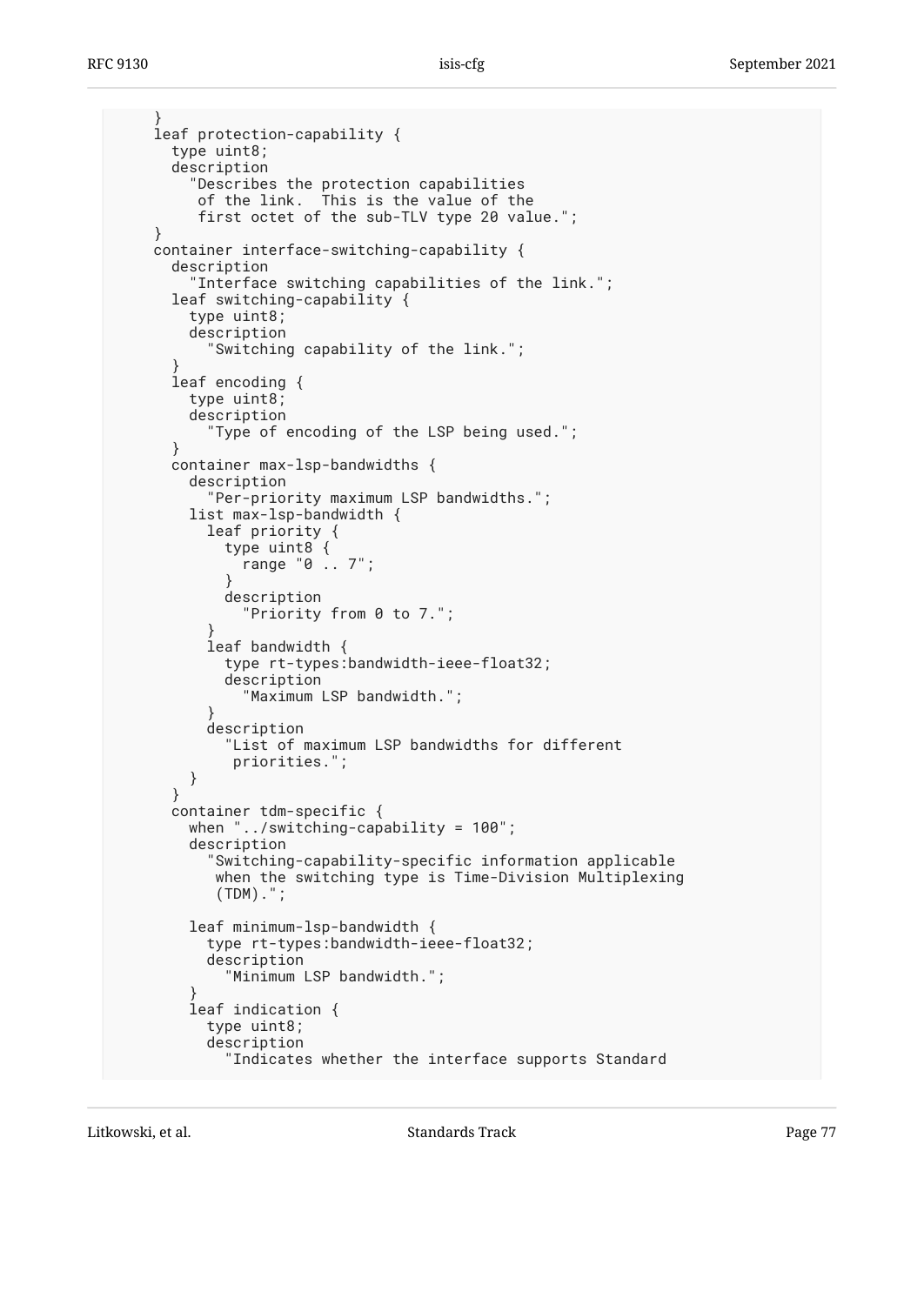```
      }
      leaf protection-capability {
        type uint8;
        description
          "Describes the protection capabilities
           of the link.  This is the value of the
           first octet of the sub-TLV type 20 value.";
      }
      container interface-switching-capability {
        description
          "Interface switching capabilities of the link.";
        leaf switching-capability {
          type uint8;
          description
            "Switching capability of the link.";
        }
        leaf encoding {
          type uint8;
          description
            "Type of encoding of the LSP being used.";
        }
        container max-lsp-bandwidths {
          description
            "Per-priority maximum LSP bandwidths.";
          list max-lsp-bandwidth {
            leaf priority {
              type uint8 {
                range "0 .. 7";
              }
              description
                "Priority from 0 to 7.";
            }
            leaf bandwidth {
              type rt-types:bandwidth-ieee-float32;
              description
                "Maximum LSP bandwidth.";
            }
            description
              "List of maximum LSP bandwidths for different
               priorities.";
          }
        }
        container tdm-specific {
          when "../switching-capability = 100";
          description
            "Switching-capability-specific information applicable
             when the switching type is Time-Division Multiplexing
             (TDM).";

          leaf minimum-lsp-bandwidth {
            type rt-types:bandwidth-ieee-float32;
            description
              "Minimum LSP bandwidth.";
          }
          leaf indication {
            type uint8;
            description
              "Indicates whether the interface supports Standard
```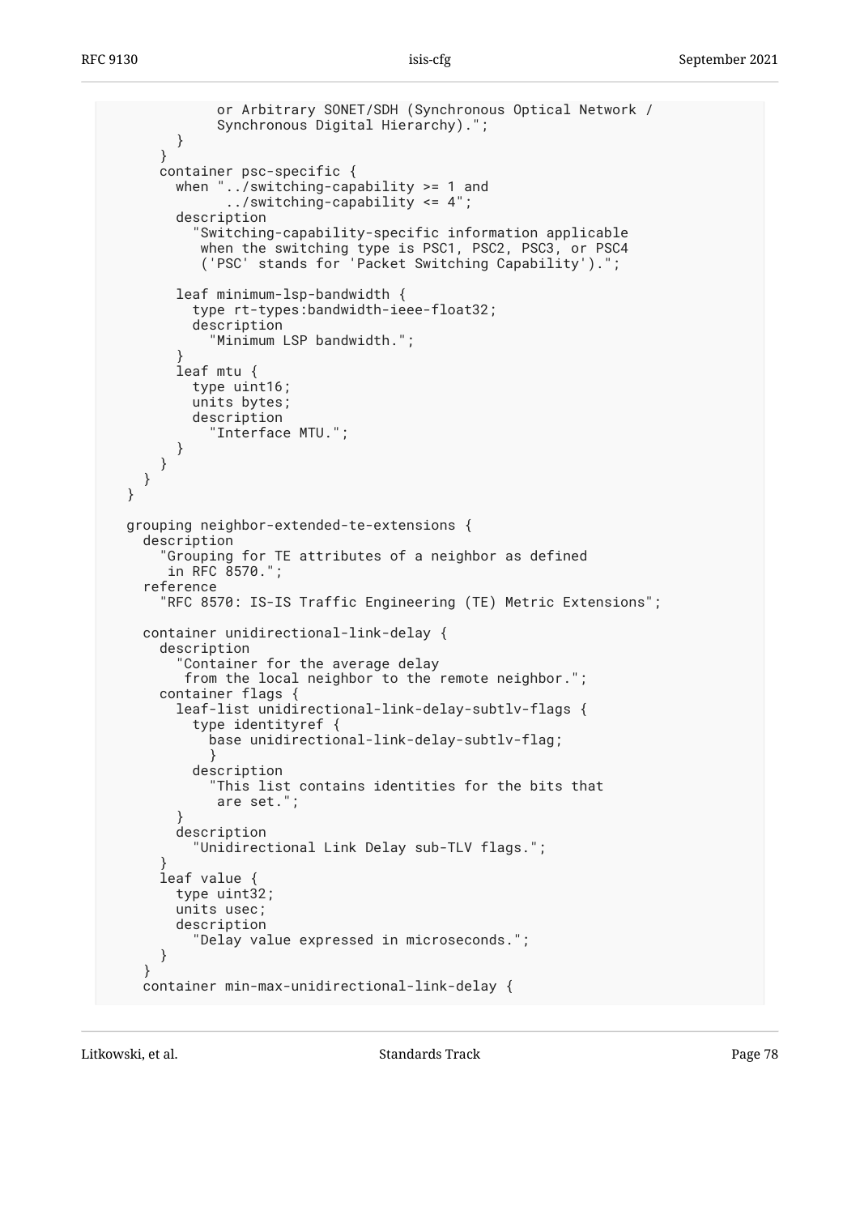```
             or Arbitrary SONET/SDH (Synchronous Optical Network /
             Synchronous Digital Hierarchy).";
        }
      }
      container psc-specific {
        when "../switching-capability >= 1 and
              ../switching-capability <= 4";
        description
          "Switching-capability-specific information applicable
           when the switching type is PSC1, PSC2, PSC3, or PSC4
           ('PSC' stands for 'Packet Switching Capability').";

        leaf minimum-lsp-bandwidth {
          type rt-types:bandwidth-ieee-float32;
          description
            "Minimum LSP bandwidth.";
        }
        leaf mtu {
          type uint16;
          units bytes;
          description
            "Interface MTU.";
        }
      }
    }
  }

  grouping neighbor-extended-te-extensions {
    description
      "Grouping for TE attributes of a neighbor as defined
       in RFC 8570.";
    reference
      "RFC 8570: IS-IS Traffic Engineering (TE) Metric Extensions";

    container unidirectional-link-delay {
      description
        "Container for the average delay
         from the local neighbor to the remote neighbor.";
      container flags {
        leaf-list unidirectional-link-delay-subtlv-flags {
          type identityref {
            base unidirectional-link-delay-subtlv-flag;
          }
          description
            "This list contains identities for the bits that
             are set.";
        }
        description
          "Unidirectional Link Delay sub-TLV flags.";
      }
      leaf value {
        type uint32;
        units usec;
        description
          "Delay value expressed in microseconds.";
      }
    }
    container min-max-unidirectional-link-delay {
```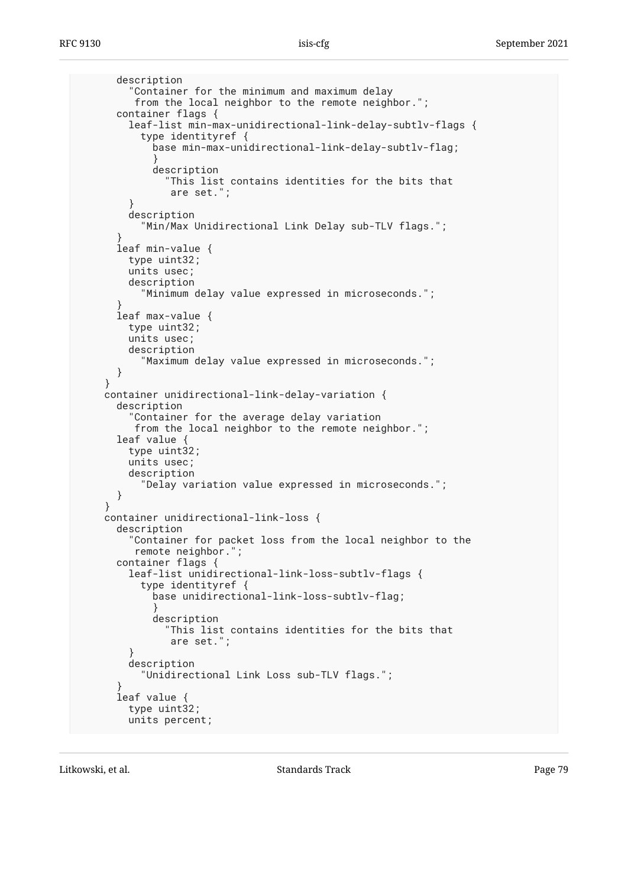```
        description
          "Container for the minimum and maximum delay
           from the local neighbor to the remote neighbor.";
        container flags {
          leaf-list min-max-unidirectional-link-delay-subtlv-flags {
            type identityref {
              base min-max-unidirectional-link-delay-subtlv-flag;
              }
              description
                "This list contains identities for the bits that
                 are set.";
          }
          description
            "Min/Max Unidirectional Link Delay sub-TLV flags.";
        }
        leaf min-value {
          type uint32;
          units usec;
          description
            "Minimum delay value expressed in microseconds.";
        }
        leaf max-value {
          type uint32;
          units usec;
          description
            "Maximum delay value expressed in microseconds.";
        }
      }
      container unidirectional-link-delay-variation {
        description
          "Container for the average delay variation
           from the local neighbor to the remote neighbor.";
        leaf value {
          type uint32;
          units usec;
          description
            "Delay variation value expressed in microseconds.";
        }
      }
      container unidirectional-link-loss {
        description
          "Container for packet loss from the local neighbor to the
           remote neighbor.";
        container flags {
          leaf-list unidirectional-link-loss-subtlv-flags {
            type identityref {
              base unidirectional-link-loss-subtlv-flag;
              }
              description
                "This list contains identities for the bits that
                 are set.";
          }
          description
            "Unidirectional Link Loss sub-TLV flags.";
        }
        leaf value {
          type uint32;
          units percent;
```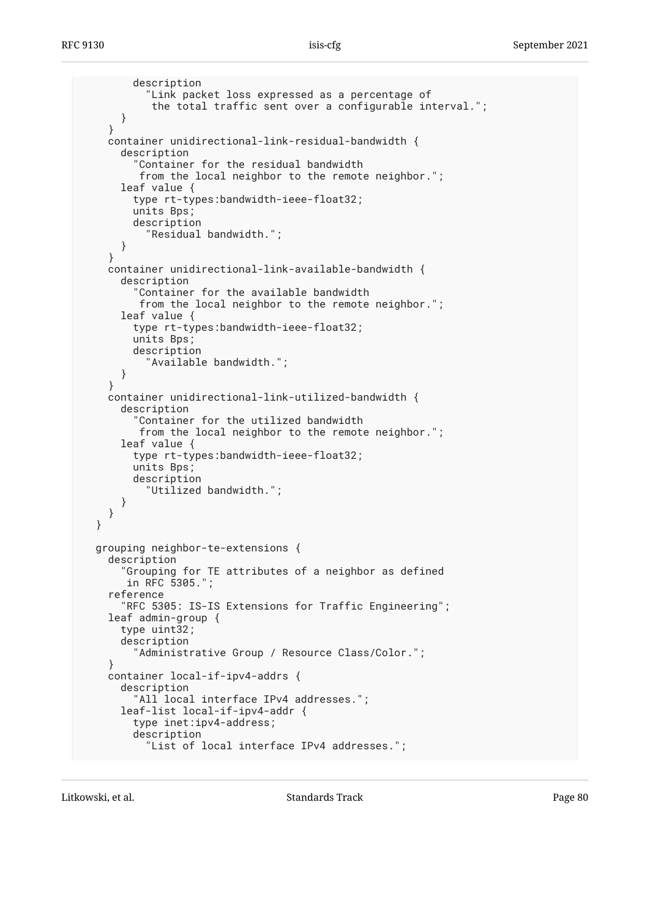```
        description
          "Link packet loss expressed as a percentage of
           the total traffic sent over a configurable interval.";
      }
    }
    container unidirectional-link-residual-bandwidth {
      description
        "Container for the residual bandwidth
         from the local neighbor to the remote neighbor.";
      leaf value {
        type rt-types:bandwidth-ieee-float32;
        units Bps;
        description
          "Residual bandwidth.";
      }
    }
    container unidirectional-link-available-bandwidth {
      description
        "Container for the available bandwidth
         from the local neighbor to the remote neighbor.";
      leaf value {
        type rt-types:bandwidth-ieee-float32;
        units Bps;
        description
          "Available bandwidth.";
      }
    }
    container unidirectional-link-utilized-bandwidth {
      description
        "Container for the utilized bandwidth
         from the local neighbor to the remote neighbor.";
      leaf value {
        type rt-types:bandwidth-ieee-float32;
        units Bps;
        description
          "Utilized bandwidth.";
      }
    }
  }

  grouping neighbor-te-extensions {
    description
      "Grouping for TE attributes of a neighbor as defined
       in RFC 5305.";
    reference
      "RFC 5305: IS-IS Extensions for Traffic Engineering";
    leaf admin-group {
      type uint32;
      description
        "Administrative Group / Resource Class/Color.";
    }
    container local-if-ipv4-addrs {
      description
        "All local interface IPv4 addresses.";
      leaf-list local-if-ipv4-addr {
        type inet:ipv4-address;
        description
          "List of local interface IPv4 addresses.";
```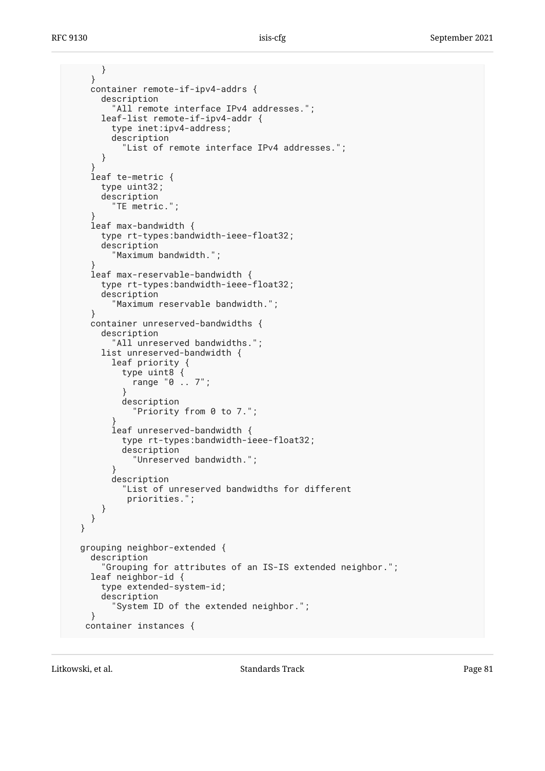```
      }
    }
    container remote-if-ipv4-addrs {
      description
        "All remote interface IPv4 addresses.";
      leaf-list remote-if-ipv4-addr {
        type inet:ipv4-address;
        description
          "List of remote interface IPv4 addresses.";
      }
    }
    leaf te-metric {
      type uint32;
      description
        "TE metric.";
    }
    leaf max-bandwidth {
      type rt-types:bandwidth-ieee-float32;
      description
        "Maximum bandwidth.";
    }
    leaf max-reservable-bandwidth {
      type rt-types:bandwidth-ieee-float32;
      description
        "Maximum reservable bandwidth.";
    }
    container unreserved-bandwidths {
      description
        "All unreserved bandwidths.";
      list unreserved-bandwidth {
        leaf priority {
          type uint8 {
            range "0 .. 7";
          }
          description
            "Priority from 0 to 7.";
        }
        leaf unreserved-bandwidth {
          type rt-types:bandwidth-ieee-float32;
          description
            "Unreserved bandwidth.";
        }
        description
          "List of unreserved bandwidths for different
           priorities.";
      }
    }
  }

  grouping neighbor-extended {
    description
      "Grouping for attributes of an IS-IS extended neighbor.";
    leaf neighbor-id {
      type extended-system-id;
      description
        "System ID of the extended neighbor.";
    }
   container instances {
```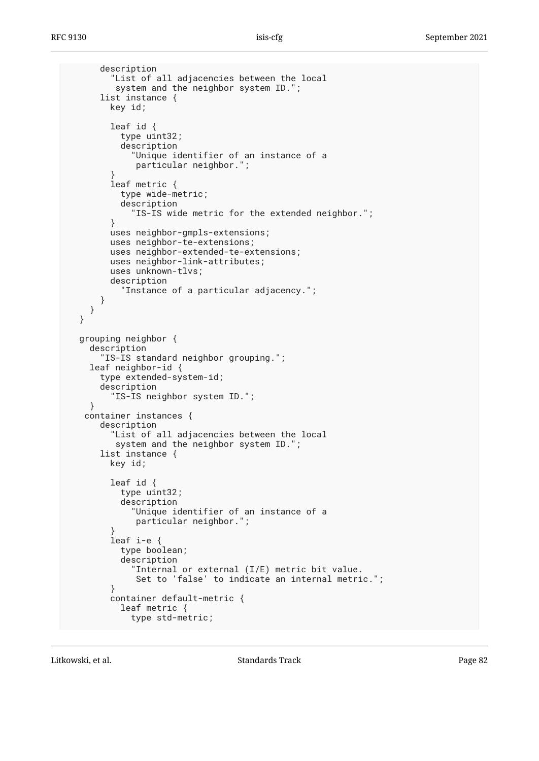```
      description
        "List of all adjacencies between the local
         system and the neighbor system ID.";
      list instance {
        key id;

        leaf id {
          type uint32;
          description
            "Unique identifier of an instance of a
             particular neighbor.";
        }
        leaf metric {
          type wide-metric;
          description
            "IS-IS wide metric for the extended neighbor.";
        }
        uses neighbor-gmpls-extensions;
        uses neighbor-te-extensions;
        uses neighbor-extended-te-extensions;
        uses neighbor-link-attributes;
        uses unknown-tlvs;
        description
          "Instance of a particular adjacency.";
      }
    }
  }

  grouping neighbor {
    description
      "IS-IS standard neighbor grouping.";
    leaf neighbor-id {
      type extended-system-id;
      description
        "IS-IS neighbor system ID.";
    }
   container instances {
      description
        "List of all adjacencies between the local
         system and the neighbor system ID.";
      list instance {
        key id;

        leaf id {
          type uint32;
          description
            "Unique identifier of an instance of a
             particular neighbor.";
        }
        leaf i-e {
          type boolean;
          description
            "Internal or external (I/E) metric bit value.
             Set to 'false' to indicate an internal metric.";
        }
        container default-metric {
          leaf metric {
            type std-metric;
```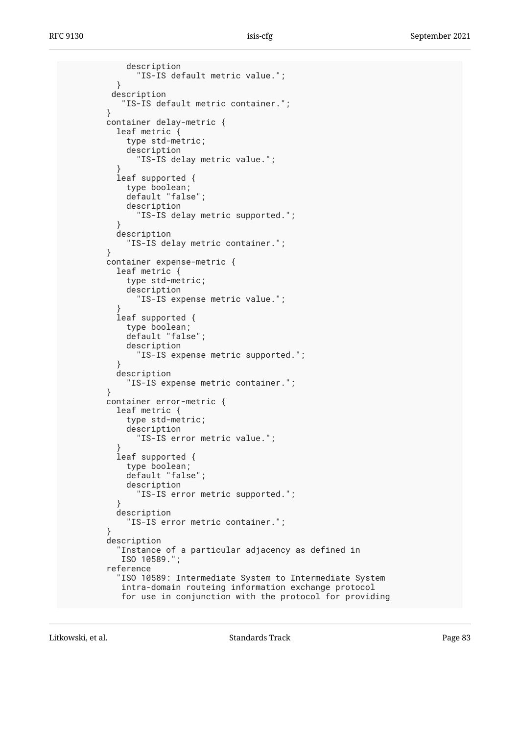```
            description
              "IS-IS default metric value.";
          }
         description
           "IS-IS default metric container.";
        }
        container delay-metric {
          leaf metric {
            type std-metric;
            description
              "IS-IS delay metric value.";
          }
          leaf supported {
            type boolean;
            default "false";
            description
              "IS-IS delay metric supported.";
          }
          description
            "IS-IS delay metric container.";
        }
        container expense-metric {
          leaf metric {
            type std-metric;
            description
              "IS-IS expense metric value.";
          }
          leaf supported {
            type boolean;
            default "false";
            description
              "IS-IS expense metric supported.";
          }
          description
            "IS-IS expense metric container.";
        }
        container error-metric {
          leaf metric {
            type std-metric;
            description
              "IS-IS error metric value.";
          }
          leaf supported {
            type boolean;
            default "false";
            description
              "IS-IS error metric supported.";
          }
          description
            "IS-IS error metric container.";
        }
        description
          "Instance of a particular adjacency as defined in
           ISO 10589.";
        reference
          "ISO 10589: Intermediate System to Intermediate System
           intra-domain routeing information exchange protocol
           for use in conjunction with the protocol for providing
```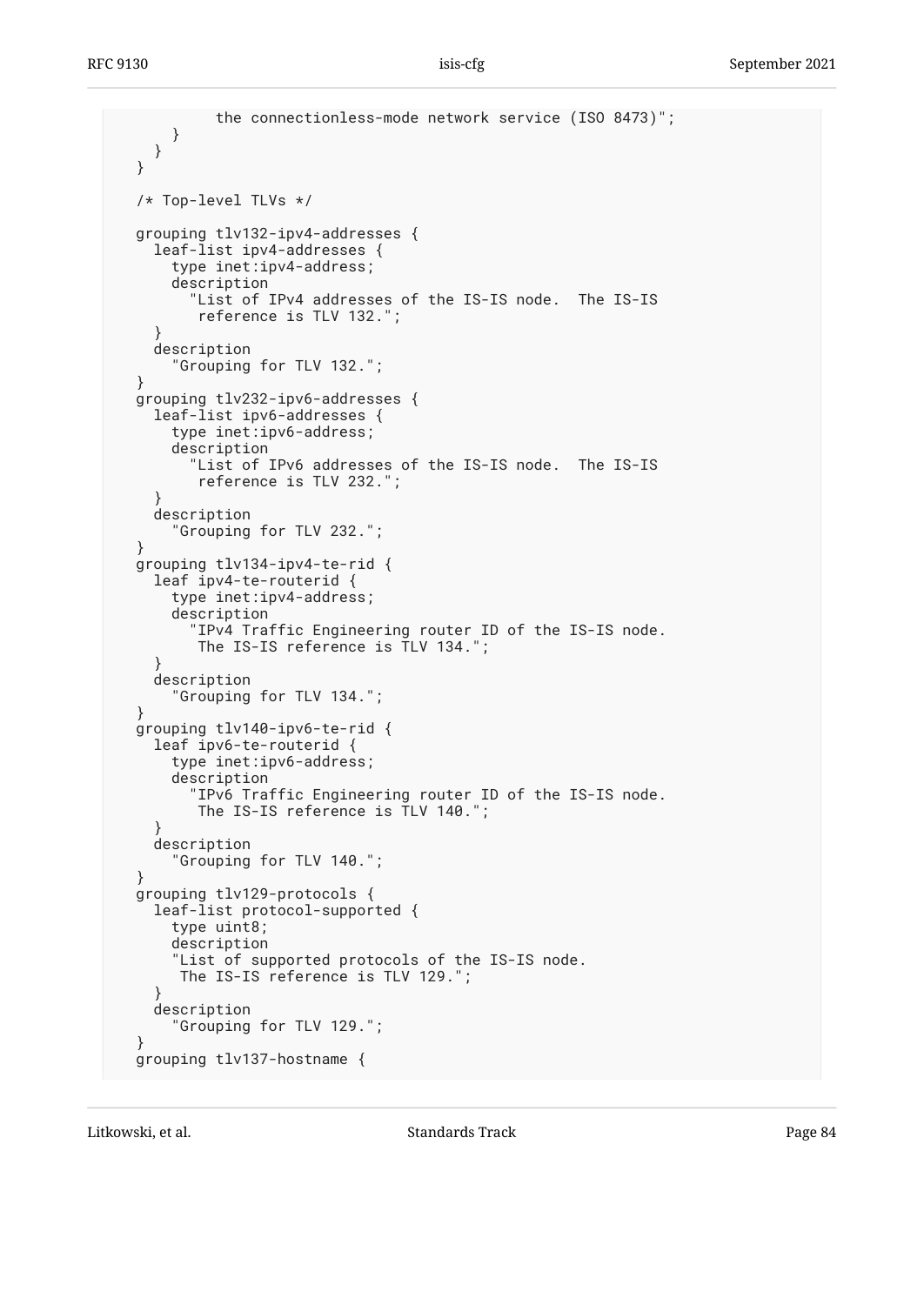```
          the connectionless-mode network service (ISO 8473)";
      }
    }
  }

  /* Top-level TLVs */

  grouping tlv132-ipv4-addresses {
    leaf-list ipv4-addresses {
      type inet:ipv4-address;
      description
        "List of IPv4 addresses of the IS-IS node.  The IS-IS
         reference is TLV 132.";
    }
    description
      "Grouping for TLV 132.";
  }
  grouping tlv232-ipv6-addresses {
    leaf-list ipv6-addresses {
      type inet:ipv6-address;
      description
        "List of IPv6 addresses of the IS-IS node.  The IS-IS
         reference is TLV 232.";
    }
    description
      "Grouping for TLV 232.";
  }
  grouping tlv134-ipv4-te-rid {
    leaf ipv4-te-routerid {
      type inet:ipv4-address;
      description
        "IPv4 Traffic Engineering router ID of the IS-IS node.
         The IS-IS reference is TLV 134.";
    }
    description
      "Grouping for TLV 134.";
  }
  grouping tlv140-ipv6-te-rid {
    leaf ipv6-te-routerid {
      type inet:ipv6-address;
      description
        "IPv6 Traffic Engineering router ID of the IS-IS node.
         The IS-IS reference is TLV 140.";
    }
    description
      "Grouping for TLV 140.";
  }
  grouping tlv129-protocols {
    leaf-list protocol-supported {
      type uint8;
      description
      "List of supported protocols of the IS-IS node.
       The IS-IS reference is TLV 129.";
    }
    description
      "Grouping for TLV 129.";
  }
  grouping tlv137-hostname {
```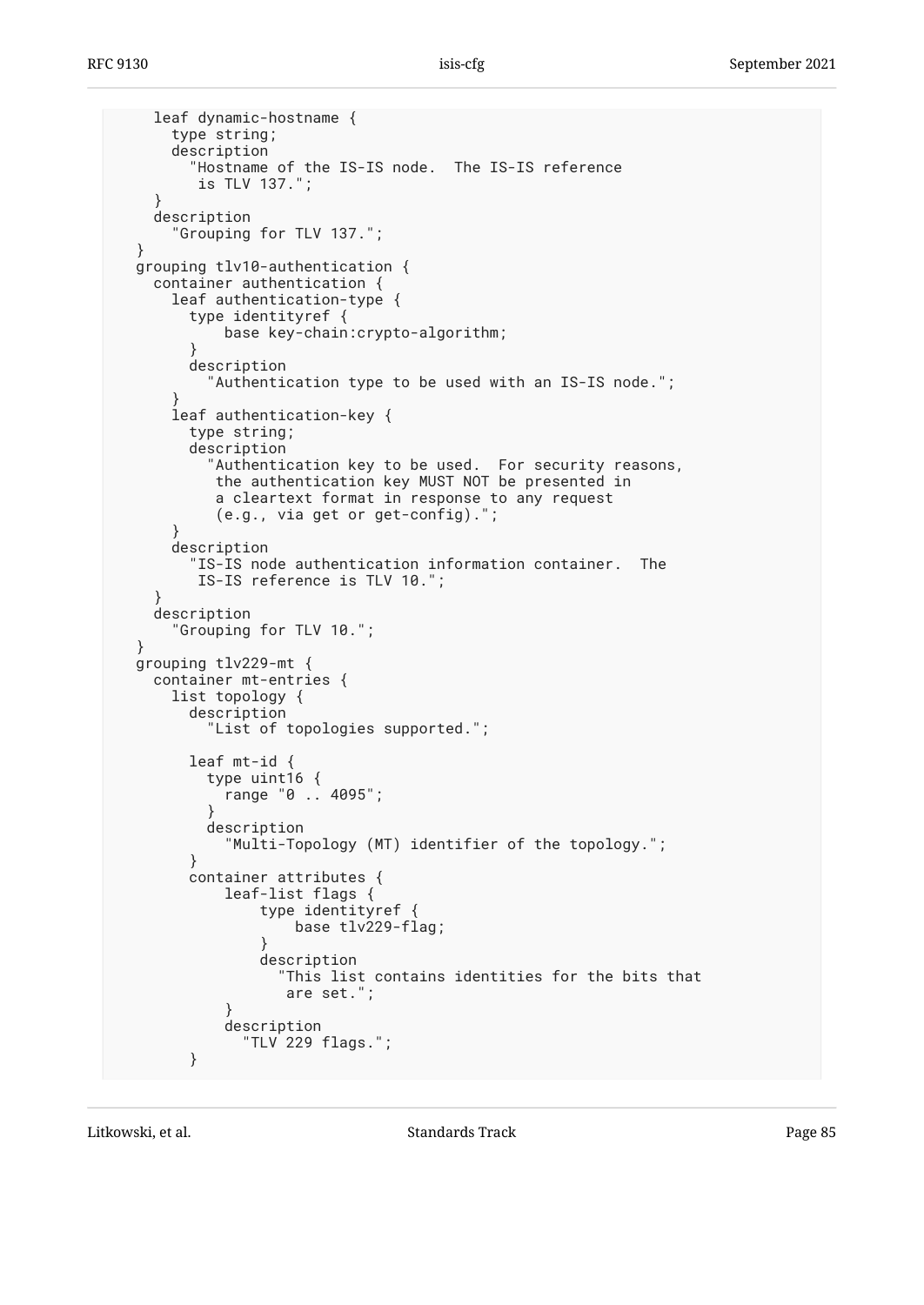```
      leaf dynamic-hostname {
        type string;
        description
          "Hostname of the IS-IS node.  The IS-IS reference
           is TLV 137.";
      }
      description
        "Grouping for TLV 137.";
    }
    grouping tlv10-authentication {
      container authentication {
        leaf authentication-type {
          type identityref {
              base key-chain:crypto-algorithm;
          }
          description
            "Authentication type to be used with an IS-IS node.";
        }
        leaf authentication-key {
          type string;
          description
            "Authentication key to be used.  For security reasons,
             the authentication key MUST NOT be presented in
             a cleartext format in response to any request
             (e.g., via get or get-config).";
        }
        description
          "IS-IS node authentication information container.  The
           IS-IS reference is TLV 10.";
      }
      description
        "Grouping for TLV 10.";
    }
    grouping tlv229-mt {
      container mt-entries {
        list topology {
          description
            "List of topologies supported.";

          leaf mt-id {
            type uint16 {
              range "0 .. 4095";
            }
            description
              "Multi-Topology (MT) identifier of the topology.";
          }
          container attributes {
              leaf-list flags {
                  type identityref {
                      base tlv229-flag;
                  }
                  description
                    "This list contains identities for the bits that
                     are set.";
              }
              description
                "TLV 229 flags.";
          }
```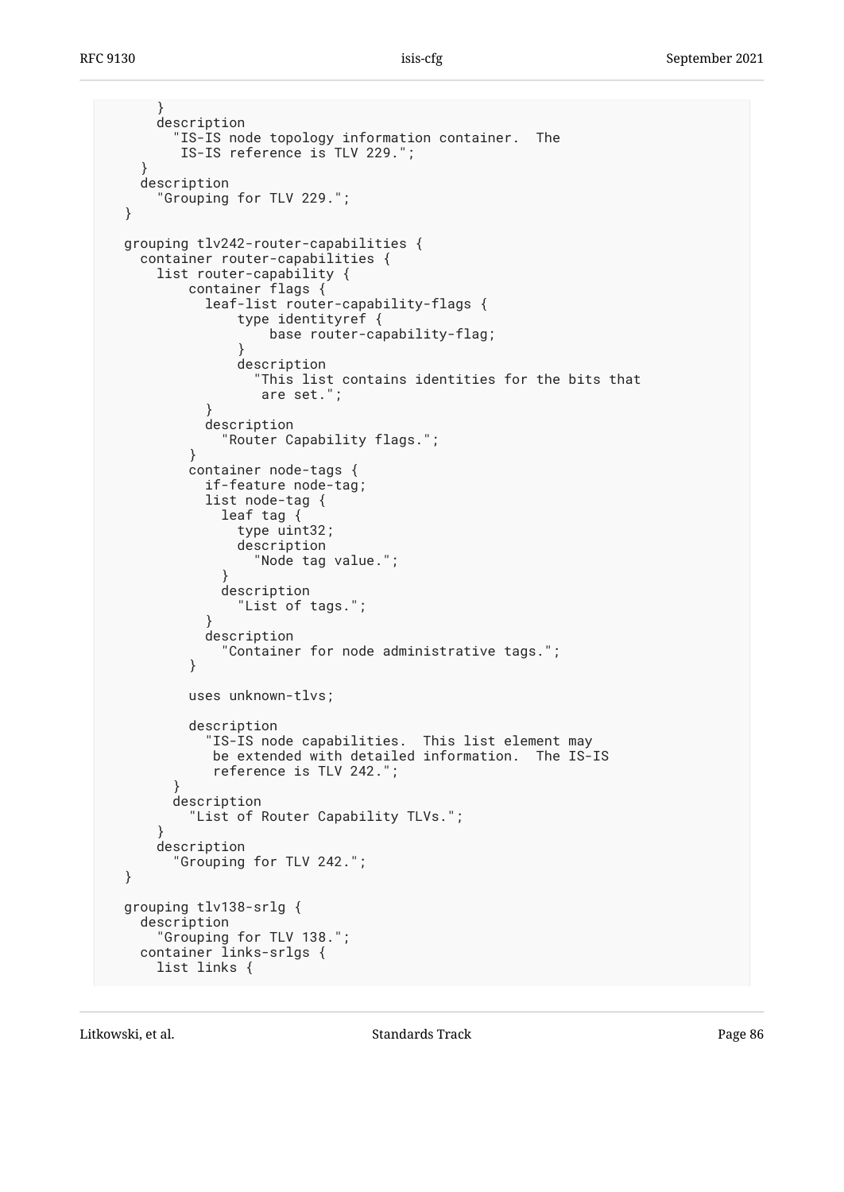```
      }
      description
        "IS-IS node topology information container.  The
         IS-IS reference is TLV 229.";
    }
    description
      "Grouping for TLV 229.";
  }

  grouping tlv242-router-capabilities {
    container router-capabilities {
      list router-capability {
          container flags {
            leaf-list router-capability-flags {
                type identityref {
                    base router-capability-flag;
                }
                description
                  "This list contains identities for the bits that
                   are set.";
            }
            description
              "Router Capability flags.";
          }
          container node-tags {
            if-feature node-tag;
            list node-tag {
              leaf tag {
                type uint32;
                description
                  "Node tag value.";
              }
              description
                "List of tags.";
            }
            description
              "Container for node administrative tags.";
          }

          uses unknown-tlvs;

          description
            "IS-IS node capabilities.  This list element may
             be extended with detailed information.  The IS-IS
             reference is TLV 242.";
        }
        description
          "List of Router Capability TLVs.";
      }
      description
        "Grouping for TLV 242.";
  }

  grouping tlv138-srlg {
    description
      "Grouping for TLV 138.";
    container links-srlgs {
      list links {
```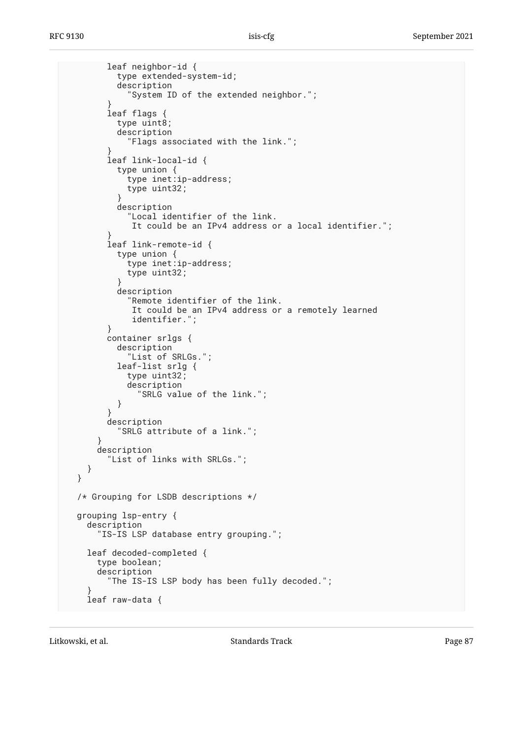```
        leaf neighbor-id {
          type extended-system-id;
          description
            "System ID of the extended neighbor.";
        }
        leaf flags {
          type uint8;
          description
            "Flags associated with the link.";
        }
        leaf link-local-id {
          type union {
            type inet:ip-address;
            type uint32;
          }
          description
            "Local identifier of the link.
             It could be an IPv4 address or a local identifier.";
        }
        leaf link-remote-id {
          type union {
            type inet:ip-address;
            type uint32;
          }
          description
            "Remote identifier of the link.
             It could be an IPv4 address or a remotely learned
             identifier.";
        }
        container srlgs {
          description
            "List of SRLGs.";
          leaf-list srlg {
            type uint32;
            description
              "SRLG value of the link.";
          }
        }
        description
          "SRLG attribute of a link.";
      }
      description
        "List of links with SRLGs.";
    }
  }

  /* Grouping for LSDB descriptions */

  grouping lsp-entry {
    description
      "IS-IS LSP database entry grouping.";

    leaf decoded-completed {
      type boolean;
      description
        "The IS-IS LSP body has been fully decoded.";
    }
    leaf raw-data {
```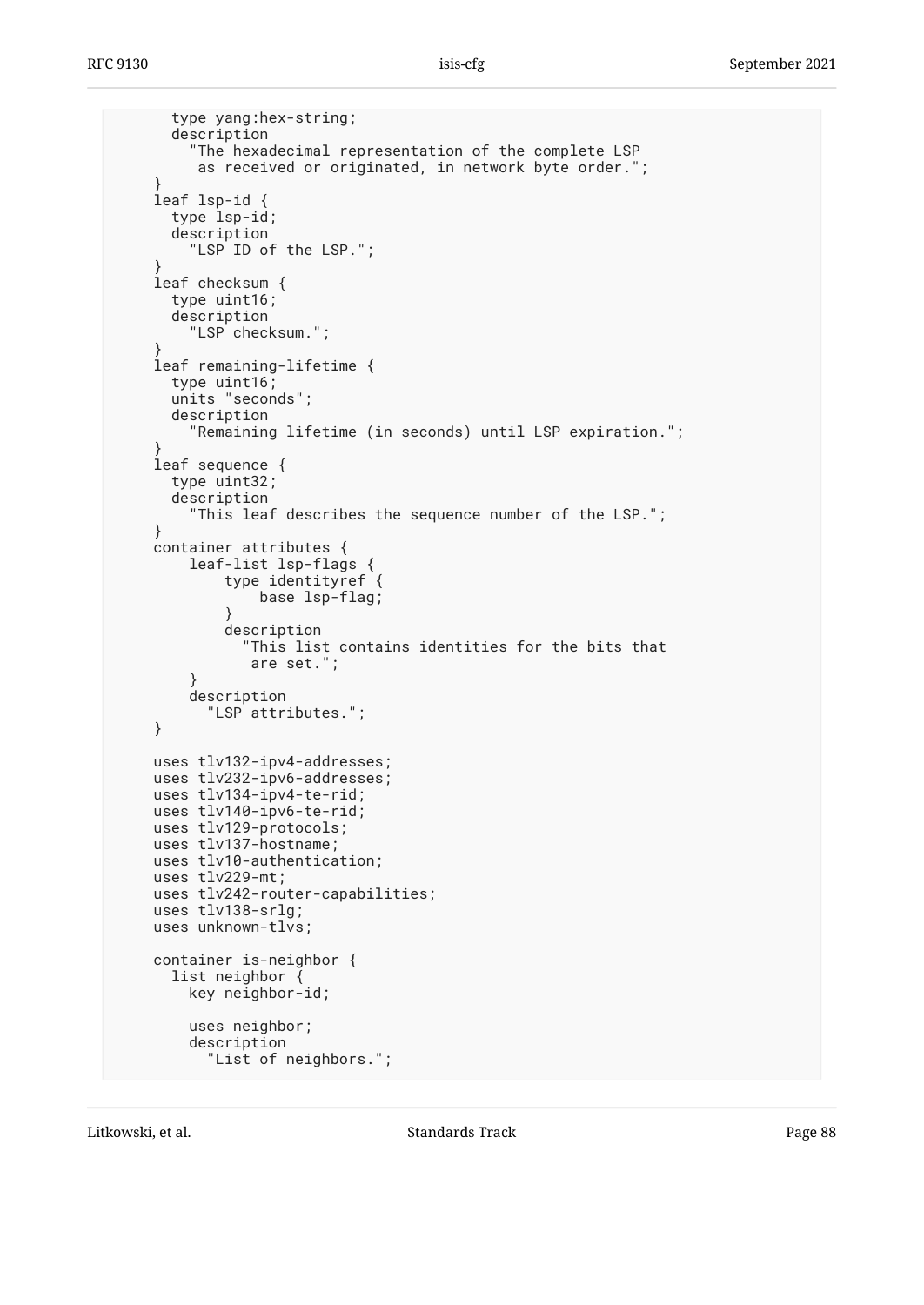```
        type yang:hex-string;
        description
          "The hexadecimal representation of the complete LSP
           as received or originated, in network byte order.";
      }
      leaf lsp-id {
        type lsp-id;
        description
          "LSP ID of the LSP.";
      }
      leaf checksum {
        type uint16;
        description
          "LSP checksum.";
      }
      leaf remaining-lifetime {
        type uint16;
        units "seconds";
        description
          "Remaining lifetime (in seconds) until LSP expiration.";
      }
      leaf sequence {
        type uint32;
        description
          "This leaf describes the sequence number of the LSP.";
      }
      container attributes {
          leaf-list lsp-flags {
              type identityref {
                  base lsp-flag;
              }
              description
                "This list contains identities for the bits that
                 are set.";
          }
          description
            "LSP attributes.";
      }

      uses tlv132-ipv4-addresses;
      uses tlv232-ipv6-addresses;
      uses tlv134-ipv4-te-rid;
      uses tlv140-ipv6-te-rid;
      uses tlv129-protocols;
      uses tlv137-hostname;
      uses tlv10-authentication;
      uses tlv229-mt;
      uses tlv242-router-capabilities;
      uses tlv138-srlg;
      uses unknown-tlvs;

      container is-neighbor {
        list neighbor {
          key neighbor-id;

          uses neighbor;
          description
            "List of neighbors.";
```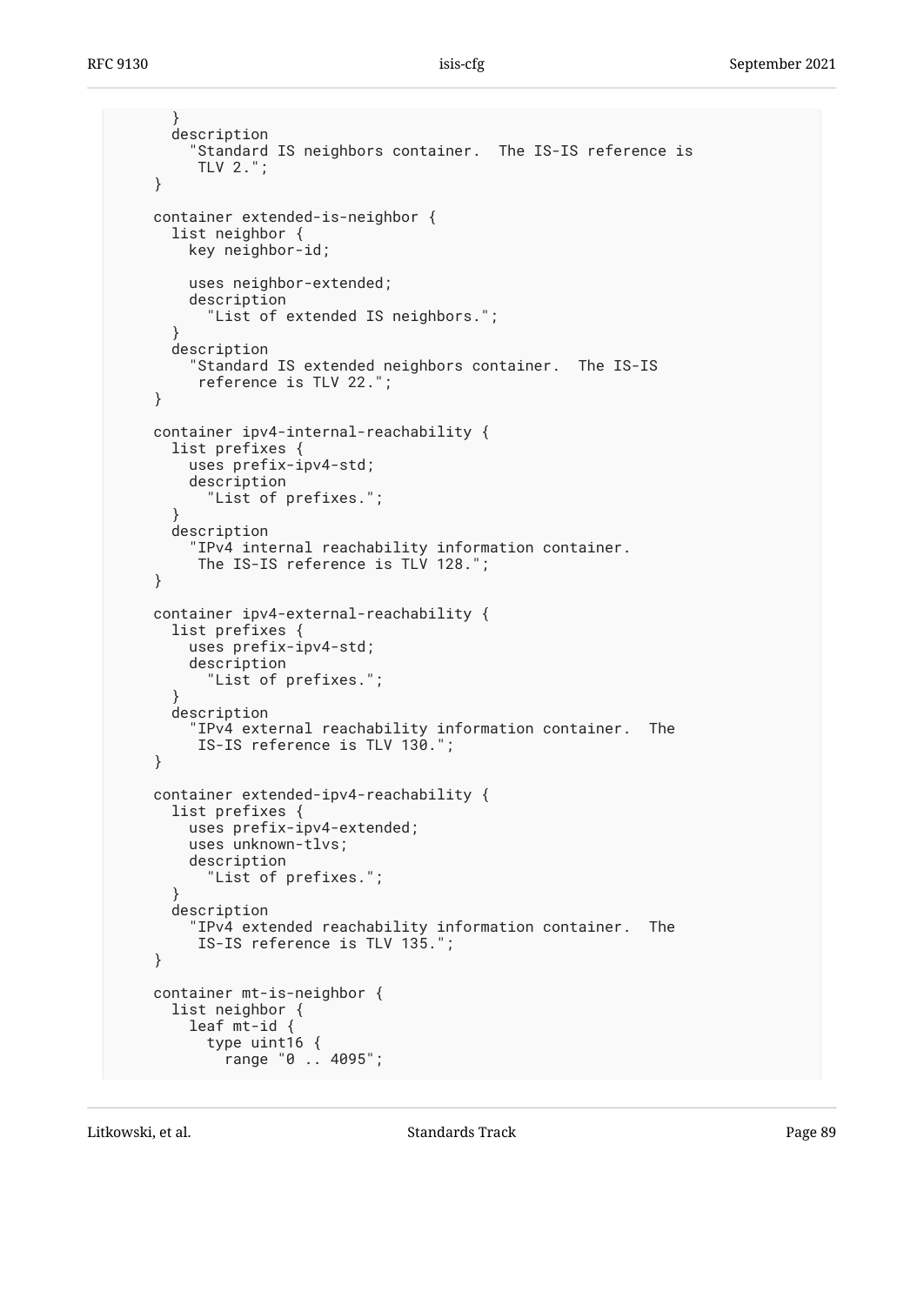```
        }
        description
          "Standard IS neighbors container.  The IS-IS reference is
           TLV 2.";
      }

      container extended-is-neighbor {
        list neighbor {
          key neighbor-id;

          uses neighbor-extended;
          description
            "List of extended IS neighbors.";
        }
        description
          "Standard IS extended neighbors container.  The IS-IS
           reference is TLV 22.";
      }

      container ipv4-internal-reachability {
        list prefixes {
          uses prefix-ipv4-std;
          description
            "List of prefixes.";
        }
        description
          "IPv4 internal reachability information container.
           The IS-IS reference is TLV 128.";
      }

      container ipv4-external-reachability {
        list prefixes {
          uses prefix-ipv4-std;
          description
            "List of prefixes.";
        }
        description
          "IPv4 external reachability information container.  The
           IS-IS reference is TLV 130.";
      }

      container extended-ipv4-reachability {
        list prefixes {
          uses prefix-ipv4-extended;
          uses unknown-tlvs;
          description
            "List of prefixes.";
        }
        description
          "IPv4 extended reachability information container.  The
           IS-IS reference is TLV 135.";
      }

      container mt-is-neighbor {
        list neighbor {
          leaf mt-id {
            type uint16 {
              range "0 .. 4095";
```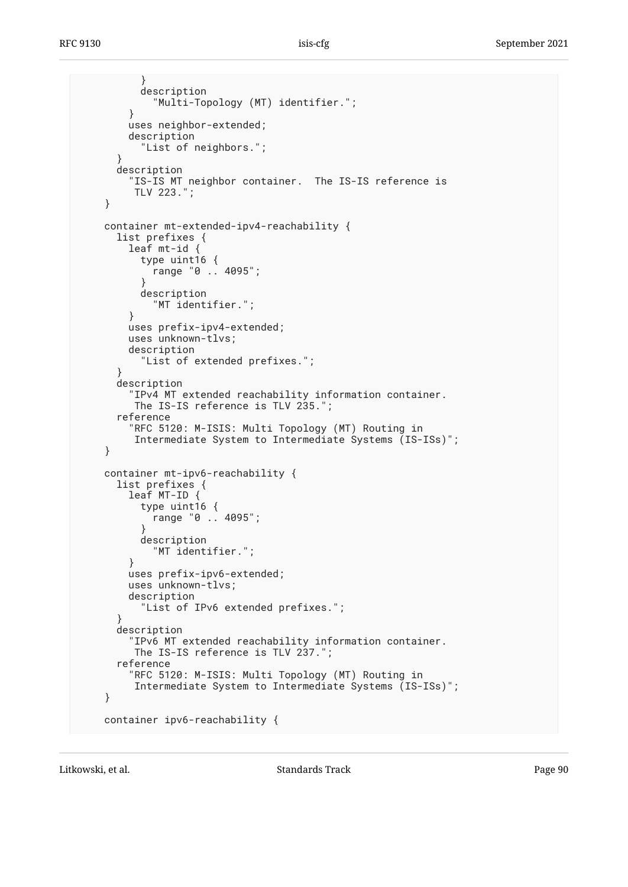```
          }
          description
            "Multi-Topology (MT) identifier.";
        }
        uses neighbor-extended;
        description
          "List of neighbors.";
      }
      description
        "IS-IS MT neighbor container.  The IS-IS reference is
         TLV 223.";
    }

    container mt-extended-ipv4-reachability {
      list prefixes {
        leaf mt-id {
          type uint16 {
            range "0 .. 4095";
          }
          description
            "MT identifier.";
        }
        uses prefix-ipv4-extended;
        uses unknown-tlvs;
        description
          "List of extended prefixes.";
      }
      description
        "IPv4 MT extended reachability information container.
         The IS-IS reference is TLV 235.";
      reference
        "RFC 5120: M-ISIS: Multi Topology (MT) Routing in
         Intermediate System to Intermediate Systems (IS-ISs)";
    }

    container mt-ipv6-reachability {
      list prefixes {
        leaf MT-ID {
          type uint16 {
            range "0 .. 4095";
          }
          description
            "MT identifier.";
        }
        uses prefix-ipv6-extended;
        uses unknown-tlvs;
        description
          "List of IPv6 extended prefixes.";
      }
      description
        "IPv6 MT extended reachability information container.
         The IS-IS reference is TLV 237.";
      reference
        "RFC 5120: M-ISIS: Multi Topology (MT) Routing in
         Intermediate System to Intermediate Systems (IS-ISs)";
    }

    container ipv6-reachability {
```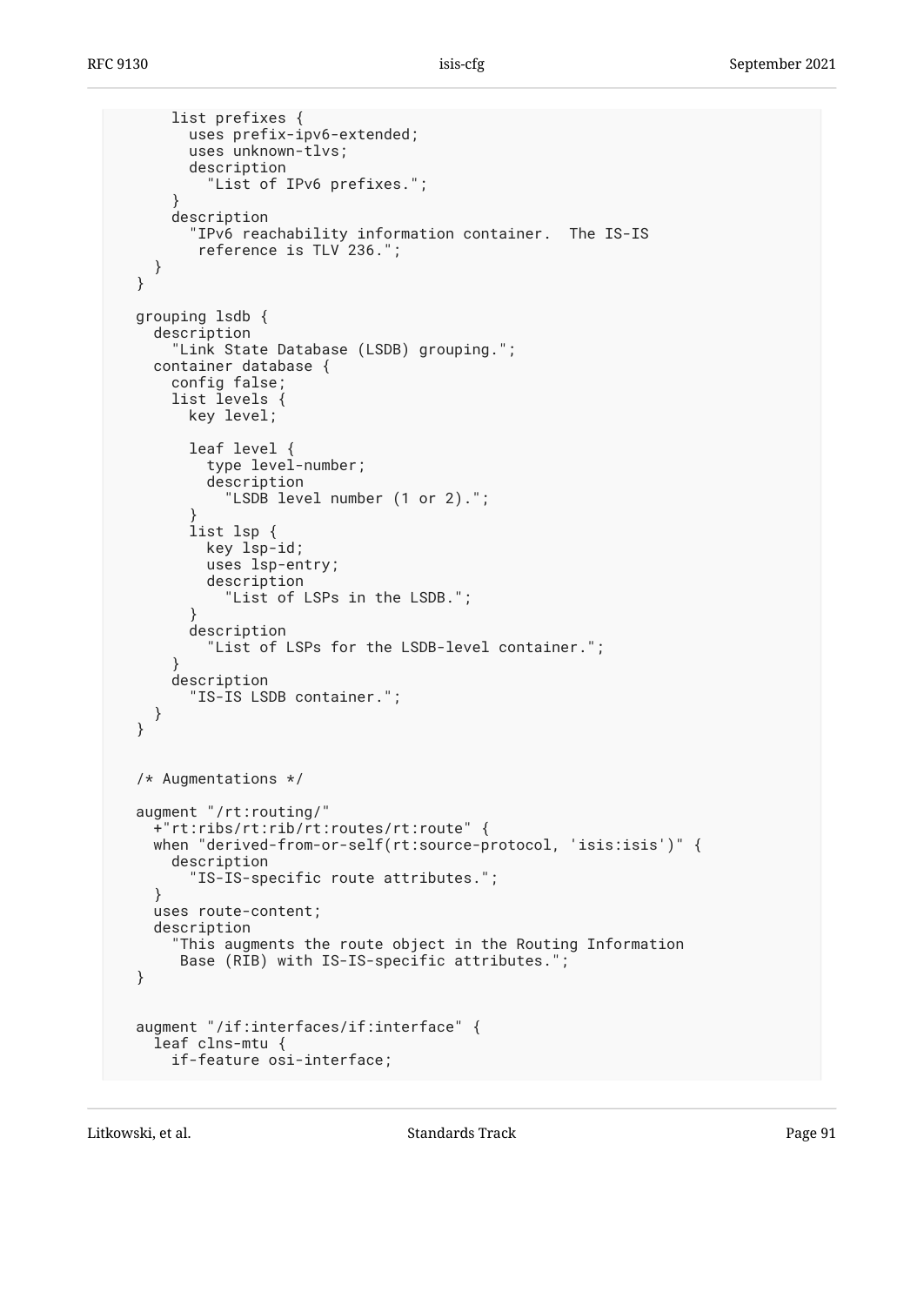```
      list prefixes {
        uses prefix-ipv6-extended;
        uses unknown-tlvs;
        description
          "List of IPv6 prefixes.";
      }
      description
        "IPv6 reachability information container.  The IS-IS
         reference is TLV 236.";
    }
  }

  grouping lsdb {
    description
      "Link State Database (LSDB) grouping.";
    container database {
      config false;
      list levels {
        key level;

        leaf level {
          type level-number;
          description
            "LSDB level number (1 or 2).";
        }
        list lsp {
          key lsp-id;
          uses lsp-entry;
          description
            "List of LSPs in the LSDB.";
        }
        description
          "List of LSPs for the LSDB-level container.";
      }
      description
        "IS-IS LSDB container.";
    }
  }


  /* Augmentations */

  augment "/rt:routing/"
    +"rt:ribs/rt:rib/rt:routes/rt:route" {
    when "derived-from-or-self(rt:source-protocol, 'isis:isis')" {
      description
        "IS-IS-specific route attributes.";
    }
    uses route-content;
    description
      "This augments the route object in the Routing Information
       Base (RIB) with IS-IS-specific attributes.";
  }


  augment "/if:interfaces/if:interface" {
    leaf clns-mtu {
      if-feature osi-interface;
```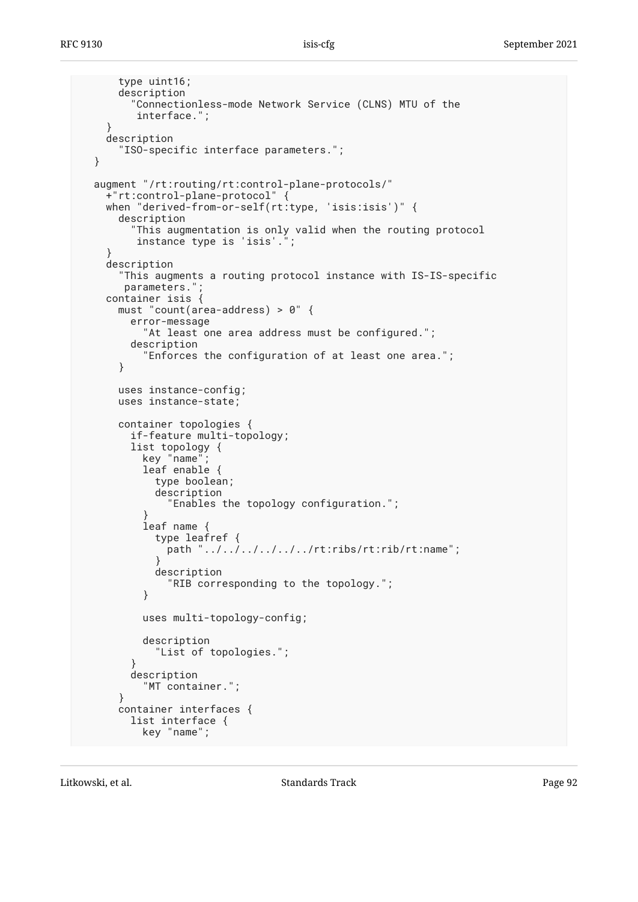```
      type uint16;
      description
        "Connectionless-mode Network Service (CLNS) MTU of the
         interface.";
    }
    description
      "ISO-specific interface parameters.";
  }

  augment "/rt:routing/rt:control-plane-protocols/"
    +"rt:control-plane-protocol" {
    when "derived-from-or-self(rt:type, 'isis:isis')" {
      description
        "This augmentation is only valid when the routing protocol
         instance type is 'isis'.";
    }
    description
      "This augments a routing protocol instance with IS-IS-specific
       parameters.";
    container isis {
      must "count(area-address) > 0" {
        error-message
          "At least one area address must be configured.";
        description
          "Enforces the configuration of at least one area.";
      }

      uses instance-config;
      uses instance-state;

      container topologies {
        if-feature multi-topology;
        list topology {
          key "name";
          leaf enable {
            type boolean;
            description
              "Enables the topology configuration.";
          }
          leaf name {
            type leafref {
              path "../../../../../../rt:ribs/rt:rib/rt:name";
            }
            description
              "RIB corresponding to the topology.";
          }

          uses multi-topology-config;

          description
            "List of topologies.";
        }
        description
          "MT container.";
      }
      container interfaces {
        list interface {
          key "name";
```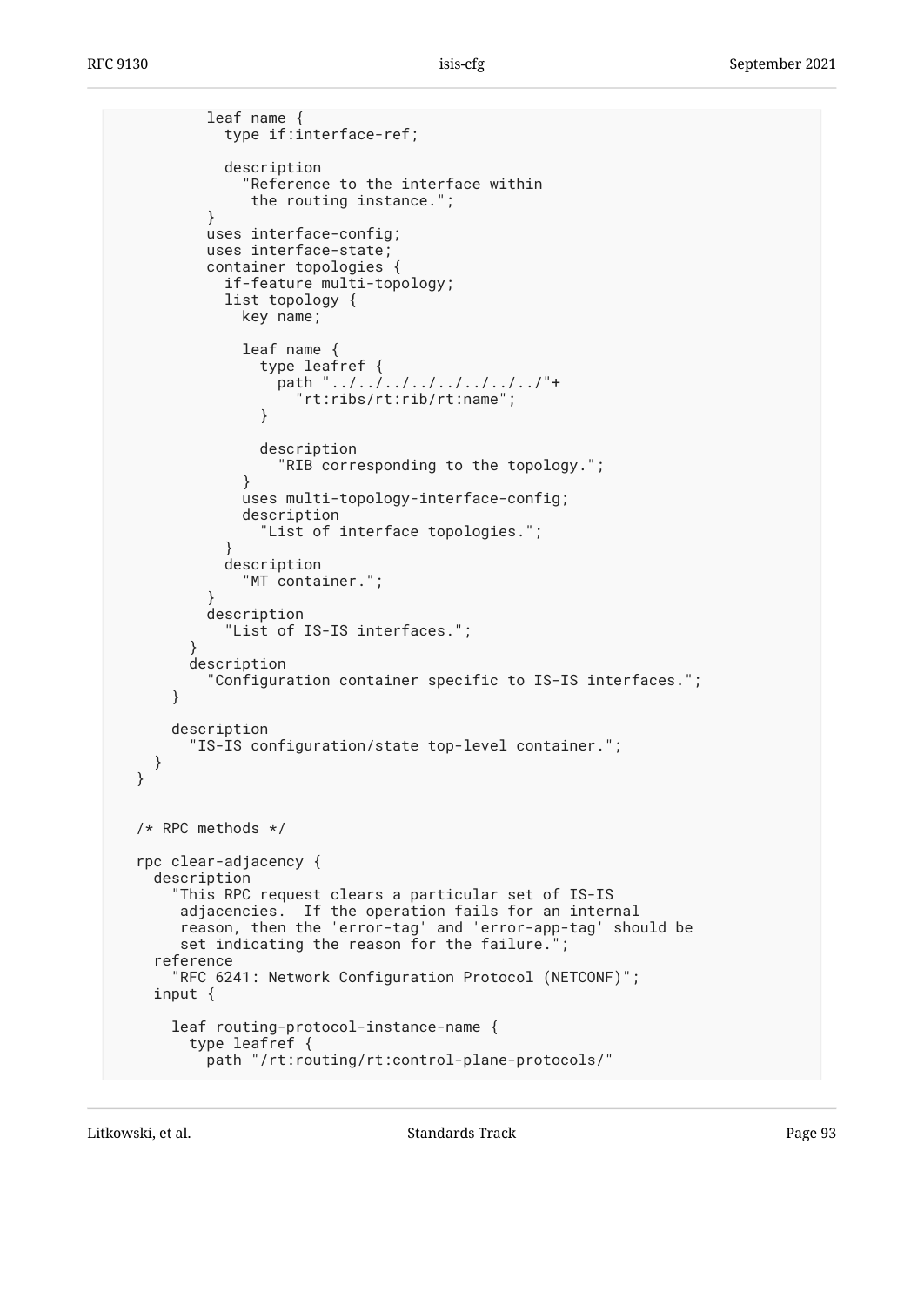```
          leaf name {
            type if:interface-ref;

            description
              "Reference to the interface within
               the routing instance.";
          }
          uses interface-config;
          uses interface-state;
          container topologies {
            if-feature multi-topology;
            list topology {
              key name;

              leaf name {
                type leafref {
                  path "../../../../../../../../"+
                    "rt:ribs/rt:rib/rt:name";
                }

                description
                  "RIB corresponding to the topology.";
              }
              uses multi-topology-interface-config;
              description
                "List of interface topologies.";
            }
            description
              "MT container.";
          }
          description
            "List of IS-IS interfaces.";
        }
        description
          "Configuration container specific to IS-IS interfaces.";
      }

      description
        "IS-IS configuration/state top-level container.";
    }
  }


  /* RPC methods */

  rpc clear-adjacency {
    description
      "This RPC request clears a particular set of IS-IS
       adjacencies.  If the operation fails for an internal
       reason, then the 'error-tag' and 'error-app-tag' should be
       set indicating the reason for the failure.";
    reference
      "RFC 6241: Network Configuration Protocol (NETCONF)";
    input {

      leaf routing-protocol-instance-name {
        type leafref {
          path "/rt:routing/rt:control-plane-protocols/"
```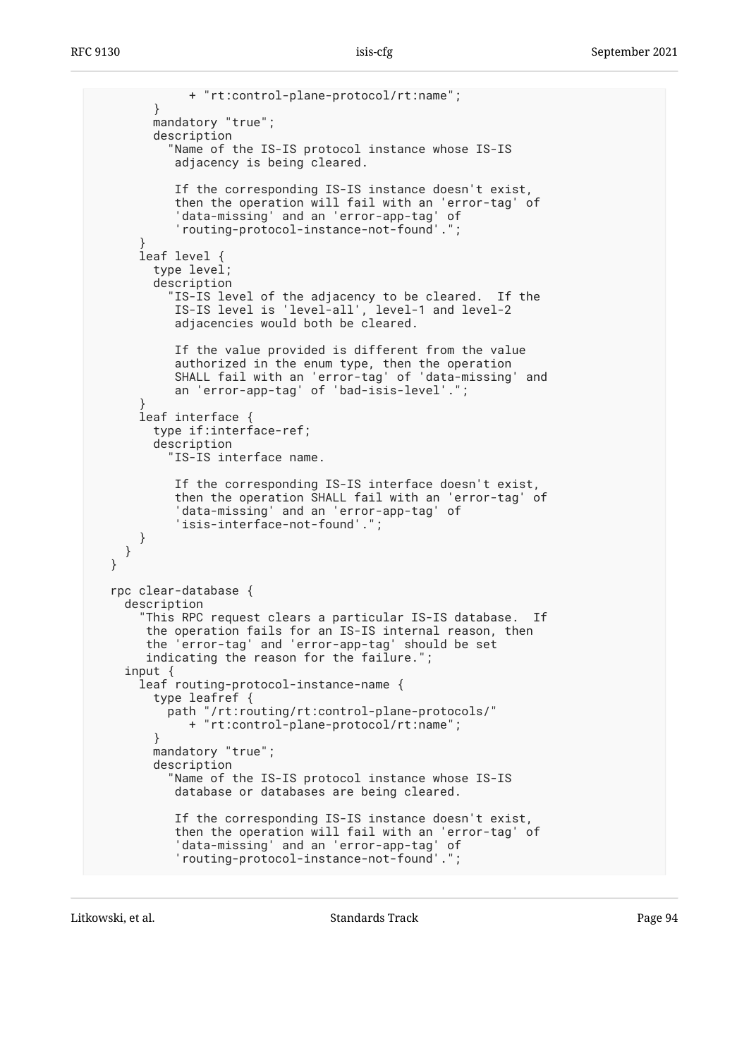```
              + "rt:control-plane-protocol/rt:name";
        }
        mandatory "true";
        description
          "Name of the IS-IS protocol instance whose IS-IS
           adjacency is being cleared.

           If the corresponding IS-IS instance doesn't exist,
           then the operation will fail with an 'error-tag' of
           'data-missing' and an 'error-app-tag' of
           'routing-protocol-instance-not-found'.";
      }
      leaf level {
        type level;
        description
          "IS-IS level of the adjacency to be cleared.  If the
           IS-IS level is 'level-all', level-1 and level-2
           adjacencies would both be cleared.

           If the value provided is different from the value
           authorized in the enum type, then the operation
           SHALL fail with an 'error-tag' of 'data-missing' and
           an 'error-app-tag' of 'bad-isis-level'.";
      }
      leaf interface {
        type if:interface-ref;
        description
          "IS-IS interface name.

           If the corresponding IS-IS interface doesn't exist,
           then the operation SHALL fail with an 'error-tag' of
           'data-missing' and an 'error-app-tag' of
           'isis-interface-not-found'.";
      }
    }
  }

  rpc clear-database {
    description
      "This RPC request clears a particular IS-IS database.  If
       the operation fails for an IS-IS internal reason, then
       the 'error-tag' and 'error-app-tag' should be set
       indicating the reason for the failure.";
    input {
      leaf routing-protocol-instance-name {
        type leafref {
          path "/rt:routing/rt:control-plane-protocols/"
             + "rt:control-plane-protocol/rt:name";
        }
        mandatory "true";
        description
          "Name of the IS-IS protocol instance whose IS-IS
           database or databases are being cleared.

           If the corresponding IS-IS instance doesn't exist,
           then the operation will fail with an 'error-tag' of
           'data-missing' and an 'error-app-tag' of
           'routing-protocol-instance-not-found'.";
```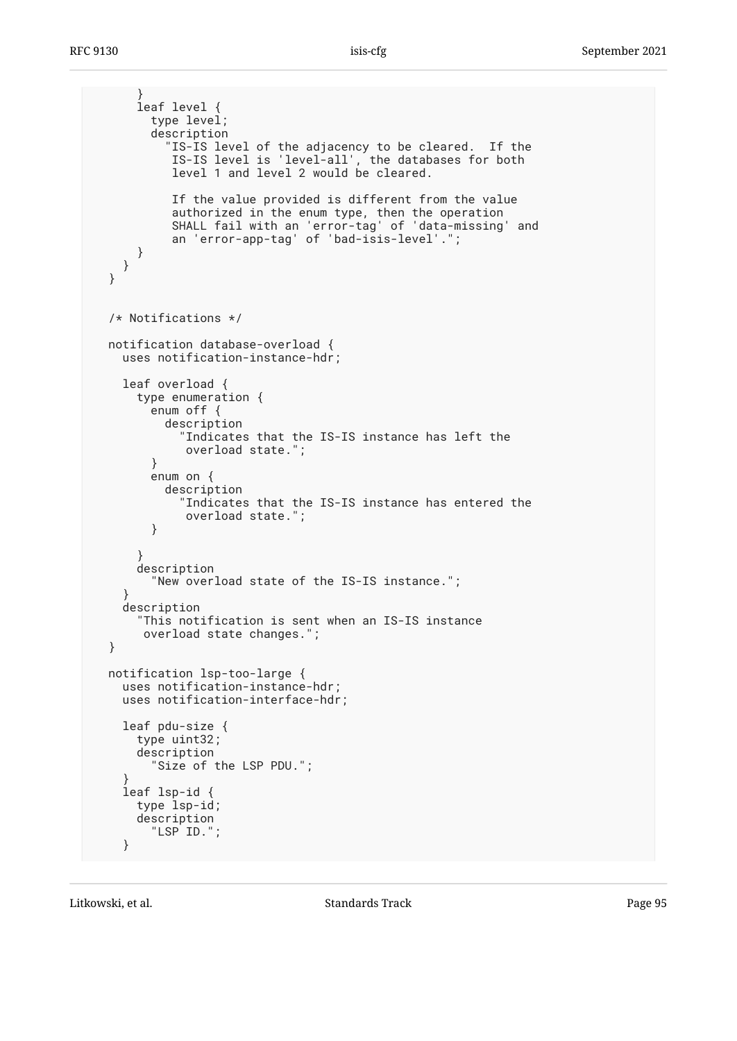```
      }
      leaf level {
        type level;
        description
          "IS-IS level of the adjacency to be cleared.  If the
           IS-IS level is 'level-all', the databases for both
           level 1 and level 2 would be cleared.

           If the value provided is different from the value
           authorized in the enum type, then the operation
           SHALL fail with an 'error-tag' of 'data-missing' and
           an 'error-app-tag' of 'bad-isis-level'.";
      }
    }
  }


  /* Notifications */

  notification database-overload {
    uses notification-instance-hdr;

    leaf overload {
      type enumeration {
        enum off {
          description
            "Indicates that the IS-IS instance has left the
             overload state.";
        }
        enum on {
          description
            "Indicates that the IS-IS instance has entered the
             overload state.";
        }

      }
      description
        "New overload state of the IS-IS instance.";
    }
    description
      "This notification is sent when an IS-IS instance
       overload state changes.";
  }

  notification lsp-too-large {
    uses notification-instance-hdr;
    uses notification-interface-hdr;

    leaf pdu-size {
      type uint32;
      description
        "Size of the LSP PDU.";
    }
    leaf lsp-id {
      type lsp-id;
      description
        "LSP ID.";
    }
```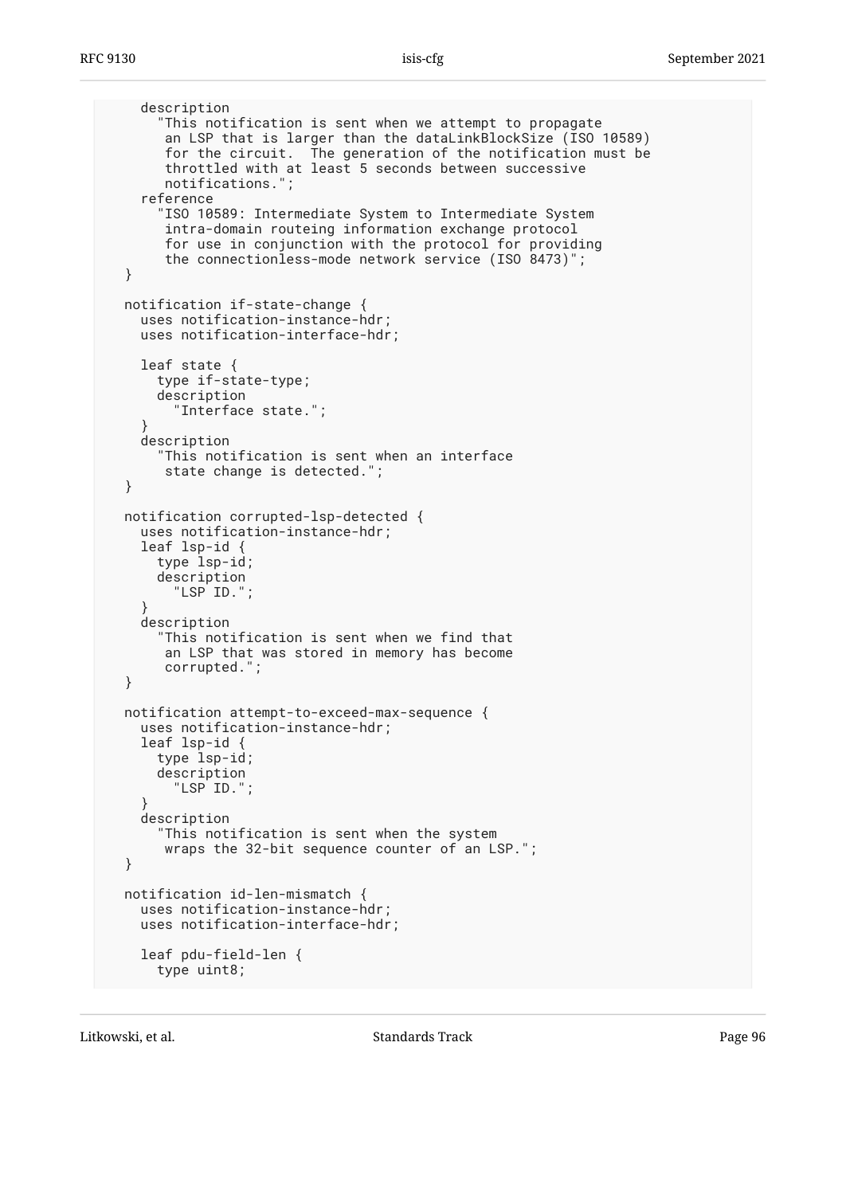```
      description
        "This notification is sent when we attempt to propagate
         an LSP that is larger than the dataLinkBlockSize (ISO 10589)
         for the circuit.  The generation of the notification must be
         throttled with at least 5 seconds between successive
         notifications.";
      reference
        "ISO 10589: Intermediate System to Intermediate System
         intra-domain routeing information exchange protocol
         for use in conjunction with the protocol for providing
         the connectionless-mode network service (ISO 8473)";
    }

    notification if-state-change {
      uses notification-instance-hdr;
      uses notification-interface-hdr;

      leaf state {
        type if-state-type;
        description
          "Interface state.";
      }
      description
        "This notification is sent when an interface
         state change is detected.";
    }

    notification corrupted-lsp-detected {
      uses notification-instance-hdr;
      leaf lsp-id {
        type lsp-id;
        description
          "LSP ID.";
      }
      description
        "This notification is sent when we find that
         an LSP that was stored in memory has become
         corrupted.";
    }

    notification attempt-to-exceed-max-sequence {
      uses notification-instance-hdr;
      leaf lsp-id {
        type lsp-id;
        description
          "LSP ID.";
      }
      description
        "This notification is sent when the system
         wraps the 32-bit sequence counter of an LSP.";
    }

    notification id-len-mismatch {
      uses notification-instance-hdr;
      uses notification-interface-hdr;

      leaf pdu-field-len {
        type uint8;
```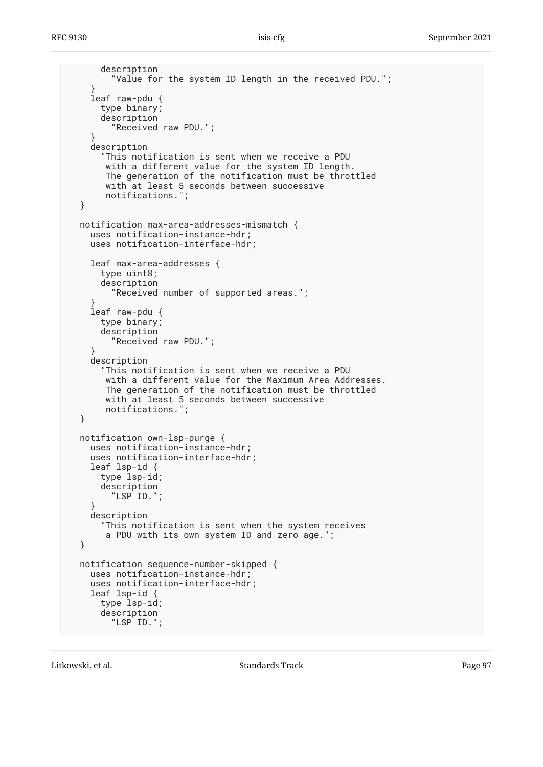```
      description
        "Value for the system ID length in the received PDU.";
    }
    leaf raw-pdu {
      type binary;
      description
        "Received raw PDU.";
    }
    description
      "This notification is sent when we receive a PDU
       with a different value for the system ID length.
       The generation of the notification must be throttled
       with at least 5 seconds between successive
       notifications.";
  }

  notification max-area-addresses-mismatch {
    uses notification-instance-hdr;
    uses notification-interface-hdr;

    leaf max-area-addresses {
      type uint8;
      description
        "Received number of supported areas.";
    }
    leaf raw-pdu {
      type binary;
      description
        "Received raw PDU.";
    }
    description
      "This notification is sent when we receive a PDU
       with a different value for the Maximum Area Addresses.
       The generation of the notification must be throttled
       with at least 5 seconds between successive
       notifications.";
  }

  notification own-lsp-purge {
    uses notification-instance-hdr;
    uses notification-interface-hdr;
    leaf lsp-id {
      type lsp-id;
      description
        "LSP ID.";
    }
    description
      "This notification is sent when the system receives
       a PDU with its own system ID and zero age.";
  }

  notification sequence-number-skipped {
    uses notification-instance-hdr;
    uses notification-interface-hdr;
    leaf lsp-id {
      type lsp-id;
      description
        "LSP ID.";
```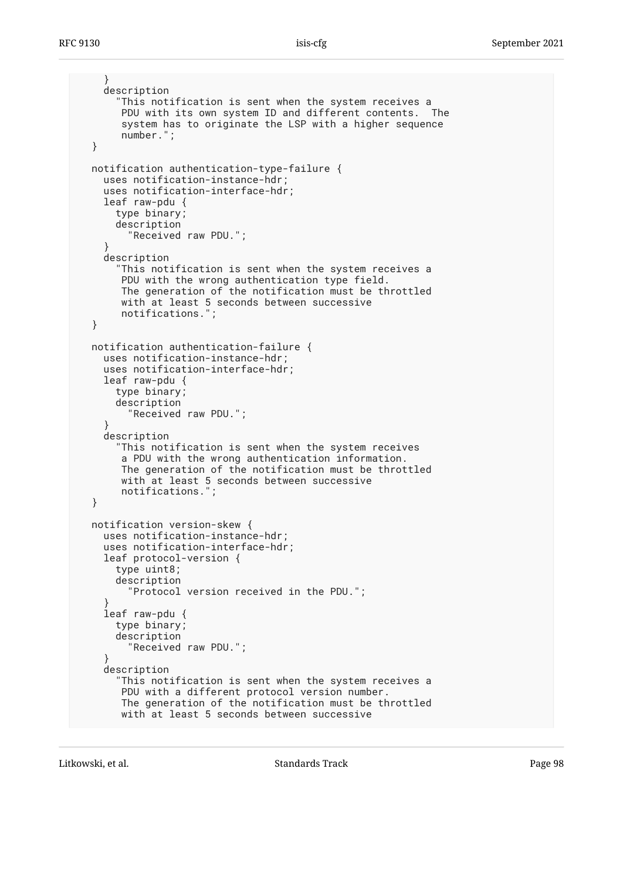```
      }
      description
        "This notification is sent when the system receives a
         PDU with its own system ID and different contents.  The
         system has to originate the LSP with a higher sequence
         number.";
    }

    notification authentication-type-failure {
      uses notification-instance-hdr;
      uses notification-interface-hdr;
      leaf raw-pdu {
        type binary;
        description
          "Received raw PDU.";
      }
      description
        "This notification is sent when the system receives a
         PDU with the wrong authentication type field.
         The generation of the notification must be throttled
         with at least 5 seconds between successive
         notifications.";
    }

    notification authentication-failure {
      uses notification-instance-hdr;
      uses notification-interface-hdr;
      leaf raw-pdu {
        type binary;
        description
          "Received raw PDU.";
      }
      description
        "This notification is sent when the system receives
         a PDU with the wrong authentication information.
         The generation of the notification must be throttled
         with at least 5 seconds between successive
         notifications.";
    }

    notification version-skew {
      uses notification-instance-hdr;
      uses notification-interface-hdr;
      leaf protocol-version {
        type uint8;
        description
          "Protocol version received in the PDU.";
      }
      leaf raw-pdu {
        type binary;
        description
          "Received raw PDU.";
      }
      description
        "This notification is sent when the system receives a
         PDU with a different protocol version number.
         The generation of the notification must be throttled
         with at least 5 seconds between successive
```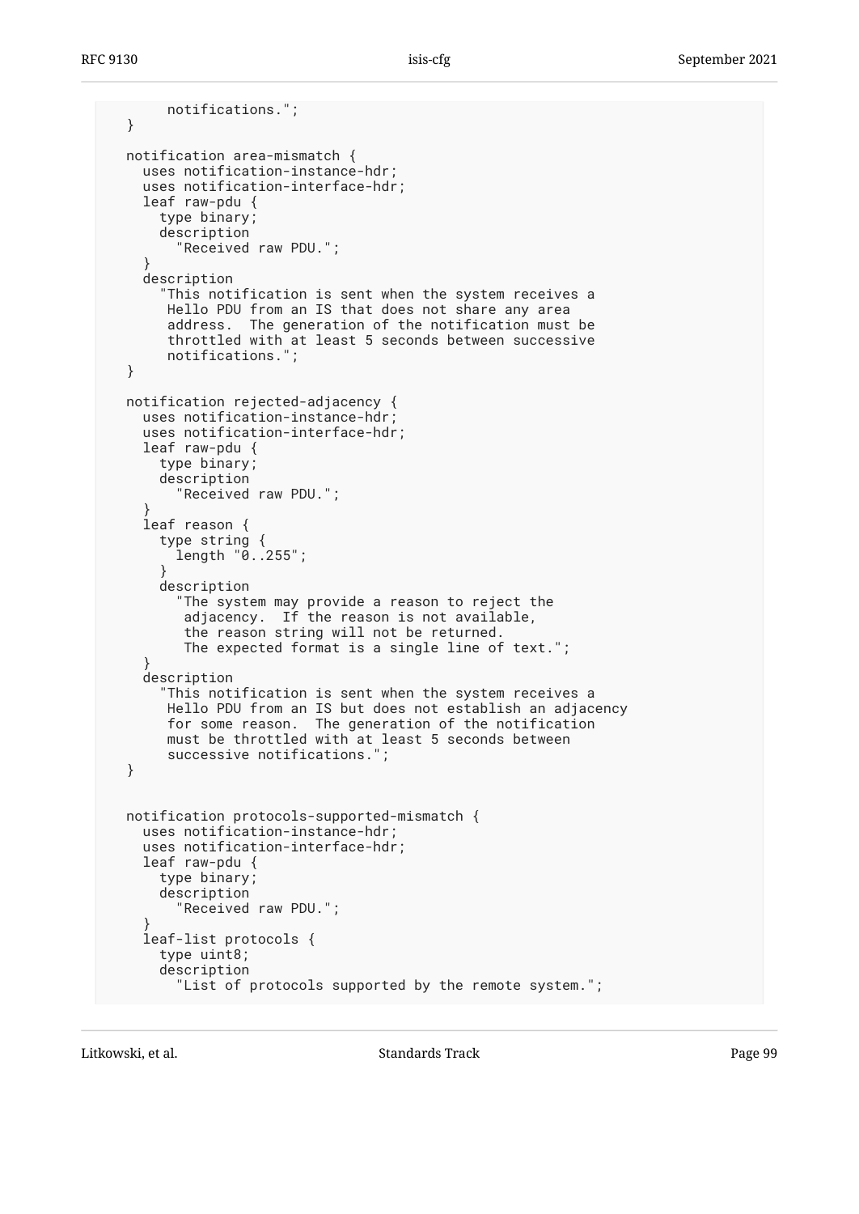```
       notifications.";
  }

  notification area-mismatch {
    uses notification-instance-hdr;
    uses notification-interface-hdr;
    leaf raw-pdu {
      type binary;
      description
        "Received raw PDU.";
    }
    description
      "This notification is sent when the system receives a
       Hello PDU from an IS that does not share any area
       address.  The generation of the notification must be
       throttled with at least 5 seconds between successive
       notifications.";
  }

  notification rejected-adjacency {
    uses notification-instance-hdr;
    uses notification-interface-hdr;
    leaf raw-pdu {
      type binary;
      description
        "Received raw PDU.";
    }
    leaf reason {
      type string {
        length "0..255";
      }
      description
        "The system may provide a reason to reject the
         adjacency.  If the reason is not available,
         the reason string will not be returned.
         The expected format is a single line of text.";
    }
    description
      "This notification is sent when the system receives a
       Hello PDU from an IS but does not establish an adjacency
       for some reason.  The generation of the notification
       must be throttled with at least 5 seconds between
       successive notifications.";
  }


  notification protocols-supported-mismatch {
    uses notification-instance-hdr;
    uses notification-interface-hdr;
    leaf raw-pdu {
      type binary;
      description
        "Received raw PDU.";
    }
    leaf-list protocols {
      type uint8;
      description
        "List of protocols supported by the remote system.";
```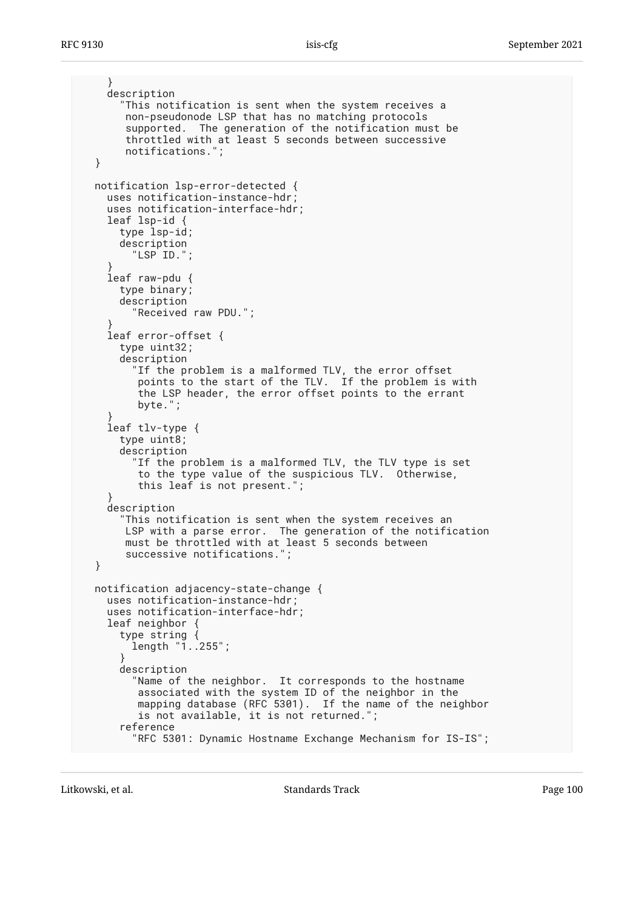```
      }
      description
        "This notification is sent when the system receives a
         non-pseudonode LSP that has no matching protocols
         supported.  The generation of the notification must be
         throttled with at least 5 seconds between successive
         notifications.";
    }

    notification lsp-error-detected {
      uses notification-instance-hdr;
      uses notification-interface-hdr;
      leaf lsp-id {
        type lsp-id;
        description
          "LSP ID.";
      }
      leaf raw-pdu {
        type binary;
        description
          "Received raw PDU.";
      }
      leaf error-offset {
        type uint32;
        description
          "If the problem is a malformed TLV, the error offset
           points to the start of the TLV.  If the problem is with
           the LSP header, the error offset points to the errant
           byte.";
      }
      leaf tlv-type {
        type uint8;
        description
          "If the problem is a malformed TLV, the TLV type is set
           to the type value of the suspicious TLV.  Otherwise,
           this leaf is not present.";
      }
      description
        "This notification is sent when the system receives an
         LSP with a parse error.  The generation of the notification
         must be throttled with at least 5 seconds between
         successive notifications.";
    }

    notification adjacency-state-change {
      uses notification-instance-hdr;
      uses notification-interface-hdr;
      leaf neighbor {
        type string {
          length "1..255";
        }
        description
          "Name of the neighbor.  It corresponds to the hostname
           associated with the system ID of the neighbor in the
           mapping database (RFC 5301).  If the name of the neighbor
           is not available, it is not returned.";
        reference
          "RFC 5301: Dynamic Hostname Exchange Mechanism for IS-IS";
```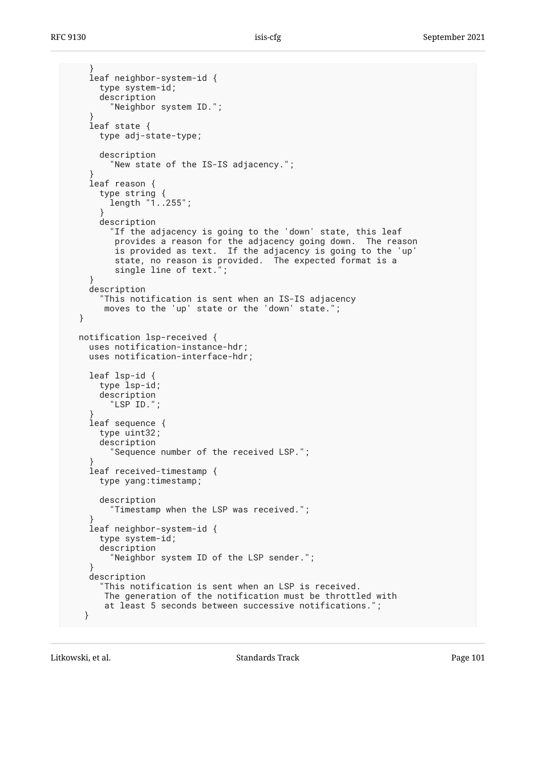```
      }
      leaf neighbor-system-id {
        type system-id;
        description
          "Neighbor system ID.";
      }
      leaf state {
        type adj-state-type;

        description
          "New state of the IS-IS adjacency.";
      }
      leaf reason {
        type string {
          length "1..255";
        }
        description
          "If the adjacency is going to the 'down' state, this leaf
           provides a reason for the adjacency going down.  The reason
           is provided as text.  If the adjacency is going to the 'up'
           state, no reason is provided.  The expected format is a
           single line of text.";
      }
      description
        "This notification is sent when an IS-IS adjacency
         moves to the 'up' state or the 'down' state.";
    }

    notification lsp-received {
      uses notification-instance-hdr;
      uses notification-interface-hdr;

      leaf lsp-id {
        type lsp-id;
        description
          "LSP ID.";
      }
      leaf sequence {
        type uint32;
        description
          "Sequence number of the received LSP.";
      }
      leaf received-timestamp {
        type yang:timestamp;

        description
          "Timestamp when the LSP was received.";
      }
      leaf neighbor-system-id {
        type system-id;
        description
          "Neighbor system ID of the LSP sender.";
      }
      description
        "This notification is sent when an LSP is received.
         The generation of the notification must be throttled with
         at least 5 seconds between successive notifications.";
     }
```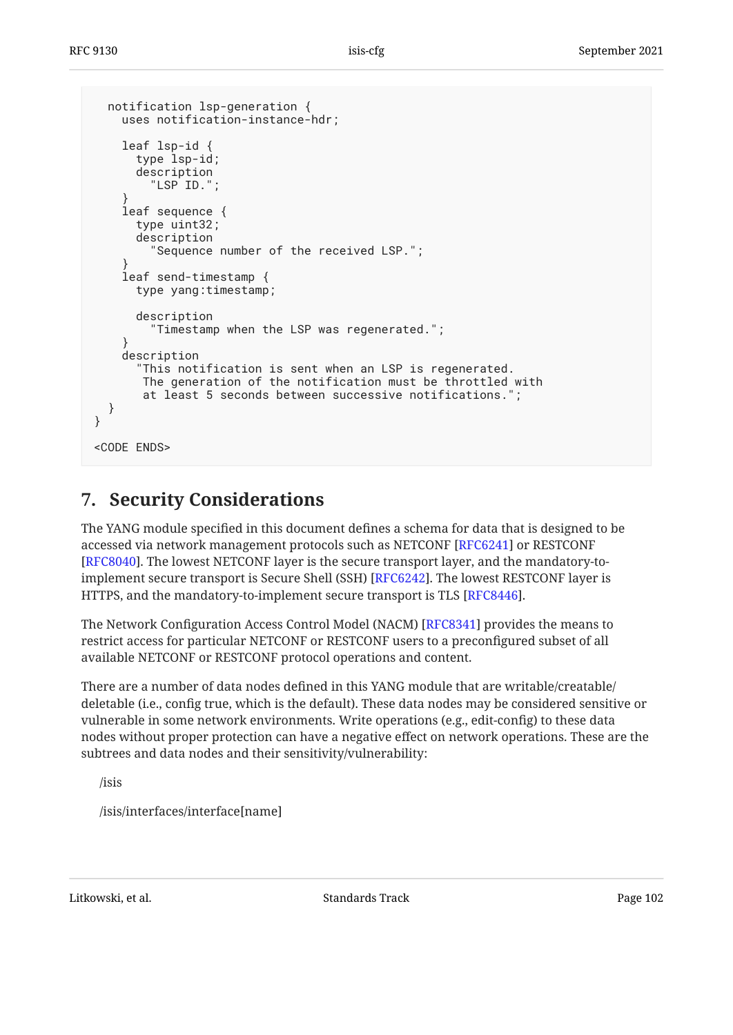```
  notification lsp-generation {
    uses notification-instance-hdr;

    leaf lsp-id {
      type lsp-id;
      description
        "LSP ID.";
    }
    leaf sequence {
      type uint32;
      description
        "Sequence number of the received LSP.";
    }
    leaf send-timestamp {
      type yang:timestamp;

      description
        "Timestamp when the LSP was regenerated.";
    }
    description
      "This notification is sent when an LSP is regenerated.
       The generation of the notification must be throttled with
       at least 5 seconds between successive notifications.";
  }
}

<CODE ENDS>
```

## 7. Security Considerations

The YANG module specified in this document defines a schema for data that is designed to be accessed via network management protocols such as NETCONF [RFC6241] or RESTCONF [RFC8040]. The lowest NETCONF layer is the secure transport layer, and the mandatory-to-implement secure transport is Secure Shell (SSH) [RFC6242]. The lowest RESTCONF layer is HTTPS, and the mandatory-to-implement secure transport is TLS [RFC8446].

The Network Configuration Access Control Model (NACM) [RFC8341] provides the means to restrict access for particular NETCONF or RESTCONF users to a preconfigured subset of all available NETCONF or RESTCONF protocol operations and content.

There are a number of data nodes defined in this YANG module that are writable/creatable/deletable (i.e., config true, which is the default). These data nodes may be considered sensitive or vulnerable in some network environments. Write operations (e.g., edit-config) to these data nodes without proper protection can have a negative effect on network operations. These are the subtrees and data nodes and their sensitivity/vulnerability:

/isis

/isis/interfaces/interface[name]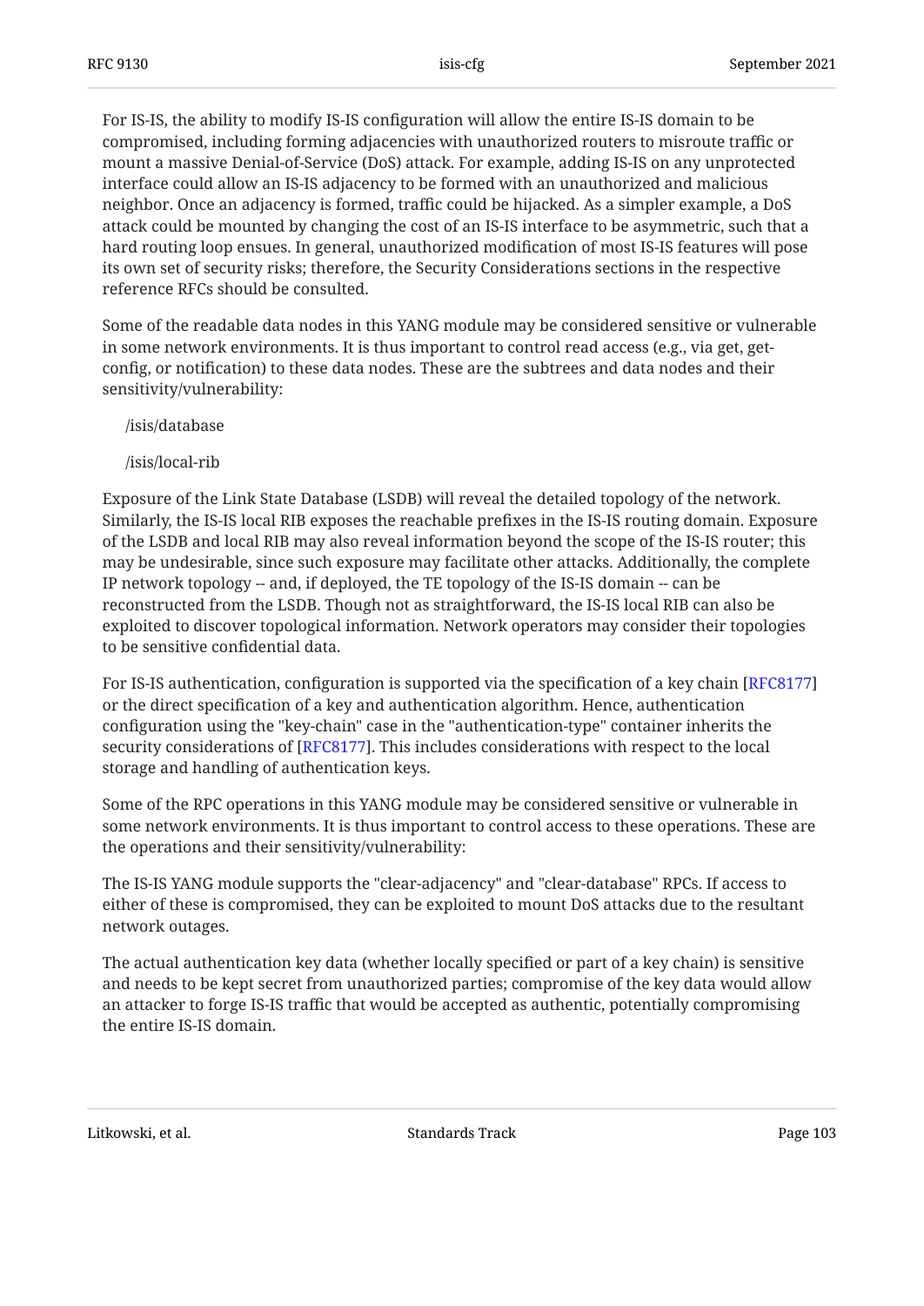For IS-IS, the ability to modify IS-IS configuration will allow the entire IS-IS domain to be compromised, including forming adjacencies with unauthorized routers to misroute traffic or mount a massive Denial-of-Service (DoS) attack. For example, adding IS-IS on any unprotected interface could allow an IS-IS adjacency to be formed with an unauthorized and malicious neighbor. Once an adjacency is formed, traffic could be hijacked. As a simpler example, a DoS attack could be mounted by changing the cost of an IS-IS interface to be asymmetric, such that a hard routing loop ensues. In general, unauthorized modification of most IS-IS features will pose its own set of security risks; therefore, the Security Considerations sections in the respective reference RFCs should be consulted.

Some of the readable data nodes in this YANG module may be considered sensitive or vulnerable in some network environments. It is thus important to control read access (e.g., via get, get-config, or notification) to these data nodes. These are the subtrees and data nodes and their sensitivity/vulnerability:

/isis/database

/isis/local-rib

Exposure of the Link State Database (LSDB) will reveal the detailed topology of the network. Similarly, the IS-IS local RIB exposes the reachable prefixes in the IS-IS routing domain. Exposure of the LSDB and local RIB may also reveal information beyond the scope of the IS-IS router; this may be undesirable, since such exposure may facilitate other attacks. Additionally, the complete IP network topology -- and, if deployed, the TE topology of the IS-IS domain -- can be reconstructed from the LSDB. Though not as straightforward, the IS-IS local RIB can also be exploited to discover topological information. Network operators may consider their topologies to be sensitive confidential data.

For IS-IS authentication, configuration is supported via the specification of a key chain [RFC8177] or the direct specification of a key and authentication algorithm. Hence, authentication configuration using the "key-chain" case in the "authentication-type" container inherits the security considerations of [RFC8177]. This includes considerations with respect to the local storage and handling of authentication keys.

Some of the RPC operations in this YANG module may be considered sensitive or vulnerable in some network environments. It is thus important to control access to these operations. These are the operations and their sensitivity/vulnerability:

The IS-IS YANG module supports the "clear-adjacency" and "clear-database" RPCs. If access to either of these is compromised, they can be exploited to mount DoS attacks due to the resultant network outages.

The actual authentication key data (whether locally specified or part of a key chain) is sensitive and needs to be kept secret from unauthorized parties; compromise of the key data would allow an attacker to forge IS-IS traffic that would be accepted as authentic, potentially compromising the entire IS-IS domain.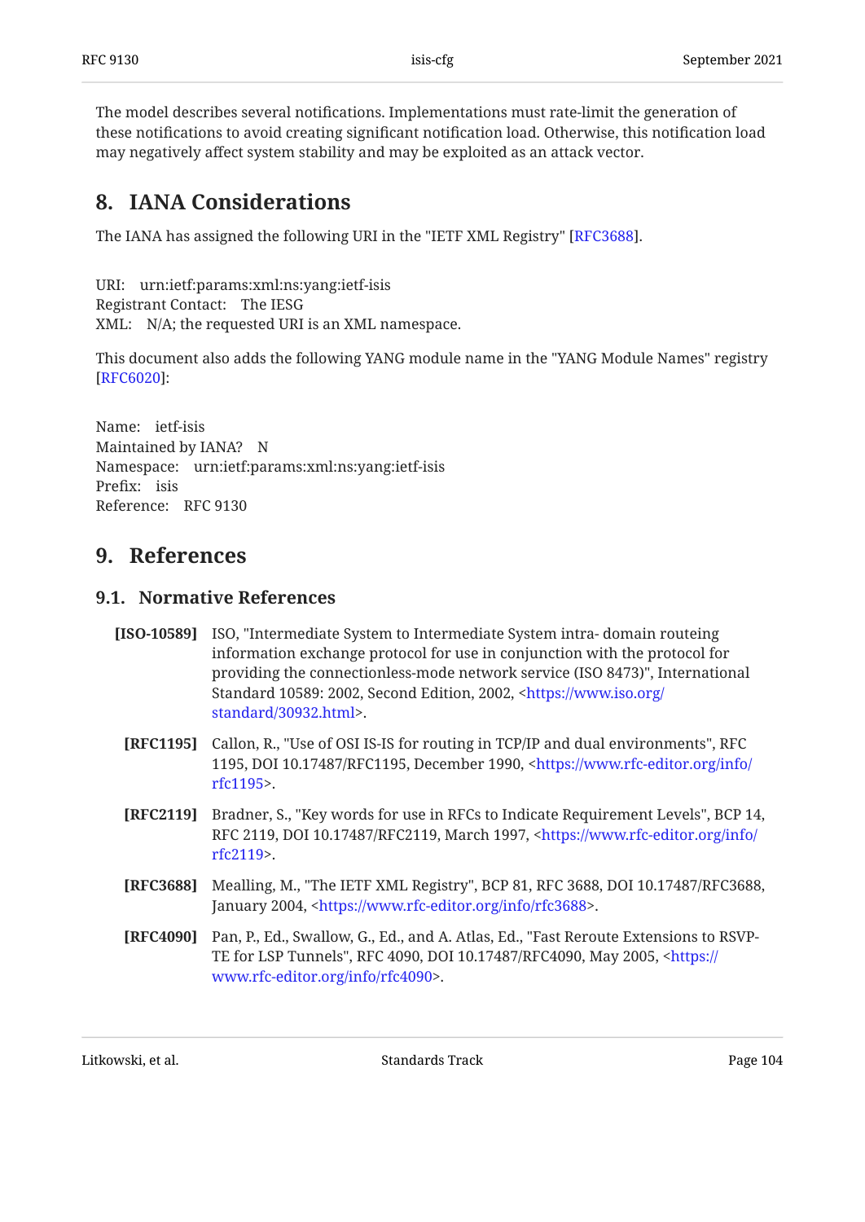The model describes several notifications. Implementations must rate-limit the generation of these notifications to avoid creating significant notification load. Otherwise, this notification load may negatively affect system stability and may be exploited as an attack vector.

# 8. IANA Considerations

The IANA has assigned the following URI in the "IETF XML Registry" [RFC3688].

URI: urn:ietf:params:xml:ns:yang:ietf-isis
Registrant Contact: The IESG
XML: N/A; the requested URI is an XML namespace.

This document also adds the following YANG module name in the "YANG Module Names" registry [RFC6020]:

Name: ietf-isis
Maintained by IANA? N
Namespace: urn:ietf:params:xml:ns:yang:ietf-isis
Prefix: isis
Reference: RFC 9130

# 9. References

## 9.1. Normative References

**[ISO-10589]** ISO, "Intermediate System to Intermediate System intra- domain routeing information exchange protocol for use in conjunction with the protocol for providing the connectionless-mode network service (ISO 8473)", International Standard 10589: 2002, Second Edition, 2002, <https://www.iso.org/standard/30932.html>.

**[RFC1195]** Callon, R., "Use of OSI IS-IS for routing in TCP/IP and dual environments", RFC 1195, DOI 10.17487/RFC1195, December 1990, <https://www.rfc-editor.org/info/rfc1195>.

**[RFC2119]** Bradner, S., "Key words for use in RFCs to Indicate Requirement Levels", BCP 14, RFC 2119, DOI 10.17487/RFC2119, March 1997, <https://www.rfc-editor.org/info/rfc2119>.

**[RFC3688]** Mealling, M., "The IETF XML Registry", BCP 81, RFC 3688, DOI 10.17487/RFC3688, January 2004, <https://www.rfc-editor.org/info/rfc3688>.

**[RFC4090]** Pan, P., Ed., Swallow, G., Ed., and A. Atlas, Ed., "Fast Reroute Extensions to RSVP-TE for LSP Tunnels", RFC 4090, DOI 10.17487/RFC4090, May 2005, <https://www.rfc-editor.org/info/rfc4090>.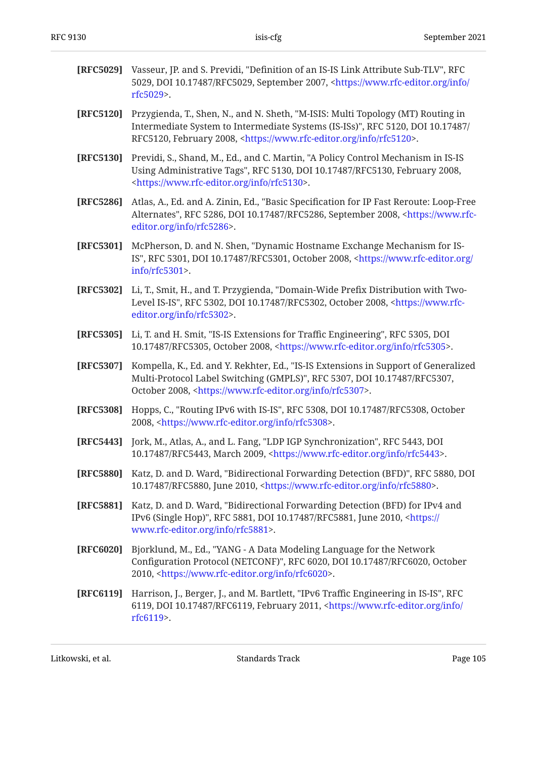**[RFC5029]** Vasseur, JP. and S. Previdi, "Definition of an IS-IS Link Attribute Sub-TLV", RFC 5029, DOI 10.17487/RFC5029, September 2007, <https://www.rfc-editor.org/info/rfc5029>.

**[RFC5120]** Przygienda, T., Shen, N., and N. Sheth, "M-ISIS: Multi Topology (MT) Routing in Intermediate System to Intermediate Systems (IS-ISs)", RFC 5120, DOI 10.17487/RFC5120, February 2008, <https://www.rfc-editor.org/info/rfc5120>.

**[RFC5130]** Previdi, S., Shand, M., Ed., and C. Martin, "A Policy Control Mechanism in IS-IS Using Administrative Tags", RFC 5130, DOI 10.17487/RFC5130, February 2008, <https://www.rfc-editor.org/info/rfc5130>.

**[RFC5286]** Atlas, A., Ed. and A. Zinin, Ed., "Basic Specification for IP Fast Reroute: Loop-Free Alternates", RFC 5286, DOI 10.17487/RFC5286, September 2008, <https://www.rfc-editor.org/info/rfc5286>.

**[RFC5301]** McPherson, D. and N. Shen, "Dynamic Hostname Exchange Mechanism for IS-IS", RFC 5301, DOI 10.17487/RFC5301, October 2008, <https://www.rfc-editor.org/info/rfc5301>.

**[RFC5302]** Li, T., Smit, H., and T. Przygienda, "Domain-Wide Prefix Distribution with Two-Level IS-IS", RFC 5302, DOI 10.17487/RFC5302, October 2008, <https://www.rfc-editor.org/info/rfc5302>.

**[RFC5305]** Li, T. and H. Smit, "IS-IS Extensions for Traffic Engineering", RFC 5305, DOI 10.17487/RFC5305, October 2008, <https://www.rfc-editor.org/info/rfc5305>.

**[RFC5307]** Kompella, K., Ed. and Y. Rekhter, Ed., "IS-IS Extensions in Support of Generalized Multi-Protocol Label Switching (GMPLS)", RFC 5307, DOI 10.17487/RFC5307, October 2008, <https://www.rfc-editor.org/info/rfc5307>.

**[RFC5308]** Hopps, C., "Routing IPv6 with IS-IS", RFC 5308, DOI 10.17487/RFC5308, October 2008, <https://www.rfc-editor.org/info/rfc5308>.

**[RFC5443]** Jork, M., Atlas, A., and L. Fang, "LDP IGP Synchronization", RFC 5443, DOI 10.17487/RFC5443, March 2009, <https://www.rfc-editor.org/info/rfc5443>.

**[RFC5880]** Katz, D. and D. Ward, "Bidirectional Forwarding Detection (BFD)", RFC 5880, DOI 10.17487/RFC5880, June 2010, <https://www.rfc-editor.org/info/rfc5880>.

**[RFC5881]** Katz, D. and D. Ward, "Bidirectional Forwarding Detection (BFD) for IPv4 and IPv6 (Single Hop)", RFC 5881, DOI 10.17487/RFC5881, June 2010, <https://www.rfc-editor.org/info/rfc5881>.

**[RFC6020]** Bjorklund, M., Ed., "YANG - A Data Modeling Language for the Network Configuration Protocol (NETCONF)", RFC 6020, DOI 10.17487/RFC6020, October 2010, <https://www.rfc-editor.org/info/rfc6020>.

**[RFC6119]** Harrison, J., Berger, J., and M. Bartlett, "IPv6 Traffic Engineering in IS-IS", RFC 6119, DOI 10.17487/RFC6119, February 2011, <https://www.rfc-editor.org/info/rfc6119>.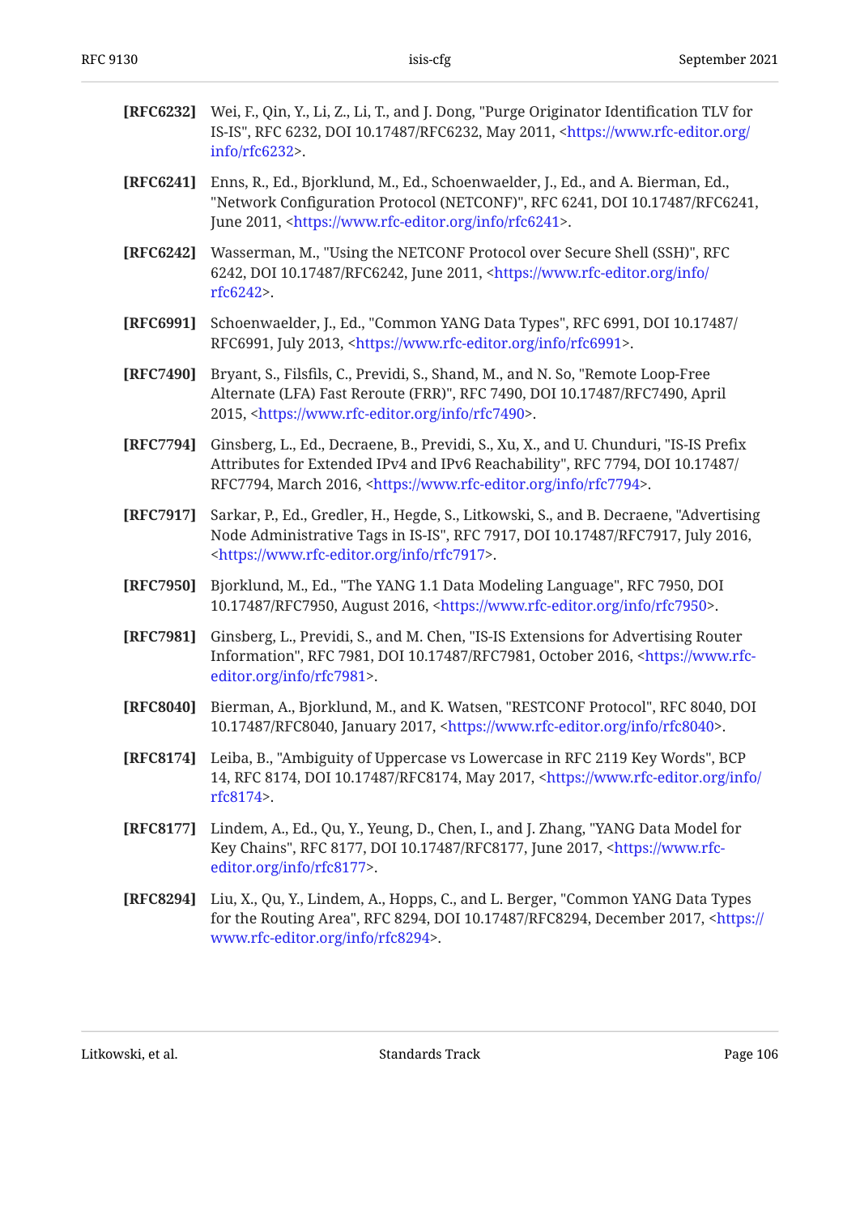**[RFC6232]** Wei, F., Qin, Y., Li, Z., Li, T., and J. Dong, "Purge Originator Identification TLV for IS-IS", RFC 6232, DOI 10.17487/RFC6232, May 2011, <https://www.rfc-editor.org/info/rfc6232>.

**[RFC6241]** Enns, R., Ed., Bjorklund, M., Ed., Schoenwaelder, J., Ed., and A. Bierman, Ed., "Network Configuration Protocol (NETCONF)", RFC 6241, DOI 10.17487/RFC6241, June 2011, <https://www.rfc-editor.org/info/rfc6241>.

**[RFC6242]** Wasserman, M., "Using the NETCONF Protocol over Secure Shell (SSH)", RFC 6242, DOI 10.17487/RFC6242, June 2011, <https://www.rfc-editor.org/info/rfc6242>.

**[RFC6991]** Schoenwaelder, J., Ed., "Common YANG Data Types", RFC 6991, DOI 10.17487/RFC6991, July 2013, <https://www.rfc-editor.org/info/rfc6991>.

**[RFC7490]** Bryant, S., Filsfils, C., Previdi, S., Shand, M., and N. So, "Remote Loop-Free Alternate (LFA) Fast Reroute (FRR)", RFC 7490, DOI 10.17487/RFC7490, April 2015, <https://www.rfc-editor.org/info/rfc7490>.

**[RFC7794]** Ginsberg, L., Ed., Decraene, B., Previdi, S., Xu, X., and U. Chunduri, "IS-IS Prefix Attributes for Extended IPv4 and IPv6 Reachability", RFC 7794, DOI 10.17487/RFC7794, March 2016, <https://www.rfc-editor.org/info/rfc7794>.

**[RFC7917]** Sarkar, P., Ed., Gredler, H., Hegde, S., Litkowski, S., and B. Decraene, "Advertising Node Administrative Tags in IS-IS", RFC 7917, DOI 10.17487/RFC7917, July 2016, <https://www.rfc-editor.org/info/rfc7917>.

**[RFC7950]** Bjorklund, M., Ed., "The YANG 1.1 Data Modeling Language", RFC 7950, DOI 10.17487/RFC7950, August 2016, <https://www.rfc-editor.org/info/rfc7950>.

**[RFC7981]** Ginsberg, L., Previdi, S., and M. Chen, "IS-IS Extensions for Advertising Router Information", RFC 7981, DOI 10.17487/RFC7981, October 2016, <https://www.rfc-editor.org/info/rfc7981>.

**[RFC8040]** Bierman, A., Bjorklund, M., and K. Watsen, "RESTCONF Protocol", RFC 8040, DOI 10.17487/RFC8040, January 2017, <https://www.rfc-editor.org/info/rfc8040>.

**[RFC8174]** Leiba, B., "Ambiguity of Uppercase vs Lowercase in RFC 2119 Key Words", BCP 14, RFC 8174, DOI 10.17487/RFC8174, May 2017, <https://www.rfc-editor.org/info/rfc8174>.

**[RFC8177]** Lindem, A., Ed., Qu, Y., Yeung, D., Chen, I., and J. Zhang, "YANG Data Model for Key Chains", RFC 8177, DOI 10.17487/RFC8177, June 2017, <https://www.rfc-editor.org/info/rfc8177>.

**[RFC8294]** Liu, X., Qu, Y., Lindem, A., Hopps, C., and L. Berger, "Common YANG Data Types for the Routing Area", RFC 8294, DOI 10.17487/RFC8294, December 2017, <https://www.rfc-editor.org/info/rfc8294>.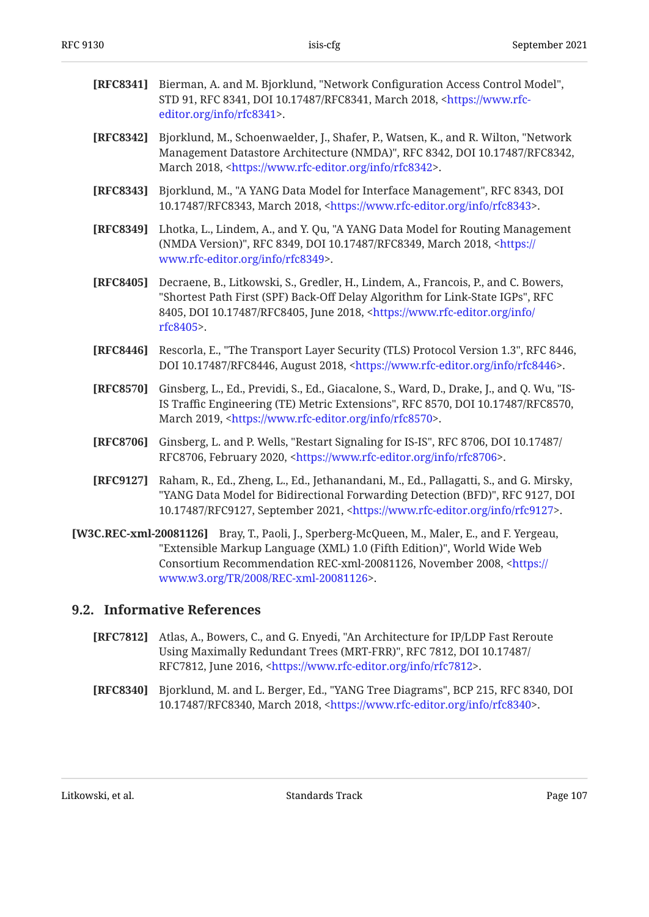**[RFC8341]** Bierman, A. and M. Bjorklund, "Network Configuration Access Control Model", STD 91, RFC 8341, DOI 10.17487/RFC8341, March 2018, <https://www.rfc-editor.org/info/rfc8341>.

**[RFC8342]** Bjorklund, M., Schoenwaelder, J., Shafer, P., Watsen, K., and R. Wilton, "Network Management Datastore Architecture (NMDA)", RFC 8342, DOI 10.17487/RFC8342, March 2018, <https://www.rfc-editor.org/info/rfc8342>.

**[RFC8343]** Bjorklund, M., "A YANG Data Model for Interface Management", RFC 8343, DOI 10.17487/RFC8343, March 2018, <https://www.rfc-editor.org/info/rfc8343>.

**[RFC8349]** Lhotka, L., Lindem, A., and Y. Qu, "A YANG Data Model for Routing Management (NMDA Version)", RFC 8349, DOI 10.17487/RFC8349, March 2018, <https://www.rfc-editor.org/info/rfc8349>.

**[RFC8405]** Decraene, B., Litkowski, S., Gredler, H., Lindem, A., Francois, P., and C. Bowers, "Shortest Path First (SPF) Back-Off Delay Algorithm for Link-State IGPs", RFC 8405, DOI 10.17487/RFC8405, June 2018, <https://www.rfc-editor.org/info/rfc8405>.

**[RFC8446]** Rescorla, E., "The Transport Layer Security (TLS) Protocol Version 1.3", RFC 8446, DOI 10.17487/RFC8446, August 2018, <https://www.rfc-editor.org/info/rfc8446>.

**[RFC8570]** Ginsberg, L., Ed., Previdi, S., Ed., Giacalone, S., Ward, D., Drake, J., and Q. Wu, "IS-IS Traffic Engineering (TE) Metric Extensions", RFC 8570, DOI 10.17487/RFC8570, March 2019, <https://www.rfc-editor.org/info/rfc8570>.

**[RFC8706]** Ginsberg, L. and P. Wells, "Restart Signaling for IS-IS", RFC 8706, DOI 10.17487/RFC8706, February 2020, <https://www.rfc-editor.org/info/rfc8706>.

**[RFC9127]** Raham, R., Ed., Zheng, L., Ed., Jethanandani, M., Ed., Pallagatti, S., and G. Mirsky, "YANG Data Model for Bidirectional Forwarding Detection (BFD)", RFC 9127, DOI 10.17487/RFC9127, September 2021, <https://www.rfc-editor.org/info/rfc9127>.

**[W3C.REC-xml-20081126]** Bray, T., Paoli, J., Sperberg-McQueen, M., Maler, E., and F. Yergeau, "Extensible Markup Language (XML) 1.0 (Fifth Edition)", World Wide Web Consortium Recommendation REC-xml-20081126, November 2008, <https://www.w3.org/TR/2008/REC-xml-20081126>.

## 9.2. Informative References

**[RFC7812]** Atlas, A., Bowers, C., and G. Enyedi, "An Architecture for IP/LDP Fast Reroute Using Maximally Redundant Trees (MRT-FRR)", RFC 7812, DOI 10.17487/RFC7812, June 2016, <https://www.rfc-editor.org/info/rfc7812>.

**[RFC8340]** Bjorklund, M. and L. Berger, Ed., "YANG Tree Diagrams", BCP 215, RFC 8340, DOI 10.17487/RFC8340, March 2018, <https://www.rfc-editor.org/info/rfc8340>.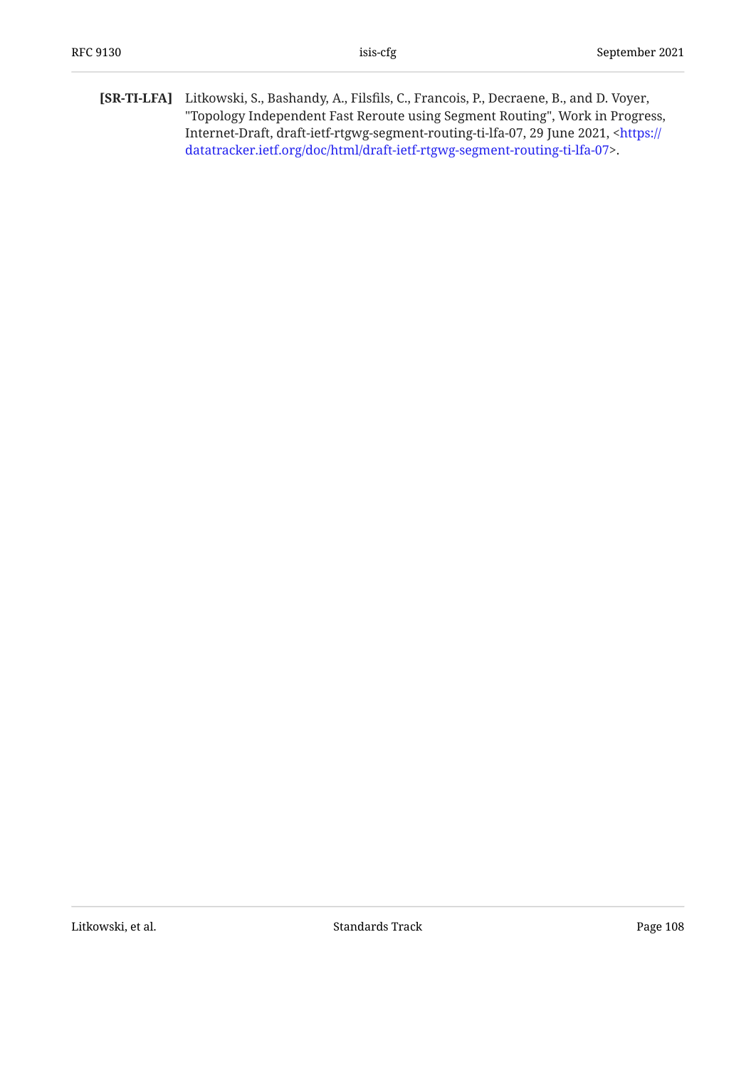**[SR-TI-LFA]** Litkowski, S., Bashandy, A., Filsfils, C., Francois, P., Decraene, B., and D. Voyer, "Topology Independent Fast Reroute using Segment Routing", Work in Progress, Internet-Draft, draft-ietf-rtgwg-segment-routing-ti-lfa-07, 29 June 2021, <https://datatracker.ietf.org/doc/html/draft-ietf-rtgwg-segment-routing-ti-lfa-07>.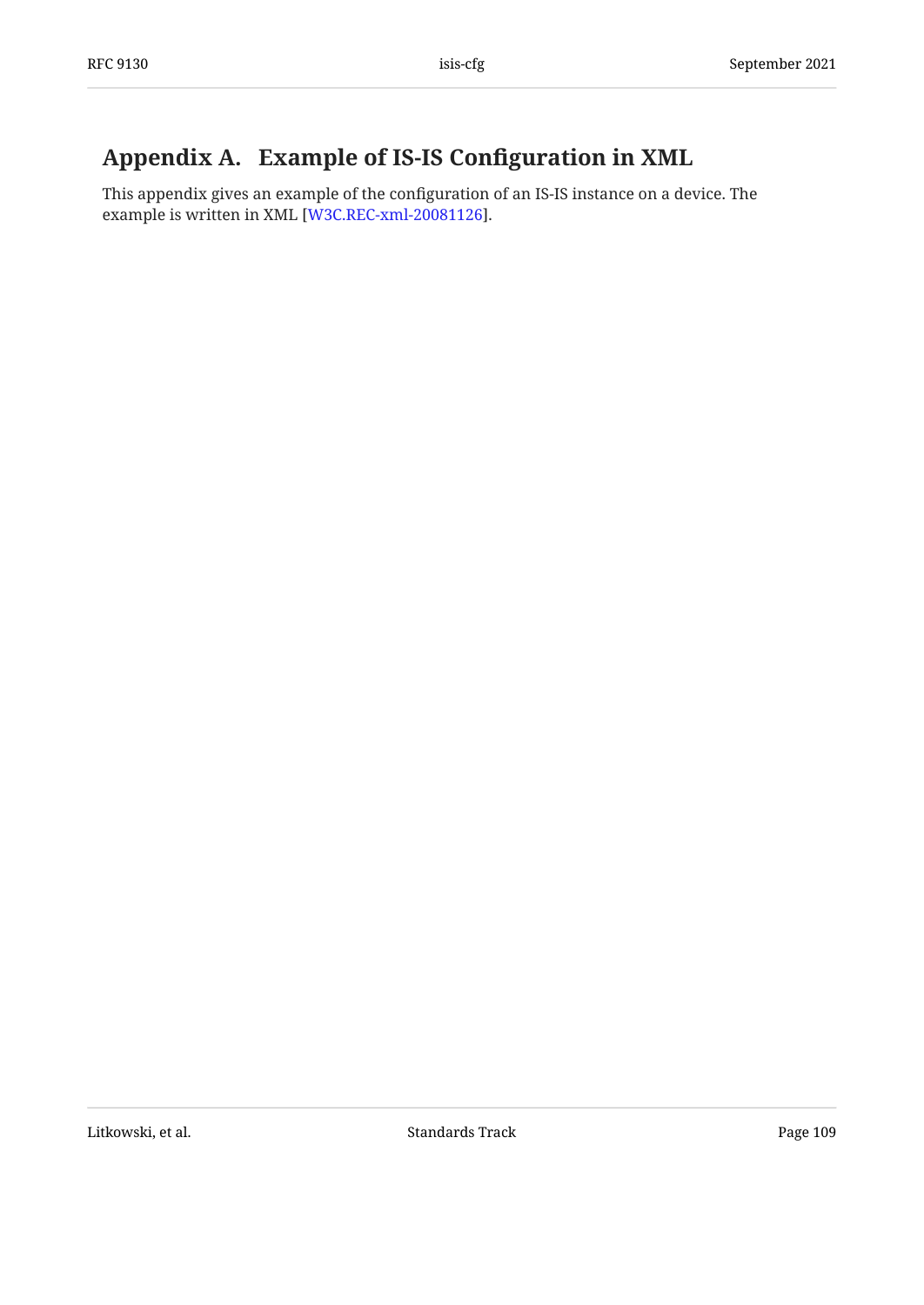# Appendix A. Example of IS-IS Configuration in XML

This appendix gives an example of the configuration of an IS-IS instance on a device. The example is written in XML [W3C.REC-xml-20081126].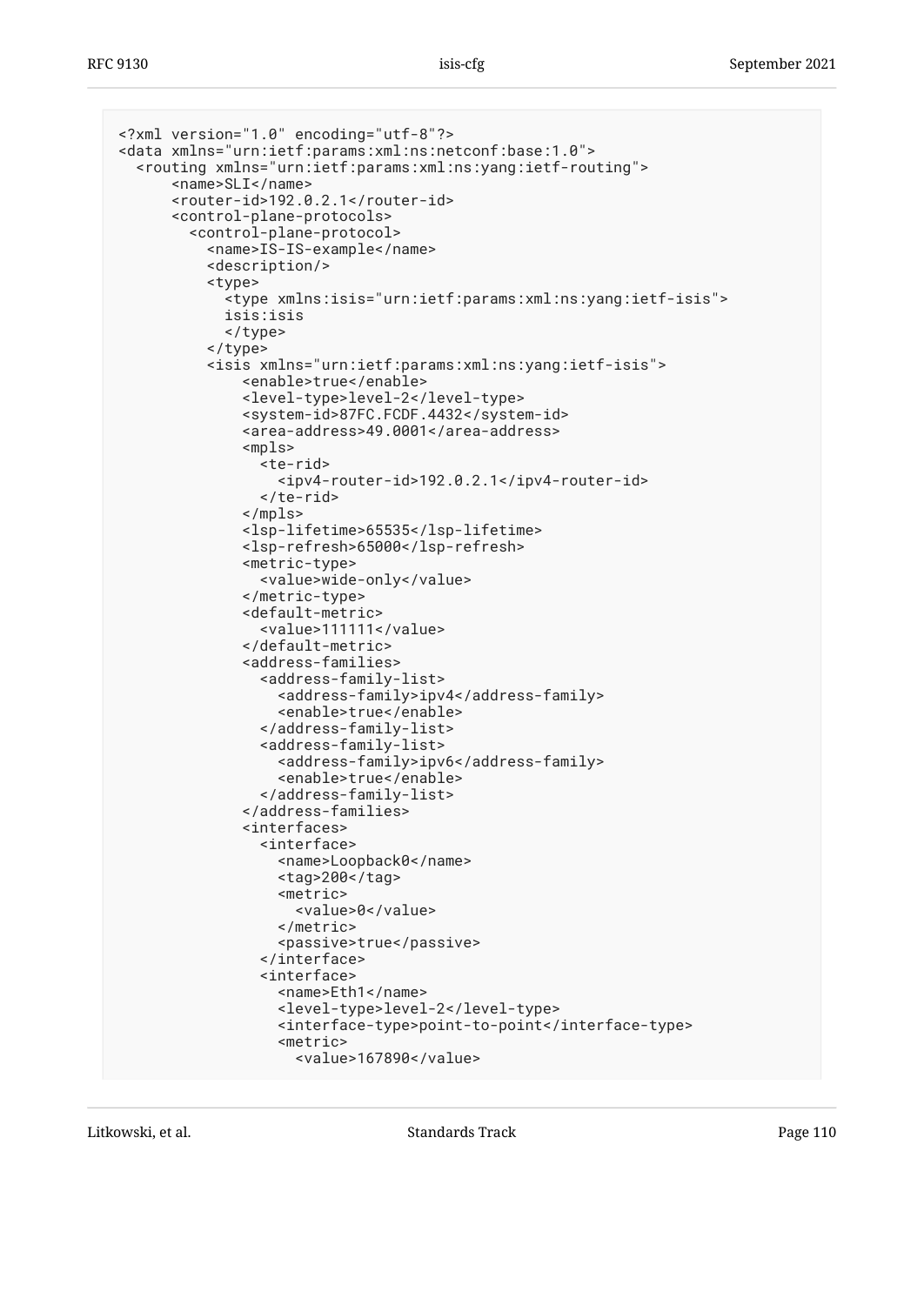```
<?xml version="1.0" encoding="utf-8"?>
<data xmlns="urn:ietf:params:xml:ns:netconf:base:1.0">
  <routing xmlns="urn:ietf:params:xml:ns:yang:ietf-routing">
      <name>SLI</name>
      <router-id>192.0.2.1</router-id>
      <control-plane-protocols>
        <control-plane-protocol>
          <name>IS-IS-example</name>
          <description/>
          <type>
            <type xmlns:isis="urn:ietf:params:xml:ns:yang:ietf-isis">
            isis:isis
            </type>
          </type>
          <isis xmlns="urn:ietf:params:xml:ns:yang:ietf-isis">
              <enable>true</enable>
              <level-type>level-2</level-type>
              <system-id>87FC.FCDF.4432</system-id>
              <area-address>49.0001</area-address>
              <mpls>
                <te-rid>
                  <ipv4-router-id>192.0.2.1</ipv4-router-id>
                </te-rid>
              </mpls>
              <lsp-lifetime>65535</lsp-lifetime>
              <lsp-refresh>65000</lsp-refresh>
              <metric-type>
                <value>wide-only</value>
              </metric-type>
              <default-metric>
                <value>111111</value>
              </default-metric>
              <address-families>
                <address-family-list>
                  <address-family>ipv4</address-family>
                  <enable>true</enable>
                </address-family-list>
                <address-family-list>
                  <address-family>ipv6</address-family>
                  <enable>true</enable>
                </address-family-list>
              </address-families>
              <interfaces>
                <interface>
                  <name>Loopback0</name>
                  <tag>200</tag>
                  <metric>
                    <value>0</value>
                  </metric>
                  <passive>true</passive>
                </interface>
                <interface>
                  <name>Eth1</name>
                  <level-type>level-2</level-type>
                  <interface-type>point-to-point</interface-type>
                  <metric>
                    <value>167890</value>
```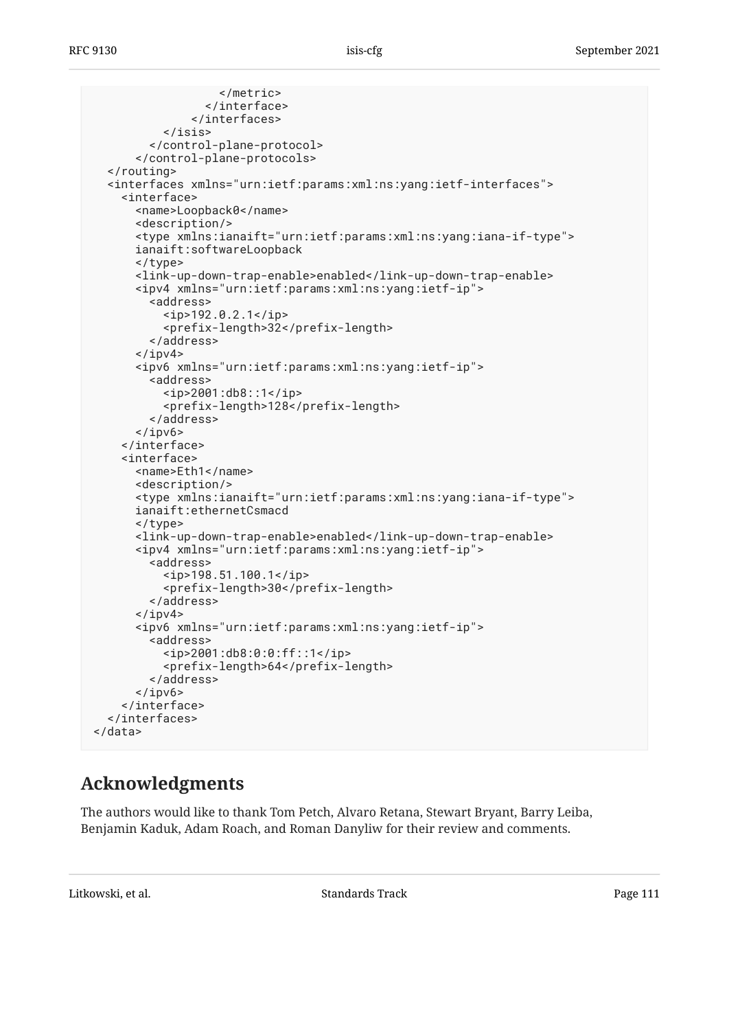```
                </metric>
              </interface>
            </interfaces>
        </isis>
      </control-plane-protocol>
    </control-plane-protocols>
  </routing>
  <interfaces xmlns="urn:ietf:params:xml:ns:yang:ietf-interfaces">
    <interface>
      <name>Loopback0</name>
      <description/>
      <type xmlns:ianaift="urn:ietf:params:xml:ns:yang:iana-if-type">
      ianaift:softwareLoopback
      </type>
      <link-up-down-trap-enable>enabled</link-up-down-trap-enable>
      <ipv4 xmlns="urn:ietf:params:xml:ns:yang:ietf-ip">
        <address>
          <ip>192.0.2.1</ip>
          <prefix-length>32</prefix-length>
        </address>
      </ipv4>
      <ipv6 xmlns="urn:ietf:params:xml:ns:yang:ietf-ip">
        <address>
          <ip>2001:db8::1</ip>
          <prefix-length>128</prefix-length>
        </address>
      </ipv6>
    </interface>
    <interface>
      <name>Eth1</name>
      <description/>
      <type xmlns:ianaift="urn:ietf:params:xml:ns:yang:iana-if-type">
      ianaift:ethernetCsmacd
      </type>
      <link-up-down-trap-enable>enabled</link-up-down-trap-enable>
      <ipv4 xmlns="urn:ietf:params:xml:ns:yang:ietf-ip">
        <address>
          <ip>198.51.100.1</ip>
          <prefix-length>30</prefix-length>
        </address>
      </ipv4>
      <ipv6 xmlns="urn:ietf:params:xml:ns:yang:ietf-ip">
        <address>
          <ip>2001:db8:0:0:ff::1</ip>
          <prefix-length>64</prefix-length>
        </address>
      </ipv6>
    </interface>
  </interfaces>
</data>
```

## Acknowledgments

The authors would like to thank Tom Petch, Alvaro Retana, Stewart Bryant, Barry Leiba, Benjamin Kaduk, Adam Roach, and Roman Danyliw for their review and comments.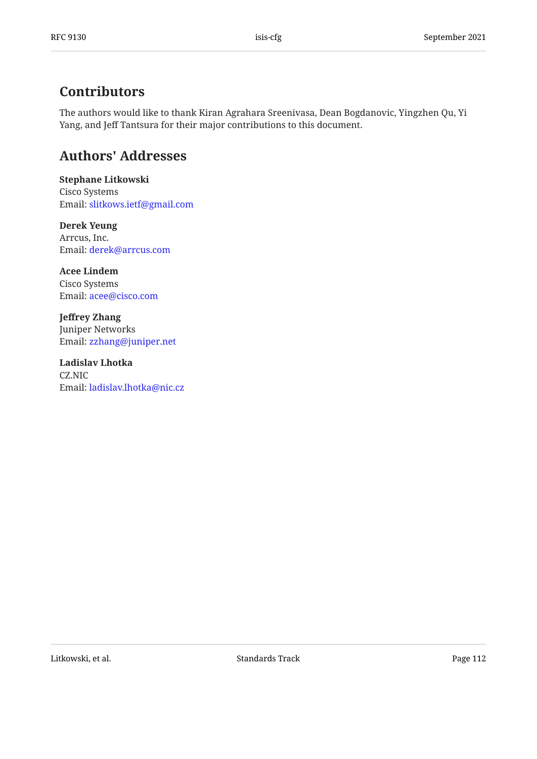## Contributors

The authors would like to thank Kiran Agrahara Sreenivasa, Dean Bogdanovic, Yingzhen Qu, Yi Yang, and Jeff Tantsura for their major contributions to this document.

## Authors' Addresses

**Stephane Litkowski**
Cisco Systems
Email: slitkows.ietf@gmail.com

**Derek Yeung**
Arrcus, Inc.
Email: derek@arrcus.com

**Acee Lindem**
Cisco Systems
Email: acee@cisco.com

**Jeffrey Zhang**
Juniper Networks
Email: zzhang@juniper.net

**Ladislav Lhotka**
CZ.NIC
Email: ladislav.lhotka@nic.cz